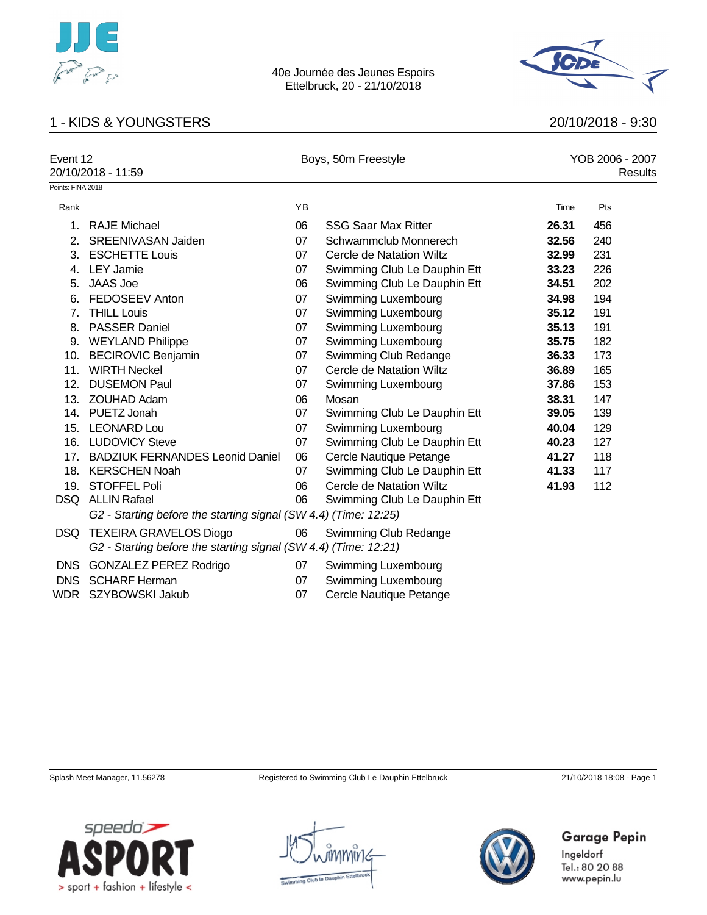40e Journée des Jeunes Espoirs
Ettelbruck, 20 - 21/10/2018

## 1 - KIDS & YOUNGSTERS

20/10/2018 - 9:30

### Event 12 — Boys, 50m Freestyle — YOB 2006 - 2007

20/10/2018 - 11:59

Results

Points: FINA 2018

| Rank | | YB | | Time | Pts |
|---|---|---|---|---|---|
| 1. | RAJE Michael | 06 | SSG Saar Max Ritter | **26.31** | 456 |
| 2. | SREENIVASAN Jaiden | 07 | Schwammclub Monnerech | **32.56** | 240 |
| 3. | ESCHETTE Louis | 07 | Cercle de Natation Wiltz | **32.99** | 231 |
| 4. | LEY Jamie | 07 | Swimming Club Le Dauphin Ett | **33.23** | 226 |
| 5. | JAAS Joe | 06 | Swimming Club Le Dauphin Ett | **34.51** | 202 |
| 6. | FEDOSEEV Anton | 07 | Swimming Luxembourg | **34.98** | 194 |
| 7. | THILL Louis | 07 | Swimming Luxembourg | **35.12** | 191 |
| 8. | PASSER Daniel | 07 | Swimming Luxembourg | **35.13** | 191 |
| 9. | WEYLAND Philippe | 07 | Swimming Luxembourg | **35.75** | 182 |
| 10. | BECIROVIC Benjamin | 07 | Swimming Club Redange | **36.33** | 173 |
| 11. | WIRTH Neckel | 07 | Cercle de Natation Wiltz | **36.89** | 165 |
| 12. | DUSEMON Paul | 07 | Swimming Luxembourg | **37.86** | 153 |
| 13. | ZOUHAD Adam | 06 | Mosan | **38.31** | 147 |
| 14. | PUETZ Jonah | 07 | Swimming Club Le Dauphin Ett | **39.05** | 139 |
| 15. | LEONARD Lou | 07 | Swimming Luxembourg | **40.04** | 129 |
| 16. | LUDOVICY Steve | 07 | Swimming Club Le Dauphin Ett | **40.23** | 127 |
| 17. | BADZIUK FERNANDES Leonid Daniel | 06 | Cercle Nautique Petange | **41.27** | 118 |
| 18. | KERSCHEN Noah | 07 | Swimming Club Le Dauphin Ett | **41.33** | 117 |
| 19. | STOFFEL Poli | 06 | Cercle de Natation Wiltz | **41.93** | 112 |
| DSQ | ALLIN Rafael<br>*G2 - Starting before the starting signal (SW 4.4) (Time: 12:25)* | 06 | Swimming Club Le Dauphin Ett | | |
| DSQ | TEXEIRA GRAVELOS Diogo<br>*G2 - Starting before the starting signal (SW 4.4) (Time: 12:21)* | 06 | Swimming Club Redange | | |
| DNS | GONZALEZ PEREZ Rodrigo | 07 | Swimming Luxembourg | | |
| DNS | SCHARF Herman | 07 | Swimming Luxembourg | | |
| WDR | SZYBOWSKI Jakub | 07 | Cercle Nautique Petange | | |

Splash Meet Manager, 11.56278 — Registered to Swimming Club Le Dauphin Ettelbruck — 21/10/2018 18:08

Garage Pepin
Ingeldorf
Tel.: 80 20 88
www.pepin.lu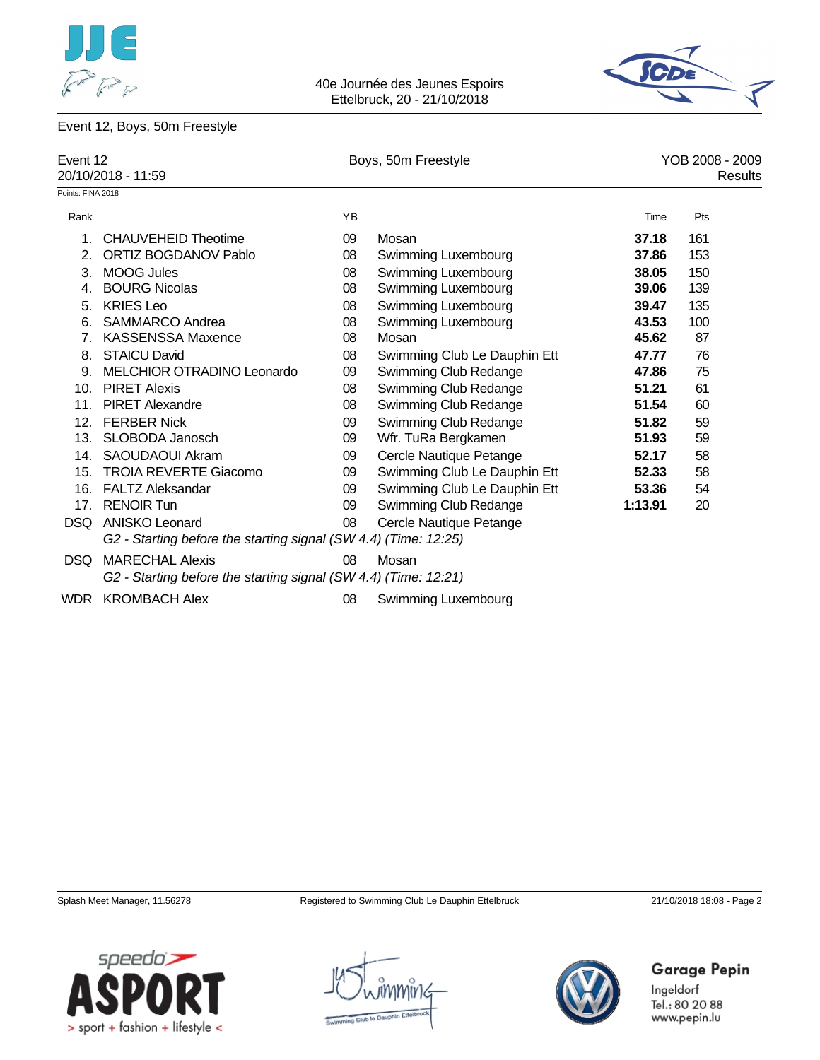40e Journée des Jeunes Espoirs
Ettelbruck, 20 - 21/10/2018

Event 12, Boys, 50m Freestyle

Event 12 — Boys, 50m Freestyle — YOB 2008 - 2009
20/10/2018 - 11:59 — Results

Points: FINA 2018

| Rank | | YB | | Time | Pts |
|---|---|---|---|---|---|
| 1. | CHAUVEHEID Theotime | 09 | Mosan | **37.18** | 161 |
| 2. | ORTIZ BOGDANOV Pablo | 08 | Swimming Luxembourg | **37.86** | 153 |
| 3. | MOOG Jules | 08 | Swimming Luxembourg | **38.05** | 150 |
| 4. | BOURG Nicolas | 08 | Swimming Luxembourg | **39.06** | 139 |
| 5. | KRIES Leo | 08 | Swimming Luxembourg | **39.47** | 135 |
| 6. | SAMMARCO Andrea | 08 | Swimming Luxembourg | **43.53** | 100 |
| 7. | KASSENSSA Maxence | 08 | Mosan | **45.62** | 87 |
| 8. | STAICU David | 08 | Swimming Club Le Dauphin Ett | **47.77** | 76 |
| 9. | MELCHIOR OTRADINO Leonardo | 09 | Swimming Club Redange | **47.86** | 75 |
| 10. | PIRET Alexis | 08 | Swimming Club Redange | **51.21** | 61 |
| 11. | PIRET Alexandre | 08 | Swimming Club Redange | **51.54** | 60 |
| 12. | FERBER Nick | 09 | Swimming Club Redange | **51.82** | 59 |
| 13. | SLOBODA Janosch | 09 | Wfr. TuRa Bergkamen | **51.93** | 59 |
| 14. | SAOUDAOUI Akram | 09 | Cercle Nautique Petange | **52.17** | 58 |
| 15. | TROIA REVERTE Giacomo | 09 | Swimming Club Le Dauphin Ett | **52.33** | 58 |
| 16. | FALTZ Aleksandar | 09 | Swimming Club Le Dauphin Ett | **53.36** | 54 |
| 17. | RENOIR Tun | 09 | Swimming Club Redange | **1:13.91** | 20 |
| DSQ | ANISKO Leonard | 08 | Cercle Nautique Petange | | |
| | *G2 - Starting before the starting signal (SW 4.4) (Time: 12:25)* | | | | |
| DSQ | MARECHAL Alexis | 08 | Mosan | | |
| | *G2 - Starting before the starting signal (SW 4.4) (Time: 12:21)* | | | | |
| WDR | KROMBACH Alex | 08 | Swimming Luxembourg | | |

Splash Meet Manager, 11.56278 — Registered to Swimming Club Le Dauphin Ettelbruck — 21/10/2018 18:08

Garage Pepin
Ingeldorf
Tel.: 80 20 88
www.pepin.lu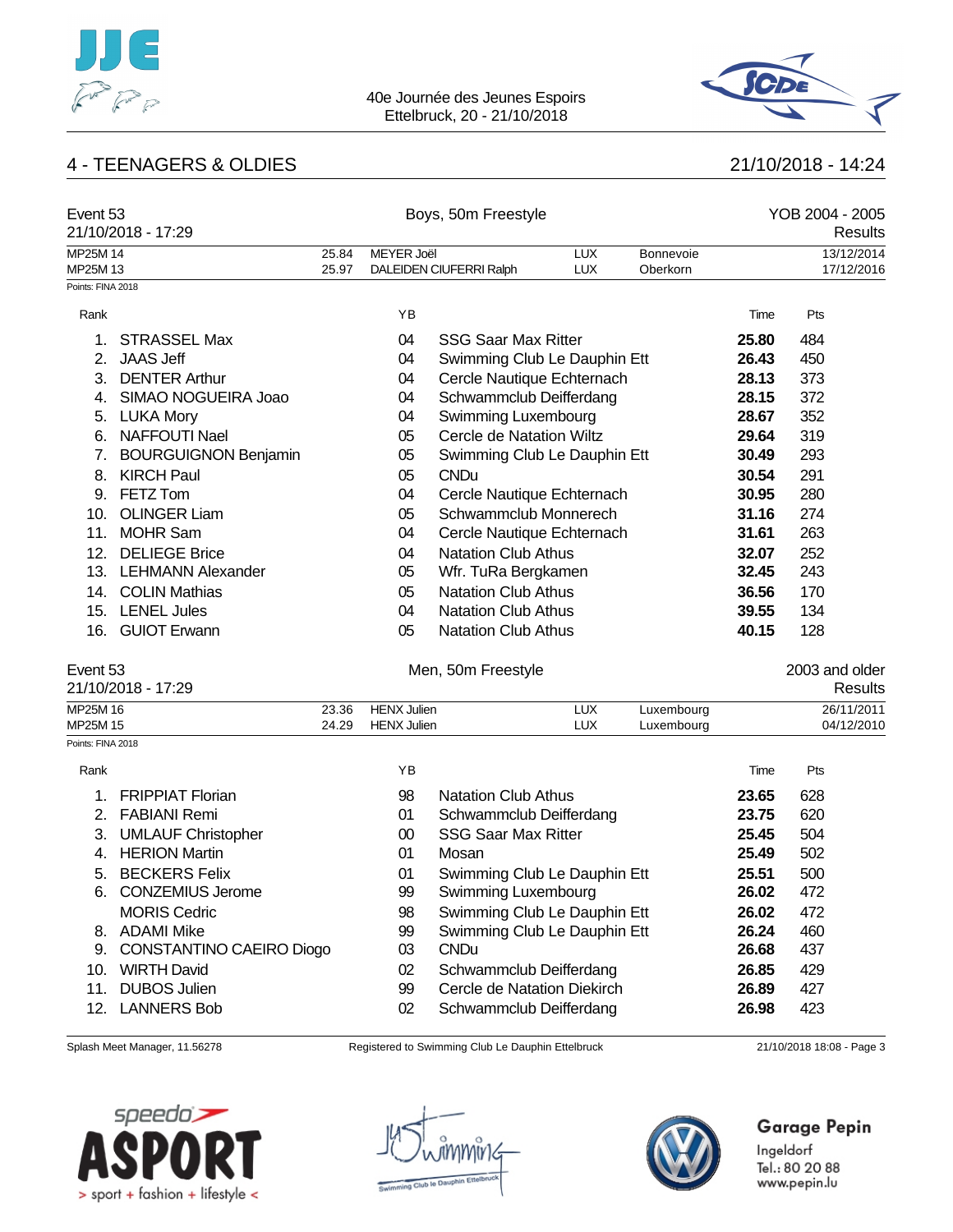40e Journée des Jeunes Espoirs
Ettelbruck, 20 - 21/10/2018

## 4 - TEENAGERS & OLDIES

21/10/2018 - 14:24

### Event 53 — Boys, 50m Freestyle — YOB 2004 - 2005

21/10/2018 - 17:29

Results

| | | | | | |
|---|---|---|---|---|---|
| MP25M 14 | 25.84 | MEYER Joël | LUX | Bonnevoie | 13/12/2014 |
| MP25M 13 | 25.97 | DALEIDEN CIUFERRI Ralph | LUX | Oberkorn | 17/12/2016 |

Points: FINA 2018

| Rank | | YB | | Time | Pts |
|---|---|---|---|---|---|
| 1. | STRASSEL Max | 04 | SSG Saar Max Ritter | **25.80** | 484 |
| 2. | JAAS Jeff | 04 | Swimming Club Le Dauphin Ett | **26.43** | 450 |
| 3. | DENTER Arthur | 04 | Cercle Nautique Echternach | **28.13** | 373 |
| 4. | SIMAO NOGUEIRA Joao | 04 | Schwammclub Deifferdang | **28.15** | 372 |
| 5. | LUKA Mory | 04 | Swimming Luxembourg | **28.67** | 352 |
| 6. | NAFFOUTI Nael | 05 | Cercle de Natation Wiltz | **29.64** | 319 |
| 7. | BOURGUIGNON Benjamin | 05 | Swimming Club Le Dauphin Ett | **30.49** | 293 |
| 8. | KIRCH Paul | 05 | CNDu | **30.54** | 291 |
| 9. | FETZ Tom | 04 | Cercle Nautique Echternach | **30.95** | 280 |
| 10. | OLINGER Liam | 05 | Schwammclub Monnerech | **31.16** | 274 |
| 11. | MOHR Sam | 04 | Cercle Nautique Echternach | **31.61** | 263 |
| 12. | DELIEGE Brice | 04 | Natation Club Athus | **32.07** | 252 |
| 13. | LEHMANN Alexander | 05 | Wfr. TuRa Bergkamen | **32.45** | 243 |
| 14. | COLIN Mathias | 05 | Natation Club Athus | **36.56** | 170 |
| 15. | LENEL Jules | 04 | Natation Club Athus | **39.55** | 134 |
| 16. | GUIOT Erwann | 05 | Natation Club Athus | **40.15** | 128 |

### Event 53 — Men, 50m Freestyle — 2003 and older

21/10/2018 - 17:29

Results

| | | | | | |
|---|---|---|---|---|---|
| MP25M 16 | 23.36 | HENX Julien | LUX | Luxembourg | 26/11/2011 |
| MP25M 15 | 24.29 | HENX Julien | LUX | Luxembourg | 04/12/2010 |

Points: FINA 2018

| Rank | | YB | | Time | Pts |
|---|---|---|---|---|---|
| 1. | FRIPPIAT Florian | 98 | Natation Club Athus | **23.65** | 628 |
| 2. | FABIANI Remi | 01 | Schwammclub Deifferdang | **23.75** | 620 |
| 3. | UMLAUF Christopher | 00 | SSG Saar Max Ritter | **25.45** | 504 |
| 4. | HERION Martin | 01 | Mosan | **25.49** | 502 |
| 5. | BECKERS Felix | 01 | Swimming Club Le Dauphin Ett | **25.51** | 500 |
| 6. | CONZEMIUS Jerome | 99 | Swimming Luxembourg | **26.02** | 472 |
| | MORIS Cedric | 98 | Swimming Club Le Dauphin Ett | **26.02** | 472 |
| 8. | ADAMI Mike | 99 | Swimming Club Le Dauphin Ett | **26.24** | 460 |
| 9. | CONSTANTINO CAEIRO Diogo | 03 | CNDu | **26.68** | 437 |
| 10. | WIRTH David | 02 | Schwammclub Deifferdang | **26.85** | 429 |
| 11. | DUBOS Julien | 99 | Cercle de Natation Diekirch | **26.89** | 427 |
| 12. | LANNERS Bob | 02 | Schwammclub Deifferdang | **26.98** | 423 |

Splash Meet Manager, 11.56278 — Registered to Swimming Club Le Dauphin Ettelbruck — 21/10/2018 18:08

Garage Pepin
Ingeldorf
Tel.: 80 20 88
www.pepin.lu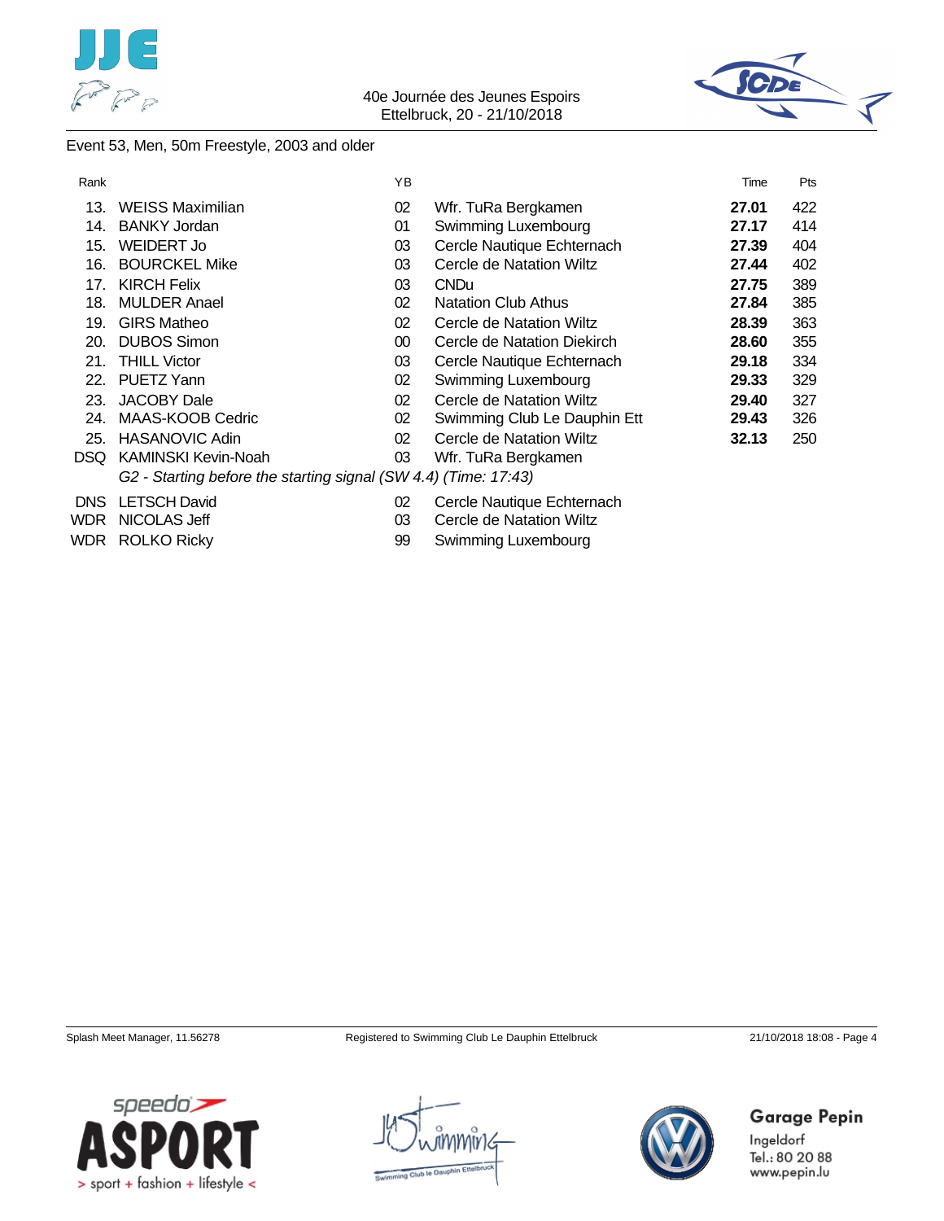40e Journée des Jeunes Espoirs
Ettelbruck, 20 - 21/10/2018

Event 53, Men, 50m Freestyle, 2003 and older

| Rank | | YB | | Time | Pts |
|---|---|---|---|---|---|
| 13. | WEISS Maximilian | 02 | Wfr. TuRa Bergkamen | **27.01** | 422 |
| 14. | BANKY Jordan | 01 | Swimming Luxembourg | **27.17** | 414 |
| 15. | WEIDERT Jo | 03 | Cercle Nautique Echternach | **27.39** | 404 |
| 16. | BOURCKEL Mike | 03 | Cercle de Natation Wiltz | **27.44** | 402 |
| 17. | KIRCH Felix | 03 | CNDu | **27.75** | 389 |
| 18. | MULDER Anael | 02 | Natation Club Athus | **27.84** | 385 |
| 19. | GIRS Matheo | 02 | Cercle de Natation Wiltz | **28.39** | 363 |
| 20. | DUBOS Simon | 00 | Cercle de Natation Diekirch | **28.60** | 355 |
| 21. | THILL Victor | 03 | Cercle Nautique Echternach | **29.18** | 334 |
| 22. | PUETZ Yann | 02 | Swimming Luxembourg | **29.33** | 329 |
| 23. | JACOBY Dale | 02 | Cercle de Natation Wiltz | **29.40** | 327 |
| 24. | MAAS-KOOB Cedric | 02 | Swimming Club Le Dauphin Ett | **29.43** | 326 |
| 25. | HASANOVIC Adin | 02 | Cercle de Natation Wiltz | **32.13** | 250 |
| DSQ | KAMINSKI Kevin-Noah | 03 | Wfr. TuRa Bergkamen | | |
| | *G2 - Starting before the starting signal (SW 4.4) (Time: 17:43)* | | | | |
| DNS | LETSCH David | 02 | Cercle Nautique Echternach | | |
| WDR | NICOLAS Jeff | 03 | Cercle de Natation Wiltz | | |
| WDR | ROLKO Ricky | 99 | Swimming Luxembourg | | |

Splash Meet Manager, 11.56278 — Registered to Swimming Club Le Dauphin Ettelbruck — 21/10/2018 18:08 - Page 4

Garage Pepin
Ingeldorf
Tel.: 80 20 88
www.pepin.lu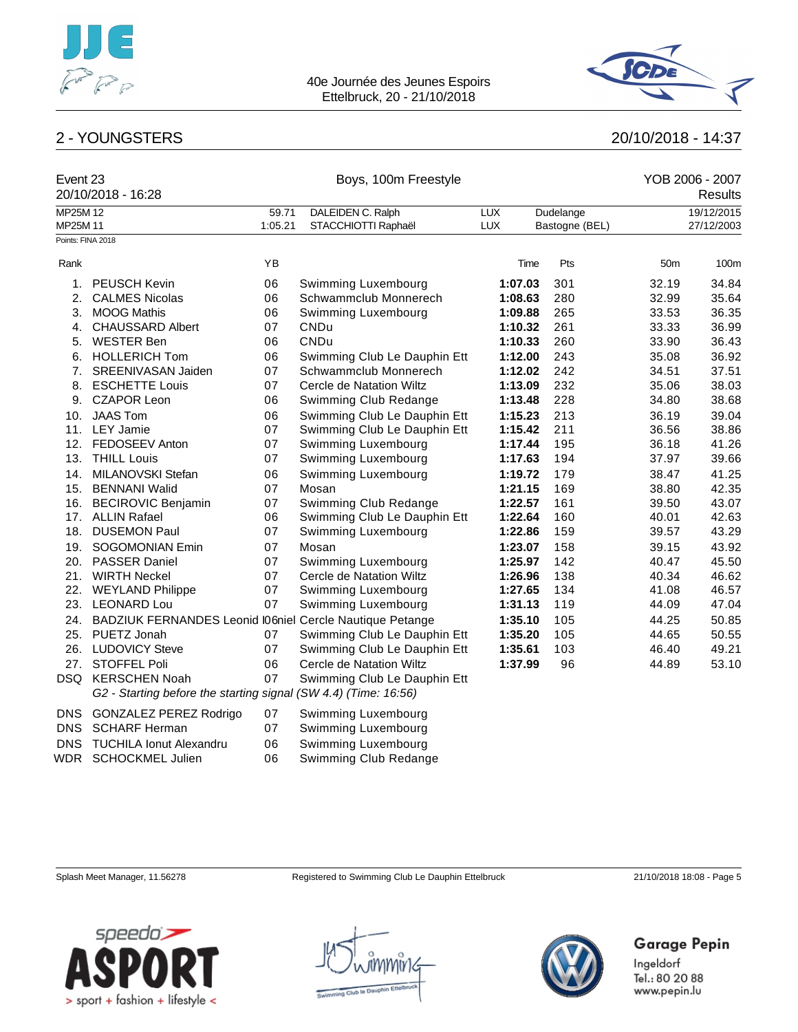40e Journée des Jeunes Espoirs
Ettelbruck, 20 - 21/10/2018

## 2 - YOUNGSTERS

20/10/2018 - 14:37

**Event 23** — Boys, 100m Freestyle — YOB 2006 - 2007
20/10/2018 - 16:28 — Results

| | | | | | |
|---|---|---|---|---|---|
| MP25M 12 | 59.71 | DALEIDEN C. Ralph | LUX | Dudelange | 19/12/2015 |
| MP25M 11 | 1:05.21 | STACCHIOTTI Raphaël | LUX | Bastogne (BEL) | 27/12/2003 |

Points: FINA 2018

| Rank | | YB | | Time | Pts | 50m | 100m |
|---|---|---|---|---|---|---|---|
| 1. | PEUSCH Kevin | 06 | Swimming Luxembourg | **1:07.03** | 301 | 32.19 | 34.84 |
| 2. | CALMES Nicolas | 06 | Schwammclub Monnerech | **1:08.63** | 280 | 32.99 | 35.64 |
| 3. | MOOG Mathis | 06 | Swimming Luxembourg | **1:09.88** | 265 | 33.53 | 36.35 |
| 4. | CHAUSSARD Albert | 07 | CNDu | **1:10.32** | 261 | 33.33 | 36.99 |
| 5. | WESTER Ben | 06 | CNDu | **1:10.33** | 260 | 33.90 | 36.43 |
| 6. | HOLLERICH Tom | 06 | Swimming Club Le Dauphin Ett | **1:12.00** | 243 | 35.08 | 36.92 |
| 7. | SREENIVASAN Jaiden | 07 | Schwammclub Monnerech | **1:12.02** | 242 | 34.51 | 37.51 |
| 8. | ESCHETTE Louis | 07 | Cercle de Natation Wiltz | **1:13.09** | 232 | 35.06 | 38.03 |
| 9. | CZAPOR Leon | 06 | Swimming Club Redange | **1:13.48** | 228 | 34.80 | 38.68 |
| 10. | JAAS Tom | 06 | Swimming Club Le Dauphin Ett | **1:15.23** | 213 | 36.19 | 39.04 |
| 11. | LEY Jamie | 07 | Swimming Club Le Dauphin Ett | **1:15.42** | 211 | 36.56 | 38.86 |
| 12. | FEDOSEEV Anton | 07 | Swimming Luxembourg | **1:17.44** | 195 | 36.18 | 41.26 |
| 13. | THILL Louis | 07 | Swimming Luxembourg | **1:17.63** | 194 | 37.97 | 39.66 |
| 14. | MILANOVSKI Stefan | 06 | Swimming Luxembourg | **1:19.72** | 179 | 38.47 | 41.25 |
| 15. | BENNANI Walid | 07 | Mosan | **1:21.15** | 169 | 38.80 | 42.35 |
| 16. | BECIROVIC Benjamin | 07 | Swimming Club Redange | **1:22.57** | 161 | 39.50 | 43.07 |
| 17. | ALLIN Rafael | 06 | Swimming Club Le Dauphin Ett | **1:22.64** | 160 | 40.01 | 42.63 |
| 18. | DUSEMON Paul | 07 | Swimming Luxembourg | **1:22.86** | 159 | 39.57 | 43.29 |
| 19. | SOGOMONIAN Emin | 07 | Mosan | **1:23.07** | 158 | 39.15 | 43.92 |
| 20. | PASSER Daniel | 07 | Swimming Luxembourg | **1:25.97** | 142 | 40.47 | 45.50 |
| 21. | WIRTH Neckel | 07 | Cercle de Natation Wiltz | **1:26.96** | 138 | 40.34 | 46.62 |
| 22. | WEYLAND Philippe | 07 | Swimming Luxembourg | **1:27.65** | 134 | 41.08 | 46.57 |
| 23. | LEONARD Lou | 07 | Swimming Luxembourg | **1:31.13** | 119 | 44.09 | 47.04 |
| 24. | BADZIUK FERNANDES Leonid Daniel | 06 | Cercle Nautique Petange | **1:35.10** | 105 | 44.25 | 50.85 |
| 25. | PUETZ Jonah | 07 | Swimming Club Le Dauphin Ett | **1:35.20** | 105 | 44.65 | 50.55 |
| 26. | LUDOVICY Steve | 07 | Swimming Club Le Dauphin Ett | **1:35.61** | 103 | 46.40 | 49.21 |
| 27. | STOFFEL Poli | 06 | Cercle de Natation Wiltz | **1:37.99** | 96 | 44.89 | 53.10 |
| DSQ | KERSCHEN Noah | 07 | Swimming Club Le Dauphin Ett | | | | |
| | *G2 - Starting before the starting signal (SW 4.4) (Time: 16:56)* | | | | | | |
| DNS | GONZALEZ PEREZ Rodrigo | 07 | Swimming Luxembourg | | | | |
| DNS | SCHARF Herman | 07 | Swimming Luxembourg | | | | |
| DNS | TUCHILA Ionut Alexandru | 06 | Swimming Luxembourg | | | | |
| WDR | SCHOCKMEL Julien | 06 | Swimming Club Redange | | | | |

Splash Meet Manager, 11.56278 — Registered to Swimming Club Le Dauphin Ettelbruck — 21/10/2018 18:08 - Page 5

Garage Pepin
Ingeldorf
Tel.: 80 20 88
www.pepin.lu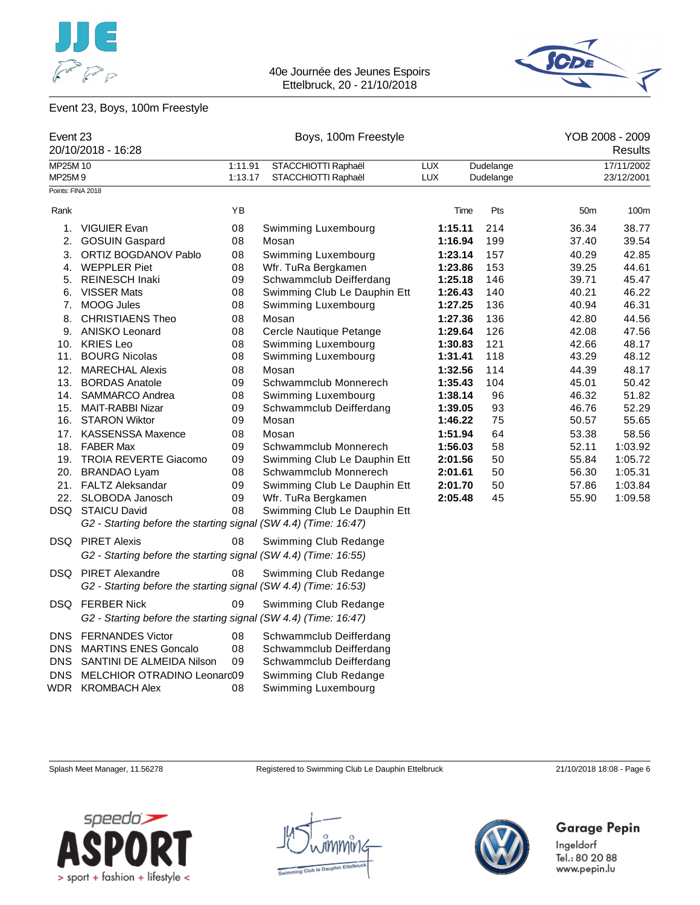40e Journée des Jeunes Espoirs
Ettelbruck, 20 - 21/10/2018

## Event 23, Boys, 100m Freestyle

| Event 23 | | Boys, 100m Freestyle | | | YOB 2008 - 2009 |
|---|---|---|---|---|---|
| 20/10/2018 - 16:28 | | | | | Results |
| MP25M 10 | 1:11.91 | STACCHIOTTI Raphaël | LUX | Dudelange | 17/11/2002 |
| MP25M 9 | 1:13.17 | STACCHIOTTI Raphaël | LUX | Dudelange | 23/12/2001 |

Points: FINA 2018

| Rank | | YB | | Time | Pts | 50m | 100m |
|---|---|---|---|---|---|---|---|
| 1. | VIGUIER Evan | 08 | Swimming Luxembourg | **1:15.11** | 214 | 36.34 | 38.77 |
| 2. | GOSUIN Gaspard | 08 | Mosan | **1:16.94** | 199 | 37.40 | 39.54 |
| 3. | ORTIZ BOGDANOV Pablo | 08 | Swimming Luxembourg | **1:23.14** | 157 | 40.29 | 42.85 |
| 4. | WEPPLER Piet | 08 | Wfr. TuRa Bergkamen | **1:23.86** | 153 | 39.25 | 44.61 |
| 5. | REINESCH Inaki | 09 | Schwammclub Deifferdang | **1:25.18** | 146 | 39.71 | 45.47 |
| 6. | VISSER Mats | 08 | Swimming Club Le Dauphin Ett | **1:26.43** | 140 | 40.21 | 46.22 |
| 7. | MOOG Jules | 08 | Swimming Luxembourg | **1:27.25** | 136 | 40.94 | 46.31 |
| 8. | CHRISTIAENS Theo | 08 | Mosan | **1:27.36** | 136 | 42.80 | 44.56 |
| 9. | ANISKO Leonard | 08 | Cercle Nautique Petange | **1:29.64** | 126 | 42.08 | 47.56 |
| 10. | KRIES Leo | 08 | Swimming Luxembourg | **1:30.83** | 121 | 42.66 | 48.17 |
| 11. | BOURG Nicolas | 08 | Swimming Luxembourg | **1:31.41** | 118 | 43.29 | 48.12 |
| 12. | MARECHAL Alexis | 08 | Mosan | **1:32.56** | 114 | 44.39 | 48.17 |
| 13. | BORDAS Anatole | 09 | Schwammclub Monnerech | **1:35.43** | 104 | 45.01 | 50.42 |
| 14. | SAMMARCO Andrea | 08 | Swimming Luxembourg | **1:38.14** | 96 | 46.32 | 51.82 |
| 15. | MAIT-RABBI Nizar | 09 | Schwammclub Deifferdang | **1:39.05** | 93 | 46.76 | 52.29 |
| 16. | STARON Wiktor | 09 | Mosan | **1:46.22** | 75 | 50.57 | 55.65 |
| 17. | KASSENSSA Maxence | 08 | Mosan | **1:51.94** | 64 | 53.38 | 58.56 |
| 18. | FABER Max | 09 | Schwammclub Monnerech | **1:56.03** | 58 | 52.11 | 1:03.92 |
| 19. | TROIA REVERTE Giacomo | 09 | Swimming Club Le Dauphin Ett | **2:01.56** | 50 | 55.84 | 1:05.72 |
| 20. | BRANDAO Lyam | 08 | Schwammclub Monnerech | **2:01.61** | 50 | 56.30 | 1:05.31 |
| 21. | FALTZ Aleksandar | 09 | Swimming Club Le Dauphin Ett | **2:01.70** | 50 | 57.86 | 1:03.84 |
| 22. | SLOBODA Janosch | 09 | Wfr. TuRa Bergkamen | **2:05.48** | 45 | 55.90 | 1:09.58 |
| DSQ | STAICU David | 08 | Swimming Club Le Dauphin Ett | | | | |
| | *G2 - Starting before the starting signal (SW 4.4) (Time: 16:47)* | | | | | | |
| DSQ | PIRET Alexis | 08 | Swimming Club Redange | | | | |
| | *G2 - Starting before the starting signal (SW 4.4) (Time: 16:55)* | | | | | | |
| DSQ | PIRET Alexandre | 08 | Swimming Club Redange | | | | |
| | *G2 - Starting before the starting signal (SW 4.4) (Time: 16:53)* | | | | | | |
| DSQ | FERBER Nick | 09 | Swimming Club Redange | | | | |
| | *G2 - Starting before the starting signal (SW 4.4) (Time: 16:47)* | | | | | | |
| DNS | FERNANDES Victor | 08 | Schwammclub Deifferdang | | | | |
| DNS | MARTINS ENES Goncalo | 08 | Schwammclub Deifferdang | | | | |
| DNS | SANTINI DE ALMEIDA Nilson | 09 | Schwammclub Deifferdang | | | | |
| DNS | MELCHIOR OTRADINO Leonard | 09 | Swimming Club Redange | | | | |
| WDR | KROMBACH Alex | 08 | Swimming Luxembourg | | | | |

Splash Meet Manager, 11.56278 — Registered to Swimming Club Le Dauphin Ettelbruck — 21/10/2018 18:08 - Page 6

Garage Pepin
Ingeldorf
Tel.: 80 20 88
www.pepin.lu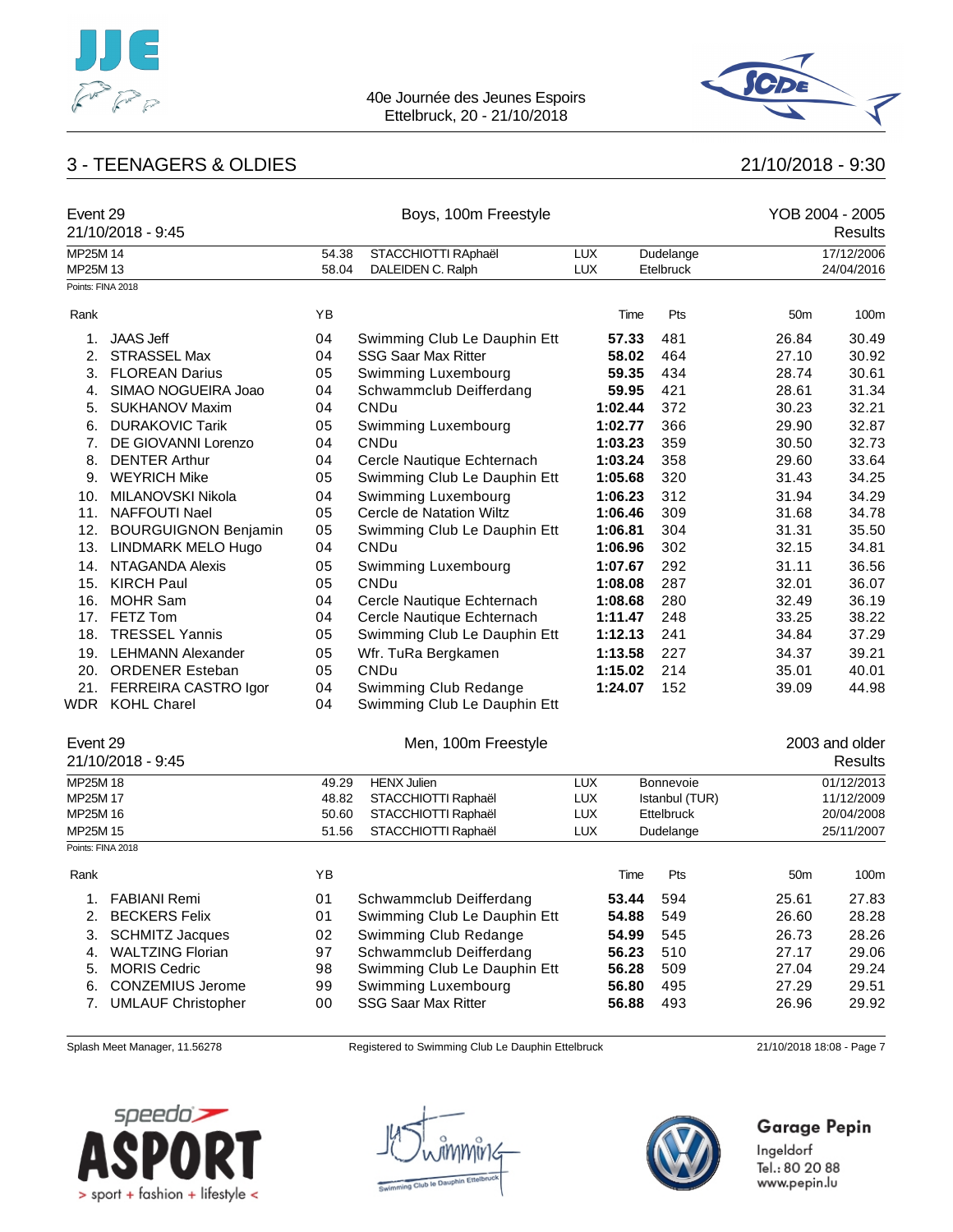## 3 - TEENAGERS & OLDIES

21/10/2018 - 9:30

### Event 29 — Boys, 100m Freestyle

21/10/2018 - 9:45

YOB 2004 - 2005

Results

| | | | | | | |
|---|---|---|---|---|---|---|
| MP25M 14 | 54.38 | STACCHIOTTI RAphaël | LUX | Dudelange | | 17/12/2006 |
| MP25M 13 | 58.04 | DALEIDEN C. Ralph | LUX | Etelbruck | | 24/04/2016 |

Points: FINA 2018

| Rank | | YB | | Time | Pts | 50m | 100m |
|---|---|---|---|---|---|---|---|
| 1. | JAAS Jeff | 04 | Swimming Club Le Dauphin Ett | **57.33** | 481 | 26.84 | 30.49 |
| 2. | STRASSEL Max | 04 | SSG Saar Max Ritter | **58.02** | 464 | 27.10 | 30.92 |
| 3. | FLOREAN Darius | 05 | Swimming Luxembourg | **59.35** | 434 | 28.74 | 30.61 |
| 4. | SIMAO NOGUEIRA Joao | 04 | Schwammclub Deifferdang | **59.95** | 421 | 28.61 | 31.34 |
| 5. | SUKHANOV Maxim | 04 | CNDu | **1:02.44** | 372 | 30.23 | 32.21 |
| 6. | DURAKOVIC Tarik | 05 | Swimming Luxembourg | **1:02.77** | 366 | 29.90 | 32.87 |
| 7. | DE GIOVANNI Lorenzo | 04 | CNDu | **1:03.23** | 359 | 30.50 | 32.73 |
| 8. | DENTER Arthur | 04 | Cercle Nautique Echternach | **1:03.24** | 358 | 29.60 | 33.64 |
| 9. | WEYRICH Mike | 05 | Swimming Club Le Dauphin Ett | **1:05.68** | 320 | 31.43 | 34.25 |
| 10. | MILANOVSKI Nikola | 04 | Swimming Luxembourg | **1:06.23** | 312 | 31.94 | 34.29 |
| 11. | NAFFOUTI Nael | 05 | Cercle de Natation Wiltz | **1:06.46** | 309 | 31.68 | 34.78 |
| 12. | BOURGUIGNON Benjamin | 05 | Swimming Club Le Dauphin Ett | **1:06.81** | 304 | 31.31 | 35.50 |
| 13. | LINDMARK MELO Hugo | 04 | CNDu | **1:06.96** | 302 | 32.15 | 34.81 |
| 14. | NTAGANDA Alexis | 05 | Swimming Luxembourg | **1:07.67** | 292 | 31.11 | 36.56 |
| 15. | KIRCH Paul | 05 | CNDu | **1:08.08** | 287 | 32.01 | 36.07 |
| 16. | MOHR Sam | 04 | Cercle Nautique Echternach | **1:08.68** | 280 | 32.49 | 36.19 |
| 17. | FETZ Tom | 04 | Cercle Nautique Echternach | **1:11.47** | 248 | 33.25 | 38.22 |
| 18. | TRESSEL Yannis | 05 | Swimming Club Le Dauphin Ett | **1:12.13** | 241 | 34.84 | 37.29 |
| 19. | LEHMANN Alexander | 05 | Wfr. TuRa Bergkamen | **1:13.58** | 227 | 34.37 | 39.21 |
| 20. | ORDENER Esteban | 05 | CNDu | **1:15.02** | 214 | 35.01 | 40.01 |
| 21. | FERREIRA CASTRO Igor | 04 | Swimming Club Redange | **1:24.07** | 152 | 39.09 | 44.98 |
| WDR | KOHL Charel | 04 | Swimming Club Le Dauphin Ett | | | | |

### Event 29 — Men, 100m Freestyle

21/10/2018 - 9:45

2003 and older

Results

| | | | | | | |
|---|---|---|---|---|---|---|
| MP25M 18 | 49.29 | HENX Julien | LUX | Bonnevoie | | 01/12/2013 |
| MP25M 17 | 48.82 | STACCHIOTTI Raphaël | LUX | Istanbul (TUR) | | 11/12/2009 |
| MP25M 16 | 50.60 | STACCHIOTTI Raphaël | LUX | Ettelbruck | | 20/04/2008 |
| MP25M 15 | 51.56 | STACCHIOTTI Raphaël | LUX | Dudelange | | 25/11/2007 |

Points: FINA 2018

| Rank | | YB | | Time | Pts | 50m | 100m |
|---|---|---|---|---|---|---|---|
| 1. | FABIANI Remi | 01 | Schwammclub Deifferdang | **53.44** | 594 | 25.61 | 27.83 |
| 2. | BECKERS Felix | 01 | Swimming Club Le Dauphin Ett | **54.88** | 549 | 26.60 | 28.28 |
| 3. | SCHMITZ Jacques | 02 | Swimming Club Redange | **54.99** | 545 | 26.73 | 28.26 |
| 4. | WALTZING Florian | 97 | Schwammclub Deifferdang | **56.23** | 510 | 27.17 | 29.06 |
| 5. | MORIS Cedric | 98 | Swimming Club Le Dauphin Ett | **56.28** | 509 | 27.04 | 29.24 |
| 6. | CONZEMIUS Jerome | 99 | Swimming Luxembourg | **56.80** | 495 | 27.29 | 29.51 |
| 7. | UMLAUF Christopher | 00 | SSG Saar Max Ritter | **56.88** | 493 | 26.96 | 29.92 |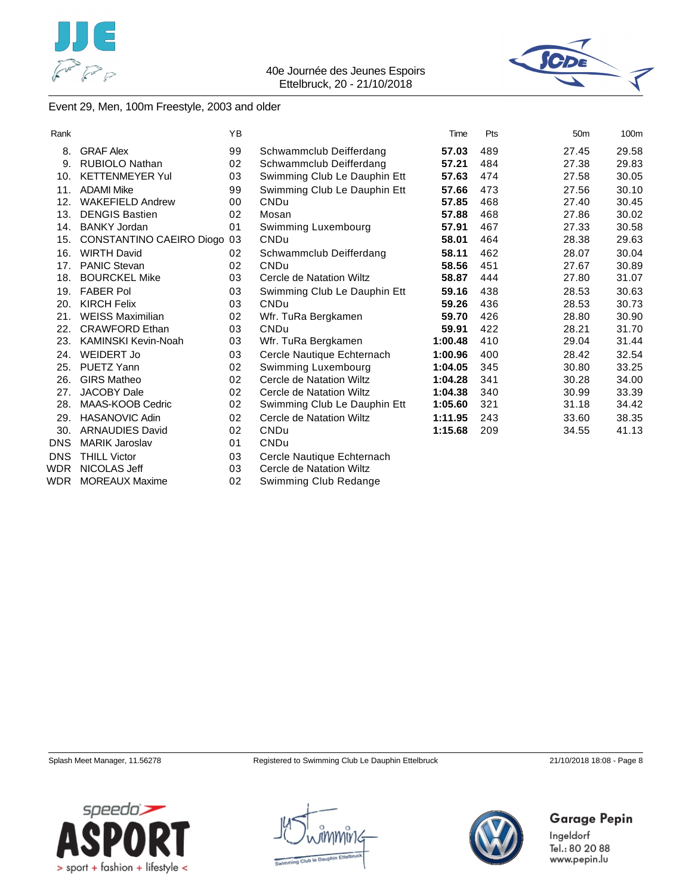Event 29, Men, 100m Freestyle, 2003 and older

| Rank | | YB | | Time | Pts | 50m | 100m |
|---|---|---|---|---|---|---|---|
| 8. | GRAF Alex | 99 | Schwammclub Deifferdang | **57.03** | 489 | 27.45 | 29.58 |
| 9. | RUBIOLO Nathan | 02 | Schwammclub Deifferdang | **57.21** | 484 | 27.38 | 29.83 |
| 10. | KETTENMEYER Yul | 03 | Swimming Club Le Dauphin Ett | **57.63** | 474 | 27.58 | 30.05 |
| 11. | ADAMI Mike | 99 | Swimming Club Le Dauphin Ett | **57.66** | 473 | 27.56 | 30.10 |
| 12. | WAKEFIELD Andrew | 00 | CNDu | **57.85** | 468 | 27.40 | 30.45 |
| 13. | DENGIS Bastien | 02 | Mosan | **57.88** | 468 | 27.86 | 30.02 |
| 14. | BANKY Jordan | 01 | Swimming Luxembourg | **57.91** | 467 | 27.33 | 30.58 |
| 15. | CONSTANTINO CAEIRO Diogo | 03 | CNDu | **58.01** | 464 | 28.38 | 29.63 |
| 16. | WIRTH David | 02 | Schwammclub Deifferdang | **58.11** | 462 | 28.07 | 30.04 |
| 17. | PANIC Stevan | 02 | CNDu | **58.56** | 451 | 27.67 | 30.89 |
| 18. | BOURCKEL Mike | 03 | Cercle de Natation Wiltz | **58.87** | 444 | 27.80 | 31.07 |
| 19. | FABER Pol | 03 | Swimming Club Le Dauphin Ett | **59.16** | 438 | 28.53 | 30.63 |
| 20. | KIRCH Felix | 03 | CNDu | **59.26** | 436 | 28.53 | 30.73 |
| 21. | WEISS Maximilian | 02 | Wfr. TuRa Bergkamen | **59.70** | 426 | 28.80 | 30.90 |
| 22. | CRAWFORD Ethan | 03 | CNDu | **59.91** | 422 | 28.21 | 31.70 |
| 23. | KAMINSKI Kevin-Noah | 03 | Wfr. TuRa Bergkamen | **1:00.48** | 410 | 29.04 | 31.44 |
| 24. | WEIDERT Jo | 03 | Cercle Nautique Echternach | **1:00.96** | 400 | 28.42 | 32.54 |
| 25. | PUETZ Yann | 02 | Swimming Luxembourg | **1:04.05** | 345 | 30.80 | 33.25 |
| 26. | GIRS Matheo | 02 | Cercle de Natation Wiltz | **1:04.28** | 341 | 30.28 | 34.00 |
| 27. | JACOBY Dale | 02 | Cercle de Natation Wiltz | **1:04.38** | 340 | 30.99 | 33.39 |
| 28. | MAAS-KOOB Cedric | 02 | Swimming Club Le Dauphin Ett | **1:05.60** | 321 | 31.18 | 34.42 |
| 29. | HASANOVIC Adin | 02 | Cercle de Natation Wiltz | **1:11.95** | 243 | 33.60 | 38.35 |
| 30. | ARNAUDIES David | 02 | CNDu | **1:15.68** | 209 | 34.55 | 41.13 |
| DNS | MARIK Jaroslav | 01 | CNDu | | | | |
| DNS | THILL Victor | 03 | Cercle Nautique Echternach | | | | |
| WDR | NICOLAS Jeff | 03 | Cercle de Natation Wiltz | | | | |
| WDR | MOREAUX Maxime | 02 | Swimming Club Redange | | | | |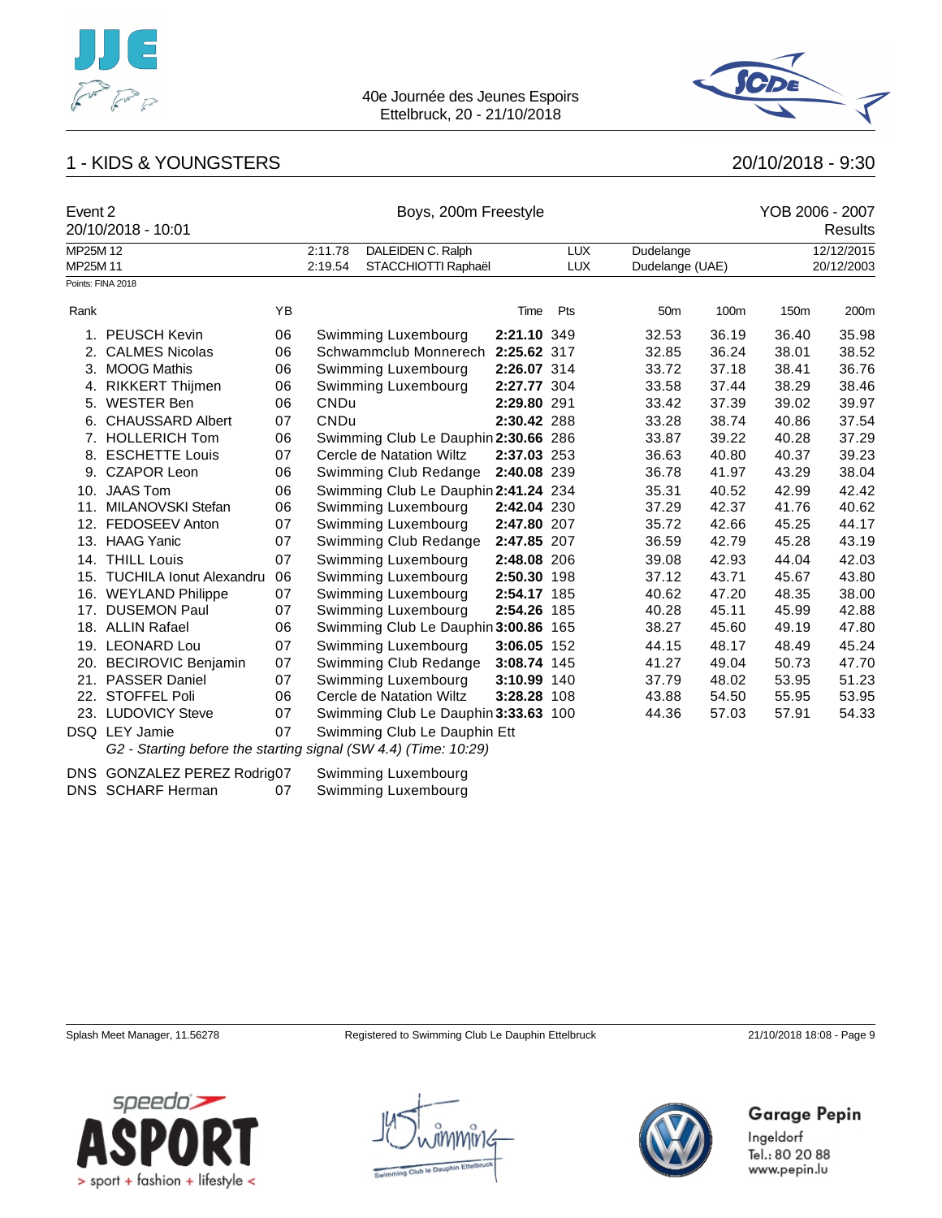40e Journée des Jeunes Espoirs
Ettelbruck, 20 - 21/10/2018

## 1 - KIDS & YOUNGSTERS

20/10/2018 - 9:30

### Event 2 — Boys, 200m Freestyle

20/10/2018 - 10:01

YOB 2006 - 2007

Results

| | | | | | |
|---|---|---|---|---|---|
| MP25M 12 | 2:11.78 | DALEIDEN C. Ralph | LUX | Dudelange | 12/12/2015 |
| MP25M 11 | 2:19.54 | STACCHIOTTI Raphaël | LUX | Dudelange (UAE) | 20/12/2003 |

Points: FINA 2018

| Rank | | YB | | Time | Pts | 50m | 100m | 150m | 200m |
|---|---|---|---|---|---|---|---|---|---|
| 1. | PEUSCH Kevin | 06 | Swimming Luxembourg | **2:21.10** | 349 | 32.53 | 36.19 | 36.40 | 35.98 |
| 2. | CALMES Nicolas | 06 | Schwammclub Monnerech | **2:25.62** | 317 | 32.85 | 36.24 | 38.01 | 38.52 |
| 3. | MOOG Mathis | 06 | Swimming Luxembourg | **2:26.07** | 314 | 33.72 | 37.18 | 38.41 | 36.76 |
| 4. | RIKKERT Thijmen | 06 | Swimming Luxembourg | **2:27.77** | 304 | 33.58 | 37.44 | 38.29 | 38.46 |
| 5. | WESTER Ben | 06 | CNDu | **2:29.80** | 291 | 33.42 | 37.39 | 39.02 | 39.97 |
| 6. | CHAUSSARD Albert | 07 | CNDu | **2:30.42** | 288 | 33.28 | 38.74 | 40.86 | 37.54 |
| 7. | HOLLERICH Tom | 06 | Swimming Club Le Dauphin | **2:30.66** | 286 | 33.87 | 39.22 | 40.28 | 37.29 |
| 8. | ESCHETTE Louis | 07 | Cercle de Natation Wiltz | **2:37.03** | 253 | 36.63 | 40.80 | 40.37 | 39.23 |
| 9. | CZAPOR Leon | 06 | Swimming Club Redange | **2:40.08** | 239 | 36.78 | 41.97 | 43.29 | 38.04 |
| 10. | JAAS Tom | 06 | Swimming Club Le Dauphin | **2:41.24** | 234 | 35.31 | 40.52 | 42.99 | 42.42 |
| 11. | MILANOVSKI Stefan | 06 | Swimming Luxembourg | **2:42.04** | 230 | 37.29 | 42.37 | 41.76 | 40.62 |
| 12. | FEDOSEEV Anton | 07 | Swimming Luxembourg | **2:47.80** | 207 | 35.72 | 42.66 | 45.25 | 44.17 |
| 13. | HAAG Yanic | 07 | Swimming Club Redange | **2:47.85** | 207 | 36.59 | 42.79 | 45.28 | 43.19 |
| 14. | THILL Louis | 07 | Swimming Luxembourg | **2:48.08** | 206 | 39.08 | 42.93 | 44.04 | 42.03 |
| 15. | TUCHILA Ionut Alexandru | 06 | Swimming Luxembourg | **2:50.30** | 198 | 37.12 | 43.71 | 45.67 | 43.80 |
| 16. | WEYLAND Philippe | 07 | Swimming Luxembourg | **2:54.17** | 185 | 40.62 | 47.20 | 48.35 | 38.00 |
| 17. | DUSEMON Paul | 07 | Swimming Luxembourg | **2:54.26** | 185 | 40.28 | 45.11 | 45.99 | 42.88 |
| 18. | ALLIN Rafael | 06 | Swimming Club Le Dauphin | **3:00.86** | 165 | 38.27 | 45.60 | 49.19 | 47.80 |
| 19. | LEONARD Lou | 07 | Swimming Luxembourg | **3:06.05** | 152 | 44.15 | 48.17 | 48.49 | 45.24 |
| 20. | BECIROVIC Benjamin | 07 | Swimming Club Redange | **3:08.74** | 145 | 41.27 | 49.04 | 50.73 | 47.70 |
| 21. | PASSER Daniel | 07 | Swimming Luxembourg | **3:10.99** | 140 | 37.79 | 48.02 | 53.95 | 51.23 |
| 22. | STOFFEL Poli | 06 | Cercle de Natation Wiltz | **3:28.28** | 108 | 43.88 | 54.50 | 55.95 | 53.95 |
| 23. | LUDOVICY Steve | 07 | Swimming Club Le Dauphin | **3:33.63** | 100 | 44.36 | 57.03 | 57.91 | 54.33 |
| DSQ | LEY Jamie | 07 | Swimming Club Le Dauphin Ett | | | | | | |
| | *G2 - Starting before the starting signal (SW 4.4) (Time: 10:29)* | | | | | | | | |
| DNS | GONZALEZ PEREZ Rodrig | 07 | Swimming Luxembourg | | | | | | |
| DNS | SCHARF Herman | 07 | Swimming Luxembourg | | | | | | |

Splash Meet Manager, 11.56278 — Registered to Swimming Club Le Dauphin Ettelbruck — 21/10/2018 18:08 - Page 9

Garage Pepin
Ingeldorf
Tel.: 80 20 88
www.pepin.lu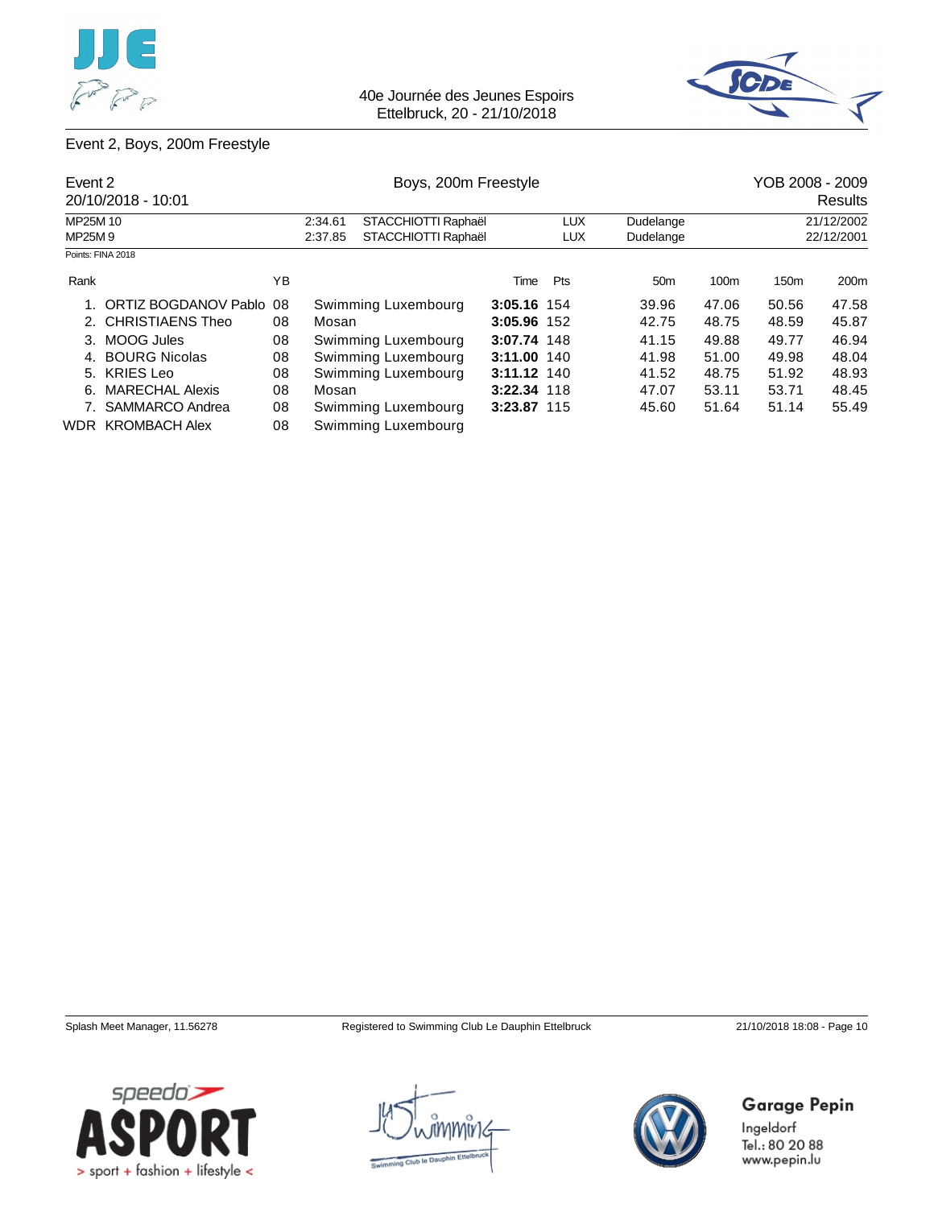## Event 2, Boys, 200m Freestyle

| Event 2 | | Boys, 200m Freestyle | | | | YOB 2008 - 2009 |
|---|---|---|---|---|---|---|
| 20/10/2018 - 10:01 | | | | | | Results |
| MP25M 10 | 2:34.61 | STACCHIOTTI Raphaël | LUX | Dudelange | | 21/12/2002 |
| MP25M 9 | 2:37.85 | STACCHIOTTI Raphaël | LUX | Dudelange | | 22/12/2001 |

Points: FINA 2018

| Rank | | YB | | Time | Pts | 50m | 100m | 150m | 200m |
|---|---|---|---|---|---|---|---|---|---|
| 1. | ORTIZ BOGDANOV Pablo | 08 | Swimming Luxembourg | **3:05.16** | 154 | 39.96 | 47.06 | 50.56 | 47.58 |
| 2. | CHRISTIAENS Theo | 08 | Mosan | **3:05.96** | 152 | 42.75 | 48.75 | 48.59 | 45.87 |
| 3. | MOOG Jules | 08 | Swimming Luxembourg | **3:07.74** | 148 | 41.15 | 49.88 | 49.77 | 46.94 |
| 4. | BOURG Nicolas | 08 | Swimming Luxembourg | **3:11.00** | 140 | 41.98 | 51.00 | 49.98 | 48.04 |
| 5. | KRIES Leo | 08 | Swimming Luxembourg | **3:11.12** | 140 | 41.52 | 48.75 | 51.92 | 48.93 |
| 6. | MARECHAL Alexis | 08 | Mosan | **3:22.34** | 118 | 47.07 | 53.11 | 53.71 | 48.45 |
| 7. | SAMMARCO Andrea | 08 | Swimming Luxembourg | **3:23.87** | 115 | 45.60 | 51.64 | 51.14 | 55.49 |
| WDR | KROMBACH Alex | 08 | Swimming Luxembourg | | | | | | |

Splash Meet Manager, 11.56278 Registered to Swimming Club Le Dauphin Ettelbruck 21/10/2018 18:08 - Page 10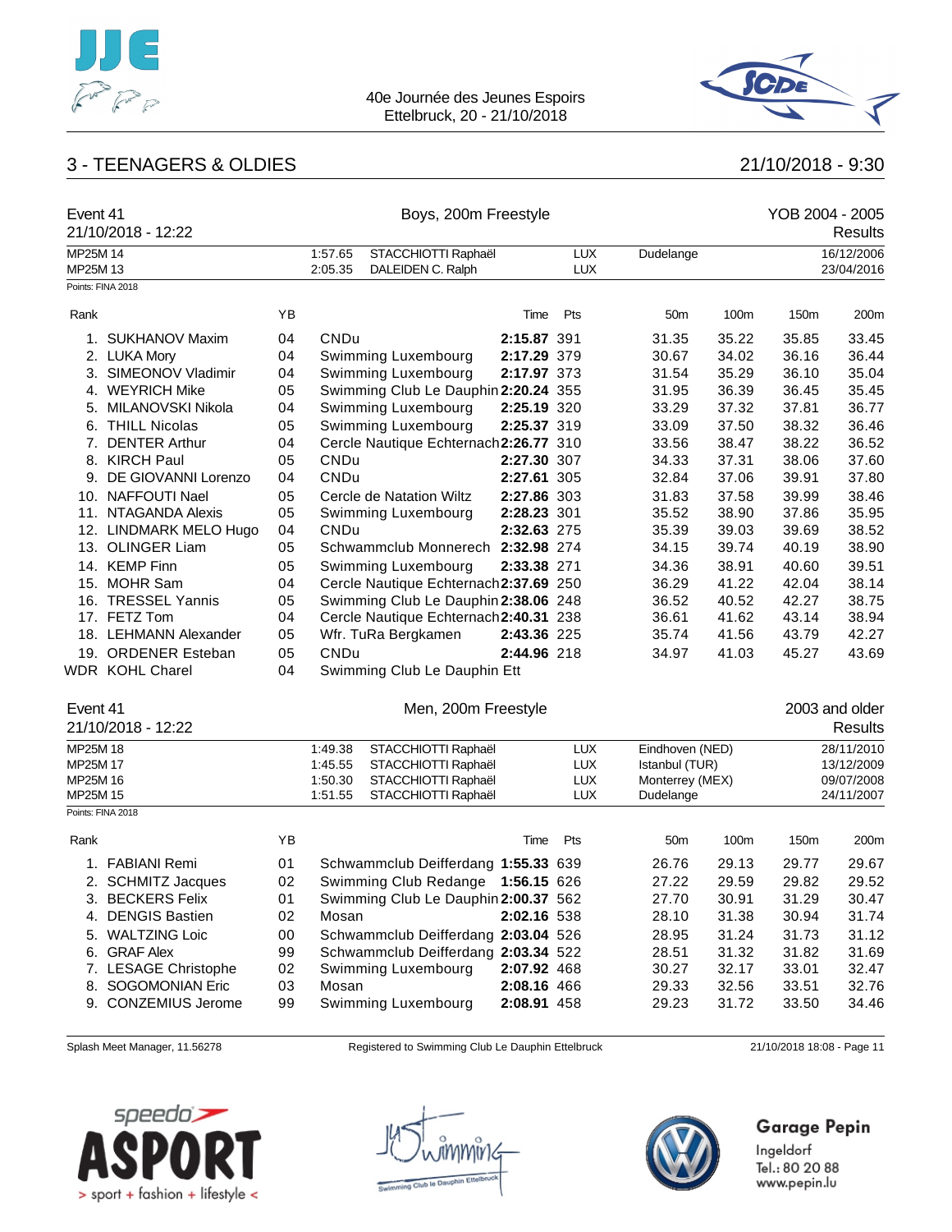40e Journée des Jeunes Espoirs
Ettelbruck, 20 - 21/10/2018

## 3 - TEENAGERS & OLDIES

21/10/2018 - 9:30

### Event 41 — Boys, 200m Freestyle — YOB 2004 - 2005

21/10/2018 - 12:22

Results

| | | | | | |
|---|---|---|---|---|---|
| MP25M 14 | 1:57.65 | STACCHIOTTI Raphaël | LUX | Dudelange | 16/12/2006 |
| MP25M 13 | 2:05.35 | DALEIDEN C. Ralph | LUX | | 23/04/2016 |

Points: FINA 2018

| Rank | | YB | | Time | Pts | 50m | 100m | 150m | 200m |
|---|---|---|---|---|---|---|---|---|---|
| 1. | SUKHANOV Maxim | 04 | CNDu | **2:15.87** | 391 | 31.35 | 35.22 | 35.85 | 33.45 |
| 2. | LUKA Mory | 04 | Swimming Luxembourg | **2:17.29** | 379 | 30.67 | 34.02 | 36.16 | 36.44 |
| 3. | SIMEONOV Vladimir | 04 | Swimming Luxembourg | **2:17.97** | 373 | 31.54 | 35.29 | 36.10 | 35.04 |
| 4. | WEYRICH Mike | 05 | Swimming Club Le Dauphin | **2:20.24** | 355 | 31.95 | 36.39 | 36.45 | 35.45 |
| 5. | MILANOVSKI Nikola | 04 | Swimming Luxembourg | **2:25.19** | 320 | 33.29 | 37.32 | 37.81 | 36.77 |
| 6. | THILL Nicolas | 05 | Swimming Luxembourg | **2:25.37** | 319 | 33.09 | 37.50 | 38.32 | 36.46 |
| 7. | DENTER Arthur | 04 | Cercle Nautique Echternach | **2:26.77** | 310 | 33.56 | 38.47 | 38.22 | 36.52 |
| 8. | KIRCH Paul | 05 | CNDu | **2:27.30** | 307 | 34.33 | 37.31 | 38.06 | 37.60 |
| 9. | DE GIOVANNI Lorenzo | 04 | CNDu | **2:27.61** | 305 | 32.84 | 37.06 | 39.91 | 37.80 |
| 10. | NAFFOUTI Nael | 05 | Cercle de Natation Wiltz | **2:27.86** | 303 | 31.83 | 37.58 | 39.99 | 38.46 |
| 11. | NTAGANDA Alexis | 05 | Swimming Luxembourg | **2:28.23** | 301 | 35.52 | 38.90 | 37.86 | 35.95 |
| 12. | LINDMARK MELO Hugo | 04 | CNDu | **2:32.63** | 275 | 35.39 | 39.03 | 39.69 | 38.52 |
| 13. | OLINGER Liam | 05 | Schwammclub Monnerech | **2:32.98** | 274 | 34.15 | 39.74 | 40.19 | 38.90 |
| 14. | KEMP Finn | 05 | Swimming Luxembourg | **2:33.38** | 271 | 34.36 | 38.91 | 40.60 | 39.51 |
| 15. | MOHR Sam | 04 | Cercle Nautique Echternach | **2:37.69** | 250 | 36.29 | 41.22 | 42.04 | 38.14 |
| 16. | TRESSEL Yannis | 05 | Swimming Club Le Dauphin | **2:38.06** | 248 | 36.52 | 40.52 | 42.27 | 38.75 |
| 17. | FETZ Tom | 04 | Cercle Nautique Echternach | **2:40.31** | 238 | 36.61 | 41.62 | 43.14 | 38.94 |
| 18. | LEHMANN Alexander | 05 | Wfr. TuRa Bergkamen | **2:43.36** | 225 | 35.74 | 41.56 | 43.79 | 42.27 |
| 19. | ORDENER Esteban | 05 | CNDu | **2:44.96** | 218 | 34.97 | 41.03 | 45.27 | 43.69 |
| WDR | KOHL Charel | 04 | Swimming Club Le Dauphin Ett | | | | | | |

### Event 41 — Men, 200m Freestyle — 2003 and older

21/10/2018 - 12:22

Results

| | | | | | |
|---|---|---|---|---|---|
| MP25M 18 | 1:49.38 | STACCHIOTTI Raphaël | LUX | Eindhoven (NED) | 28/11/2010 |
| MP25M 17 | 1:45.55 | STACCHIOTTI Raphaël | LUX | Istanbul (TUR) | 13/12/2009 |
| MP25M 16 | 1:50.30 | STACCHIOTTI Raphaël | LUX | Monterrey (MEX) | 09/07/2008 |
| MP25M 15 | 1:51.55 | STACCHIOTTI Raphaël | LUX | Dudelange | 24/11/2007 |

Points: FINA 2018

| Rank | | YB | | Time | Pts | 50m | 100m | 150m | 200m |
|---|---|---|---|---|---|---|---|---|---|
| 1. | FABIANI Remi | 01 | Schwammclub Deifferdang | **1:55.33** | 639 | 26.76 | 29.13 | 29.77 | 29.67 |
| 2. | SCHMITZ Jacques | 02 | Swimming Club Redange | **1:56.15** | 626 | 27.22 | 29.59 | 29.82 | 29.52 |
| 3. | BECKERS Felix | 01 | Swimming Club Le Dauphin | **2:00.37** | 562 | 27.70 | 30.91 | 31.29 | 30.47 |
| 4. | DENGIS Bastien | 02 | Mosan | **2:02.16** | 538 | 28.10 | 31.38 | 30.94 | 31.74 |
| 5. | WALTZING Loic | 00 | Schwammclub Deifferdang | **2:03.04** | 526 | 28.95 | 31.24 | 31.73 | 31.12 |
| 6. | GRAF Alex | 99 | Schwammclub Deifferdang | **2:03.34** | 522 | 28.51 | 31.32 | 31.82 | 31.69 |
| 7. | LESAGE Christophe | 02 | Swimming Luxembourg | **2:07.92** | 468 | 30.27 | 32.17 | 33.01 | 32.47 |
| 8. | SOGOMONIAN Eric | 03 | Mosan | **2:08.16** | 466 | 29.33 | 32.56 | 33.51 | 32.76 |
| 9. | CONZEMIUS Jerome | 99 | Swimming Luxembourg | **2:08.91** | 458 | 29.23 | 31.72 | 33.50 | 34.46 |

Splash Meet Manager, 11.56278 — Registered to Swimming Club Le Dauphin Ettelbruck — 21/10/2018 18:08

Garage Pepin
Ingeldorf
Tel.: 80 20 88
www.pepin.lu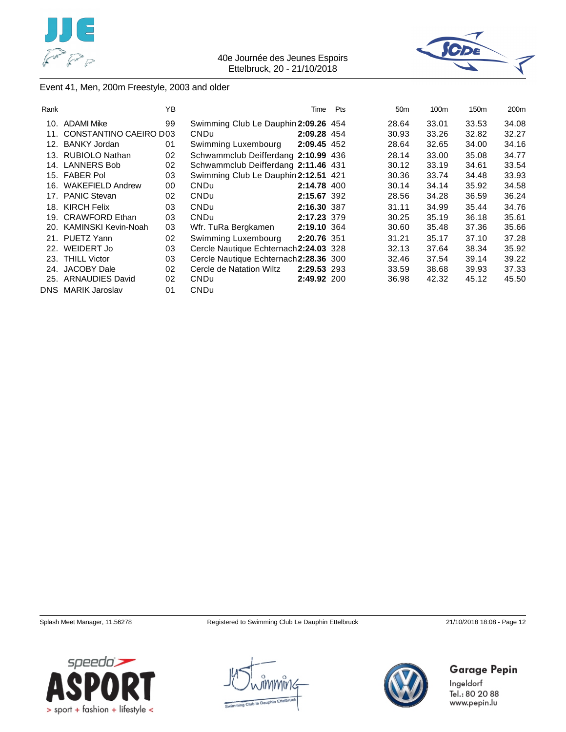40e Journée des Jeunes Espoirs
Ettelbruck, 20 - 21/10/2018

Event 41, Men, 200m Freestyle, 2003 and older

| Rank | | YB | | Time | Pts | 50m | 100m | 150m | 200m |
|---|---|---|---|---|---|---|---|---|---|
| 10. | ADAMI Mike | 99 | Swimming Club Le Dauphin | **2:09.26** | 454 | 28.64 | 33.01 | 33.53 | 34.08 |
| 11. | CONSTANTINO CAEIRO D | 03 | CNDu | **2:09.28** | 454 | 30.93 | 33.26 | 32.82 | 32.27 |
| 12. | BANKY Jordan | 01 | Swimming Luxembourg | **2:09.45** | 452 | 28.64 | 32.65 | 34.00 | 34.16 |
| 13. | RUBIOLO Nathan | 02 | Schwammclub Deifferdang | **2:10.99** | 436 | 28.14 | 33.00 | 35.08 | 34.77 |
| 14. | LANNERS Bob | 02 | Schwammclub Deifferdang | **2:11.46** | 431 | 30.12 | 33.19 | 34.61 | 33.54 |
| 15. | FABER Pol | 03 | Swimming Club Le Dauphin | **2:12.51** | 421 | 30.36 | 33.74 | 34.48 | 33.93 |
| 16. | WAKEFIELD Andrew | 00 | CNDu | **2:14.78** | 400 | 30.14 | 34.14 | 35.92 | 34.58 |
| 17. | PANIC Stevan | 02 | CNDu | **2:15.67** | 392 | 28.56 | 34.28 | 36.59 | 36.24 |
| 18. | KIRCH Felix | 03 | CNDu | **2:16.30** | 387 | 31.11 | 34.99 | 35.44 | 34.76 |
| 19. | CRAWFORD Ethan | 03 | CNDu | **2:17.23** | 379 | 30.25 | 35.19 | 36.18 | 35.61 |
| 20. | KAMINSKI Kevin-Noah | 03 | Wfr. TuRa Bergkamen | **2:19.10** | 364 | 30.60 | 35.48 | 37.36 | 35.66 |
| 21. | PUETZ Yann | 02 | Swimming Luxembourg | **2:20.76** | 351 | 31.21 | 35.17 | 37.10 | 37.28 |
| 22. | WEIDERT Jo | 03 | Cercle Nautique Echternach | **2:24.03** | 328 | 32.13 | 37.64 | 38.34 | 35.92 |
| 23. | THILL Victor | 03 | Cercle Nautique Echternach | **2:28.36** | 300 | 32.46 | 37.54 | 39.14 | 39.22 |
| 24. | JACOBY Dale | 02 | Cercle de Natation Wiltz | **2:29.53** | 293 | 33.59 | 38.68 | 39.93 | 37.33 |
| 25. | ARNAUDIES David | 02 | CNDu | **2:49.92** | 200 | 36.98 | 42.32 | 45.12 | 45.50 |
| DNS | MARIK Jaroslav | 01 | CNDu | | | | | | |

Splash Meet Manager, 11.56278 — Registered to Swimming Club Le Dauphin Ettelbruck — 21/10/2018 18:08 - Page 12

speedo ASPORT > sport + fashion + lifestyle <

Swimming Club le Dauphin Ettelbruck

Garage Pepin
Ingeldorf
Tel.: 80 20 88
www.pepin.lu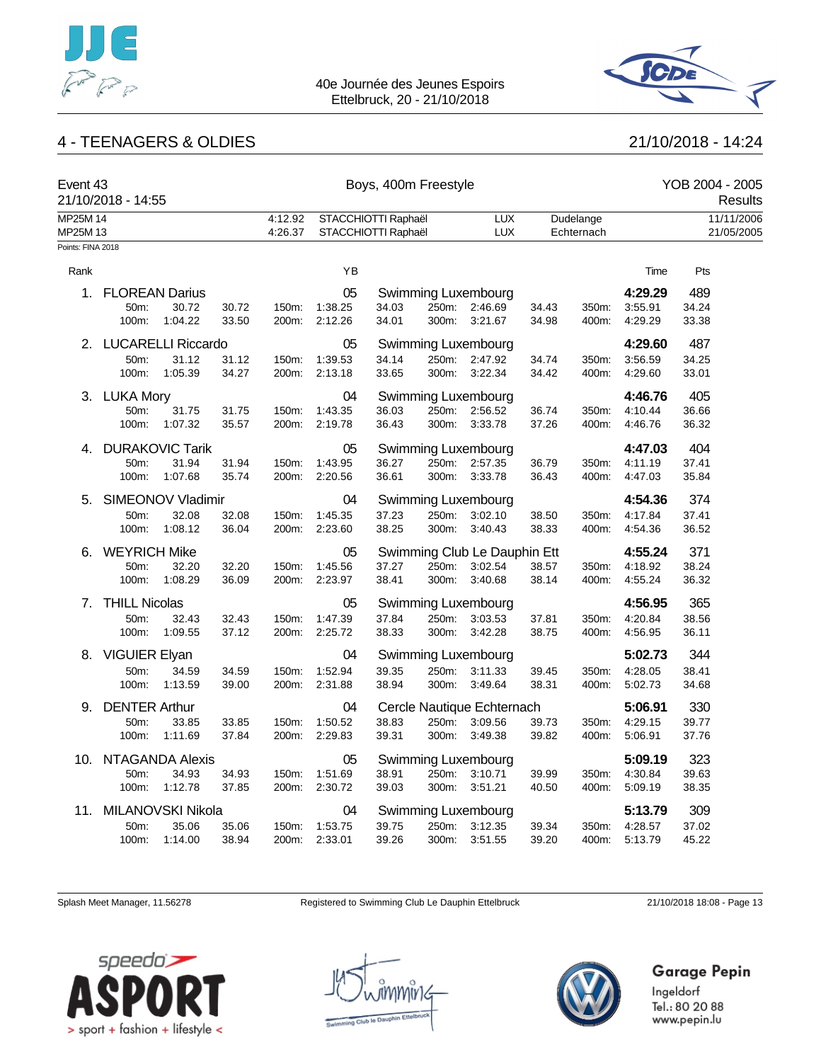## 4 - TEENAGERS & OLDIES

21/10/2018 - 14:24

**Event 43** — Boys, 400m Freestyle — YOB 2004 - 2005

21/10/2018 - 14:55 — Results

| | | | | | |
|---|---|---|---|---|---|
| MP25M 14 | 4:12.92 | STACCHIOTTI Raphaël | LUX | Dudelange | 11/11/2006 |
| MP25M 13 | 4:26.37 | STACCHIOTTI Raphaël | LUX | Echternach | 21/05/2005 |

Points: FINA 2018

| Rank | Name | YB | Club | Time | Pts |
|---|---|---|---|---|---|
| 1. | FLOREAN Darius | 05 | Swimming Luxembourg | **4:29.29** | 489 |
| | 50m: 30.72 (30.72) · 100m: 1:04.22 (33.50) · 150m: 1:38.25 (34.03) · 200m: 2:12.26 (34.01) · 250m: 2:46.69 (34.43) · 300m: 3:21.67 (34.98) · 350m: 3:55.91 (34.24) · 400m: 4:29.29 (33.38) | | | | |
| 2. | LUCARELLI Riccardo | 05 | Swimming Luxembourg | **4:29.60** | 487 |
| | 50m: 31.12 (31.12) · 100m: 1:05.39 (34.27) · 150m: 1:39.53 (34.14) · 200m: 2:13.18 (33.65) · 250m: 2:47.92 (34.74) · 300m: 3:22.34 (34.42) · 350m: 3:56.59 (34.25) · 400m: 4:29.60 (33.01) | | | | |
| 3. | LUKA Mory | 04 | Swimming Luxembourg | **4:46.76** | 405 |
| | 50m: 31.75 (31.75) · 100m: 1:07.32 (35.57) · 150m: 1:43.35 (36.03) · 200m: 2:19.78 (36.43) · 250m: 2:56.52 (36.74) · 300m: 3:33.78 (37.26) · 350m: 4:10.44 (36.66) · 400m: 4:46.76 (36.32) | | | | |
| 4. | DURAKOVIC Tarik | 05 | Swimming Luxembourg | **4:47.03** | 404 |
| | 50m: 31.94 (31.94) · 100m: 1:07.68 (35.74) · 150m: 1:43.95 (36.27) · 200m: 2:20.56 (36.61) · 250m: 2:57.35 (36.79) · 300m: 3:33.78 (36.43) · 350m: 4:11.19 (37.41) · 400m: 4:47.03 (35.84) | | | | |
| 5. | SIMEONOV Vladimir | 04 | Swimming Luxembourg | **4:54.36** | 374 |
| | 50m: 32.08 (32.08) · 100m: 1:08.12 (36.04) · 150m: 1:45.35 (37.23) · 200m: 2:23.60 (38.25) · 250m: 3:02.10 (38.50) · 300m: 3:40.43 (38.33) · 350m: 4:17.84 (37.41) · 400m: 4:54.36 (36.52) | | | | |
| 6. | WEYRICH Mike | 05 | Swimming Club Le Dauphin Ett | **4:55.24** | 371 |
| | 50m: 32.20 (32.20) · 100m: 1:08.29 (36.09) · 150m: 1:45.56 (37.27) · 200m: 2:23.97 (38.41) · 250m: 3:02.54 (38.57) · 300m: 3:40.68 (38.14) · 350m: 4:18.92 (38.24) · 400m: 4:55.24 (36.32) | | | | |
| 7. | THILL Nicolas | 05 | Swimming Luxembourg | **4:56.95** | 365 |
| | 50m: 32.43 (32.43) · 100m: 1:09.55 (37.12) · 150m: 1:47.39 (37.84) · 200m: 2:25.72 (38.33) · 250m: 3:03.53 (37.81) · 300m: 3:42.28 (38.75) · 350m: 4:20.84 (38.56) · 400m: 4:56.95 (36.11) | | | | |
| 8. | VIGUIER Elyan | 04 | Swimming Luxembourg | **5:02.73** | 344 |
| | 50m: 34.59 (34.59) · 100m: 1:13.59 (39.00) · 150m: 1:52.94 (39.35) · 200m: 2:31.88 (38.94) · 250m: 3:11.33 (39.45) · 300m: 3:49.64 (38.31) · 350m: 4:28.05 (38.41) · 400m: 5:02.73 (34.68) | | | | |
| 9. | DENTER Arthur | 04 | Cercle Nautique Echternach | **5:06.91** | 330 |
| | 50m: 33.85 (33.85) · 100m: 1:11.69 (37.84) · 150m: 1:50.52 (38.83) · 200m: 2:29.83 (39.31) · 250m: 3:09.56 (39.73) · 300m: 3:49.38 (39.82) · 350m: 4:29.15 (39.77) · 400m: 5:06.91 (37.76) | | | | |
| 10. | NTAGANDA Alexis | 05 | Swimming Luxembourg | **5:09.19** | 323 |
| | 50m: 34.93 (34.93) · 100m: 1:12.78 (37.85) · 150m: 1:51.69 (38.91) · 200m: 2:30.72 (39.03) · 250m: 3:10.71 (39.99) · 300m: 3:51.21 (40.50) · 350m: 4:30.84 (39.63) · 400m: 5:09.19 (38.35) | | | | |
| 11. | MILANOVSKI Nikola | 04 | Swimming Luxembourg | **5:13.79** | 309 |
| | 50m: 35.06 (35.06) · 100m: 1:14.00 (38.94) · 150m: 1:53.75 (39.75) · 200m: 2:33.01 (39.26) · 250m: 3:12.35 (39.34) · 300m: 3:51.55 (39.20) · 350m: 4:28.57 (37.02) · 400m: 5:13.79 (45.22) | | | | |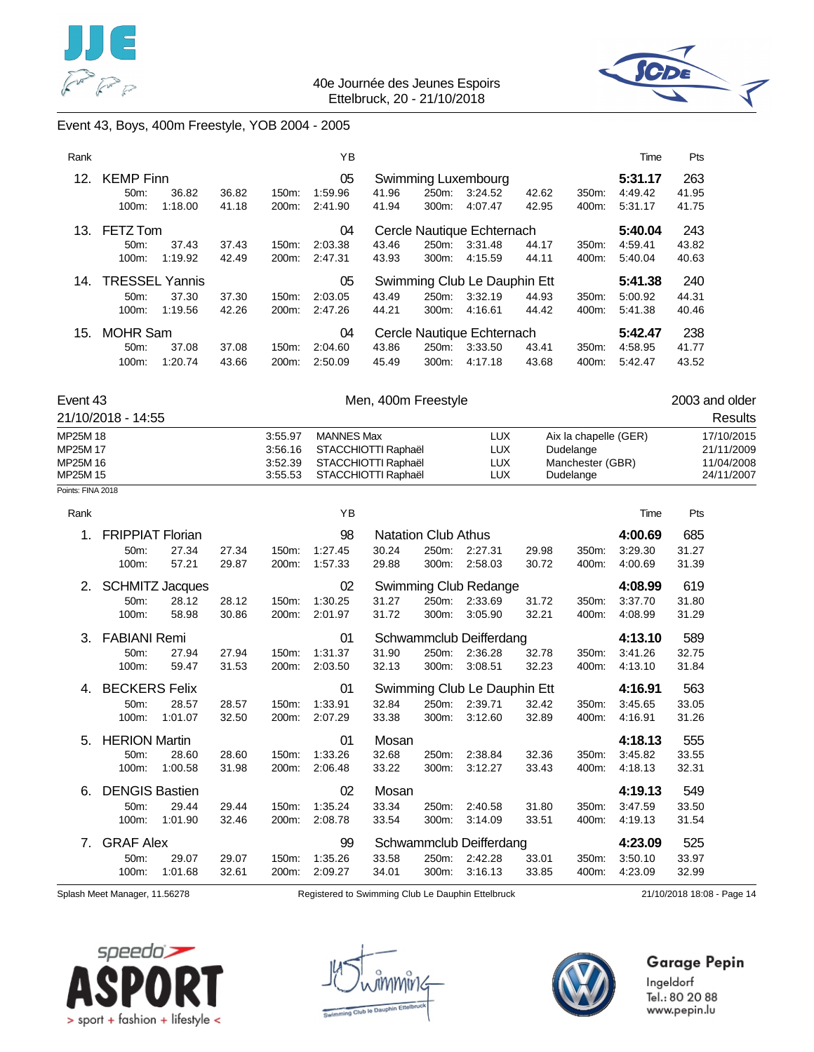## Event 43, Boys, 400m Freestyle, YOB 2004 - 2005

| Rank | | | | | YB | | | | | | Time | Pts |
|---|---|---|---|---|---|---|---|---|---|---|---|---|
| 12. | KEMP Finn | | | | 05 | Swimming Luxembourg | | | | | **5:31.17** | 263 |
| | 50m: | 36.82 | 36.82 | 150m: | 1:59.96 | 41.96 | 250m: | 3:24.52 | 42.62 | 350m: | 4:49.42 | 41.95 |
| | 100m: | 1:18.00 | 41.18 | 200m: | 2:41.90 | 41.94 | 300m: | 4:07.47 | 42.95 | 400m: | 5:31.17 | 41.75 |
| 13. | FETZ Tom | | | | 04 | Cercle Nautique Echternach | | | | | **5:40.04** | 243 |
| | 50m: | 37.43 | 37.43 | 150m: | 2:03.38 | 43.46 | 250m: | 3:31.48 | 44.17 | 350m: | 4:59.41 | 43.82 |
| | 100m: | 1:19.92 | 42.49 | 200m: | 2:47.31 | 43.93 | 300m: | 4:15.59 | 44.11 | 400m: | 5:40.04 | 40.63 |
| 14. | TRESSEL Yannis | | | | 05 | Swimming Club Le Dauphin Ett | | | | | **5:41.38** | 240 |
| | 50m: | 37.30 | 37.30 | 150m: | 2:03.05 | 43.49 | 250m: | 3:32.19 | 44.93 | 350m: | 5:00.92 | 44.31 |
| | 100m: | 1:19.56 | 42.26 | 200m: | 2:47.26 | 44.21 | 300m: | 4:16.61 | 44.42 | 400m: | 5:41.38 | 40.46 |
| 15. | MOHR Sam | | | | 04 | Cercle Nautique Echternach | | | | | **5:42.47** | 238 |
| | 50m: | 37.08 | 37.08 | 150m: | 2:04.60 | 43.86 | 250m: | 3:33.50 | 43.41 | 350m: | 4:58.95 | 41.77 |
| | 100m: | 1:20.74 | 43.66 | 200m: | 2:50.09 | 45.49 | 300m: | 4:17.18 | 43.68 | 400m: | 5:42.47 | 43.52 |

## Event 43 — Men, 400m Freestyle — 2003 and older

21/10/2018 - 14:55 — Results

| | | | | | |
|---|---|---|---|---|---|
| MP25M 18 | 3:55.97 | MANNES Max | LUX | Aix la chapelle (GER) | 17/10/2015 |
| MP25M 17 | 3:56.16 | STACCHIOTTI Raphaël | LUX | Dudelange | 21/11/2009 |
| MP25M 16 | 3:52.39 | STACCHIOTTI Raphaël | LUX | Manchester (GBR) | 11/04/2008 |
| MP25M 15 | 3:55.53 | STACCHIOTTI Raphaël | LUX | Dudelange | 24/11/2007 |

Points: FINA 2018

| Rank | | | | | YB | | | | | | Time | Pts |
|---|---|---|---|---|---|---|---|---|---|---|---|---|
| 1. | FRIPPIAT Florian | | | | 98 | Natation Club Athus | | | | | **4:00.69** | 685 |
| | 50m: | 27.34 | 27.34 | 150m: | 1:27.45 | 30.24 | 250m: | 2:27.31 | 29.98 | 350m: | 3:29.30 | 31.27 |
| | 100m: | 57.21 | 29.87 | 200m: | 1:57.33 | 29.88 | 300m: | 2:58.03 | 30.72 | 400m: | 4:00.69 | 31.39 |
| 2. | SCHMITZ Jacques | | | | 02 | Swimming Club Redange | | | | | **4:08.99** | 619 |
| | 50m: | 28.12 | 28.12 | 150m: | 1:30.25 | 31.27 | 250m: | 2:33.69 | 31.72 | 350m: | 3:37.70 | 31.80 |
| | 100m: | 58.98 | 30.86 | 200m: | 2:01.97 | 31.72 | 300m: | 3:05.90 | 32.21 | 400m: | 4:08.99 | 31.29 |
| 3. | FABIANI Remi | | | | 01 | Schwammclub Deifferdang | | | | | **4:13.10** | 589 |
| | 50m: | 27.94 | 27.94 | 150m: | 1:31.37 | 31.90 | 250m: | 2:36.28 | 32.78 | 350m: | 3:41.26 | 32.75 |
| | 100m: | 59.47 | 31.53 | 200m: | 2:03.50 | 32.13 | 300m: | 3:08.51 | 32.23 | 400m: | 4:13.10 | 31.84 |
| 4. | BECKERS Felix | | | | 01 | Swimming Club Le Dauphin Ett | | | | | **4:16.91** | 563 |
| | 50m: | 28.57 | 28.57 | 150m: | 1:33.91 | 32.84 | 250m: | 2:39.71 | 32.42 | 350m: | 3:45.65 | 33.05 |
| | 100m: | 1:01.07 | 32.50 | 200m: | 2:07.29 | 33.38 | 300m: | 3:12.60 | 32.89 | 400m: | 4:16.91 | 31.26 |
| 5. | HERION Martin | | | | 01 | Mosan | | | | | **4:18.13** | 555 |
| | 50m: | 28.60 | 28.60 | 150m: | 1:33.26 | 32.68 | 250m: | 2:38.84 | 32.36 | 350m: | 3:45.82 | 33.55 |
| | 100m: | 1:00.58 | 31.98 | 200m: | 2:06.48 | 33.22 | 300m: | 3:12.27 | 33.43 | 400m: | 4:18.13 | 32.31 |
| 6. | DENGIS Bastien | | | | 02 | Mosan | | | | | **4:19.13** | 549 |
| | 50m: | 29.44 | 29.44 | 150m: | 1:35.24 | 33.34 | 250m: | 2:40.58 | 31.80 | 350m: | 3:47.59 | 33.50 |
| | 100m: | 1:01.90 | 32.46 | 200m: | 2:08.78 | 33.54 | 300m: | 3:14.09 | 33.51 | 400m: | 4:19.13 | 31.54 |
| 7. | GRAF Alex | | | | 99 | Schwammclub Deifferdang | | | | | **4:23.09** | 525 |
| | 50m: | 29.07 | 29.07 | 150m: | 1:35.26 | 33.58 | 250m: | 2:42.28 | 33.01 | 350m: | 3:50.10 | 33.97 |
| | 100m: | 1:01.68 | 32.61 | 200m: | 2:09.27 | 34.01 | 300m: | 3:16.13 | 33.85 | 400m: | 4:23.09 | 32.99 |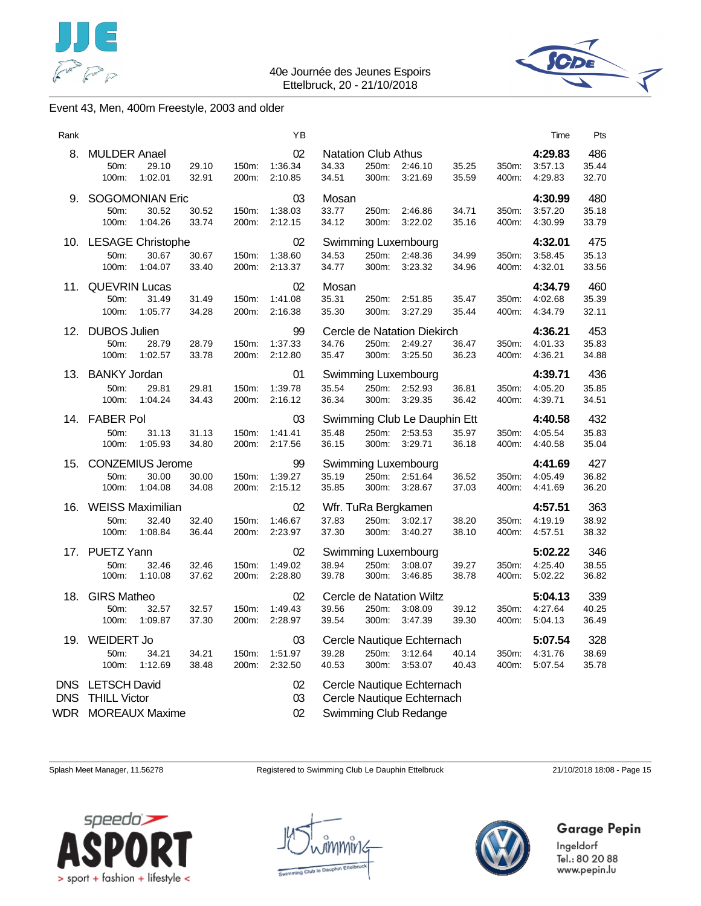40e Journée des Jeunes Espoirs
Ettelbruck, 20 - 21/10/2018

## Event 43, Men, 400m Freestyle, 2003 and older

| Rank | | | | | | YB | | | | | | | | Time | Pts |
|---|---|---|---|---|---|---|---|---|---|---|---|---|---|---|---|
| 8. | MULDER Anael | | | | | 02 | Natation Club Athus | | | | | | | **4:29.83** | 486 |
| | 50m: | 29.10 | 29.10 | 150m: | 1:36.34 | | 34.33 | 250m: | 2:46.10 | 35.25 | | 350m: | 3:57.13 | | 35.44 |
| | 100m: | 1:02.01 | 32.91 | 200m: | 2:10.85 | | 34.51 | 300m: | 3:21.69 | 35.59 | | 400m: | 4:29.83 | | 32.70 |
| 9. | SOGOMONIAN Eric | | | | | 03 | Mosan | | | | | | | **4:30.99** | 480 |
| | 50m: | 30.52 | 30.52 | 150m: | 1:38.03 | | 33.77 | 250m: | 2:46.86 | 34.71 | | 350m: | 3:57.20 | | 35.18 |
| | 100m: | 1:04.26 | 33.74 | 200m: | 2:12.15 | | 34.12 | 300m: | 3:22.02 | 35.16 | | 400m: | 4:30.99 | | 33.79 |
| 10. | LESAGE Christophe | | | | | 02 | Swimming Luxembourg | | | | | | | **4:32.01** | 475 |
| | 50m: | 30.67 | 30.67 | 150m: | 1:38.60 | | 34.53 | 250m: | 2:48.36 | 34.99 | | 350m: | 3:58.45 | | 35.13 |
| | 100m: | 1:04.07 | 33.40 | 200m: | 2:13.37 | | 34.77 | 300m: | 3:23.32 | 34.96 | | 400m: | 4:32.01 | | 33.56 |
| 11. | QUEVRIN Lucas | | | | | 02 | Mosan | | | | | | | **4:34.79** | 460 |
| | 50m: | 31.49 | 31.49 | 150m: | 1:41.08 | | 35.31 | 250m: | 2:51.85 | 35.47 | | 350m: | 4:02.68 | | 35.39 |
| | 100m: | 1:05.77 | 34.28 | 200m: | 2:16.38 | | 35.30 | 300m: | 3:27.29 | 35.44 | | 400m: | 4:34.79 | | 32.11 |
| 12. | DUBOS Julien | | | | | 99 | Cercle de Natation Diekirch | | | | | | | **4:36.21** | 453 |
| | 50m: | 28.79 | 28.79 | 150m: | 1:37.33 | | 34.76 | 250m: | 2:49.27 | 36.47 | | 350m: | 4:01.33 | | 35.83 |
| | 100m: | 1:02.57 | 33.78 | 200m: | 2:12.80 | | 35.47 | 300m: | 3:25.50 | 36.23 | | 400m: | 4:36.21 | | 34.88 |
| 13. | BANKY Jordan | | | | | 01 | Swimming Luxembourg | | | | | | | **4:39.71** | 436 |
| | 50m: | 29.81 | 29.81 | 150m: | 1:39.78 | | 35.54 | 250m: | 2:52.93 | 36.81 | | 350m: | 4:05.20 | | 35.85 |
| | 100m: | 1:04.24 | 34.43 | 200m: | 2:16.12 | | 36.34 | 300m: | 3:29.35 | 36.42 | | 400m: | 4:39.71 | | 34.51 |
| 14. | FABER Pol | | | | | 03 | Swimming Club Le Dauphin Ett | | | | | | | **4:40.58** | 432 |
| | 50m: | 31.13 | 31.13 | 150m: | 1:41.41 | | 35.48 | 250m: | 2:53.53 | 35.97 | | 350m: | 4:05.54 | | 35.83 |
| | 100m: | 1:05.93 | 34.80 | 200m: | 2:17.56 | | 36.15 | 300m: | 3:29.71 | 36.18 | | 400m: | 4:40.58 | | 35.04 |
| 15. | CONZEMIUS Jerome | | | | | 99 | Swimming Luxembourg | | | | | | | **4:41.69** | 427 |
| | 50m: | 30.00 | 30.00 | 150m: | 1:39.27 | | 35.19 | 250m: | 2:51.64 | 36.52 | | 350m: | 4:05.49 | | 36.82 |
| | 100m: | 1:04.08 | 34.08 | 200m: | 2:15.12 | | 35.85 | 300m: | 3:28.67 | 37.03 | | 400m: | 4:41.69 | | 36.20 |
| 16. | WEISS Maximilian | | | | | 02 | Wfr. TuRa Bergkamen | | | | | | | **4:57.51** | 363 |
| | 50m: | 32.40 | 32.40 | 150m: | 1:46.67 | | 37.83 | 250m: | 3:02.17 | 38.20 | | 350m: | 4:19.19 | | 38.92 |
| | 100m: | 1:08.84 | 36.44 | 200m: | 2:23.97 | | 37.30 | 300m: | 3:40.27 | 38.10 | | 400m: | 4:57.51 | | 38.32 |
| 17. | PUETZ Yann | | | | | 02 | Swimming Luxembourg | | | | | | | **5:02.22** | 346 |
| | 50m: | 32.46 | 32.46 | 150m: | 1:49.02 | | 38.94 | 250m: | 3:08.07 | 39.27 | | 350m: | 4:25.40 | | 38.55 |
| | 100m: | 1:10.08 | 37.62 | 200m: | 2:28.80 | | 39.78 | 300m: | 3:46.85 | 38.78 | | 400m: | 5:02.22 | | 36.82 |
| 18. | GIRS Matheo | | | | | 02 | Cercle de Natation Wiltz | | | | | | | **5:04.13** | 339 |
| | 50m: | 32.57 | 32.57 | 150m: | 1:49.43 | | 39.56 | 250m: | 3:08.09 | 39.12 | | 350m: | 4:27.64 | | 40.25 |
| | 100m: | 1:09.87 | 37.30 | 200m: | 2:28.97 | | 39.54 | 300m: | 3:47.39 | 39.30 | | 400m: | 5:04.13 | | 36.49 |
| 19. | WEIDERT Jo | | | | | 03 | Cercle Nautique Echternach | | | | | | | **5:07.54** | 328 |
| | 50m: | 34.21 | 34.21 | 150m: | 1:51.97 | | 39.28 | 250m: | 3:12.64 | 40.14 | | 350m: | 4:31.76 | | 38.69 |
| | 100m: | 1:12.69 | 38.48 | 200m: | 2:32.50 | | 40.53 | 300m: | 3:53.07 | 40.43 | | 400m: | 5:07.54 | | 35.78 |
| DNS | LETSCH David | | | | | 02 | Cercle Nautique Echternach | | | | | | | | |
| DNS | THILL Victor | | | | | 03 | Cercle Nautique Echternach | | | | | | | | |
| WDR | MOREAUX Maxime | | | | | 02 | Swimming Club Redange | | | | | | | | |

Splash Meet Manager, 11.56278 — Registered to Swimming Club Le Dauphin Ettelbruck — 21/10/2018 18:08 - Page 15

Garage Pepin
Ingeldorf
Tel.: 80 20 88
www.pepin.lu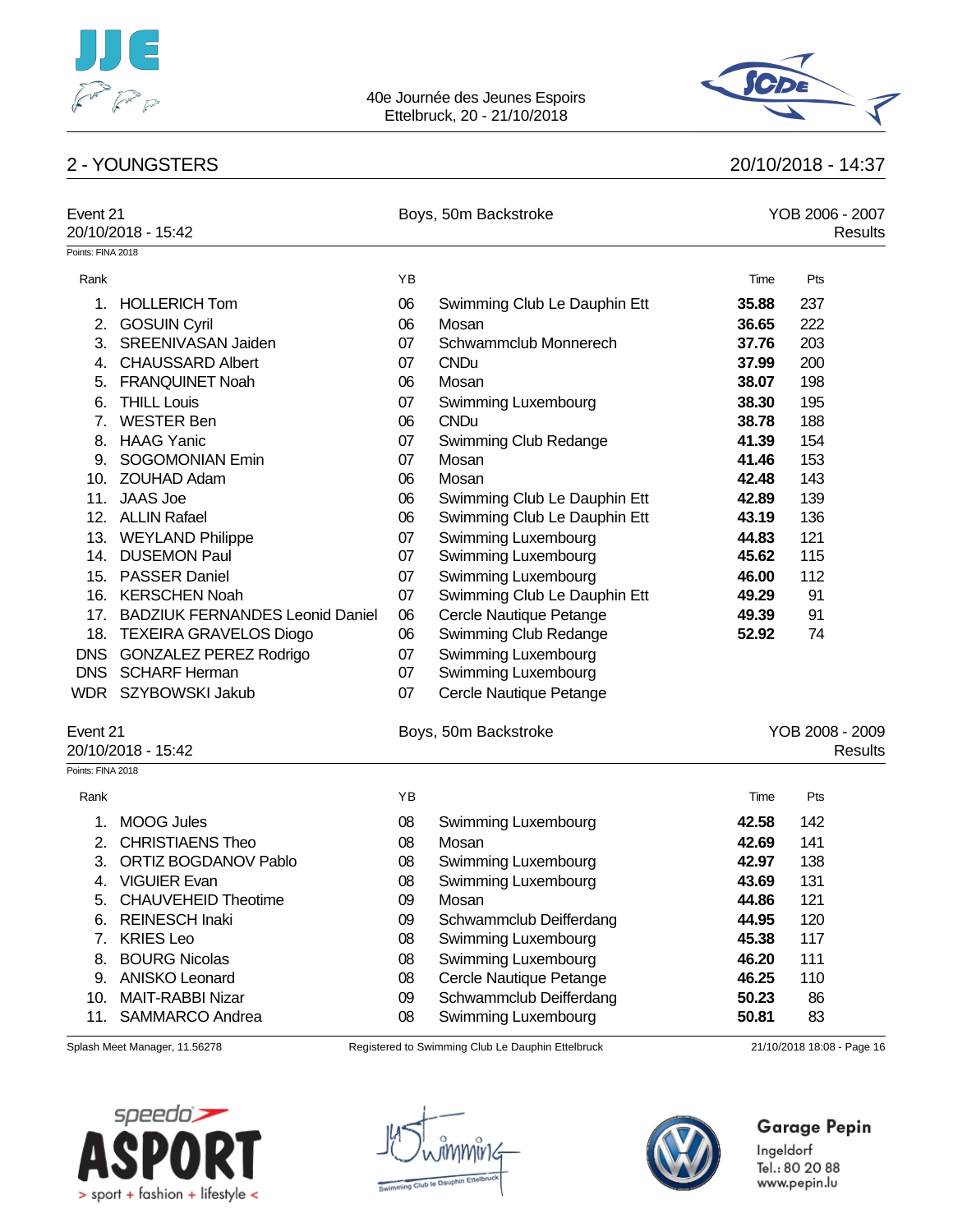40e Journée des Jeunes Espoirs
Ettelbruck, 20 - 21/10/2018

## 2 - YOUNGSTERS

20/10/2018 - 14:37

### Event 21 — Boys, 50m Backstroke — YOB 2006 - 2007

20/10/2018 - 15:42 — Results

Points: FINA 2018

| Rank | | YB | | Time | Pts |
|---|---|---|---|---|---|
| 1. | HOLLERICH Tom | 06 | Swimming Club Le Dauphin Ett | **35.88** | 237 |
| 2. | GOSUIN Cyril | 06 | Mosan | **36.65** | 222 |
| 3. | SREENIVASAN Jaiden | 07 | Schwammclub Monnerech | **37.76** | 203 |
| 4. | CHAUSSARD Albert | 07 | CNDu | **37.99** | 200 |
| 5. | FRANQUINET Noah | 06 | Mosan | **38.07** | 198 |
| 6. | THILL Louis | 07 | Swimming Luxembourg | **38.30** | 195 |
| 7. | WESTER Ben | 06 | CNDu | **38.78** | 188 |
| 8. | HAAG Yanic | 07 | Swimming Club Redange | **41.39** | 154 |
| 9. | SOGOMONIAN Emin | 07 | Mosan | **41.46** | 153 |
| 10. | ZOUHAD Adam | 06 | Mosan | **42.48** | 143 |
| 11. | JAAS Joe | 06 | Swimming Club Le Dauphin Ett | **42.89** | 139 |
| 12. | ALLIN Rafael | 06 | Swimming Club Le Dauphin Ett | **43.19** | 136 |
| 13. | WEYLAND Philippe | 07 | Swimming Luxembourg | **44.83** | 121 |
| 14. | DUSEMON Paul | 07 | Swimming Luxembourg | **45.62** | 115 |
| 15. | PASSER Daniel | 07 | Swimming Luxembourg | **46.00** | 112 |
| 16. | KERSCHEN Noah | 07 | Swimming Club Le Dauphin Ett | **49.29** | 91 |
| 17. | BADZIUK FERNANDES Leonid Daniel | 06 | Cercle Nautique Petange | **49.39** | 91 |
| 18. | TEXEIRA GRAVELOS Diogo | 06 | Swimming Club Redange | **52.92** | 74 |
| DNS | GONZALEZ PEREZ Rodrigo | 07 | Swimming Luxembourg | | |
| DNS | SCHARF Herman | 07 | Swimming Luxembourg | | |
| WDR | SZYBOWSKI Jakub | 07 | Cercle Nautique Petange | | |

### Event 21 — Boys, 50m Backstroke — YOB 2008 - 2009

20/10/2018 - 15:42 — Results

Points: FINA 2018

| Rank | | YB | | Time | Pts |
|---|---|---|---|---|---|
| 1. | MOOG Jules | 08 | Swimming Luxembourg | **42.58** | 142 |
| 2. | CHRISTIAENS Theo | 08 | Mosan | **42.69** | 141 |
| 3. | ORTIZ BOGDANOV Pablo | 08 | Swimming Luxembourg | **42.97** | 138 |
| 4. | VIGUIER Evan | 08 | Swimming Luxembourg | **43.69** | 131 |
| 5. | CHAUVEHEID Theotime | 09 | Mosan | **44.86** | 121 |
| 6. | REINESCH Inaki | 09 | Schwammclub Deifferdang | **44.95** | 120 |
| 7. | KRIES Leo | 08 | Swimming Luxembourg | **45.38** | 117 |
| 8. | BOURG Nicolas | 08 | Swimming Luxembourg | **46.20** | 111 |
| 9. | ANISKO Leonard | 08 | Cercle Nautique Petange | **46.25** | 110 |
| 10. | MAIT-RABBI Nizar | 09 | Schwammclub Deifferdang | **50.23** | 86 |
| 11. | SAMMARCO Andrea | 08 | Swimming Luxembourg | **50.81** | 83 |

Splash Meet Manager, 11.56278 — Registered to Swimming Club Le Dauphin Ettelbruck — 21/10/2018 18:08

Garage Pepin
Ingeldorf
Tel.: 80 20 88
www.pepin.lu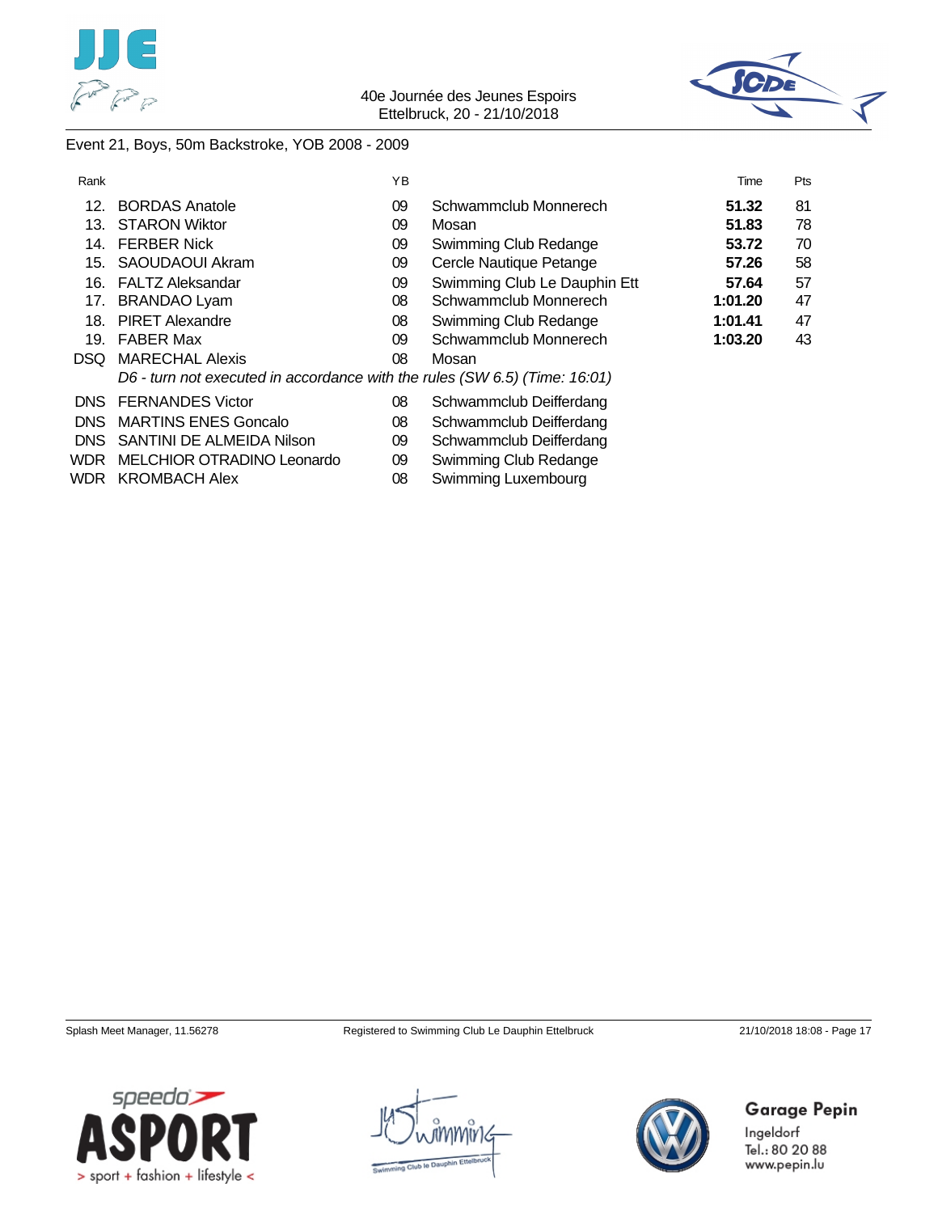Event 21, Boys, 50m Backstroke, YOB 2008 - 2009

| Rank | | YB | | Time | Pts |
|---|---|---|---|---|---|
| 12. | BORDAS Anatole | 09 | Schwammclub Monnerech | **51.32** | 81 |
| 13. | STARON Wiktor | 09 | Mosan | **51.83** | 78 |
| 14. | FERBER Nick | 09 | Swimming Club Redange | **53.72** | 70 |
| 15. | SAOUDAOUI Akram | 09 | Cercle Nautique Petange | **57.26** | 58 |
| 16. | FALTZ Aleksandar | 09 | Swimming Club Le Dauphin Ett | **57.64** | 57 |
| 17. | BRANDAO Lyam | 08 | Schwammclub Monnerech | **1:01.20** | 47 |
| 18. | PIRET Alexandre | 08 | Swimming Club Redange | **1:01.41** | 47 |
| 19. | FABER Max | 09 | Schwammclub Monnerech | **1:03.20** | 43 |
| DSQ | MARECHAL Alexis | 08 | Mosan | | |
| | *D6 - turn not executed in accordance with the rules (SW 6.5) (Time: 16:01)* | | | | |
| DNS | FERNANDES Victor | 08 | Schwammclub Deifferdang | | |
| DNS | MARTINS ENES Goncalo | 08 | Schwammclub Deifferdang | | |
| DNS | SANTINI DE ALMEIDA Nilson | 09 | Schwammclub Deifferdang | | |
| WDR | MELCHIOR OTRADINO Leonardo | 09 | Swimming Club Redange | | |
| WDR | KROMBACH Alex | 08 | Swimming Luxembourg | | |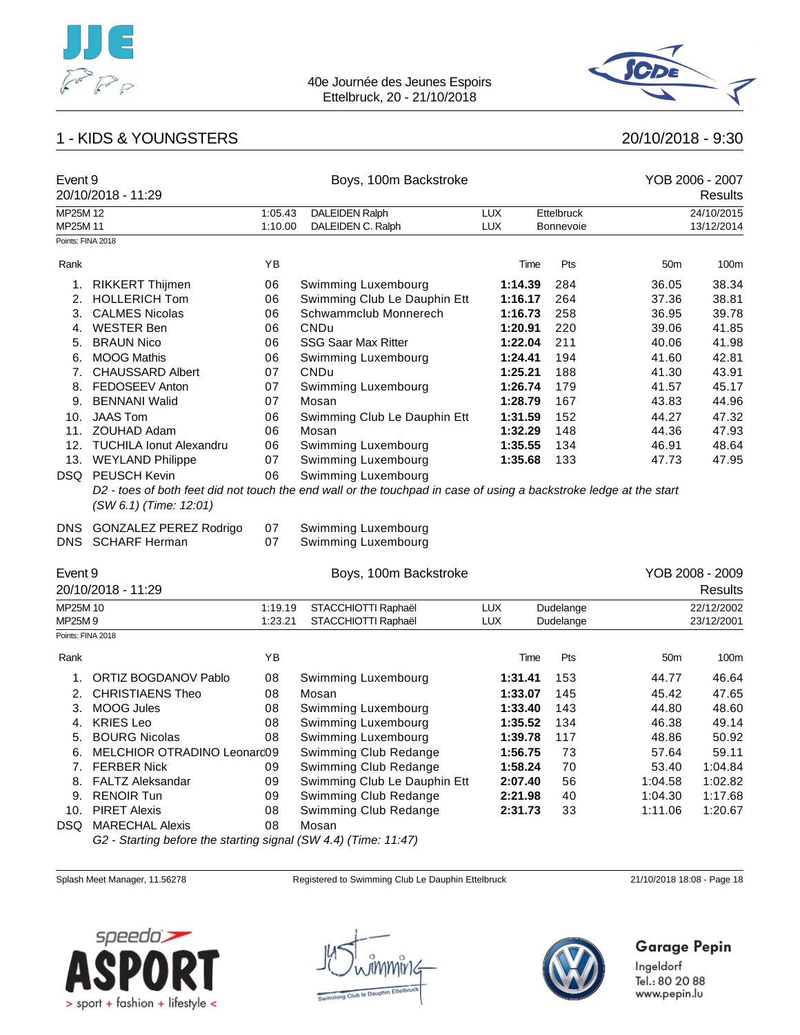## 1 - KIDS & YOUNGSTERS

20/10/2018 - 9:30

### Event 9 — Boys, 100m Backstroke — YOB 2006 - 2007

20/10/2018 - 11:29

Results

| | | | | | |
|---|---|---|---|---|---|
| MP25M 12 | 1:05.43 | DALEIDEN Ralph | LUX | Ettelbruck | 24/10/2015 |
| MP25M 11 | 1:10.00 | DALEIDEN C. Ralph | LUX | Bonnevoie | 13/12/2014 |

Points: FINA 2018

| Rank | | YB | | Time | Pts | 50m | 100m |
|---|---|---|---|---|---|---|---|
| 1. | RIKKERT Thijmen | 06 | Swimming Luxembourg | **1:14.39** | 284 | 36.05 | 38.34 |
| 2. | HOLLERICH Tom | 06 | Swimming Club Le Dauphin Ett | **1:16.17** | 264 | 37.36 | 38.81 |
| 3. | CALMES Nicolas | 06 | Schwammclub Monnerech | **1:16.73** | 258 | 36.95 | 39.78 |
| 4. | WESTER Ben | 06 | CNDu | **1:20.91** | 220 | 39.06 | 41.85 |
| 5. | BRAUN Nico | 06 | SSG Saar Max Ritter | **1:22.04** | 211 | 40.06 | 41.98 |
| 6. | MOOG Mathis | 06 | Swimming Luxembourg | **1:24.41** | 194 | 41.60 | 42.81 |
| 7. | CHAUSSARD Albert | 07 | CNDu | **1:25.21** | 188 | 41.30 | 43.91 |
| 8. | FEDOSEEV Anton | 07 | Swimming Luxembourg | **1:26.74** | 179 | 41.57 | 45.17 |
| 9. | BENNANI Walid | 07 | Mosan | **1:28.79** | 167 | 43.83 | 44.96 |
| 10. | JAAS Tom | 06 | Swimming Club Le Dauphin Ett | **1:31.59** | 152 | 44.27 | 47.32 |
| 11. | ZOUHAD Adam | 06 | Mosan | **1:32.29** | 148 | 44.36 | 47.93 |
| 12. | TUCHILA Ionut Alexandru | 06 | Swimming Luxembourg | **1:35.55** | 134 | 46.91 | 48.64 |
| 13. | WEYLAND Philippe | 07 | Swimming Luxembourg | **1:35.68** | 133 | 47.73 | 47.95 |
| DSQ | PEUSCH Kevin | 06 | Swimming Luxembourg | | | | |
| DNS | GONZALEZ PEREZ Rodrigo | 07 | Swimming Luxembourg | | | | |
| DNS | SCHARF Herman | 07 | Swimming Luxembourg | | | | |

PEUSCH Kevin (DSQ): *D2 - toes of both feet did not touch the end wall or the touchpad in case of using a backstroke ledge at the start (SW 6.1) (Time: 12:01)*

### Event 9 — Boys, 100m Backstroke — YOB 2008 - 2009

20/10/2018 - 11:29

Results

| | | | | | |
|---|---|---|---|---|---|
| MP25M 10 | 1:19.19 | STACCHIOTTI Raphaël | LUX | Dudelange | 22/12/2002 |
| MP25M 9 | 1:23.21 | STACCHIOTTI Raphaël | LUX | Dudelange | 23/12/2001 |

Points: FINA 2018

| Rank | | YB | | Time | Pts | 50m | 100m |
|---|---|---|---|---|---|---|---|
| 1. | ORTIZ BOGDANOV Pablo | 08 | Swimming Luxembourg | **1:31.41** | 153 | 44.77 | 46.64 |
| 2. | CHRISTIAENS Theo | 08 | Mosan | **1:33.07** | 145 | 45.42 | 47.65 |
| 3. | MOOG Jules | 08 | Swimming Luxembourg | **1:33.40** | 143 | 44.80 | 48.60 |
| 4. | KRIES Leo | 08 | Swimming Luxembourg | **1:35.52** | 134 | 46.38 | 49.14 |
| 5. | BOURG Nicolas | 08 | Swimming Luxembourg | **1:39.78** | 117 | 48.86 | 50.92 |
| 6. | MELCHIOR OTRADINO Leonard | 09 | Swimming Club Redange | **1:56.75** | 73 | 57.64 | 59.11 |
| 7. | FERBER Nick | 09 | Swimming Club Redange | **1:58.24** | 70 | 53.40 | 1:04.84 |
| 8. | FALTZ Aleksandar | 09 | Swimming Club Le Dauphin Ett | **2:07.40** | 56 | 1:04.58 | 1:02.82 |
| 9. | RENOIR Tun | 09 | Swimming Club Redange | **2:21.98** | 40 | 1:04.30 | 1:17.68 |
| 10. | PIRET Alexis | 08 | Swimming Club Redange | **2:31.73** | 33 | 1:11.06 | 1:20.67 |
| DSQ | MARECHAL Alexis | 08 | Mosan | | | | |

MARECHAL Alexis (DSQ): *G2 - Starting before the starting signal (SW 4.4) (Time: 11:47)*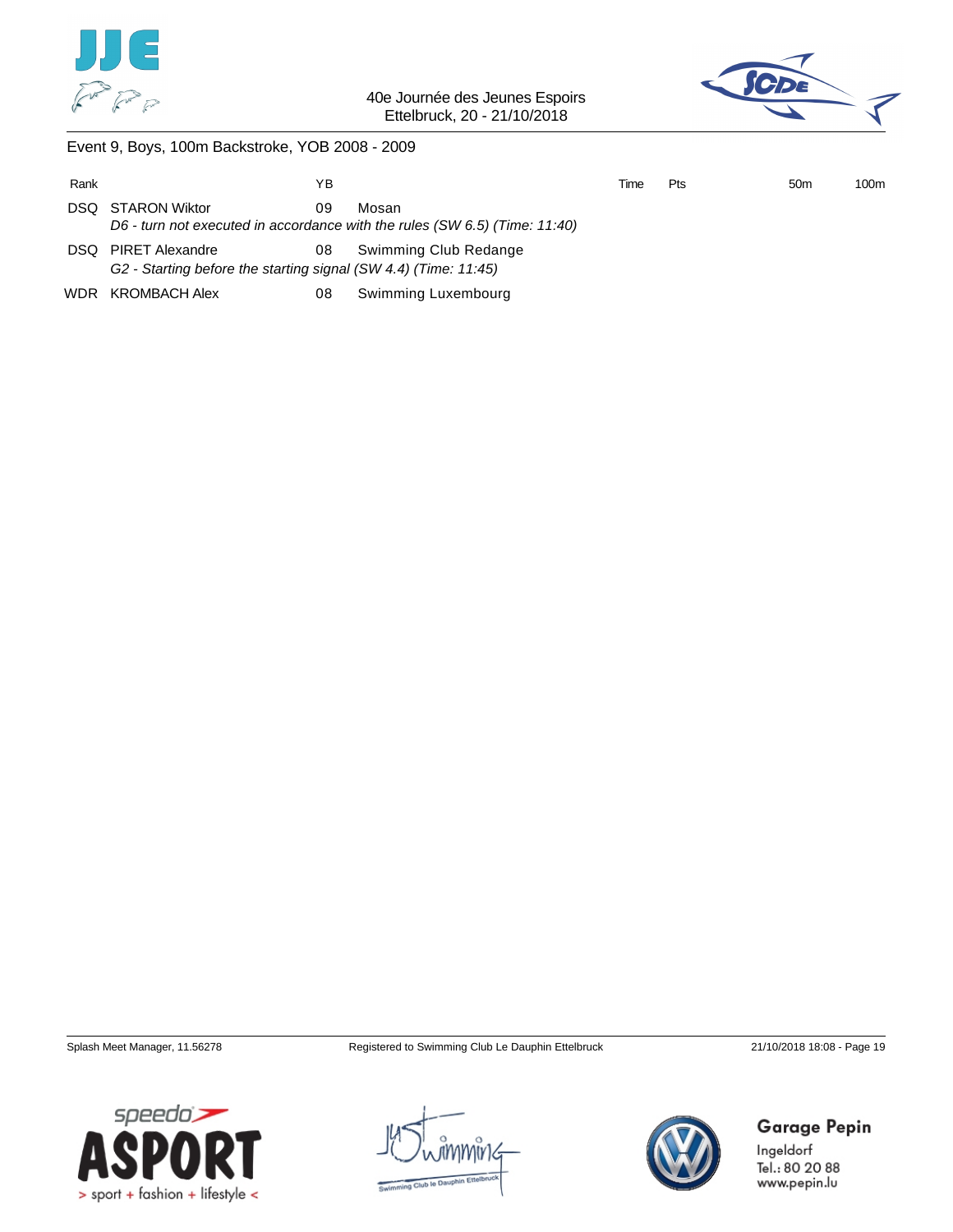40e Journée des Jeunes Espoirs
Ettelbruck, 20 - 21/10/2018

## Event 9, Boys, 100m Backstroke, YOB 2008 - 2009

| Rank | | YB | | Time | Pts | 50m | 100m |
|---|---|---|---|---|---|---|---|
| DSQ | STARON Wiktor | 09 | Mosan | | | | |
| | *D6 - turn not executed in accordance with the rules (SW 6.5) (Time: 11:40)* | | | | | | |
| DSQ | PIRET Alexandre | 08 | Swimming Club Redange | | | | |
| | *G2 - Starting before the starting signal (SW 4.4) (Time: 11:45)* | | | | | | |
| WDR | KROMBACH Alex | 08 | Swimming Luxembourg | | | | |

Splash Meet Manager, 11.56278 — Registered to Swimming Club Le Dauphin Ettelbruck — 21/10/2018 18:08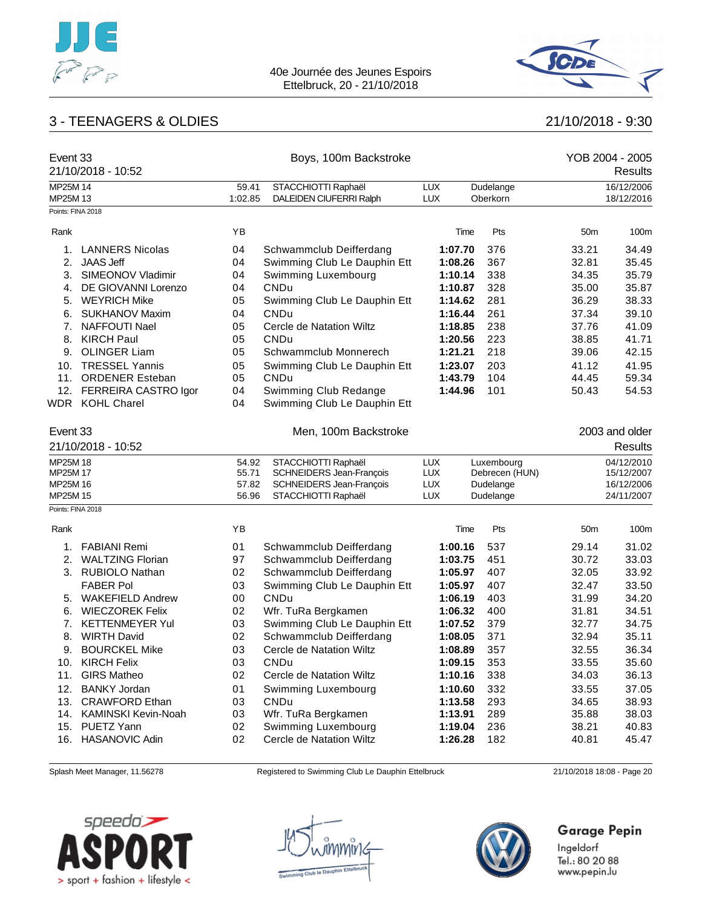## 3 - TEENAGERS & OLDIES

21/10/2018 - 9:30

### Event 33 — Boys, 100m Backstroke — YOB 2004 - 2005

21/10/2018 - 10:52 — Results

| | | | | | |
|---|---|---|---|---|---|
| MP25M 14 | 59.41 | STACCHIOTTI Raphaël | LUX | Dudelange | 16/12/2006 |
| MP25M 13 | 1:02.85 | DALEIDEN CIUFERRI Ralph | LUX | Oberkorn | 18/12/2016 |

Points: FINA 2018

| Rank | | YB | | Time | Pts | 50m | 100m |
|---|---|---|---|---|---|---|---|
| 1. | LANNERS Nicolas | 04 | Schwammclub Deifferdang | **1:07.70** | 376 | 33.21 | 34.49 |
| 2. | JAAS Jeff | 04 | Swimming Club Le Dauphin Ett | **1:08.26** | 367 | 32.81 | 35.45 |
| 3. | SIMEONOV Vladimir | 04 | Swimming Luxembourg | **1:10.14** | 338 | 34.35 | 35.79 |
| 4. | DE GIOVANNI Lorenzo | 04 | CNDu | **1:10.87** | 328 | 35.00 | 35.87 |
| 5. | WEYRICH Mike | 05 | Swimming Club Le Dauphin Ett | **1:14.62** | 281 | 36.29 | 38.33 |
| 6. | SUKHANOV Maxim | 04 | CNDu | **1:16.44** | 261 | 37.34 | 39.10 |
| 7. | NAFFOUTI Nael | 05 | Cercle de Natation Wiltz | **1:18.85** | 238 | 37.76 | 41.09 |
| 8. | KIRCH Paul | 05 | CNDu | **1:20.56** | 223 | 38.85 | 41.71 |
| 9. | OLINGER Liam | 05 | Schwammclub Monnerech | **1:21.21** | 218 | 39.06 | 42.15 |
| 10. | TRESSEL Yannis | 05 | Swimming Club Le Dauphin Ett | **1:23.07** | 203 | 41.12 | 41.95 |
| 11. | ORDENER Esteban | 05 | CNDu | **1:43.79** | 104 | 44.45 | 59.34 |
| 12. | FERREIRA CASTRO Igor | 04 | Swimming Club Redange | **1:44.96** | 101 | 50.43 | 54.53 |
| WDR | KOHL Charel | 04 | Swimming Club Le Dauphin Ett | | | | |

### Event 33 — Men, 100m Backstroke — 2003 and older

21/10/2018 - 10:52 — Results

| | | | | | |
|---|---|---|---|---|---|
| MP25M 18 | 54.92 | STACCHIOTTI Raphaël | LUX | Luxembourg | 04/12/2010 |
| MP25M 17 | 55.71 | SCHNEIDERS Jean-François | LUX | Debrecen (HUN) | 15/12/2007 |
| MP25M 16 | 57.82 | SCHNEIDERS Jean-François | LUX | Dudelange | 16/12/2006 |
| MP25M 15 | 56.96 | STACCHIOTTI Raphaël | LUX | Dudelange | 24/11/2007 |

Points: FINA 2018

| Rank | | YB | | Time | Pts | 50m | 100m |
|---|---|---|---|---|---|---|---|
| 1. | FABIANI Remi | 01 | Schwammclub Deifferdang | **1:00.16** | 537 | 29.14 | 31.02 |
| 2. | WALTZING Florian | 97 | Schwammclub Deifferdang | **1:03.75** | 451 | 30.72 | 33.03 |
| 3. | RUBIOLO Nathan | 02 | Schwammclub Deifferdang | **1:05.97** | 407 | 32.05 | 33.92 |
| | FABER Pol | 03 | Swimming Club Le Dauphin Ett | **1:05.97** | 407 | 32.47 | 33.50 |
| 5. | WAKEFIELD Andrew | 00 | CNDu | **1:06.19** | 403 | 31.99 | 34.20 |
| 6. | WIECZOREK Felix | 02 | Wfr. TuRa Bergkamen | **1:06.32** | 400 | 31.81 | 34.51 |
| 7. | KETTENMEYER Yul | 03 | Swimming Club Le Dauphin Ett | **1:07.52** | 379 | 32.77 | 34.75 |
| 8. | WIRTH David | 02 | Schwammclub Deifferdang | **1:08.05** | 371 | 32.94 | 35.11 |
| 9. | BOURCKEL Mike | 03 | Cercle de Natation Wiltz | **1:08.89** | 357 | 32.55 | 36.34 |
| 10. | KIRCH Felix | 03 | CNDu | **1:09.15** | 353 | 33.55 | 35.60 |
| 11. | GIRS Matheo | 02 | Cercle de Natation Wiltz | **1:10.16** | 338 | 34.03 | 36.13 |
| 12. | BANKY Jordan | 01 | Swimming Luxembourg | **1:10.60** | 332 | 33.55 | 37.05 |
| 13. | CRAWFORD Ethan | 03 | CNDu | **1:13.58** | 293 | 34.65 | 38.93 |
| 14. | KAMINSKI Kevin-Noah | 03 | Wfr. TuRa Bergkamen | **1:13.91** | 289 | 35.88 | 38.03 |
| 15. | PUETZ Yann | 02 | Swimming Luxembourg | **1:19.04** | 236 | 38.21 | 40.83 |
| 16. | HASANOVIC Adin | 02 | Cercle de Natation Wiltz | **1:26.28** | 182 | 40.81 | 45.47 |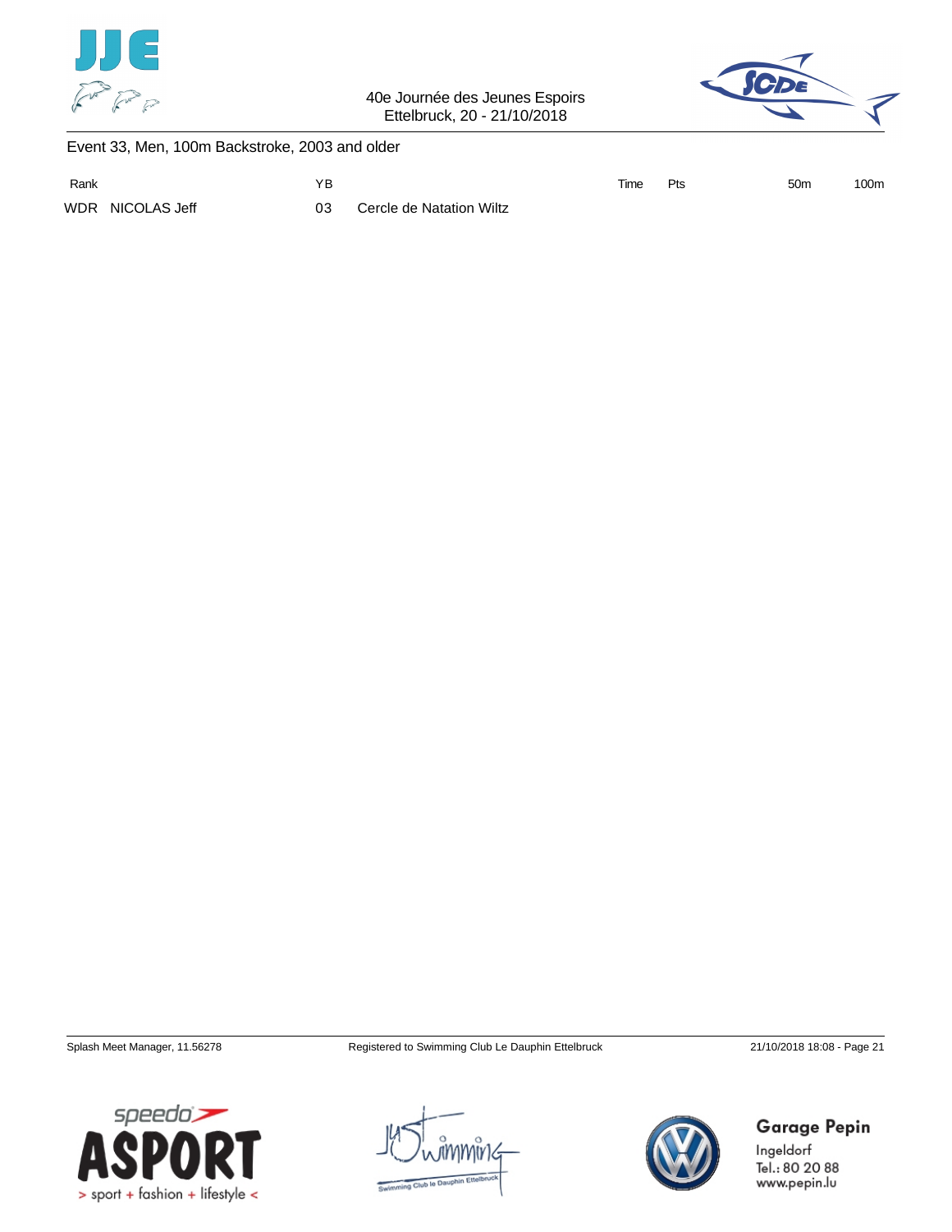40e Journée des Jeunes Espoirs
Ettelbruck, 20 - 21/10/2018

## Event 33, Men, 100m Backstroke, 2003 and older

| Rank | | YB | | Time | Pts | 50m | 100m |
|---|---|---|---|---|---|---|---|
| WDR | NICOLAS Jeff | 03 | Cercle de Natation Wiltz | | | | |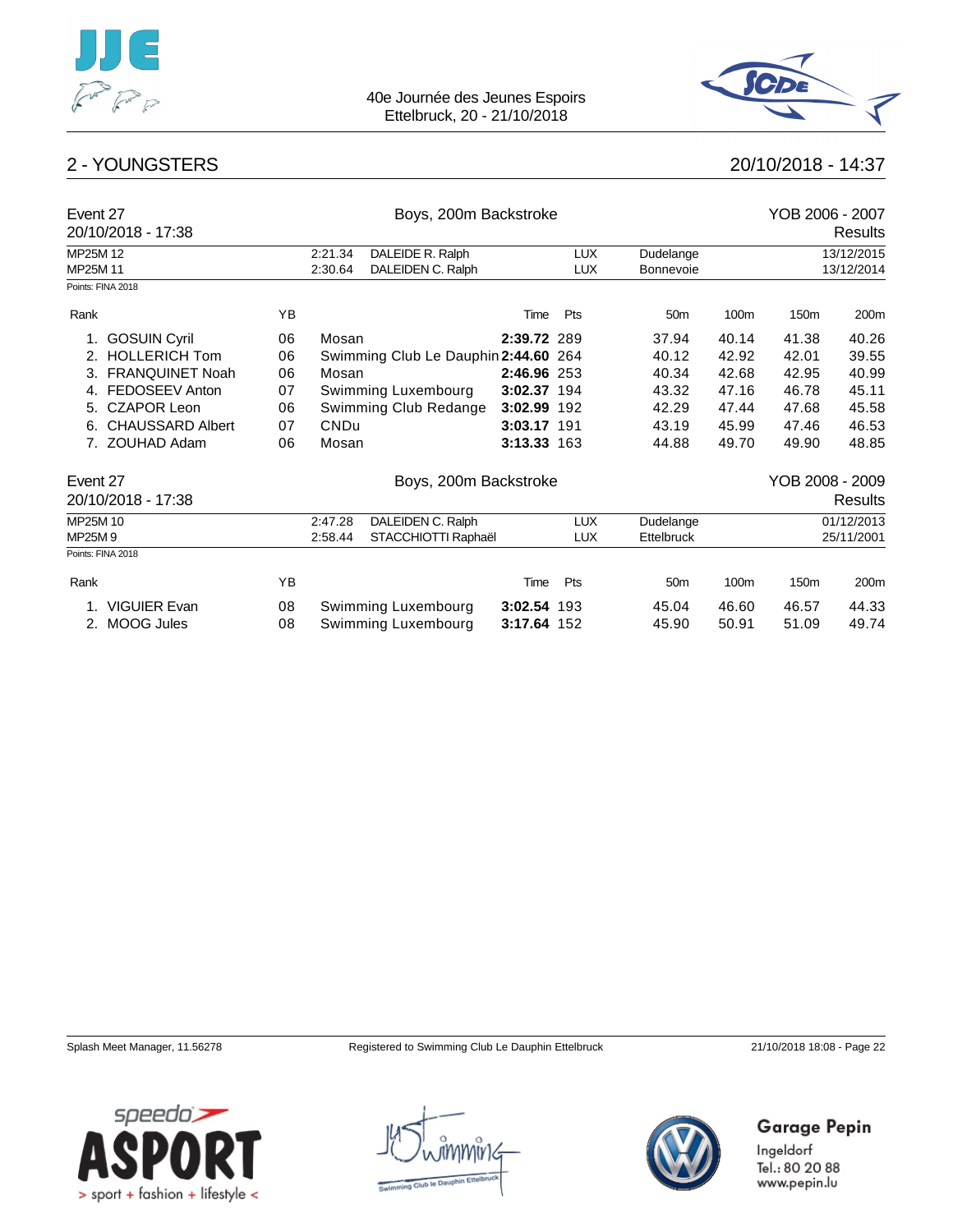40e Journée des Jeunes Espoirs
Ettelbruck, 20 - 21/10/2018

## 2 - YOUNGSTERS

20/10/2018 - 14:37

### Event 27 — Boys, 200m Backstroke — YOB 2006 - 2007

20/10/2018 - 17:38

Results

| | | | | | |
|---|---|---|---|---|---|
| MP25M 12 | 2:21.34 | DALEIDE R. Ralph | LUX | Dudelange | 13/12/2015 |
| MP25M 11 | 2:30.64 | DALEIDEN C. Ralph | LUX | Bonnevoie | 13/12/2014 |

Points: FINA 2018

| Rank | | YB | | Time | Pts | 50m | 100m | 150m | 200m |
|---|---|---|---|---|---|---|---|---|---|
| 1. | GOSUIN Cyril | 06 | Mosan | **2:39.72** | 289 | 37.94 | 40.14 | 41.38 | 40.26 |
| 2. | HOLLERICH Tom | 06 | Swimming Club Le Dauphin | **2:44.60** | 264 | 40.12 | 42.92 | 42.01 | 39.55 |
| 3. | FRANQUINET Noah | 06 | Mosan | **2:46.96** | 253 | 40.34 | 42.68 | 42.95 | 40.99 |
| 4. | FEDOSEEV Anton | 07 | Swimming Luxembourg | **3:02.37** | 194 | 43.32 | 47.16 | 46.78 | 45.11 |
| 5. | CZAPOR Leon | 06 | Swimming Club Redange | **3:02.99** | 192 | 42.29 | 47.44 | 47.68 | 45.58 |
| 6. | CHAUSSARD Albert | 07 | CNDu | **3:03.17** | 191 | 43.19 | 45.99 | 47.46 | 46.53 |
| 7. | ZOUHAD Adam | 06 | Mosan | **3:13.33** | 163 | 44.88 | 49.70 | 49.90 | 48.85 |

### Event 27 — Boys, 200m Backstroke — YOB 2008 - 2009

20/10/2018 - 17:38

Results

| | | | | | |
|---|---|---|---|---|---|
| MP25M 10 | 2:47.28 | DALEIDEN C. Ralph | LUX | Dudelange | 01/12/2013 |
| MP25M 9 | 2:58.44 | STACCHIOTTI Raphaël | LUX | Ettelbruck | 25/11/2001 |

Points: FINA 2018

| Rank | | YB | | Time | Pts | 50m | 100m | 150m | 200m |
|---|---|---|---|---|---|---|---|---|---|
| 1. | VIGUIER Evan | 08 | Swimming Luxembourg | **3:02.54** | 193 | 45.04 | 46.60 | 46.57 | 44.33 |
| 2. | MOOG Jules | 08 | Swimming Luxembourg | **3:17.64** | 152 | 45.90 | 50.91 | 51.09 | 49.74 |

Splash Meet Manager, 11.56278 — Registered to Swimming Club Le Dauphin Ettelbruck — 21/10/2018 18:08 - Page 22

Garage Pepin
Ingeldorf
Tel.: 80 20 88
www.pepin.lu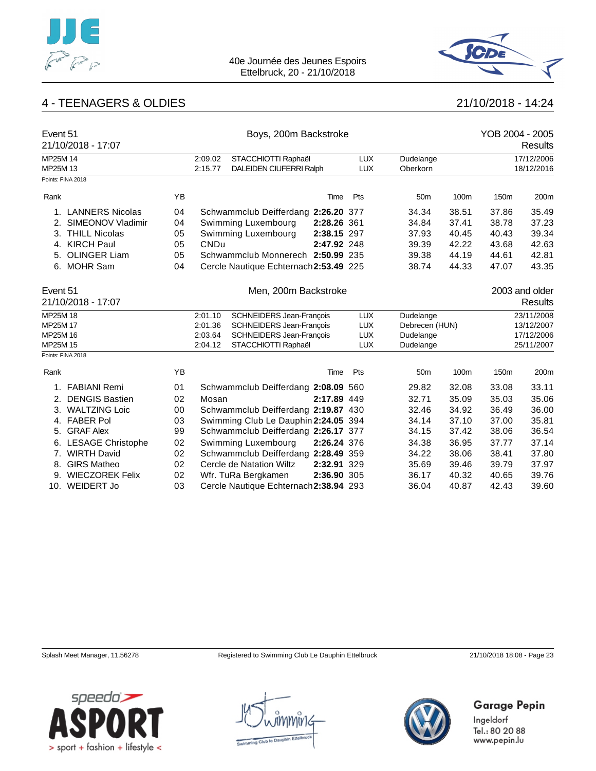40e Journée des Jeunes Espoirs
Ettelbruck, 20 - 21/10/2018

## 4 - TEENAGERS & OLDIES

21/10/2018 - 14:24

### Event 51 — Boys, 200m Backstroke — YOB 2004 - 2005

21/10/2018 - 17:07 — Results

| | | | | | |
|---|---|---|---|---|---|
| MP25M 14 | 2:09.02 | STACCHIOTTI Raphaël | LUX | Dudelange | 17/12/2006 |
| MP25M 13 | 2:15.77 | DALEIDEN CIUFERRI Ralph | LUX | Oberkorn | 18/12/2016 |

Points: FINA 2018

| Rank | | YB | | Time | Pts | 50m | 100m | 150m | 200m |
|---|---|---|---|---|---|---|---|---|---|
| 1. | LANNERS Nicolas | 04 | Schwammclub Deifferdang | **2:26.20** | 377 | 34.34 | 38.51 | 37.86 | 35.49 |
| 2. | SIMEONOV Vladimir | 04 | Swimming Luxembourg | **2:28.26** | 361 | 34.84 | 37.41 | 38.78 | 37.23 |
| 3. | THILL Nicolas | 05 | Swimming Luxembourg | **2:38.15** | 297 | 37.93 | 40.45 | 40.43 | 39.34 |
| 4. | KIRCH Paul | 05 | CNDu | **2:47.92** | 248 | 39.39 | 42.22 | 43.68 | 42.63 |
| 5. | OLINGER Liam | 05 | Schwammclub Monnerech | **2:50.99** | 235 | 39.38 | 44.19 | 44.61 | 42.81 |
| 6. | MOHR Sam | 04 | Cercle Nautique Echternach | **2:53.49** | 225 | 38.74 | 44.33 | 47.07 | 43.35 |

### Event 51 — Men, 200m Backstroke — 2003 and older

21/10/2018 - 17:07 — Results

| | | | | | |
|---|---|---|---|---|---|
| MP25M 18 | 2:01.10 | SCHNEIDERS Jean-François | LUX | Dudelange | 23/11/2008 |
| MP25M 17 | 2:01.36 | SCHNEIDERS Jean-François | LUX | Debrecen (HUN) | 13/12/2007 |
| MP25M 16 | 2:03.64 | SCHNEIDERS Jean-François | LUX | Dudelange | 17/12/2006 |
| MP25M 15 | 2:04.12 | STACCHIOTTI Raphaël | LUX | Dudelange | 25/11/2007 |

Points: FINA 2018

| Rank | | YB | | Time | Pts | 50m | 100m | 150m | 200m |
|---|---|---|---|---|---|---|---|---|---|
| 1. | FABIANI Remi | 01 | Schwammclub Deifferdang | **2:08.09** | 560 | 29.82 | 32.08 | 33.08 | 33.11 |
| 2. | DENGIS Bastien | 02 | Mosan | **2:17.89** | 449 | 32.71 | 35.09 | 35.03 | 35.06 |
| 3. | WALTZING Loic | 00 | Schwammclub Deifferdang | **2:19.87** | 430 | 32.46 | 34.92 | 36.49 | 36.00 |
| 4. | FABER Pol | 03 | Swimming Club Le Dauphin | **2:24.05** | 394 | 34.14 | 37.10 | 37.00 | 35.81 |
| 5. | GRAF Alex | 99 | Schwammclub Deifferdang | **2:26.17** | 377 | 34.15 | 37.42 | 38.06 | 36.54 |
| 6. | LESAGE Christophe | 02 | Swimming Luxembourg | **2:26.24** | 376 | 34.38 | 36.95 | 37.77 | 37.14 |
| 7. | WIRTH David | 02 | Schwammclub Deifferdang | **2:28.49** | 359 | 34.22 | 38.06 | 38.41 | 37.80 |
| 8. | GIRS Matheo | 02 | Cercle de Natation Wiltz | **2:32.91** | 329 | 35.69 | 39.46 | 39.79 | 37.97 |
| 9. | WIECZOREK Felix | 02 | Wfr. TuRa Bergkamen | **2:36.90** | 305 | 36.17 | 40.32 | 40.65 | 39.76 |
| 10. | WEIDERT Jo | 03 | Cercle Nautique Echternach | **2:38.94** | 293 | 36.04 | 40.87 | 42.43 | 39.60 |

Splash Meet Manager, 11.56278 — Registered to Swimming Club Le Dauphin Ettelbruck — 21/10/2018 18:08 - Page 23

Garage Pepin
Ingeldorf
Tel.: 80 20 88
www.pepin.lu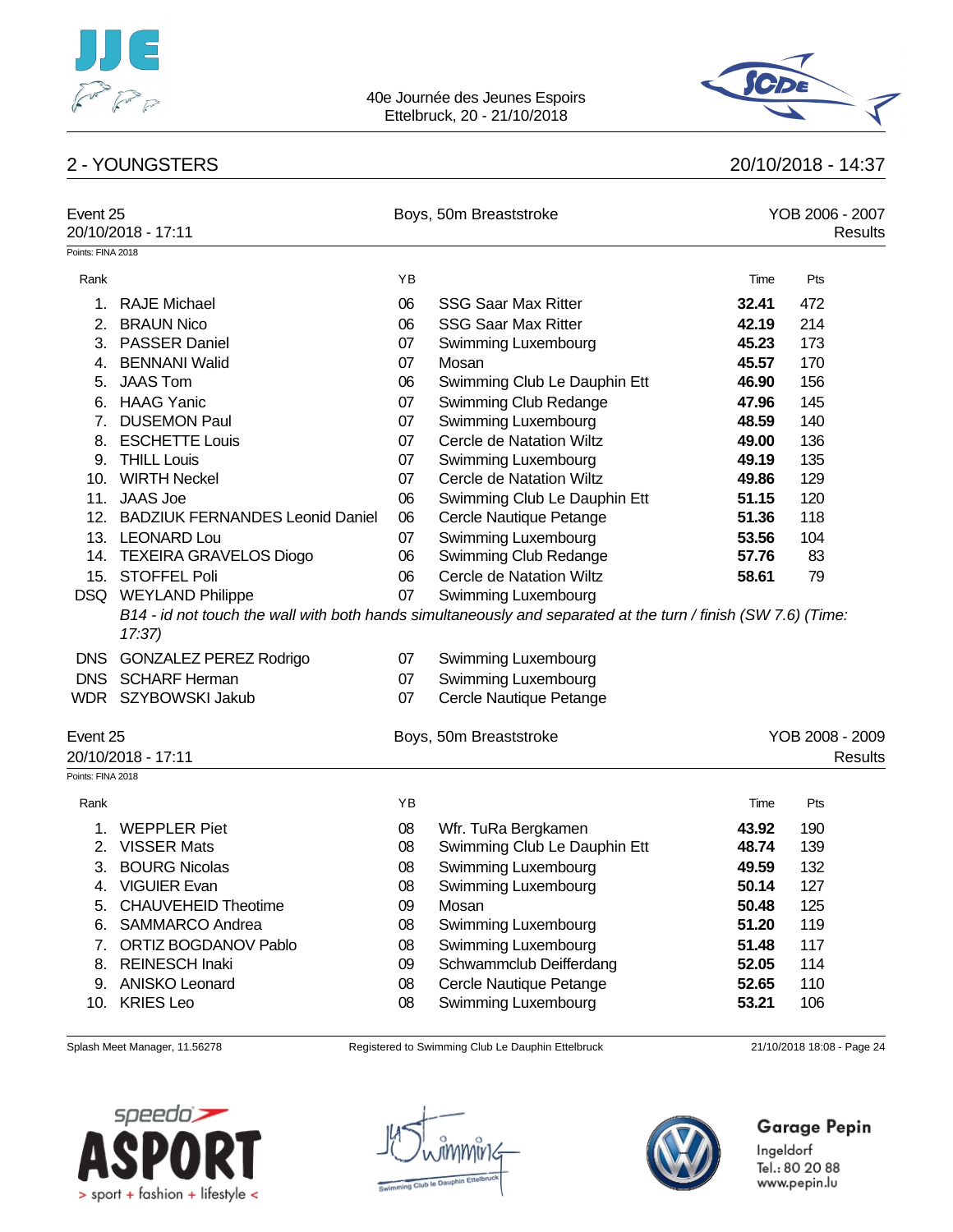## 2 - YOUNGSTERS

20/10/2018 - 14:37

Event 25 — Boys, 50m Breaststroke — YOB 2006 - 2007

20/10/2018 - 17:11 — Results

Points: FINA 2018

| Rank | | YB | | Time | Pts |
|---|---|---|---|---|---|
| 1. | RAJE Michael | 06 | SSG Saar Max Ritter | **32.41** | 472 |
| 2. | BRAUN Nico | 06 | SSG Saar Max Ritter | **42.19** | 214 |
| 3. | PASSER Daniel | 07 | Swimming Luxembourg | **45.23** | 173 |
| 4. | BENNANI Walid | 07 | Mosan | **45.57** | 170 |
| 5. | JAAS Tom | 06 | Swimming Club Le Dauphin Ett | **46.90** | 156 |
| 6. | HAAG Yanic | 07 | Swimming Club Redange | **47.96** | 145 |
| 7. | DUSEMON Paul | 07 | Swimming Luxembourg | **48.59** | 140 |
| 8. | ESCHETTE Louis | 07 | Cercle de Natation Wiltz | **49.00** | 136 |
| 9. | THILL Louis | 07 | Swimming Luxembourg | **49.19** | 135 |
| 10. | WIRTH Neckel | 07 | Cercle de Natation Wiltz | **49.86** | 129 |
| 11. | JAAS Joe | 06 | Swimming Club Le Dauphin Ett | **51.15** | 120 |
| 12. | BADZIUK FERNANDES Leonid Daniel | 06 | Cercle Nautique Petange | **51.36** | 118 |
| 13. | LEONARD Lou | 07 | Swimming Luxembourg | **53.56** | 104 |
| 14. | TEXEIRA GRAVELOS Diogo | 06 | Swimming Club Redange | **57.76** | 83 |
| 15. | STOFFEL Poli | 06 | Cercle de Natation Wiltz | **58.61** | 79 |
| DSQ | WEYLAND Philippe | 07 | Swimming Luxembourg | | |
| | *B14 - id not touch the wall with both hands simultaneously and separated at the turn / finish (SW 7.6) (Time: 17:37)* | | | | |
| DNS | GONZALEZ PEREZ Rodrigo | 07 | Swimming Luxembourg | | |
| DNS | SCHARF Herman | 07 | Swimming Luxembourg | | |
| WDR | SZYBOWSKI Jakub | 07 | Cercle Nautique Petange | | |

Event 25 — Boys, 50m Breaststroke — YOB 2008 - 2009

20/10/2018 - 17:11 — Results

Points: FINA 2018

| Rank | | YB | | Time | Pts |
|---|---|---|---|---|---|
| 1. | WEPPLER Piet | 08 | Wfr. TuRa Bergkamen | **43.92** | 190 |
| 2. | VISSER Mats | 08 | Swimming Club Le Dauphin Ett | **48.74** | 139 |
| 3. | BOURG Nicolas | 08 | Swimming Luxembourg | **49.59** | 132 |
| 4. | VIGUIER Evan | 08 | Swimming Luxembourg | **50.14** | 127 |
| 5. | CHAUVEHEID Theotime | 09 | Mosan | **50.48** | 125 |
| 6. | SAMMARCO Andrea | 08 | Swimming Luxembourg | **51.20** | 119 |
| 7. | ORTIZ BOGDANOV Pablo | 08 | Swimming Luxembourg | **51.48** | 117 |
| 8. | REINESCH Inaki | 09 | Schwammclub Deifferdang | **52.05** | 114 |
| 9. | ANISKO Leonard | 08 | Cercle Nautique Petange | **52.65** | 110 |
| 10. | KRIES Leo | 08 | Swimming Luxembourg | **53.21** | 106 |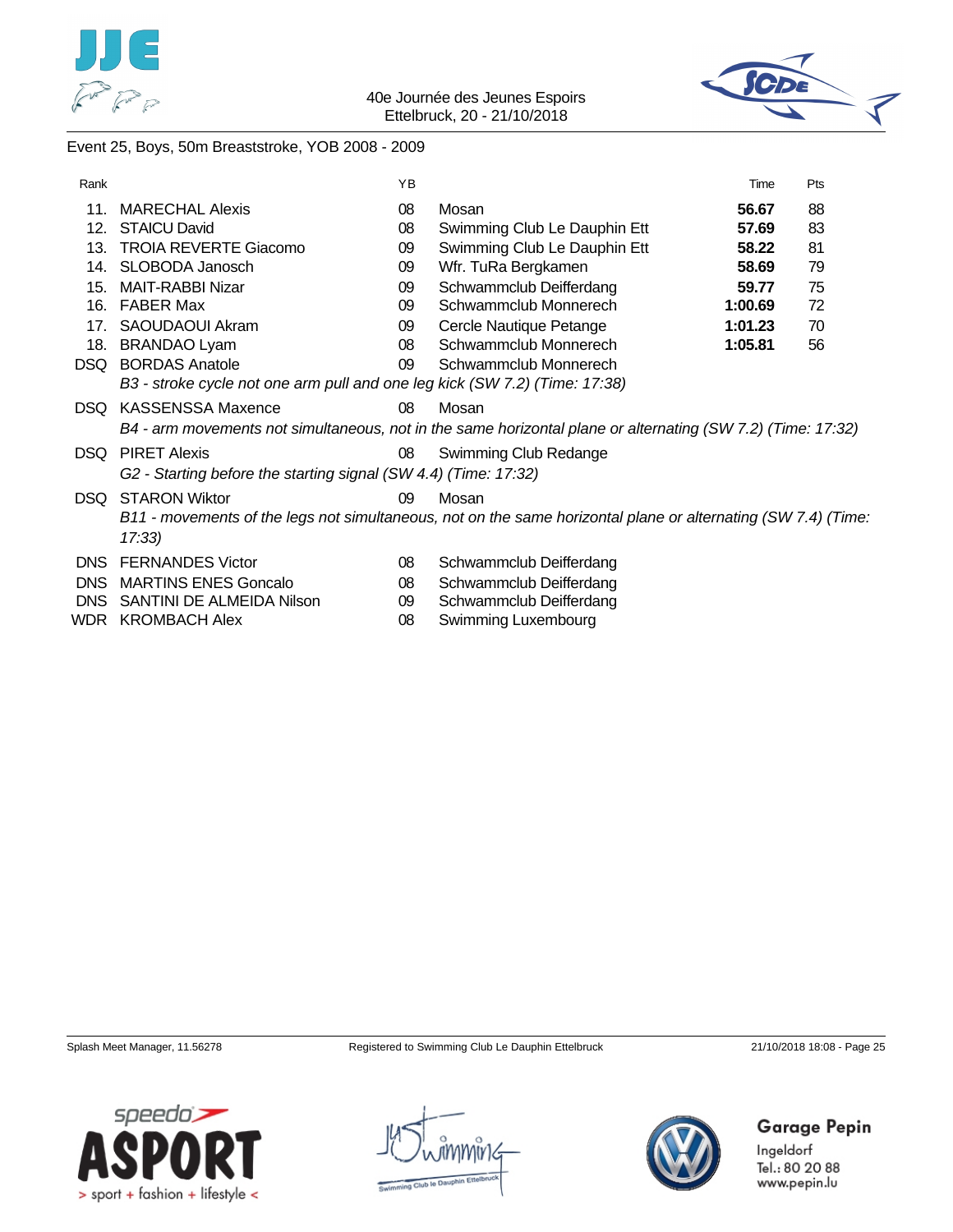Event 25, Boys, 50m Breaststroke, YOB 2008 - 2009

| Rank | | YB | | Time | Pts |
|---|---|---|---|---|---|
| 11. | MARECHAL Alexis | 08 | Mosan | **56.67** | 88 |
| 12. | STAICU David | 08 | Swimming Club Le Dauphin Ett | **57.69** | 83 |
| 13. | TROIA REVERTE Giacomo | 09 | Swimming Club Le Dauphin Ett | **58.22** | 81 |
| 14. | SLOBODA Janosch | 09 | Wfr. TuRa Bergkamen | **58.69** | 79 |
| 15. | MAIT-RABBI Nizar | 09 | Schwammclub Deifferdang | **59.77** | 75 |
| 16. | FABER Max | 09 | Schwammclub Monnerech | **1:00.69** | 72 |
| 17. | SAOUDAOUI Akram | 09 | Cercle Nautique Petange | **1:01.23** | 70 |
| 18. | BRANDAO Lyam | 08 | Schwammclub Monnerech | **1:05.81** | 56 |
| DSQ | BORDAS Anatole | 09 | Schwammclub Monnerech | | |
| | *B3 - stroke cycle not one arm pull and one leg kick (SW 7.2) (Time: 17:38)* | | | | |
| DSQ | KASSENSSA Maxence | 08 | Mosan | | |
| | *B4 - arm movements not simultaneous, not in the same horizontal plane or alternating (SW 7.2) (Time: 17:32)* | | | | |
| DSQ | PIRET Alexis | 08 | Swimming Club Redange | | |
| | *G2 - Starting before the starting signal (SW 4.4) (Time: 17:32)* | | | | |
| DSQ | STARON Wiktor | 09 | Mosan | | |
| | *B11 - movements of the legs not simultaneous, not on the same horizontal plane or alternating (SW 7.4) (Time: 17:33)* | | | | |
| DNS | FERNANDES Victor | 08 | Schwammclub Deifferdang | | |
| DNS | MARTINS ENES Goncalo | 08 | Schwammclub Deifferdang | | |
| DNS | SANTINI DE ALMEIDA Nilson | 09 | Schwammclub Deifferdang | | |
| WDR | KROMBACH Alex | 08 | Swimming Luxembourg | | |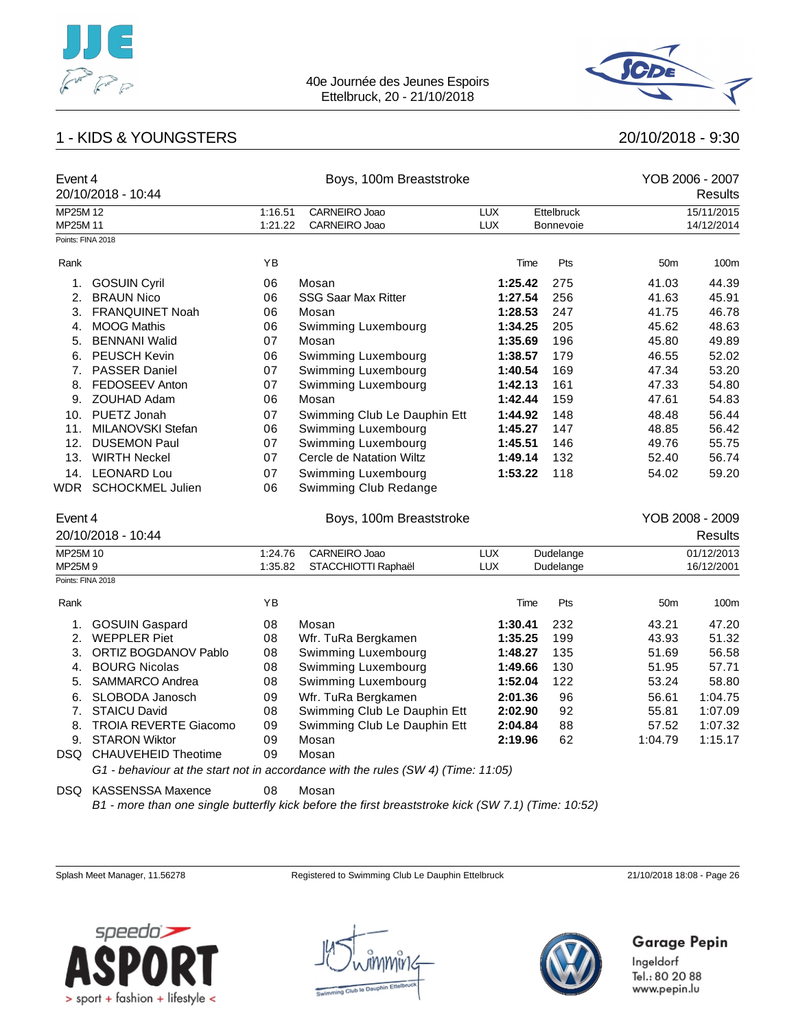## 1 - KIDS & YOUNGSTERS

20/10/2018 - 9:30

### Event 4 — Boys, 100m Breaststroke — YOB 2006 - 2007

20/10/2018 - 10:44 — Results

| | | | | | |
|---|---|---|---|---|---|
| MP25M 12 | 1:16.51 | CARNEIRO Joao | LUX | Ettelbruck | 15/11/2015 |
| MP25M 11 | 1:21.22 | CARNEIRO Joao | LUX | Bonnevoie | 14/12/2014 |

Points: FINA 2018

| Rank | | YB | | Time | Pts | 50m | 100m |
|---|---|---|---|---|---|---|---|
| 1. | GOSUIN Cyril | 06 | Mosan | **1:25.42** | 275 | 41.03 | 44.39 |
| 2. | BRAUN Nico | 06 | SSG Saar Max Ritter | **1:27.54** | 256 | 41.63 | 45.91 |
| 3. | FRANQUINET Noah | 06 | Mosan | **1:28.53** | 247 | 41.75 | 46.78 |
| 4. | MOOG Mathis | 06 | Swimming Luxembourg | **1:34.25** | 205 | 45.62 | 48.63 |
| 5. | BENNANI Walid | 07 | Mosan | **1:35.69** | 196 | 45.80 | 49.89 |
| 6. | PEUSCH Kevin | 06 | Swimming Luxembourg | **1:38.57** | 179 | 46.55 | 52.02 |
| 7. | PASSER Daniel | 07 | Swimming Luxembourg | **1:40.54** | 169 | 47.34 | 53.20 |
| 8. | FEDOSEEV Anton | 07 | Swimming Luxembourg | **1:42.13** | 161 | 47.33 | 54.80 |
| 9. | ZOUHAD Adam | 06 | Mosan | **1:42.44** | 159 | 47.61 | 54.83 |
| 10. | PUETZ Jonah | 07 | Swimming Club Le Dauphin Ett | **1:44.92** | 148 | 48.48 | 56.44 |
| 11. | MILANOVSKI Stefan | 06 | Swimming Luxembourg | **1:45.27** | 147 | 48.85 | 56.42 |
| 12. | DUSEMON Paul | 07 | Swimming Luxembourg | **1:45.51** | 146 | 49.76 | 55.75 |
| 13. | WIRTH Neckel | 07 | Cercle de Natation Wiltz | **1:49.14** | 132 | 52.40 | 56.74 |
| 14. | LEONARD Lou | 07 | Swimming Luxembourg | **1:53.22** | 118 | 54.02 | 59.20 |
| WDR | SCHOCKMEL Julien | 06 | Swimming Club Redange | | | | |

### Event 4 — Boys, 100m Breaststroke — YOB 2008 - 2009

20/10/2018 - 10:44 — Results

| | | | | | |
|---|---|---|---|---|---|
| MP25M 10 | 1:24.76 | CARNEIRO Joao | LUX | Dudelange | 01/12/2013 |
| MP25M 9 | 1:35.82 | STACCHIOTTI Raphaël | LUX | Dudelange | 16/12/2001 |

Points: FINA 2018

| Rank | | YB | | Time | Pts | 50m | 100m |
|---|---|---|---|---|---|---|---|
| 1. | GOSUIN Gaspard | 08 | Mosan | **1:30.41** | 232 | 43.21 | 47.20 |
| 2. | WEPPLER Piet | 08 | Wfr. TuRa Bergkamen | **1:35.25** | 199 | 43.93 | 51.32 |
| 3. | ORTIZ BOGDANOV Pablo | 08 | Swimming Luxembourg | **1:48.27** | 135 | 51.69 | 56.58 |
| 4. | BOURG Nicolas | 08 | Swimming Luxembourg | **1:49.66** | 130 | 51.95 | 57.71 |
| 5. | SAMMARCO Andrea | 08 | Swimming Luxembourg | **1:52.04** | 122 | 53.24 | 58.80 |
| 6. | SLOBODA Janosch | 09 | Wfr. TuRa Bergkamen | **2:01.36** | 96 | 56.61 | 1:04.75 |
| 7. | STAICU David | 08 | Swimming Club Le Dauphin Ett | **2:02.90** | 92 | 55.81 | 1:07.09 |
| 8. | TROIA REVERTE Giacomo | 09 | Swimming Club Le Dauphin Ett | **2:04.84** | 88 | 57.52 | 1:07.32 |
| 9. | STARON Wiktor | 09 | Mosan | **2:19.96** | 62 | 1:04.79 | 1:15.17 |
| DSQ | CHAUVEHEID Theotime | 09 | Mosan | | | | |
| | *G1 - behaviour at the start not in accordance with the rules (SW 4) (Time: 11:05)* | | | | | | |
| DSQ | KASSENSSA Maxence | 08 | Mosan | | | | |
| | *B1 - more than one single butterfly kick before the first breaststroke kick (SW 7.1) (Time: 10:52)* | | | | | | |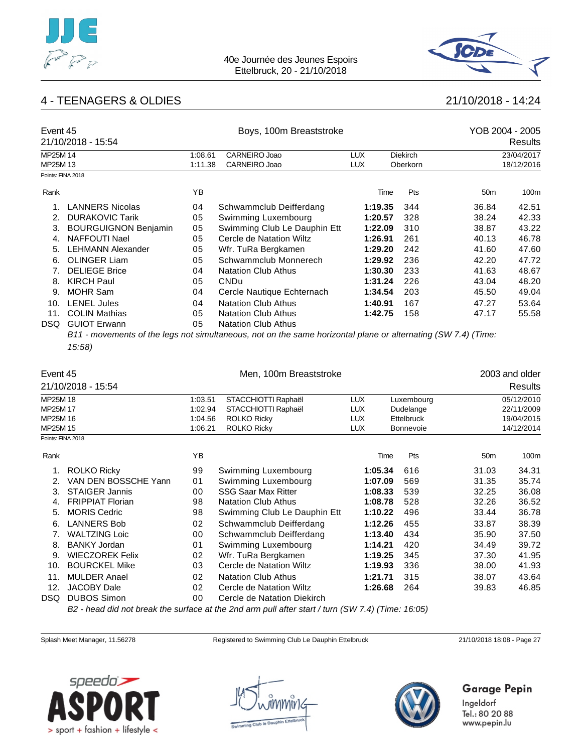## 4 - TEENAGERS & OLDIES

21/10/2018 - 14:24

### Event 45 — Boys, 100m Breaststroke — YOB 2004 - 2005

21/10/2018 - 15:54 — Results

| | | | | | |
|---|---|---|---|---|---|
| MP25M 14 | 1:08.61 | CARNEIRO Joao | LUX | Diekirch | 23/04/2017 |
| MP25M 13 | 1:11.38 | CARNEIRO Joao | LUX | Oberkorn | 18/12/2016 |

Points: FINA 2018

| Rank | | YB | | Time | Pts | 50m | 100m |
|---|---|---|---|---|---|---|---|
| 1. | LANNERS Nicolas | 04 | Schwammclub Deifferdang | **1:19.35** | 344 | 36.84 | 42.51 |
| 2. | DURAKOVIC Tarik | 05 | Swimming Luxembourg | **1:20.57** | 328 | 38.24 | 42.33 |
| 3. | BOURGUIGNON Benjamin | 05 | Swimming Club Le Dauphin Ett | **1:22.09** | 310 | 38.87 | 43.22 |
| 4. | NAFFOUTI Nael | 05 | Cercle de Natation Wiltz | **1:26.91** | 261 | 40.13 | 46.78 |
| 5. | LEHMANN Alexander | 05 | Wfr. TuRa Bergkamen | **1:29.20** | 242 | 41.60 | 47.60 |
| 6. | OLINGER Liam | 05 | Schwammclub Monnerech | **1:29.92** | 236 | 42.20 | 47.72 |
| 7. | DELIEGE Brice | 04 | Natation Club Athus | **1:30.30** | 233 | 41.63 | 48.67 |
| 8. | KIRCH Paul | 05 | CNDu | **1:31.24** | 226 | 43.04 | 48.20 |
| 9. | MOHR Sam | 04 | Cercle Nautique Echternach | **1:34.54** | 203 | 45.50 | 49.04 |
| 10. | LENEL Jules | 04 | Natation Club Athus | **1:40.91** | 167 | 47.27 | 53.64 |
| 11. | COLIN Mathias | 05 | Natation Club Athus | **1:42.75** | 158 | 47.17 | 55.58 |
| DSQ | GUIOT Erwann | 05 | Natation Club Athus | | | | |

*B11 - movements of the legs not simultaneous, not on the same horizontal plane or alternating (SW 7.4) (Time: 15:58)*

### Event 45 — Men, 100m Breaststroke — 2003 and older

21/10/2018 - 15:54 — Results

| | | | | | |
|---|---|---|---|---|---|
| MP25M 18 | 1:03.51 | STACCHIOTTI Raphaël | LUX | Luxembourg | 05/12/2010 |
| MP25M 17 | 1:02.94 | STACCHIOTTI Raphaël | LUX | Dudelange | 22/11/2009 |
| MP25M 16 | 1:04.56 | ROLKO Ricky | LUX | Ettelbruck | 19/04/2015 |
| MP25M 15 | 1:06.21 | ROLKO Ricky | LUX | Bonnevoie | 14/12/2014 |

Points: FINA 2018

| Rank | | YB | | Time | Pts | 50m | 100m |
|---|---|---|---|---|---|---|---|
| 1. | ROLKO Ricky | 99 | Swimming Luxembourg | **1:05.34** | 616 | 31.03 | 34.31 |
| 2. | VAN DEN BOSSCHE Yann | 01 | Swimming Luxembourg | **1:07.09** | 569 | 31.35 | 35.74 |
| 3. | STAIGER Jannis | 00 | SSG Saar Max Ritter | **1:08.33** | 539 | 32.25 | 36.08 |
| 4. | FRIPPIAT Florian | 98 | Natation Club Athus | **1:08.78** | 528 | 32.26 | 36.52 |
| 5. | MORIS Cedric | 98 | Swimming Club Le Dauphin Ett | **1:10.22** | 496 | 33.44 | 36.78 |
| 6. | LANNERS Bob | 02 | Schwammclub Deifferdang | **1:12.26** | 455 | 33.87 | 38.39 |
| 7. | WALTZING Loic | 00 | Schwammclub Deifferdang | **1:13.40** | 434 | 35.90 | 37.50 |
| 8. | BANKY Jordan | 01 | Swimming Luxembourg | **1:14.21** | 420 | 34.49 | 39.72 |
| 9. | WIECZOREK Felix | 02 | Wfr. TuRa Bergkamen | **1:19.25** | 345 | 37.30 | 41.95 |
| 10. | BOURCKEL Mike | 03 | Cercle de Natation Wiltz | **1:19.93** | 336 | 38.00 | 41.93 |
| 11. | MULDER Anael | 02 | Natation Club Athus | **1:21.71** | 315 | 38.07 | 43.64 |
| 12. | JACOBY Dale | 02 | Cercle de Natation Wiltz | **1:26.68** | 264 | 39.83 | 46.85 |
| DSQ | DUBOS Simon | 00 | Cercle de Natation Diekirch | | | | |

*B2 - head did not break the surface at the 2nd arm pull after start / turn (SW 7.4) (Time: 16:05)*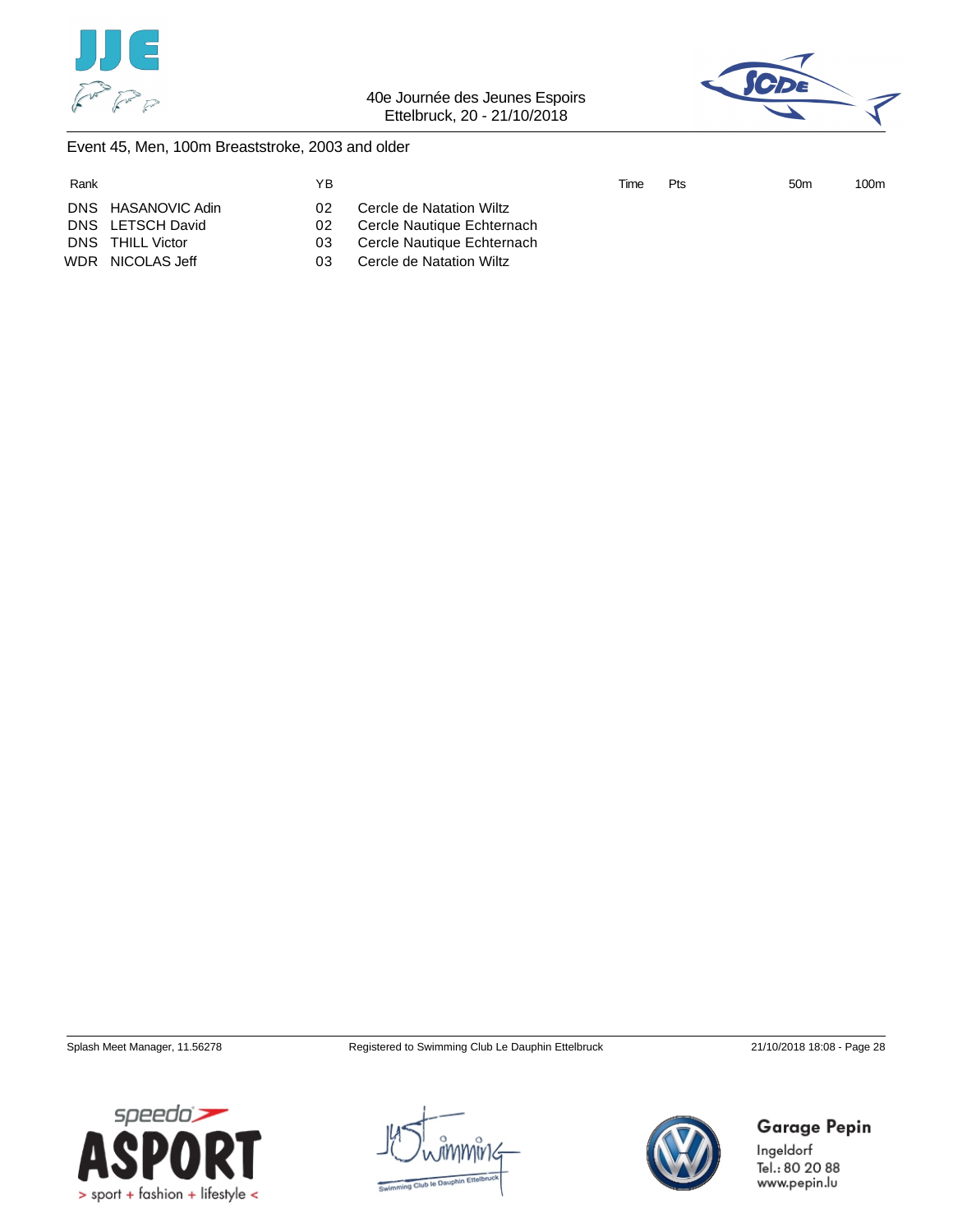40e Journée des Jeunes Espoirs
Ettelbruck, 20 - 21/10/2018

## Event 45, Men, 100m Breaststroke, 2003 and older

| Rank | | YB | | Time | Pts | 50m | 100m |
|---|---|---|---|---|---|---|---|
| DNS | HASANOVIC Adin | 02 | Cercle de Natation Wiltz | | | | |
| DNS | LETSCH David | 02 | Cercle Nautique Echternach | | | | |
| DNS | THILL Victor | 03 | Cercle Nautique Echternach | | | | |
| WDR | NICOLAS Jeff | 03 | Cercle de Natation Wiltz | | | | |

Splash Meet Manager, 11.56278 | Registered to Swimming Club Le Dauphin Ettelbruck | 21/10/2018 18:08

Garage Pepin
Ingeldorf
Tel.: 80 20 88
www.pepin.lu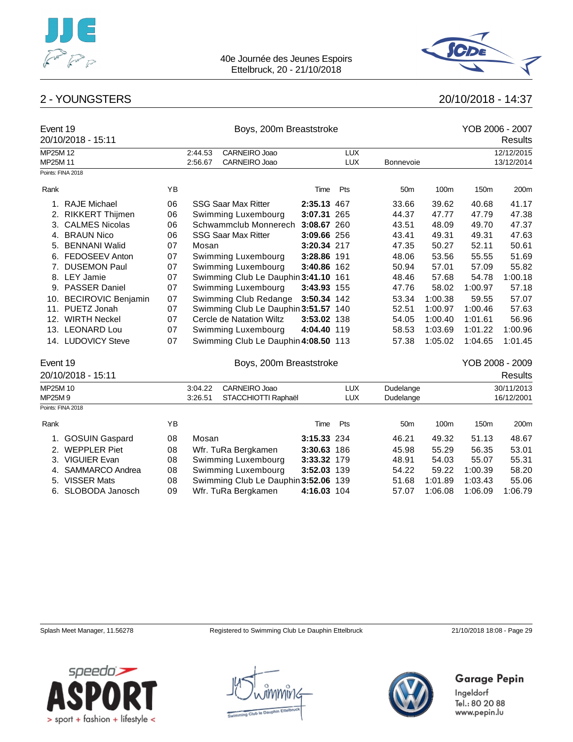40e Journée des Jeunes Espoirs
Ettelbruck, 20 - 21/10/2018

## 2 - YOUNGSTERS

20/10/2018 - 14:37

### Event 19 — Boys, 200m Breaststroke — YOB 2006 - 2007

20/10/2018 - 15:11

Results

| | | | | |
|---|---|---|---|---|
| MP25M 12 | 2:44.53 | CARNEIRO Joao | LUX | | 12/12/2015 |
| MP25M 11 | 2:56.67 | CARNEIRO Joao | LUX | Bonnevoie | 13/12/2014 |

Points: FINA 2018

| Rank | | YB | | Time | Pts | 50m | 100m | 150m | 200m |
|---|---|---|---|---|---|---|---|---|---|
| 1. | RAJE Michael | 06 | SSG Saar Max Ritter | **2:35.13** | 467 | 33.66 | 39.62 | 40.68 | 41.17 |
| 2. | RIKKERT Thijmen | 06 | Swimming Luxembourg | **3:07.31** | 265 | 44.37 | 47.77 | 47.79 | 47.38 |
| 3. | CALMES Nicolas | 06 | Schwammclub Monnerech | **3:08.67** | 260 | 43.51 | 48.09 | 49.70 | 47.37 |
| 4. | BRAUN Nico | 06 | SSG Saar Max Ritter | **3:09.66** | 256 | 43.41 | 49.31 | 49.31 | 47.63 |
| 5. | BENNANI Walid | 07 | Mosan | **3:20.34** | 217 | 47.35 | 50.27 | 52.11 | 50.61 |
| 6. | FEDOSEEV Anton | 07 | Swimming Luxembourg | **3:28.86** | 191 | 48.06 | 53.56 | 55.55 | 51.69 |
| 7. | DUSEMON Paul | 07 | Swimming Luxembourg | **3:40.86** | 162 | 50.94 | 57.01 | 57.09 | 55.82 |
| 8. | LEY Jamie | 07 | Swimming Club Le Dauphin | **3:41.10** | 161 | 48.46 | 57.68 | 54.78 | 1:00.18 |
| 9. | PASSER Daniel | 07 | Swimming Luxembourg | **3:43.93** | 155 | 47.76 | 58.02 | 1:00.97 | 57.18 |
| 10. | BECIROVIC Benjamin | 07 | Swimming Club Redange | **3:50.34** | 142 | 53.34 | 1:00.38 | 59.55 | 57.07 |
| 11. | PUETZ Jonah | 07 | Swimming Club Le Dauphin | **3:51.57** | 140 | 52.51 | 1:00.97 | 1:00.46 | 57.63 |
| 12. | WIRTH Neckel | 07 | Cercle de Natation Wiltz | **3:53.02** | 138 | 54.05 | 1:00.40 | 1:01.61 | 56.96 |
| 13. | LEONARD Lou | 07 | Swimming Luxembourg | **4:04.40** | 119 | 58.53 | 1:03.69 | 1:01.22 | 1:00.96 |
| 14. | LUDOVICY Steve | 07 | Swimming Club Le Dauphin | **4:08.50** | 113 | 57.38 | 1:05.02 | 1:04.65 | 1:01.45 |

### Event 19 — Boys, 200m Breaststroke — YOB 2008 - 2009

20/10/2018 - 15:11

Results

| | | | | | |
|---|---|---|---|---|---|
| MP25M 10 | 3:04.22 | CARNEIRO Joao | LUX | Dudelange | 30/11/2013 |
| MP25M 9 | 3:26.51 | STACCHIOTTI Raphaël | LUX | Dudelange | 16/12/2001 |

Points: FINA 2018

| Rank | | YB | | Time | Pts | 50m | 100m | 150m | 200m |
|---|---|---|---|---|---|---|---|---|---|
| 1. | GOSUIN Gaspard | 08 | Mosan | **3:15.33** | 234 | 46.21 | 49.32 | 51.13 | 48.67 |
| 2. | WEPPLER Piet | 08 | Wfr. TuRa Bergkamen | **3:30.63** | 186 | 45.98 | 55.29 | 56.35 | 53.01 |
| 3. | VIGUIER Evan | 08 | Swimming Luxembourg | **3:33.32** | 179 | 48.91 | 54.03 | 55.07 | 55.31 |
| 4. | SAMMARCO Andrea | 08 | Swimming Luxembourg | **3:52.03** | 139 | 54.22 | 59.22 | 1:00.39 | 58.20 |
| 5. | VISSER Mats | 08 | Swimming Club Le Dauphin | **3:52.06** | 139 | 51.68 | 1:01.89 | 1:03.43 | 55.06 |
| 6. | SLOBODA Janosch | 09 | Wfr. TuRa Bergkamen | **4:16.03** | 104 | 57.07 | 1:06.08 | 1:06.09 | 1:06.79 |

Splash Meet Manager, 11.56278 — Registered to Swimming Club Le Dauphin Ettelbruck — 21/10/2018 18:08

Garage Pepin
Ingeldorf
Tel.: 80 20 88
www.pepin.lu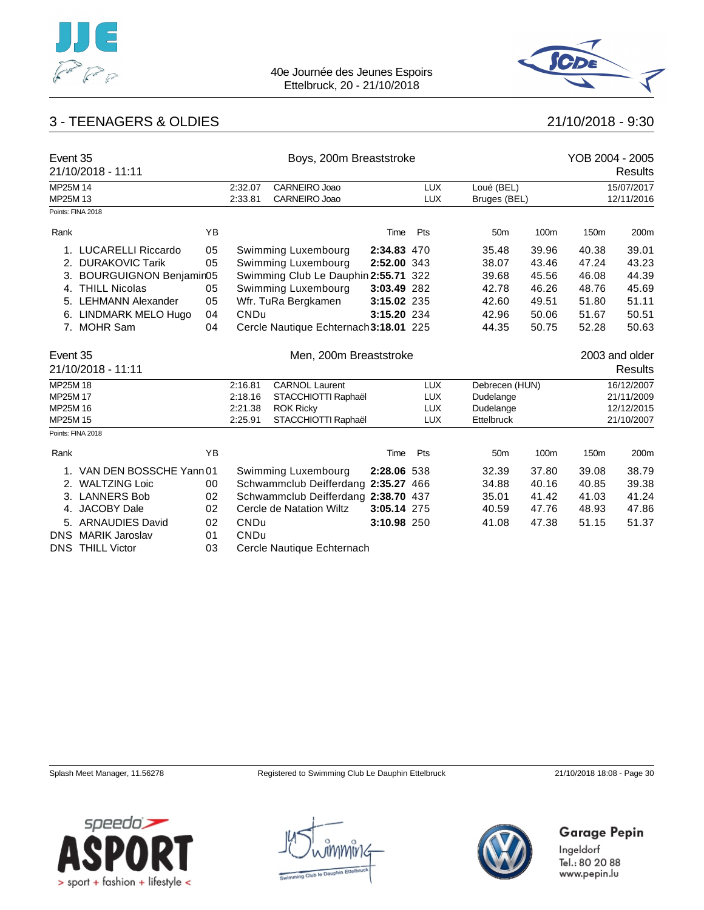## 3 - TEENAGERS & OLDIES

21/10/2018 - 9:30

### Event 35 — Boys, 200m Breaststroke — YOB 2004 - 2005

21/10/2018 - 11:11 — Results

| | | | | | |
|---|---|---|---|---|---|
| MP25M 14 | 2:32.07 | CARNEIRO Joao | LUX | Loué (BEL) | 15/07/2017 |
| MP25M 13 | 2:33.81 | CARNEIRO Joao | LUX | Bruges (BEL) | 12/11/2016 |

Points: FINA 2018

| Rank | | YB | | Time | Pts | 50m | 100m | 150m | 200m |
|---|---|---|---|---|---|---|---|---|---|
| 1. | LUCARELLI Riccardo | 05 | Swimming Luxembourg | **2:34.83** | 470 | 35.48 | 39.96 | 40.38 | 39.01 |
| 2. | DURAKOVIC Tarik | 05 | Swimming Luxembourg | **2:52.00** | 343 | 38.07 | 43.46 | 47.24 | 43.23 |
| 3. | BOURGUIGNON Benjamin | 05 | Swimming Club Le Dauphin | **2:55.71** | 322 | 39.68 | 45.56 | 46.08 | 44.39 |
| 4. | THILL Nicolas | 05 | Swimming Luxembourg | **3:03.49** | 282 | 42.78 | 46.26 | 48.76 | 45.69 |
| 5. | LEHMANN Alexander | 05 | Wfr. TuRa Bergkamen | **3:15.02** | 235 | 42.60 | 49.51 | 51.80 | 51.11 |
| 6. | LINDMARK MELO Hugo | 04 | CNDu | **3:15.20** | 234 | 42.96 | 50.06 | 51.67 | 50.51 |
| 7. | MOHR Sam | 04 | Cercle Nautique Echternach | **3:18.01** | 225 | 44.35 | 50.75 | 52.28 | 50.63 |

### Event 35 — Men, 200m Breaststroke — 2003 and older

21/10/2018 - 11:11 — Results

| | | | | | |
|---|---|---|---|---|---|
| MP25M 18 | 2:16.81 | CARNOL Laurent | LUX | Debrecen (HUN) | 16/12/2007 |
| MP25M 17 | 2:18.16 | STACCHIOTTI Raphaël | LUX | Dudelange | 21/11/2009 |
| MP25M 16 | 2:21.38 | ROK Ricky | LUX | Dudelange | 12/12/2015 |
| MP25M 15 | 2:25.91 | STACCHIOTTI Raphaël | LUX | Ettelbruck | 21/10/2007 |

Points: FINA 2018

| Rank | | YB | | Time | Pts | 50m | 100m | 150m | 200m |
|---|---|---|---|---|---|---|---|---|---|
| 1. | VAN DEN BOSSCHE Yann | 01 | Swimming Luxembourg | **2:28.06** | 538 | 32.39 | 37.80 | 39.08 | 38.79 |
| 2. | WALTZING Loic | 00 | Schwammclub Deifferdang | **2:35.27** | 466 | 34.88 | 40.16 | 40.85 | 39.38 |
| 3. | LANNERS Bob | 02 | Schwammclub Deifferdang | **2:38.70** | 437 | 35.01 | 41.42 | 41.03 | 41.24 |
| 4. | JACOBY Dale | 02 | Cercle de Natation Wiltz | **3:05.14** | 275 | 40.59 | 47.76 | 48.93 | 47.86 |
| 5. | ARNAUDIES David | 02 | CNDu | **3:10.98** | 250 | 41.08 | 47.38 | 51.15 | 51.37 |
| DNS | MARIK Jaroslav | 01 | CNDu | | | | | | |
| DNS | THILL Victor | 03 | Cercle Nautique Echternach | | | | | | |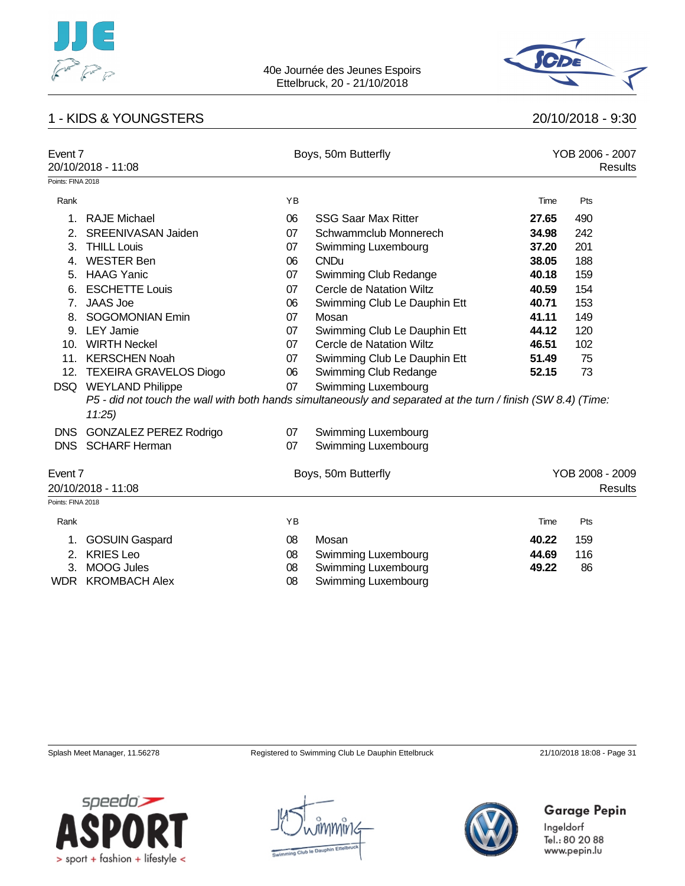## 1 - KIDS & YOUNGSTERS

20/10/2018 - 9:30

### Event 7 — Boys, 50m Butterfly — YOB 2006 - 2007

20/10/2018 - 11:08 — Results

Points: FINA 2018

| Rank | | YB | | Time | Pts |
|---|---|---|---|---|---|
| 1. | RAJE Michael | 06 | SSG Saar Max Ritter | **27.65** | 490 |
| 2. | SREENIVASAN Jaiden | 07 | Schwammclub Monnerech | **34.98** | 242 |
| 3. | THILL Louis | 07 | Swimming Luxembourg | **37.20** | 201 |
| 4. | WESTER Ben | 06 | CNDu | **38.05** | 188 |
| 5. | HAAG Yanic | 07 | Swimming Club Redange | **40.18** | 159 |
| 6. | ESCHETTE Louis | 07 | Cercle de Natation Wiltz | **40.59** | 154 |
| 7. | JAAS Joe | 06 | Swimming Club Le Dauphin Ett | **40.71** | 153 |
| 8. | SOGOMONIAN Emin | 07 | Mosan | **41.11** | 149 |
| 9. | LEY Jamie | 07 | Swimming Club Le Dauphin Ett | **44.12** | 120 |
| 10. | WIRTH Neckel | 07 | Cercle de Natation Wiltz | **46.51** | 102 |
| 11. | KERSCHEN Noah | 07 | Swimming Club Le Dauphin Ett | **51.49** | 75 |
| 12. | TEXEIRA GRAVELOS Diogo | 06 | Swimming Club Redange | **52.15** | 73 |
| DSQ | WEYLAND Philippe | 07 | Swimming Luxembourg | | |
| | *P5 - did not touch the wall with both hands simultaneously and separated at the turn / finish (SW 8.4) (Time: 11:25)* | | | | |
| DNS | GONZALEZ PEREZ Rodrigo | 07 | Swimming Luxembourg | | |
| DNS | SCHARF Herman | 07 | Swimming Luxembourg | | |

### Event 7 — Boys, 50m Butterfly — YOB 2008 - 2009

20/10/2018 - 11:08 — Results

Points: FINA 2018

| Rank | | YB | | Time | Pts |
|---|---|---|---|---|---|
| 1. | GOSUIN Gaspard | 08 | Mosan | **40.22** | 159 |
| 2. | KRIES Leo | 08 | Swimming Luxembourg | **44.69** | 116 |
| 3. | MOOG Jules | 08 | Swimming Luxembourg | **49.22** | 86 |
| WDR | KROMBACH Alex | 08 | Swimming Luxembourg | | |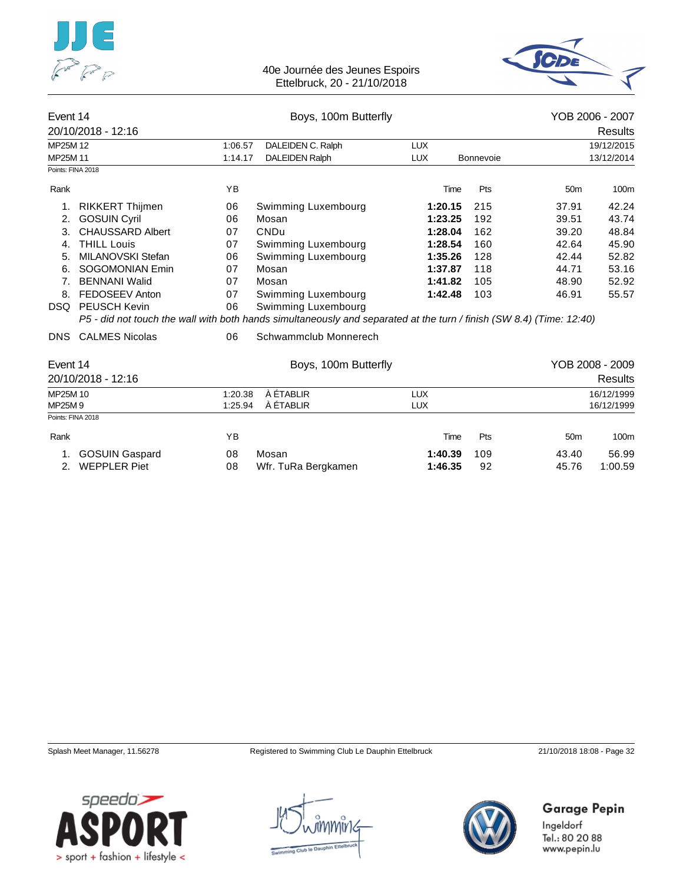40e Journée des Jeunes Espoirs
Ettelbruck, 20 - 21/10/2018

## Event 14 — Boys, 100m Butterfly — YOB 2006 - 2007

20/10/2018 - 12:16 — Results

| | | | | |
|---|---|---|---|---|
| MP25M 12 | 1:06.57 | DALEIDEN C. Ralph | LUX | 19/12/2015 |
| MP25M 11 | 1:14.17 | DALEIDEN Ralph | LUX Bonnevoie | 13/12/2014 |

Points: FINA 2018

| Rank | | YB | | Time | Pts | 50m | 100m |
|---|---|---|---|---|---|---|---|
| 1. | RIKKERT Thijmen | 06 | Swimming Luxembourg | **1:20.15** | 215 | 37.91 | 42.24 |
| 2. | GOSUIN Cyril | 06 | Mosan | **1:23.25** | 192 | 39.51 | 43.74 |
| 3. | CHAUSSARD Albert | 07 | CNDu | **1:28.04** | 162 | 39.20 | 48.84 |
| 4. | THILL Louis | 07 | Swimming Luxembourg | **1:28.54** | 160 | 42.64 | 45.90 |
| 5. | MILANOVSKI Stefan | 06 | Swimming Luxembourg | **1:35.26** | 128 | 42.44 | 52.82 |
| 6. | SOGOMONIAN Emin | 07 | Mosan | **1:37.87** | 118 | 44.71 | 53.16 |
| 7. | BENNANI Walid | 07 | Mosan | **1:41.82** | 105 | 48.90 | 52.92 |
| 8. | FEDOSEEV Anton | 07 | Swimming Luxembourg | **1:42.48** | 103 | 46.91 | 55.57 |
| DSQ | PEUSCH Kevin | 06 | Swimming Luxembourg | | | | |
| DNS | CALMES Nicolas | 06 | Schwammclub Monnerech | | | | |

PEUSCH Kevin: *P5 - did not touch the wall with both hands simultaneously and separated at the turn / finish (SW 8.4) (Time: 12:40)*

## Event 14 — Boys, 100m Butterfly — YOB 2008 - 2009

20/10/2018 - 12:16 — Results

| | | | | |
|---|---|---|---|---|
| MP25M 10 | 1:20.38 | À ÉTABLIR | LUX | 16/12/1999 |
| MP25M 9 | 1:25.94 | À ÉTABLIR | LUX | 16/12/1999 |

Points: FINA 2018

| Rank | | YB | | Time | Pts | 50m | 100m |
|---|---|---|---|---|---|---|---|
| 1. | GOSUIN Gaspard | 08 | Mosan | **1:40.39** | 109 | 43.40 | 56.99 |
| 2. | WEPPLER Piet | 08 | Wfr. TuRa Bergkamen | **1:46.35** | 92 | 45.76 | 1:00.59 |

Splash Meet Manager, 11.56278 — Registered to Swimming Club Le Dauphin Ettelbruck — 21/10/2018 18:08

Garage Pepin
Ingeldorf
Tel.: 80 20 88
www.pepin.lu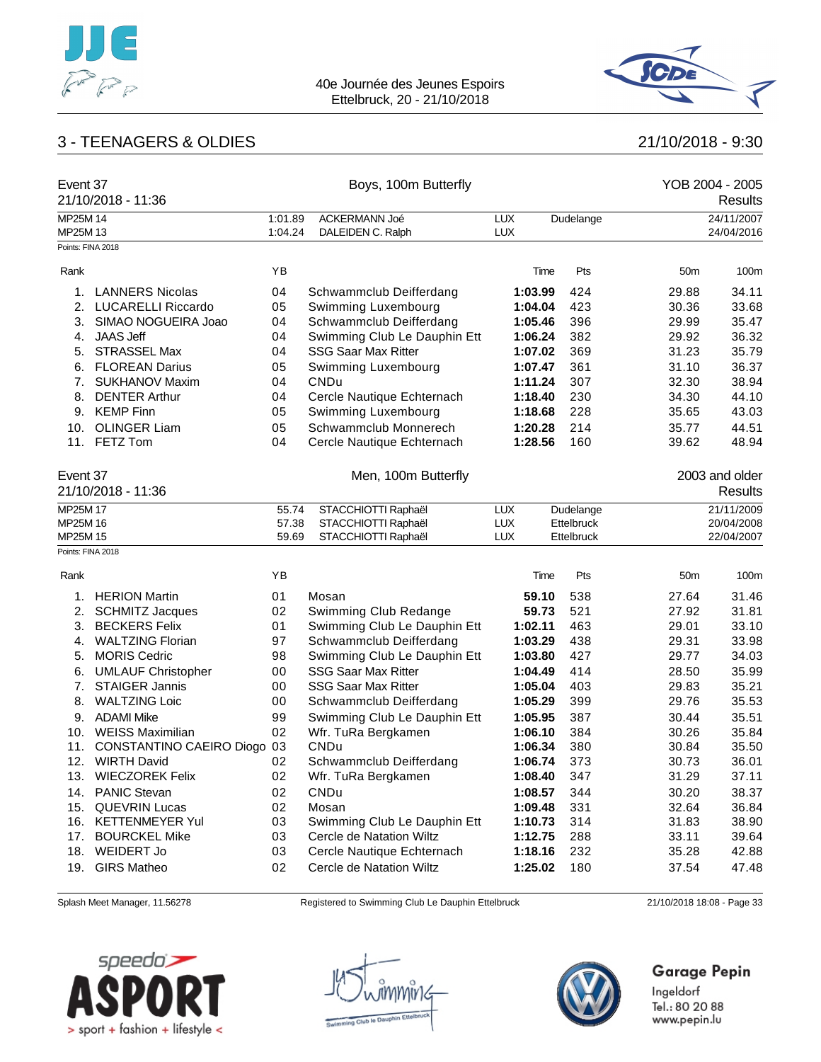## 3 - TEENAGERS & OLDIES

21/10/2018 - 9:30

### Event 37 — Boys, 100m Butterfly — YOB 2004 - 2005

21/10/2018 - 11:36

Results

| | | | | | |
|---|---|---|---|---|---|
| MP25M 14 | 1:01.89 | ACKERMANN Joé | LUX | Dudelange | 24/11/2007 |
| MP25M 13 | 1:04.24 | DALEIDEN C. Ralph | LUX | | 24/04/2016 |

Points: FINA 2018

| Rank | | YB | | Time | Pts | 50m | 100m |
|---|---|---|---|---|---|---|---|
| 1. | LANNERS Nicolas | 04 | Schwammclub Deifferdang | **1:03.99** | 424 | 29.88 | 34.11 |
| 2. | LUCARELLI Riccardo | 05 | Swimming Luxembourg | **1:04.04** | 423 | 30.36 | 33.68 |
| 3. | SIMAO NOGUEIRA Joao | 04 | Schwammclub Deifferdang | **1:05.46** | 396 | 29.99 | 35.47 |
| 4. | JAAS Jeff | 04 | Swimming Club Le Dauphin Ett | **1:06.24** | 382 | 29.92 | 36.32 |
| 5. | STRASSEL Max | 04 | SSG Saar Max Ritter | **1:07.02** | 369 | 31.23 | 35.79 |
| 6. | FLOREAN Darius | 05 | Swimming Luxembourg | **1:07.47** | 361 | 31.10 | 36.37 |
| 7. | SUKHANOV Maxim | 04 | CNDu | **1:11.24** | 307 | 32.30 | 38.94 |
| 8. | DENTER Arthur | 04 | Cercle Nautique Echternach | **1:18.40** | 230 | 34.30 | 44.10 |
| 9. | KEMP Finn | 05 | Swimming Luxembourg | **1:18.68** | 228 | 35.65 | 43.03 |
| 10. | OLINGER Liam | 05 | Schwammclub Monnerech | **1:20.28** | 214 | 35.77 | 44.51 |
| 11. | FETZ Tom | 04 | Cercle Nautique Echternach | **1:28.56** | 160 | 39.62 | 48.94 |

### Event 37 — Men, 100m Butterfly — 2003 and older

21/10/2018 - 11:36

Results

| | | | | | |
|---|---|---|---|---|---|
| MP25M 17 | 55.74 | STACCHIOTTI Raphaël | LUX | Dudelange | 21/11/2009 |
| MP25M 16 | 57.38 | STACCHIOTTI Raphaël | LUX | Ettelbruck | 20/04/2008 |
| MP25M 15 | 59.69 | STACCHIOTTI Raphaël | LUX | Ettelbruck | 22/04/2007 |

Points: FINA 2018

| Rank | | YB | | Time | Pts | 50m | 100m |
|---|---|---|---|---|---|---|---|
| 1. | HERION Martin | 01 | Mosan | **59.10** | 538 | 27.64 | 31.46 |
| 2. | SCHMITZ Jacques | 02 | Swimming Club Redange | **59.73** | 521 | 27.92 | 31.81 |
| 3. | BECKERS Felix | 01 | Swimming Club Le Dauphin Ett | **1:02.11** | 463 | 29.01 | 33.10 |
| 4. | WALTZING Florian | 97 | Schwammclub Deifferdang | **1:03.29** | 438 | 29.31 | 33.98 |
| 5. | MORIS Cedric | 98 | Swimming Club Le Dauphin Ett | **1:03.80** | 427 | 29.77 | 34.03 |
| 6. | UMLAUF Christopher | 00 | SSG Saar Max Ritter | **1:04.49** | 414 | 28.50 | 35.99 |
| 7. | STAIGER Jannis | 00 | SSG Saar Max Ritter | **1:05.04** | 403 | 29.83 | 35.21 |
| 8. | WALTZING Loic | 00 | Schwammclub Deifferdang | **1:05.29** | 399 | 29.76 | 35.53 |
| 9. | ADAMI Mike | 99 | Swimming Club Le Dauphin Ett | **1:05.95** | 387 | 30.44 | 35.51 |
| 10. | WEISS Maximilian | 02 | Wfr. TuRa Bergkamen | **1:06.10** | 384 | 30.26 | 35.84 |
| 11. | CONSTANTINO CAEIRO Diogo | 03 | CNDu | **1:06.34** | 380 | 30.84 | 35.50 |
| 12. | WIRTH David | 02 | Schwammclub Deifferdang | **1:06.74** | 373 | 30.73 | 36.01 |
| 13. | WIECZOREK Felix | 02 | Wfr. TuRa Bergkamen | **1:08.40** | 347 | 31.29 | 37.11 |
| 14. | PANIC Stevan | 02 | CNDu | **1:08.57** | 344 | 30.20 | 38.37 |
| 15. | QUEVRIN Lucas | 02 | Mosan | **1:09.48** | 331 | 32.64 | 36.84 |
| 16. | KETTENMEYER Yul | 03 | Swimming Club Le Dauphin Ett | **1:10.73** | 314 | 31.83 | 38.90 |
| 17. | BOURCKEL Mike | 03 | Cercle de Natation Wiltz | **1:12.75** | 288 | 33.11 | 39.64 |
| 18. | WEIDERT Jo | 03 | Cercle Nautique Echternach | **1:18.16** | 232 | 35.28 | 42.88 |
| 19. | GIRS Matheo | 02 | Cercle de Natation Wiltz | **1:25.02** | 180 | 37.54 | 47.48 |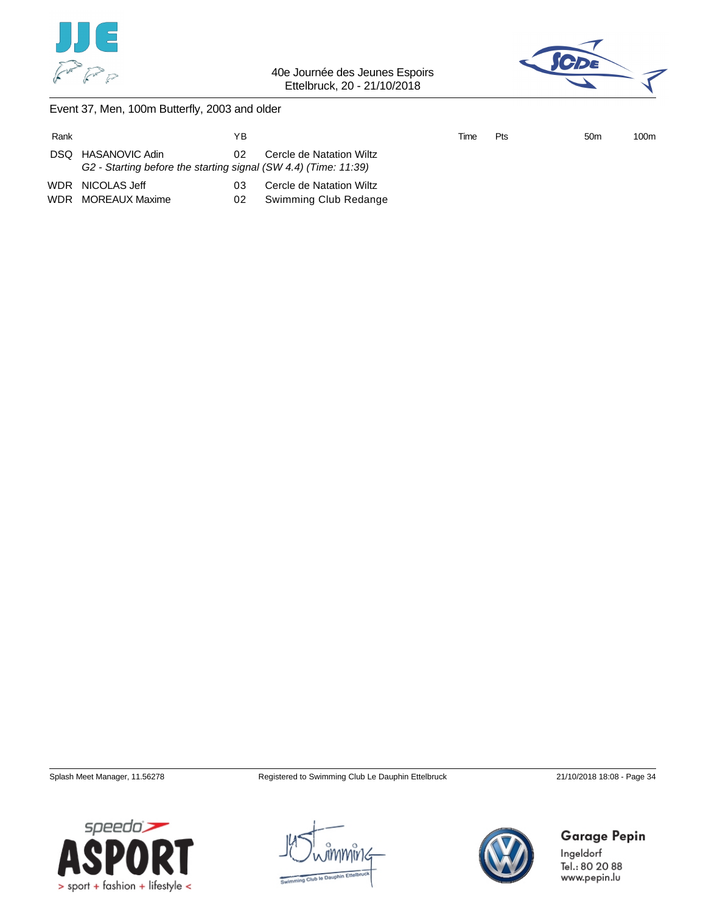40e Journée des Jeunes Espoirs
Ettelbruck, 20 - 21/10/2018

## Event 37, Men, 100m Butterfly, 2003 and older

| Rank | | YB | | Time | Pts | 50m | 100m |
|---|---|---|---|---|---|---|---|
| DSQ | HASANOVIC Adin | 02 | Cercle de Natation Wiltz | | | | |
| | *G2 - Starting before the starting signal (SW 4.4) (Time: 11:39)* | | | | | | |
| WDR | NICOLAS Jeff | 03 | Cercle de Natation Wiltz | | | | |
| WDR | MOREAUX Maxime | 02 | Swimming Club Redange | | | | |

Splash Meet Manager, 11.56278 — Registered to Swimming Club Le Dauphin Ettelbruck — 21/10/2018 18:08

speedo ASPORT > sport + fashion + lifestyle <

Just Swimming — Swimming Club le Dauphin Ettelbruck

Garage Pepin
Ingeldorf
Tel.: 80 20 88
www.pepin.lu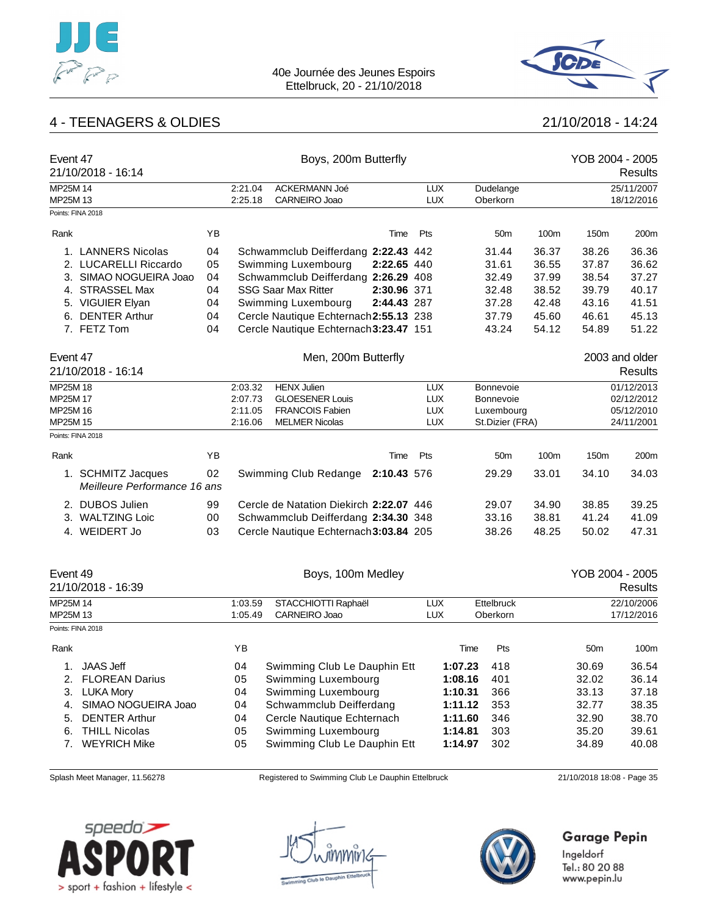40e Journée des Jeunes Espoirs
Ettelbruck, 20 - 21/10/2018

## 4 - TEENAGERS & OLDIES

21/10/2018 - 14:24

### Event 47 — Boys, 200m Butterfly — YOB 2004 - 2005

21/10/2018 - 16:14 — Results

| | | | | | |
|---|---|---|---|---|---|
| MP25M 14 | 2:21.04 | ACKERMANN Joé | LUX | Dudelange | 25/11/2007 |
| MP25M 13 | 2:25.18 | CARNEIRO Joao | LUX | Oberkorn | 18/12/2016 |

Points: FINA 2018

| Rank | | YB | | Time | Pts | 50m | 100m | 150m | 200m |
|---|---|---|---|---|---|---|---|---|---|
| 1. | LANNERS Nicolas | 04 | Schwammclub Deifferdang | **2:22.43** | 442 | 31.44 | 36.37 | 38.26 | 36.36 |
| 2. | LUCARELLI Riccardo | 05 | Swimming Luxembourg | **2:22.65** | 440 | 31.61 | 36.55 | 37.87 | 36.62 |
| 3. | SIMAO NOGUEIRA Joao | 04 | Schwammclub Deifferdang | **2:26.29** | 408 | 32.49 | 37.99 | 38.54 | 37.27 |
| 4. | STRASSEL Max | 04 | SSG Saar Max Ritter | **2:30.96** | 371 | 32.48 | 38.52 | 39.79 | 40.17 |
| 5. | VIGUIER Elyan | 04 | Swimming Luxembourg | **2:44.43** | 287 | 37.28 | 42.48 | 43.16 | 41.51 |
| 6. | DENTER Arthur | 04 | Cercle Nautique Echternach | **2:55.13** | 238 | 37.79 | 45.60 | 46.61 | 45.13 |
| 7. | FETZ Tom | 04 | Cercle Nautique Echternach | **3:23.47** | 151 | 43.24 | 54.12 | 54.89 | 51.22 |

### Event 47 — Men, 200m Butterfly — 2003 and older

21/10/2018 - 16:14 — Results

| | | | | | |
|---|---|---|---|---|---|
| MP25M 18 | 2:03.32 | HENX Julien | LUX | Bonnevoie | 01/12/2013 |
| MP25M 17 | 2:07.73 | GLOESENER Louis | LUX | Bonnevoie | 02/12/2012 |
| MP25M 16 | 2:11.05 | FRANCOIS Fabien | LUX | Luxembourg | 05/12/2010 |
| MP25M 15 | 2:16.06 | MELMER Nicolas | LUX | St.Dizier (FRA) | 24/11/2001 |

Points: FINA 2018

| Rank | | YB | | Time | Pts | 50m | 100m | 150m | 200m |
|---|---|---|---|---|---|---|---|---|---|
| 1. | SCHMITZ Jacques *Meilleure Performance 16 ans* | 02 | Swimming Club Redange | **2:10.43** | 576 | 29.29 | 33.01 | 34.10 | 34.03 |
| 2. | DUBOS Julien | 99 | Cercle de Natation Diekirch | **2:22.07** | 446 | 29.07 | 34.90 | 38.85 | 39.25 |
| 3. | WALTZING Loic | 00 | Schwammclub Deifferdang | **2:34.30** | 348 | 33.16 | 38.81 | 41.24 | 41.09 |
| 4. | WEIDERT Jo | 03 | Cercle Nautique Echternach | **3:03.84** | 205 | 38.26 | 48.25 | 50.02 | 47.31 |

### Event 49 — Boys, 100m Medley — YOB 2004 - 2005

21/10/2018 - 16:39 — Results

| | | | | | |
|---|---|---|---|---|---|
| MP25M 14 | 1:03.59 | STACCHIOTTI Raphaël | LUX | Ettelbruck | 22/10/2006 |
| MP25M 13 | 1:05.49 | CARNEIRO Joao | LUX | Oberkorn | 17/12/2016 |

Points: FINA 2018

| Rank | | YB | | Time | Pts | 50m | 100m |
|---|---|---|---|---|---|---|---|
| 1. | JAAS Jeff | 04 | Swimming Club Le Dauphin Ett | **1:07.23** | 418 | 30.69 | 36.54 |
| 2. | FLOREAN Darius | 05 | Swimming Luxembourg | **1:08.16** | 401 | 32.02 | 36.14 |
| 3. | LUKA Mory | 04 | Swimming Luxembourg | **1:10.31** | 366 | 33.13 | 37.18 |
| 4. | SIMAO NOGUEIRA Joao | 04 | Schwammclub Deifferdang | **1:11.12** | 353 | 32.77 | 38.35 |
| 5. | DENTER Arthur | 04 | Cercle Nautique Echternach | **1:11.60** | 346 | 32.90 | 38.70 |
| 6. | THILL Nicolas | 05 | Swimming Luxembourg | **1:14.81** | 303 | 35.20 | 39.61 |
| 7. | WEYRICH Mike | 05 | Swimming Club Le Dauphin Ett | **1:14.97** | 302 | 34.89 | 40.08 |

Splash Meet Manager, 11.56278 — Registered to Swimming Club Le Dauphin Ettelbruck — 21/10/2018 18:08 - Page 35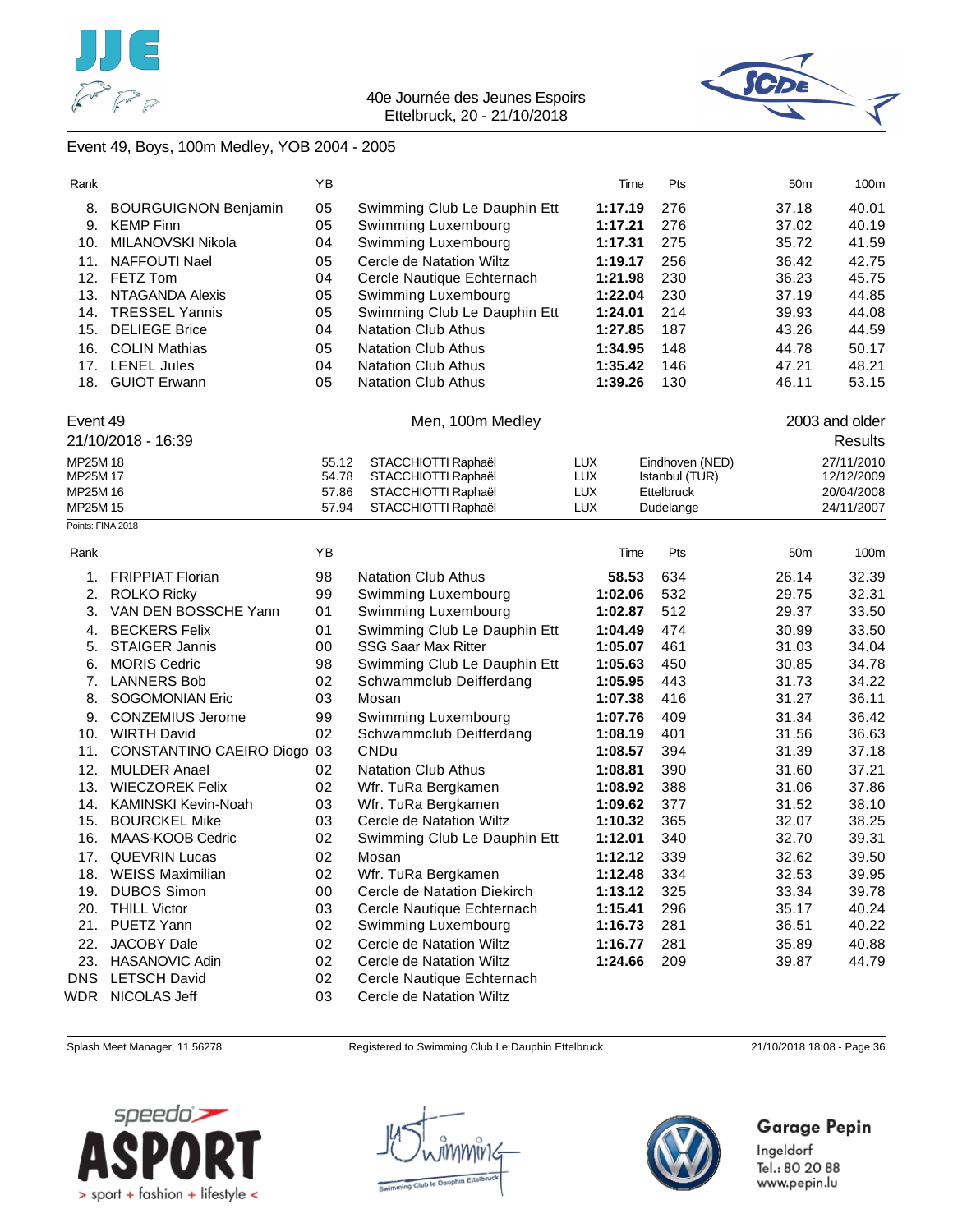## Event 49, Boys, 100m Medley, YOB 2004 - 2005

| Rank | | YB | | Time | Pts | 50m | 100m |
|---|---|---|---|---|---|---|---|
| 8. | BOURGUIGNON Benjamin | 05 | Swimming Club Le Dauphin Ett | **1:17.19** | 276 | 37.18 | 40.01 |
| 9. | KEMP Finn | 05 | Swimming Luxembourg | **1:17.21** | 276 | 37.02 | 40.19 |
| 10. | MILANOVSKI Nikola | 04 | Swimming Luxembourg | **1:17.31** | 275 | 35.72 | 41.59 |
| 11. | NAFFOUTI Nael | 05 | Cercle de Natation Wiltz | **1:19.17** | 256 | 36.42 | 42.75 |
| 12. | FETZ Tom | 04 | Cercle Nautique Echternach | **1:21.98** | 230 | 36.23 | 45.75 |
| 13. | NTAGANDA Alexis | 05 | Swimming Luxembourg | **1:22.04** | 230 | 37.19 | 44.85 |
| 14. | TRESSEL Yannis | 05 | Swimming Club Le Dauphin Ett | **1:24.01** | 214 | 39.93 | 44.08 |
| 15. | DELIEGE Brice | 04 | Natation Club Athus | **1:27.85** | 187 | 43.26 | 44.59 |
| 16. | COLIN Mathias | 05 | Natation Club Athus | **1:34.95** | 148 | 44.78 | 50.17 |
| 17. | LENEL Jules | 04 | Natation Club Athus | **1:35.42** | 146 | 47.21 | 48.21 |
| 18. | GUIOT Erwann | 05 | Natation Club Athus | **1:39.26** | 130 | 46.11 | 53.15 |

## Event 49 — Men, 100m Medley — 2003 and older

21/10/2018 - 16:39 — Results

| | | | | | |
|---|---|---|---|---|---|
| MP25M 18 | 55.12 | STACCHIOTTI Raphaël | LUX | Eindhoven (NED) | 27/11/2010 |
| MP25M 17 | 54.78 | STACCHIOTTI Raphaël | LUX | Istanbul (TUR) | 12/12/2009 |
| MP25M 16 | 57.86 | STACCHIOTTI Raphaël | LUX | Ettelbruck | 20/04/2008 |
| MP25M 15 | 57.94 | STACCHIOTTI Raphaël | LUX | Dudelange | 24/11/2007 |

Points: FINA 2018

| Rank | | YB | | Time | Pts | 50m | 100m |
|---|---|---|---|---|---|---|---|
| 1. | FRIPPIAT Florian | 98 | Natation Club Athus | **58.53** | 634 | 26.14 | 32.39 |
| 2. | ROLKO Ricky | 99 | Swimming Luxembourg | **1:02.06** | 532 | 29.75 | 32.31 |
| 3. | VAN DEN BOSSCHE Yann | 01 | Swimming Luxembourg | **1:02.87** | 512 | 29.37 | 33.50 |
| 4. | BECKERS Felix | 01 | Swimming Club Le Dauphin Ett | **1:04.49** | 474 | 30.99 | 33.50 |
| 5. | STAIGER Jannis | 00 | SSG Saar Max Ritter | **1:05.07** | 461 | 31.03 | 34.04 |
| 6. | MORIS Cedric | 98 | Swimming Club Le Dauphin Ett | **1:05.63** | 450 | 30.85 | 34.78 |
| 7. | LANNERS Bob | 02 | Schwammclub Deifferdang | **1:05.95** | 443 | 31.73 | 34.22 |
| 8. | SOGOMONIAN Eric | 03 | Mosan | **1:07.38** | 416 | 31.27 | 36.11 |
| 9. | CONZEMIUS Jerome | 99 | Swimming Luxembourg | **1:07.76** | 409 | 31.34 | 36.42 |
| 10. | WIRTH David | 02 | Schwammclub Deifferdang | **1:08.19** | 401 | 31.56 | 36.63 |
| 11. | CONSTANTINO CAEIRO Diogo | 03 | CNDu | **1:08.57** | 394 | 31.39 | 37.18 |
| 12. | MULDER Anael | 02 | Natation Club Athus | **1:08.81** | 390 | 31.60 | 37.21 |
| 13. | WIECZOREK Felix | 02 | Wfr. TuRa Bergkamen | **1:08.92** | 388 | 31.06 | 37.86 |
| 14. | KAMINSKI Kevin-Noah | 03 | Wfr. TuRa Bergkamen | **1:09.62** | 377 | 31.52 | 38.10 |
| 15. | BOURCKEL Mike | 03 | Cercle de Natation Wiltz | **1:10.32** | 365 | 32.07 | 38.25 |
| 16. | MAAS-KOOB Cedric | 02 | Swimming Club Le Dauphin Ett | **1:12.01** | 340 | 32.70 | 39.31 |
| 17. | QUEVRIN Lucas | 02 | Mosan | **1:12.12** | 339 | 32.62 | 39.50 |
| 18. | WEISS Maximilian | 02 | Wfr. TuRa Bergkamen | **1:12.48** | 334 | 32.53 | 39.95 |
| 19. | DUBOS Simon | 00 | Cercle de Natation Diekirch | **1:13.12** | 325 | 33.34 | 39.78 |
| 20. | THILL Victor | 03 | Cercle Nautique Echternach | **1:15.41** | 296 | 35.17 | 40.24 |
| 21. | PUETZ Yann | 02 | Swimming Luxembourg | **1:16.73** | 281 | 36.51 | 40.22 |
| 22. | JACOBY Dale | 02 | Cercle de Natation Wiltz | **1:16.77** | 281 | 35.89 | 40.88 |
| 23. | HASANOVIC Adin | 02 | Cercle de Natation Wiltz | **1:24.66** | 209 | 39.87 | 44.79 |
| DNS | LETSCH David | 02 | Cercle Nautique Echternach | | | | |
| WDR | NICOLAS Jeff | 03 | Cercle de Natation Wiltz | | | | |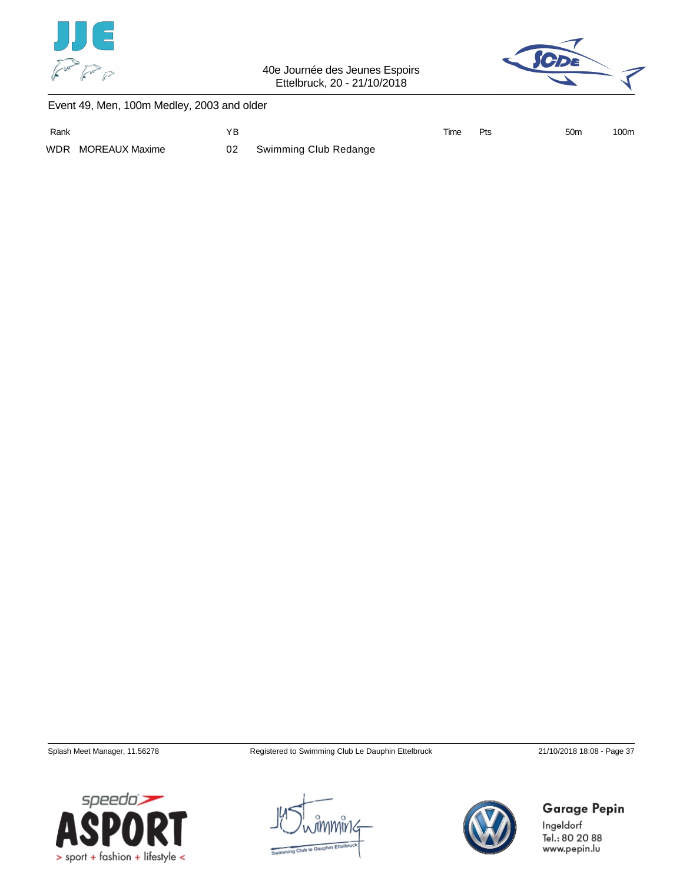40e Journée des Jeunes Espoirs
Ettelbruck, 20 - 21/10/2018

## Event 49, Men, 100m Medley, 2003 and older

| Rank | | YB | | Time | Pts | 50m | 100m |
|---|---|---|---|---|---|---|---|
| WDR | MOREAUX Maxime | 02 | Swimming Club Redange | | | | |

Splash Meet Manager, 11.56278 Registered to Swimming Club Le Dauphin Ettelbruck 21/10/2018 18:08

Garage Pepin
Ingeldorf
Tel.: 80 20 88
www.pepin.lu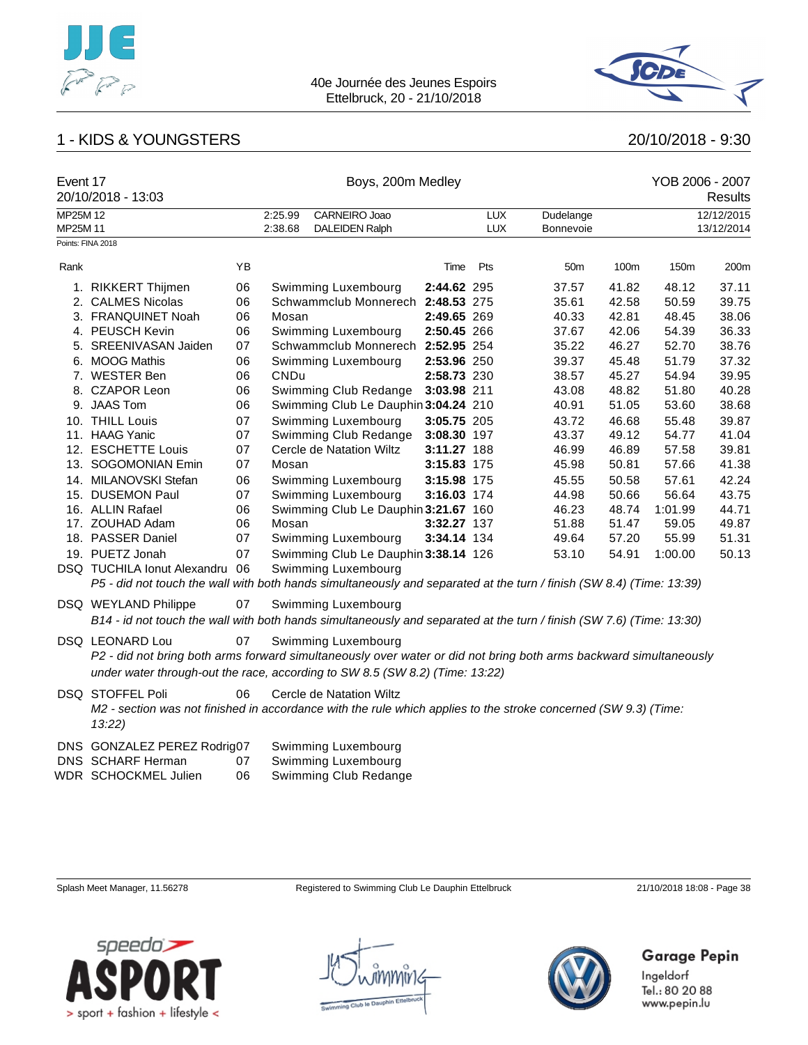## 1 - KIDS & YOUNGSTERS

20/10/2018 - 9:30

**Event 17** — Boys, 200m Medley — YOB 2006 - 2007

20/10/2018 - 13:03 — Results

| | | | | | |
|---|---|---|---|---|---|
| MP25M 12 | 2:25.99 | CARNEIRO Joao | LUX | Dudelange | 12/12/2015 |
| MP25M 11 | 2:38.68 | DALEIDEN Ralph | LUX | Bonnevoie | 13/12/2014 |

Points: FINA 2018

| Rank | Name | YB | Club | Time | Pts | 50m | 100m | 150m | 200m |
|---|---|---|---|---|---|---|---|---|---|
| 1. | RIKKERT Thijmen | 06 | Swimming Luxembourg | **2:44.62** | 295 | 37.57 | 41.82 | 48.12 | 37.11 |
| 2. | CALMES Nicolas | 06 | Schwammclub Monnerech | **2:48.53** | 275 | 35.61 | 42.58 | 50.59 | 39.75 |
| 3. | FRANQUINET Noah | 06 | Mosan | **2:49.65** | 269 | 40.33 | 42.81 | 48.45 | 38.06 |
| 4. | PEUSCH Kevin | 06 | Swimming Luxembourg | **2:50.45** | 266 | 37.67 | 42.06 | 54.39 | 36.33 |
| 5. | SREENIVASAN Jaiden | 07 | Schwammclub Monnerech | **2:52.95** | 254 | 35.22 | 46.27 | 52.70 | 38.76 |
| 6. | MOOG Mathis | 06 | Swimming Luxembourg | **2:53.96** | 250 | 39.37 | 45.48 | 51.79 | 37.32 |
| 7. | WESTER Ben | 06 | CNDu | **2:58.73** | 230 | 38.57 | 45.27 | 54.94 | 39.95 |
| 8. | CZAPOR Leon | 06 | Swimming Club Redange | **3:03.98** | 211 | 43.08 | 48.82 | 51.80 | 40.28 |
| 9. | JAAS Tom | 06 | Swimming Club Le Dauphin | **3:04.24** | 210 | 40.91 | 51.05 | 53.60 | 38.68 |
| 10. | THILL Louis | 07 | Swimming Luxembourg | **3:05.75** | 205 | 43.72 | 46.68 | 55.48 | 39.87 |
| 11. | HAAG Yanic | 07 | Swimming Club Redange | **3:08.30** | 197 | 43.37 | 49.12 | 54.77 | 41.04 |
| 12. | ESCHETTE Louis | 07 | Cercle de Natation Wiltz | **3:11.27** | 188 | 46.99 | 46.89 | 57.58 | 39.81 |
| 13. | SOGOMONIAN Emin | 07 | Mosan | **3:15.83** | 175 | 45.98 | 50.81 | 57.66 | 41.38 |
| 14. | MILANOVSKI Stefan | 06 | Swimming Luxembourg | **3:15.98** | 175 | 45.55 | 50.58 | 57.61 | 42.24 |
| 15. | DUSEMON Paul | 07 | Swimming Luxembourg | **3:16.03** | 174 | 44.98 | 50.66 | 56.64 | 43.75 |
| 16. | ALLIN Rafael | 06 | Swimming Club Le Dauphin | **3:21.67** | 160 | 46.23 | 48.74 | 1:01.99 | 44.71 |
| 17. | ZOUHAD Adam | 06 | Mosan | **3:32.27** | 137 | 51.88 | 51.47 | 59.05 | 49.87 |
| 18. | PASSER Daniel | 07 | Swimming Luxembourg | **3:34.14** | 134 | 49.64 | 57.20 | 55.99 | 51.31 |
| 19. | PUETZ Jonah | 07 | Swimming Club Le Dauphin | **3:38.14** | 126 | 53.10 | 54.91 | 1:00.00 | 50.13 |
| DSQ | TUCHILA Ionut Alexandru | 06 | Swimming Luxembourg | | | | | | |
| DSQ | WEYLAND Philippe | 07 | Swimming Luxembourg | | | | | | |
| DSQ | LEONARD Lou | 07 | Swimming Luxembourg | | | | | | |
| DSQ | STOFFEL Poli | 06 | Cercle de Natation Wiltz | | | | | | |
| DNS | GONZALEZ PEREZ Rodrig | 07 | Swimming Luxembourg | | | | | | |
| DNS | SCHARF Herman | 07 | Swimming Luxembourg | | | | | | |
| WDR | SCHOCKMEL Julien | 06 | Swimming Club Redange | | | | | | |

DSQ TUCHILA Ionut Alexandru: *P5 - did not touch the wall with both hands simultaneously and separated at the turn / finish (SW 8.4) (Time: 13:39)*

DSQ WEYLAND Philippe: *B14 - id not touch the wall with both hands simultaneously and separated at the turn / finish (SW 7.6) (Time: 13:30)*

DSQ LEONARD Lou: *P2 - did not bring both arms forward simultaneously over water or did not bring both arms backward simultaneously under water through-out the race, according to SW 8.5 (SW 8.2) (Time: 13:22)*

DSQ STOFFEL Poli: *M2 - section was not finished in accordance with the rule which applies to the stroke concerned (SW 9.3) (Time: 13:22)*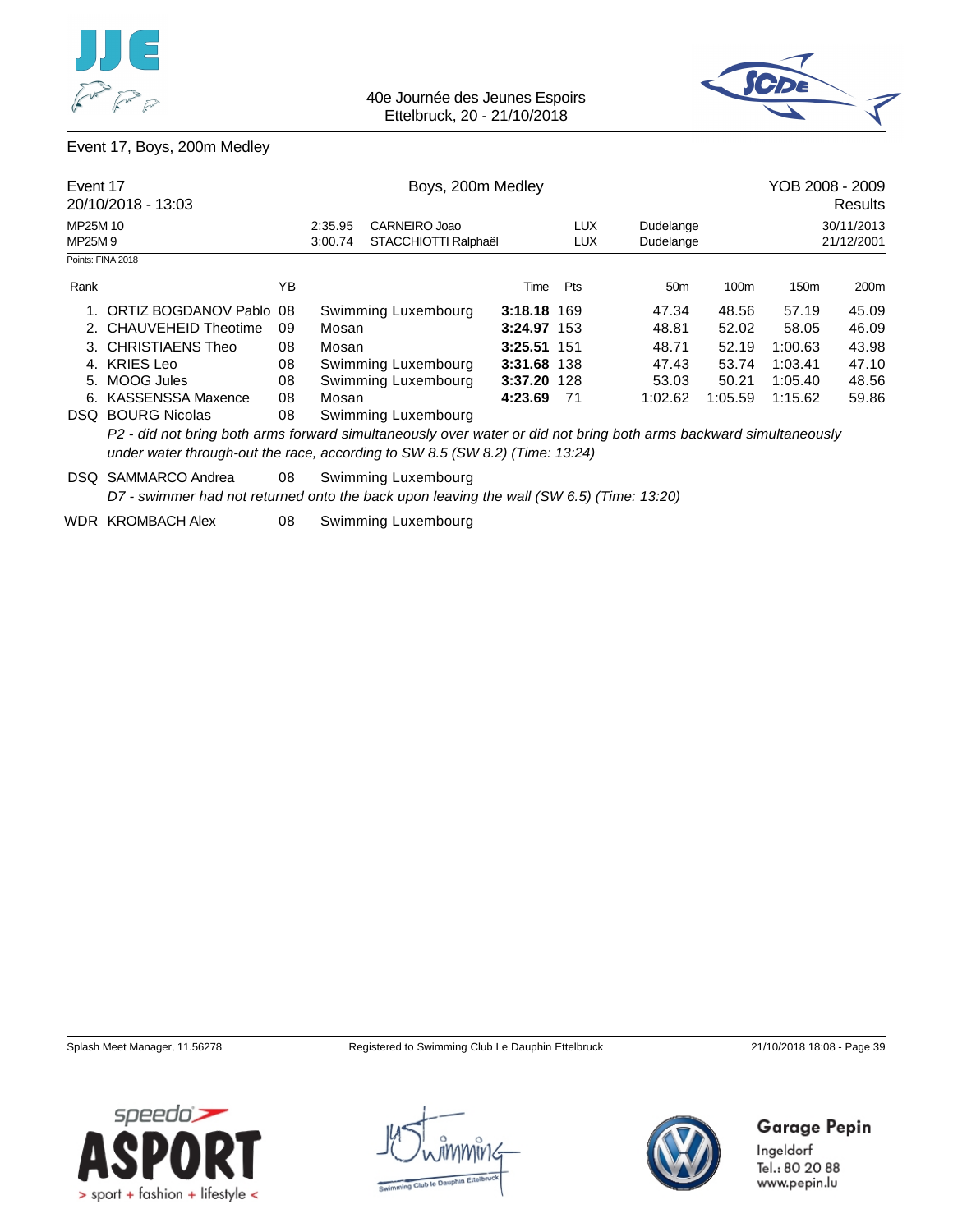40e Journée des Jeunes Espoirs
Ettelbruck, 20 - 21/10/2018

## Event 17, Boys, 200m Medley

| Event 17 | Boys, 200m Medley | YOB 2008 - 2009 |
|---|---|---|
| 20/10/2018 - 13:03 | | Results |

| | | | | | |
|---|---|---|---|---|---|
| MP25M 10 | 2:35.95 | CARNEIRO Joao | LUX | Dudelange | 30/11/2013 |
| MP25M 9 | 3:00.74 | STACCHIOTTI Ralphaël | LUX | Dudelange | 21/12/2001 |

Points: FINA 2018

| Rank | | YB | | Time | Pts | 50m | 100m | 150m | 200m |
|---|---|---|---|---|---|---|---|---|---|
| 1. | ORTIZ BOGDANOV Pablo | 08 | Swimming Luxembourg | **3:18.18** | 169 | 47.34 | 48.56 | 57.19 | 45.09 |
| 2. | CHAUVEHEID Theotime | 09 | Mosan | **3:24.97** | 153 | 48.81 | 52.02 | 58.05 | 46.09 |
| 3. | CHRISTIAENS Theo | 08 | Mosan | **3:25.51** | 151 | 48.71 | 52.19 | 1:00.63 | 43.98 |
| 4. | KRIES Leo | 08 | Swimming Luxembourg | **3:31.68** | 138 | 47.43 | 53.74 | 1:03.41 | 47.10 |
| 5. | MOOG Jules | 08 | Swimming Luxembourg | **3:37.20** | 128 | 53.03 | 50.21 | 1:05.40 | 48.56 |
| 6. | KASSENSSA Maxence | 08 | Mosan | **4:23.69** | 71 | 1:02.62 | 1:05.59 | 1:15.62 | 59.86 |
| DSQ | BOURG Nicolas | 08 | Swimming Luxembourg | | | | | | |

*P2 - did not bring both arms forward simultaneously over water or did not bring both arms backward simultaneously under water through-out the race, according to SW 8.5 (SW 8.2) (Time: 13:24)*

| | | | |
|---|---|---|---|
| DSQ | SAMMARCO Andrea | 08 | Swimming Luxembourg |

*D7 - swimmer had not returned onto the back upon leaving the wall (SW 6.5) (Time: 13:20)*

| | | | |
|---|---|---|---|
| WDR | KROMBACH Alex | 08 | Swimming Luxembourg |

Splash Meet Manager, 11.56278 — Registered to Swimming Club Le Dauphin Ettelbruck — 21/10/2018 18:08

Garage Pepin
Ingeldorf
Tel.: 80 20 88
www.pepin.lu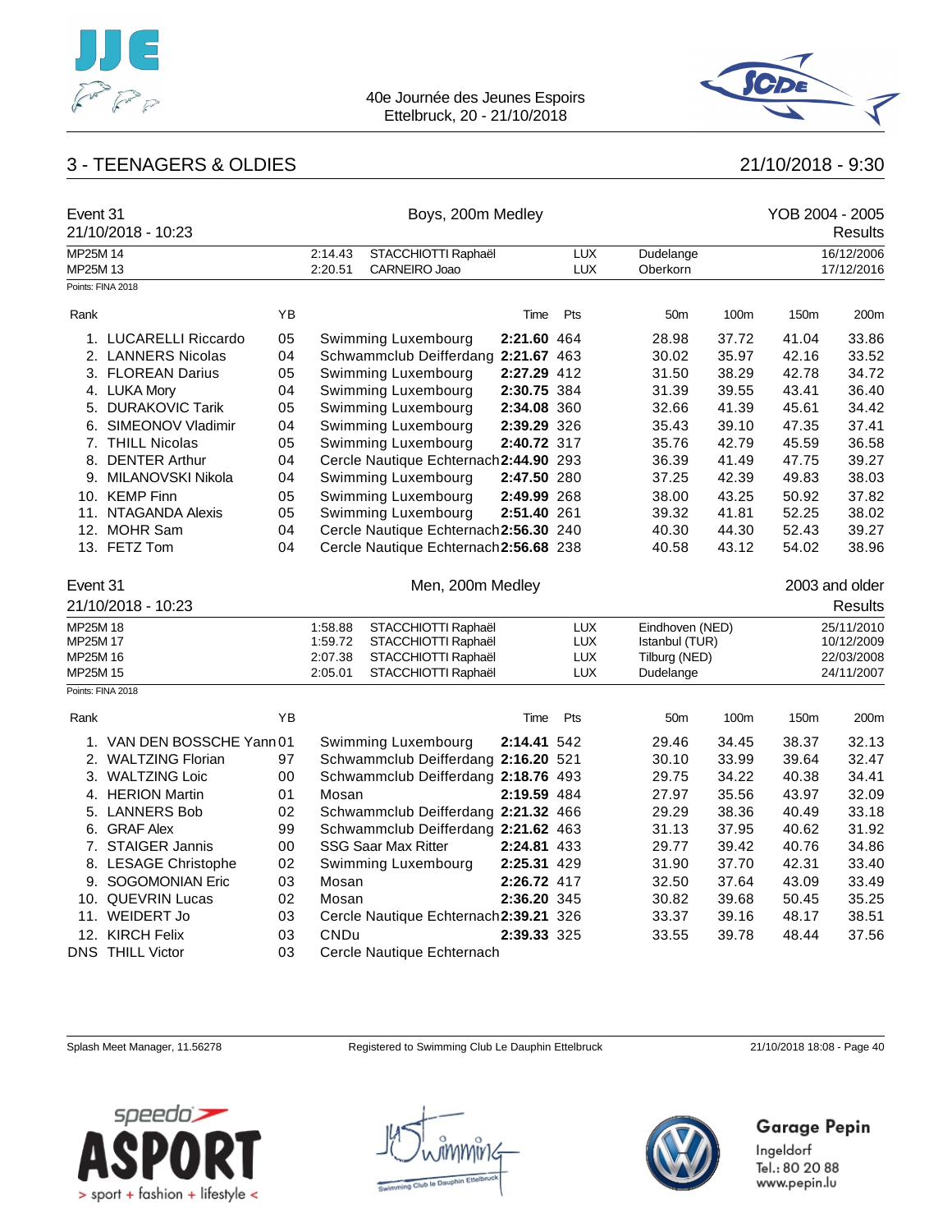## 3 - TEENAGERS & OLDIES

21/10/2018 - 9:30

### Event 31 — Boys, 200m Medley — YOB 2004 - 2005

21/10/2018 - 10:23 — Results

| | | | | | |
|---|---|---|---|---|---|
| MP25M 14 | 2:14.43 | STACCHIOTTI Raphaël | LUX | Dudelange | 16/12/2006 |
| MP25M 13 | 2:20.51 | CARNEIRO Joao | LUX | Oberkorn | 17/12/2016 |

Points: FINA 2018

| Rank | Name | YB | Club | Time | Pts | 50m | 100m | 150m | 200m |
|---|---|---|---|---|---|---|---|---|---|
| 1. | LUCARELLI Riccardo | 05 | Swimming Luxembourg | **2:21.60** | 464 | 28.98 | 37.72 | 41.04 | 33.86 |
| 2. | LANNERS Nicolas | 04 | Schwammclub Deifferdang | **2:21.67** | 463 | 30.02 | 35.97 | 42.16 | 33.52 |
| 3. | FLOREAN Darius | 05 | Swimming Luxembourg | **2:27.29** | 412 | 31.50 | 38.29 | 42.78 | 34.72 |
| 4. | LUKA Mory | 04 | Swimming Luxembourg | **2:30.75** | 384 | 31.39 | 39.55 | 43.41 | 36.40 |
| 5. | DURAKOVIC Tarik | 05 | Swimming Luxembourg | **2:34.08** | 360 | 32.66 | 41.39 | 45.61 | 34.42 |
| 6. | SIMEONOV Vladimir | 04 | Swimming Luxembourg | **2:39.29** | 326 | 35.43 | 39.10 | 47.35 | 37.41 |
| 7. | THILL Nicolas | 05 | Swimming Luxembourg | **2:40.72** | 317 | 35.76 | 42.79 | 45.59 | 36.58 |
| 8. | DENTER Arthur | 04 | Cercle Nautique Echternach | **2:44.90** | 293 | 36.39 | 41.49 | 47.75 | 39.27 |
| 9. | MILANOVSKI Nikola | 04 | Swimming Luxembourg | **2:47.50** | 280 | 37.25 | 42.39 | 49.83 | 38.03 |
| 10. | KEMP Finn | 05 | Swimming Luxembourg | **2:49.99** | 268 | 38.00 | 43.25 | 50.92 | 37.82 |
| 11. | NTAGANDA Alexis | 05 | Swimming Luxembourg | **2:51.40** | 261 | 39.32 | 41.81 | 52.25 | 38.02 |
| 12. | MOHR Sam | 04 | Cercle Nautique Echternach | **2:56.30** | 240 | 40.30 | 44.30 | 52.43 | 39.27 |
| 13. | FETZ Tom | 04 | Cercle Nautique Echternach | **2:56.68** | 238 | 40.58 | 43.12 | 54.02 | 38.96 |

### Event 31 — Men, 200m Medley — 2003 and older

21/10/2018 - 10:23 — Results

| | | | | | |
|---|---|---|---|---|---|
| MP25M 18 | 1:58.88 | STACCHIOTTI Raphaël | LUX | Eindhoven (NED) | 25/11/2010 |
| MP25M 17 | 1:59.72 | STACCHIOTTI Raphaël | LUX | Istanbul (TUR) | 10/12/2009 |
| MP25M 16 | 2:07.38 | STACCHIOTTI Raphaël | LUX | Tilburg (NED) | 22/03/2008 |
| MP25M 15 | 2:05.01 | STACCHIOTTI Raphaël | LUX | Dudelange | 24/11/2007 |

Points: FINA 2018

| Rank | Name | YB | Club | Time | Pts | 50m | 100m | 150m | 200m |
|---|---|---|---|---|---|---|---|---|---|
| 1. | VAN DEN BOSSCHE Yann | 01 | Swimming Luxembourg | **2:14.41** | 542 | 29.46 | 34.45 | 38.37 | 32.13 |
| 2. | WALTZING Florian | 97 | Schwammclub Deifferdang | **2:16.20** | 521 | 30.10 | 33.99 | 39.64 | 32.47 |
| 3. | WALTZING Loic | 00 | Schwammclub Deifferdang | **2:18.76** | 493 | 29.75 | 34.22 | 40.38 | 34.41 |
| 4. | HERION Martin | 01 | Mosan | **2:19.59** | 484 | 27.97 | 35.56 | 43.97 | 32.09 |
| 5. | LANNERS Bob | 02 | Schwammclub Deifferdang | **2:21.32** | 466 | 29.29 | 38.36 | 40.49 | 33.18 |
| 6. | GRAF Alex | 99 | Schwammclub Deifferdang | **2:21.62** | 463 | 31.13 | 37.95 | 40.62 | 31.92 |
| 7. | STAIGER Jannis | 00 | SSG Saar Max Ritter | **2:24.81** | 433 | 29.77 | 39.42 | 40.76 | 34.86 |
| 8. | LESAGE Christophe | 02 | Swimming Luxembourg | **2:25.31** | 429 | 31.90 | 37.70 | 42.31 | 33.40 |
| 9. | SOGOMONIAN Eric | 03 | Mosan | **2:26.72** | 417 | 32.50 | 37.64 | 43.09 | 33.49 |
| 10. | QUEVRIN Lucas | 02 | Mosan | **2:36.20** | 345 | 30.82 | 39.68 | 50.45 | 35.25 |
| 11. | WEIDERT Jo | 03 | Cercle Nautique Echternach | **2:39.21** | 326 | 33.37 | 39.16 | 48.17 | 38.51 |
| 12. | KIRCH Felix | 03 | CNDu | **2:39.33** | 325 | 33.55 | 39.78 | 48.44 | 37.56 |
| DNS | THILL Victor | 03 | Cercle Nautique Echternach | | | | | | |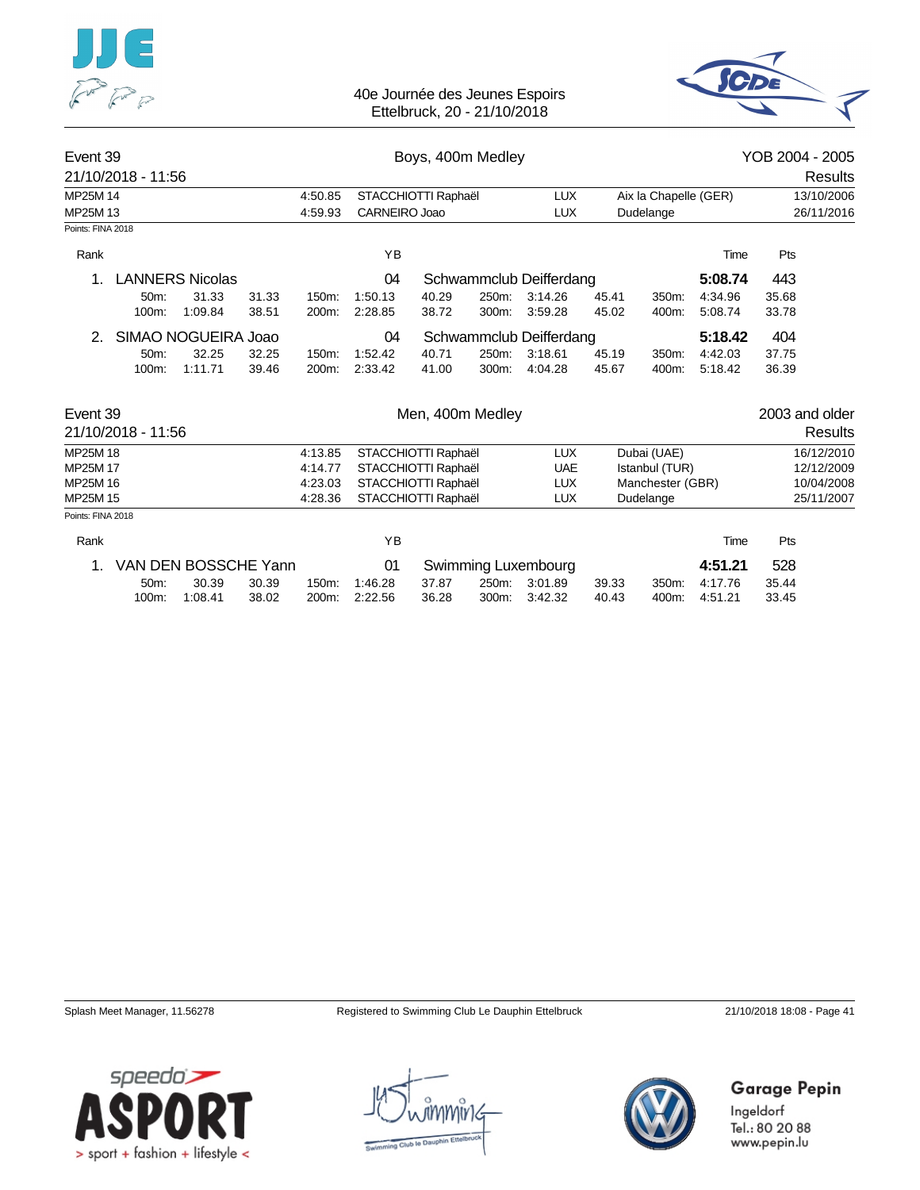## Event 39 — Boys, 400m Medley — YOB 2004 - 2005

21/10/2018 - 11:56 — Results

| | | | | | |
|---|---|---|---|---|---|
| MP25M 14 | 4:50.85 | STACCHIOTTI Raphaël | LUX | Aix la Chapelle (GER) | 13/10/2006 |
| MP25M 13 | 4:59.93 | CARNEIRO Joao | LUX | Dudelange | 26/11/2016 |

Points: FINA 2018

| Rank | Name | YB | Club | Time | Pts |
|---|---|---|---|---|---|
| 1. | LANNERS Nicolas | 04 | Schwammclub Deifferdang | **5:08.74** | 443 |
| | 50m: 31.33 (31.33); 100m: 1:09.84 (38.51); 150m: 1:50.13 (40.29); 200m: 2:28.85 (38.72); 250m: 3:14.26 (45.41); 300m: 3:59.28 (45.02); 350m: 4:34.96 (35.68); 400m: 5:08.74 (33.78) | | | | |
| 2. | SIMAO NOGUEIRA Joao | 04 | Schwammclub Deifferdang | **5:18.42** | 404 |
| | 50m: 32.25 (32.25); 100m: 1:11.71 (39.46); 150m: 1:52.42 (40.71); 200m: 2:33.42 (41.00); 250m: 3:18.61 (45.19); 300m: 4:04.28 (45.67); 350m: 4:42.03 (37.75); 400m: 5:18.42 (36.39) | | | | |

## Event 39 — Men, 400m Medley — 2003 and older

21/10/2018 - 11:56 — Results

| | | | | | |
|---|---|---|---|---|---|
| MP25M 18 | 4:13.85 | STACCHIOTTI Raphaël | LUX | Dubai (UAE) | 16/12/2010 |
| MP25M 17 | 4:14.77 | STACCHIOTTI Raphaël | UAE | Istanbul (TUR) | 12/12/2009 |
| MP25M 16 | 4:23.03 | STACCHIOTTI Raphaël | LUX | Manchester (GBR) | 10/04/2008 |
| MP25M 15 | 4:28.36 | STACCHIOTTI Raphaël | LUX | Dudelange | 25/11/2007 |

Points: FINA 2018

| Rank | Name | YB | Club | Time | Pts |
|---|---|---|---|---|---|
| 1. | VAN DEN BOSSCHE Yann | 01 | Swimming Luxembourg | **4:51.21** | 528 |
| | 50m: 30.39 (30.39); 100m: 1:08.41 (38.02); 150m: 1:46.28 (37.87); 200m: 2:22.56 (36.28); 250m: 3:01.89 (39.33); 300m: 3:42.32 (40.43); 350m: 4:17.76 (35.44); 400m: 4:51.21 (33.45) | | | | |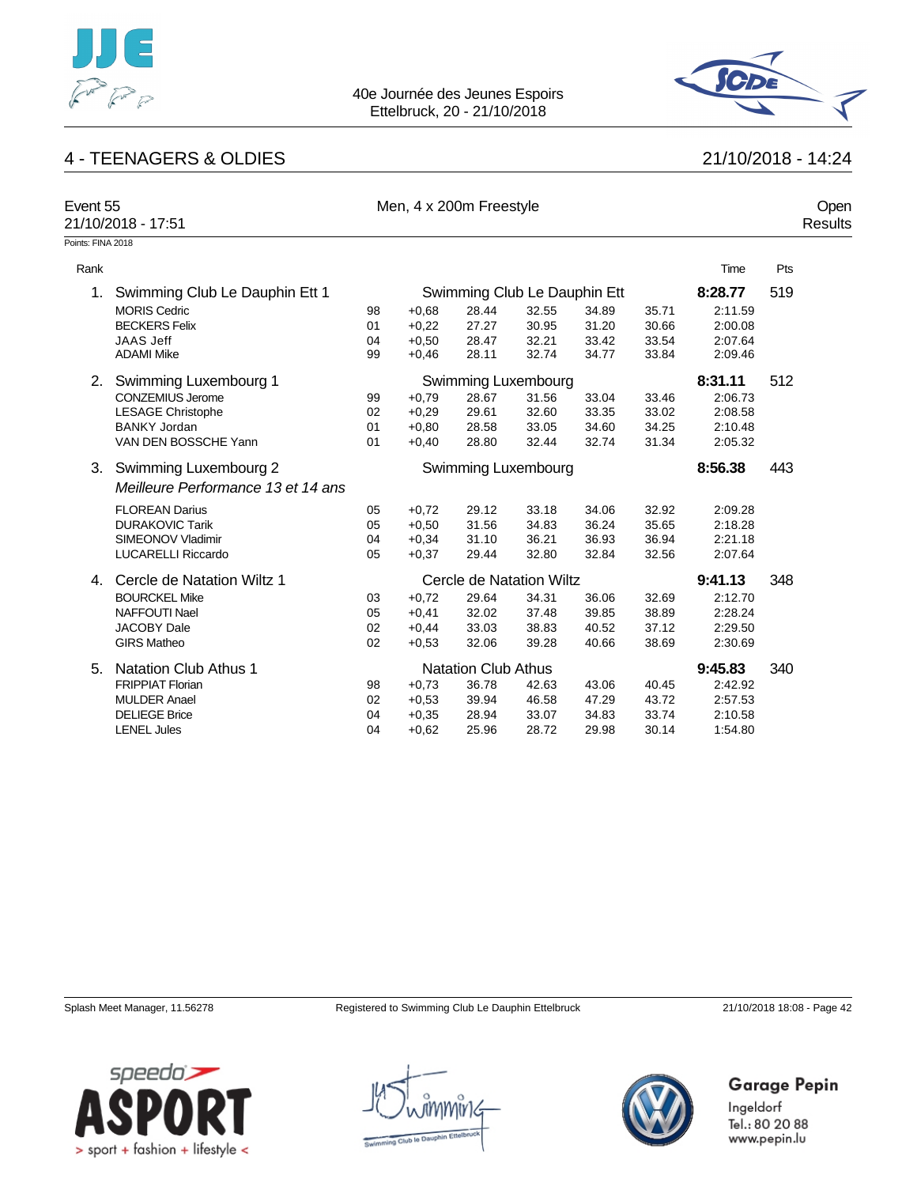## 4 - TEENAGERS & OLDIES

21/10/2018 - 14:24

Event 55 — Men, 4 x 200m Freestyle — Open

21/10/2018 - 17:51 — Results

Points: FINA 2018

| Rank | | | | | | | | | Time | Pts |
|---|---|---|---|---|---|---|---|---|---|---|
| 1. | Swimming Club Le Dauphin Ett 1 | | | Swimming Club Le Dauphin Ett | | | | | **8:28.77** | 519 |
| | MORIS Cedric | 98 | +0,68 | 28.44 | 32.55 | 34.89 | 35.71 | | 2:11.59 | |
| | BECKERS Felix | 01 | +0,22 | 27.27 | 30.95 | 31.20 | 30.66 | | 2:00.08 | |
| | JAAS Jeff | 04 | +0,50 | 28.47 | 32.21 | 33.42 | 33.54 | | 2:07.64 | |
| | ADAMI Mike | 99 | +0,46 | 28.11 | 32.74 | 34.77 | 33.84 | | 2:09.46 | |
| 2. | Swimming Luxembourg 1 | | | Swimming Luxembourg | | | | | **8:31.11** | 512 |
| | CONZEMIUS Jerome | 99 | +0,79 | 28.67 | 31.56 | 33.04 | 33.46 | | 2:06.73 | |
| | LESAGE Christophe | 02 | +0,29 | 29.61 | 32.60 | 33.35 | 33.02 | | 2:08.58 | |
| | BANKY Jordan | 01 | +0,80 | 28.58 | 33.05 | 34.60 | 34.25 | | 2:10.48 | |
| | VAN DEN BOSSCHE Yann | 01 | +0,40 | 28.80 | 32.44 | 32.74 | 31.34 | | 2:05.32 | |
| 3. | Swimming Luxembourg 2 | | | Swimming Luxembourg | | | | | **8:56.38** | 443 |
| | *Meilleure Performance 13 et 14 ans* | | | | | | | | | |
| | FLOREAN Darius | 05 | +0,72 | 29.12 | 33.18 | 34.06 | 32.92 | | 2:09.28 | |
| | DURAKOVIC Tarik | 05 | +0,50 | 31.56 | 34.83 | 36.24 | 35.65 | | 2:18.28 | |
| | SIMEONOV Vladimir | 04 | +0,34 | 31.10 | 36.21 | 36.93 | 36.94 | | 2:21.18 | |
| | LUCARELLI Riccardo | 05 | +0,37 | 29.44 | 32.80 | 32.84 | 32.56 | | 2:07.64 | |
| 4. | Cercle de Natation Wiltz 1 | | | Cercle de Natation Wiltz | | | | | **9:41.13** | 348 |
| | BOURCKEL Mike | 03 | +0,72 | 29.64 | 34.31 | 36.06 | 32.69 | | 2:12.70 | |
| | NAFFOUTI Nael | 05 | +0,41 | 32.02 | 37.48 | 39.85 | 38.89 | | 2:28.24 | |
| | JACOBY Dale | 02 | +0,44 | 33.03 | 38.83 | 40.52 | 37.12 | | 2:29.50 | |
| | GIRS Matheo | 02 | +0,53 | 32.06 | 39.28 | 40.66 | 38.69 | | 2:30.69 | |
| 5. | Natation Club Athus 1 | | | Natation Club Athus | | | | | **9:45.83** | 340 |
| | FRIPPIAT Florian | 98 | +0,73 | 36.78 | 42.63 | 43.06 | 40.45 | | 2:42.92 | |
| | MULDER Anael | 02 | +0,53 | 39.94 | 46.58 | 47.29 | 43.72 | | 2:57.53 | |
| | DELIEGE Brice | 04 | +0,35 | 28.94 | 33.07 | 34.83 | 33.74 | | 2:10.58 | |
| | LENEL Jules | 04 | +0,62 | 25.96 | 28.72 | 29.98 | 30.14 | | 1:54.80 | |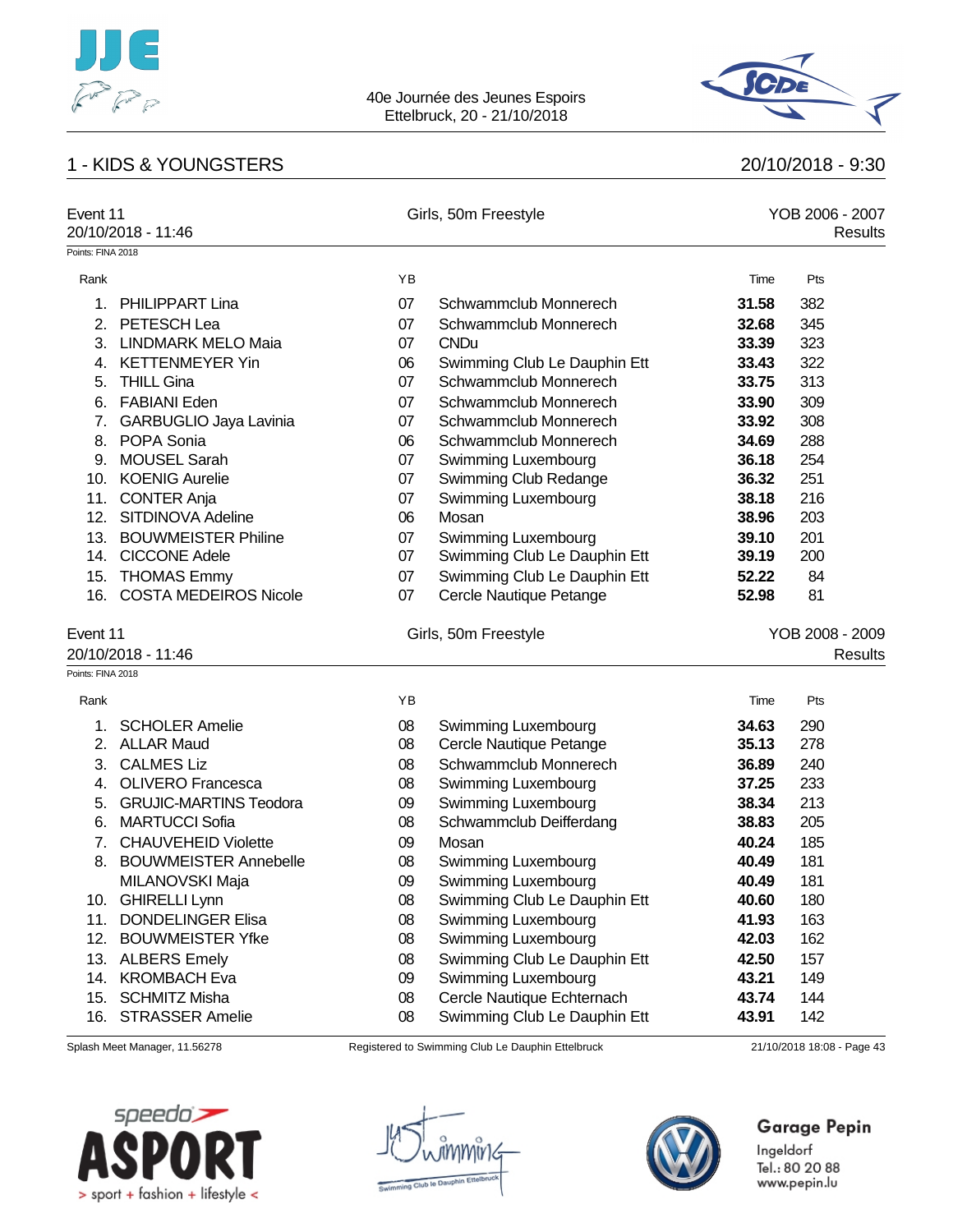## 1 - KIDS & YOUNGSTERS

20/10/2018 - 9:30

### Event 11 — Girls, 50m Freestyle — YOB 2006 - 2007

20/10/2018 - 11:46 — Results

Points: FINA 2018

| Rank | Name | YB | Club | Time | Pts |
|---|---|---|---|---|---|
| 1. | PHILIPPART Lina | 07 | Schwammclub Monnerech | **31.58** | 382 |
| 2. | PETESCH Lea | 07 | Schwammclub Monnerech | **32.68** | 345 |
| 3. | LINDMARK MELO Maia | 07 | CNDu | **33.39** | 323 |
| 4. | KETTENMEYER Yin | 06 | Swimming Club Le Dauphin Ett | **33.43** | 322 |
| 5. | THILL Gina | 07 | Schwammclub Monnerech | **33.75** | 313 |
| 6. | FABIANI Eden | 07 | Schwammclub Monnerech | **33.90** | 309 |
| 7. | GARBUGLIO Jaya Lavinia | 07 | Schwammclub Monnerech | **33.92** | 308 |
| 8. | POPA Sonia | 06 | Schwammclub Monnerech | **34.69** | 288 |
| 9. | MOUSEL Sarah | 07 | Swimming Luxembourg | **36.18** | 254 |
| 10. | KOENIG Aurelie | 07 | Swimming Club Redange | **36.32** | 251 |
| 11. | CONTER Anja | 07 | Swimming Luxembourg | **38.18** | 216 |
| 12. | SITDINOVA Adeline | 06 | Mosan | **38.96** | 203 |
| 13. | BOUWMEISTER Philine | 07 | Swimming Luxembourg | **39.10** | 201 |
| 14. | CICCONE Adele | 07 | Swimming Club Le Dauphin Ett | **39.19** | 200 |
| 15. | THOMAS Emmy | 07 | Swimming Club Le Dauphin Ett | **52.22** | 84 |
| 16. | COSTA MEDEIROS Nicole | 07 | Cercle Nautique Petange | **52.98** | 81 |

### Event 11 — Girls, 50m Freestyle — YOB 2008 - 2009

20/10/2018 - 11:46 — Results

Points: FINA 2018

| Rank | Name | YB | Club | Time | Pts |
|---|---|---|---|---|---|
| 1. | SCHOLER Amelie | 08 | Swimming Luxembourg | **34.63** | 290 |
| 2. | ALLAR Maud | 08 | Cercle Nautique Petange | **35.13** | 278 |
| 3. | CALMES Liz | 08 | Schwammclub Monnerech | **36.89** | 240 |
| 4. | OLIVERO Francesca | 08 | Swimming Luxembourg | **37.25** | 233 |
| 5. | GRUJIC-MARTINS Teodora | 09 | Swimming Luxembourg | **38.34** | 213 |
| 6. | MARTUCCI Sofia | 08 | Schwammclub Deifferdang | **38.83** | 205 |
| 7. | CHAUVEHEID Violette | 09 | Mosan | **40.24** | 185 |
| 8. | BOUWMEISTER Annebelle | 08 | Swimming Luxembourg | **40.49** | 181 |
| | MILANOVSKI Maja | 09 | Swimming Luxembourg | **40.49** | 181 |
| 10. | GHIRELLI Lynn | 08 | Swimming Club Le Dauphin Ett | **40.60** | 180 |
| 11. | DONDELINGER Elisa | 08 | Swimming Luxembourg | **41.93** | 163 |
| 12. | BOUWMEISTER Yfke | 08 | Swimming Luxembourg | **42.03** | 162 |
| 13. | ALBERS Emely | 08 | Swimming Club Le Dauphin Ett | **42.50** | 157 |
| 14. | KROMBACH Eva | 09 | Swimming Luxembourg | **43.21** | 149 |
| 15. | SCHMITZ Misha | 08 | Cercle Nautique Echternach | **43.74** | 144 |
| 16. | STRASSER Amelie | 08 | Swimming Club Le Dauphin Ett | **43.91** | 142 |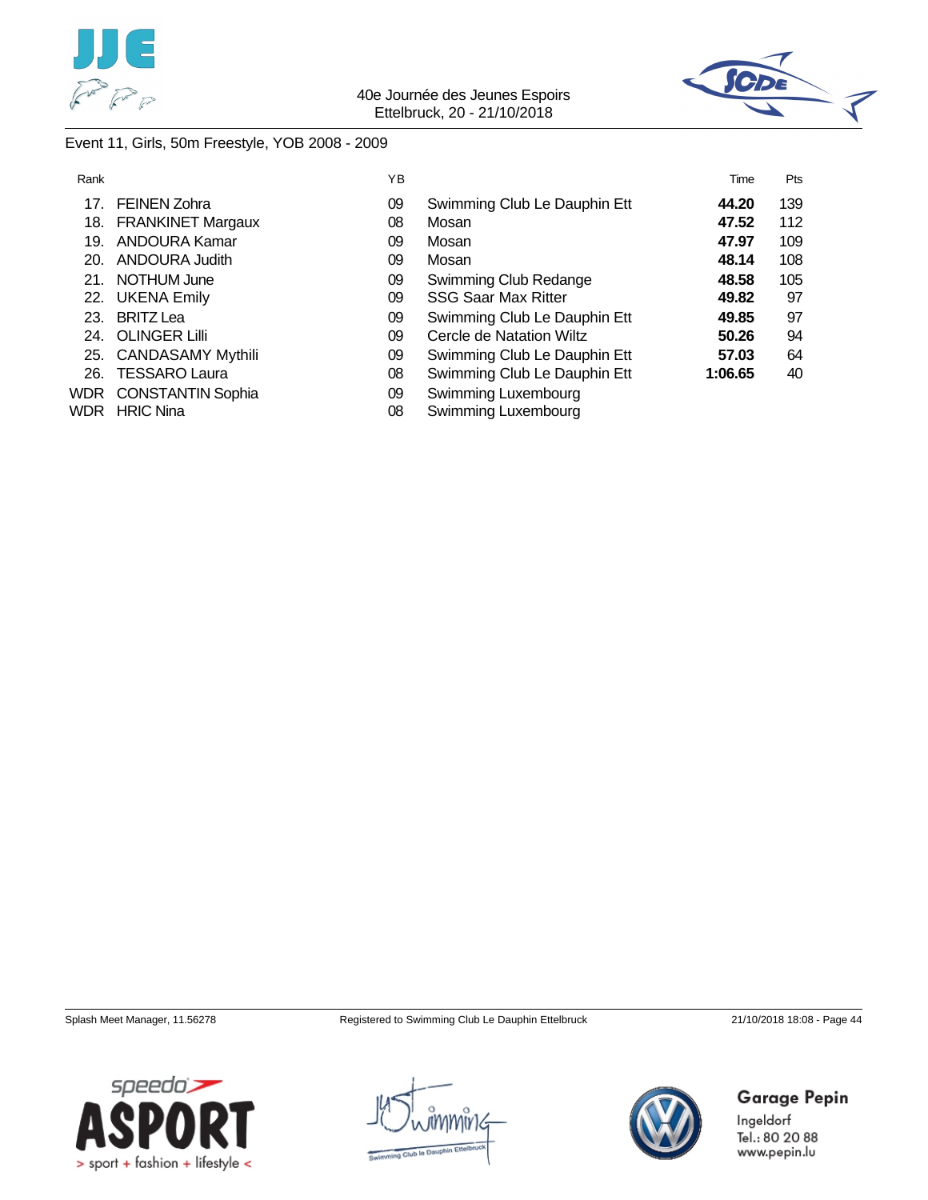Event 11, Girls, 50m Freestyle, YOB 2008 - 2009

| Rank | | YB | | Time | Pts |
|---|---|---|---|---|---|
| 17. | FEINEN Zohra | 09 | Swimming Club Le Dauphin Ett | **44.20** | 139 |
| 18. | FRANKINET Margaux | 08 | Mosan | **47.52** | 112 |
| 19. | ANDOURA Kamar | 09 | Mosan | **47.97** | 109 |
| 20. | ANDOURA Judith | 09 | Mosan | **48.14** | 108 |
| 21. | NOTHUM June | 09 | Swimming Club Redange | **48.58** | 105 |
| 22. | UKENA Emily | 09 | SSG Saar Max Ritter | **49.82** | 97 |
| 23. | BRITZ Lea | 09 | Swimming Club Le Dauphin Ett | **49.85** | 97 |
| 24. | OLINGER Lilli | 09 | Cercle de Natation Wiltz | **50.26** | 94 |
| 25. | CANDASAMY Mythili | 09 | Swimming Club Le Dauphin Ett | **57.03** | 64 |
| 26. | TESSARO Laura | 08 | Swimming Club Le Dauphin Ett | **1:06.65** | 40 |
| WDR | CONSTANTIN Sophia | 09 | Swimming Luxembourg | | |
| WDR | HRIC Nina | 08 | Swimming Luxembourg | | |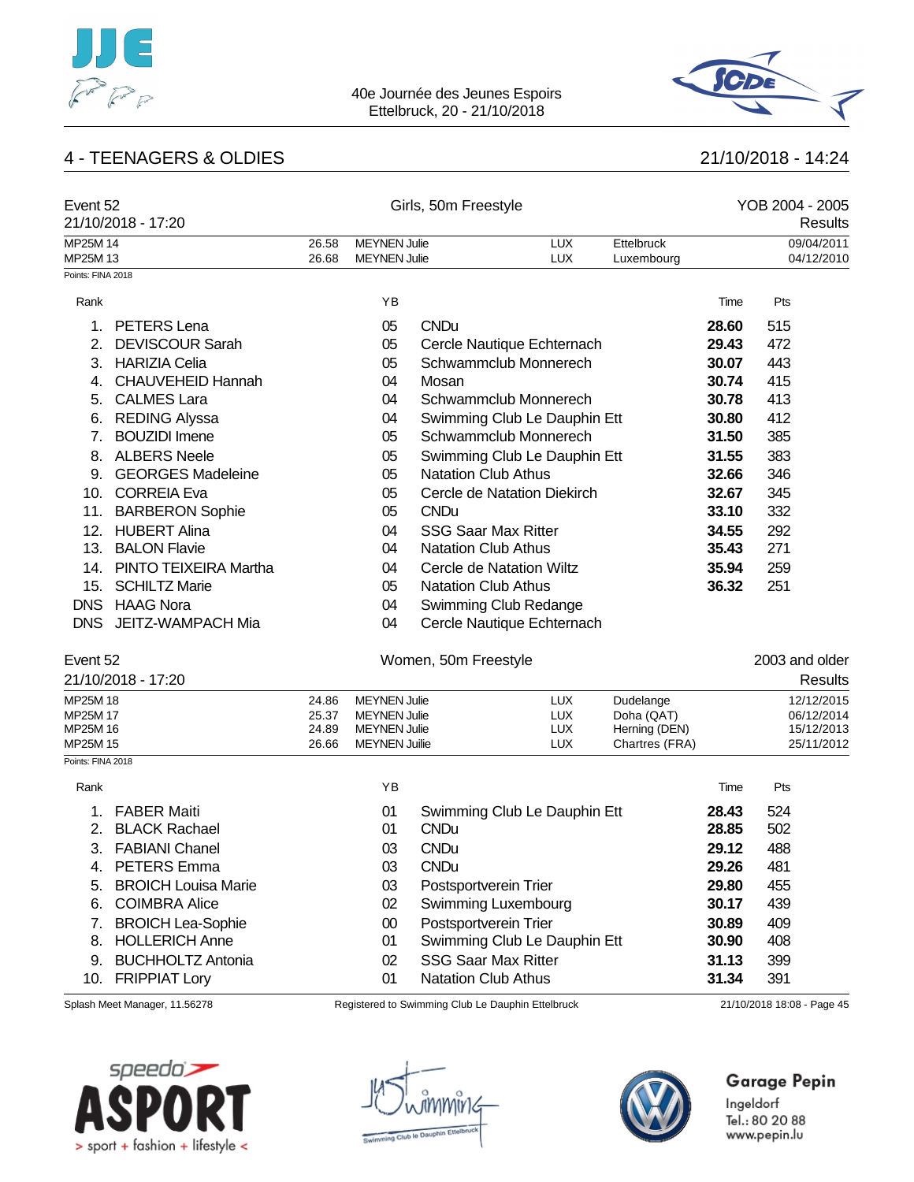40e Journée des Jeunes Espoirs
Ettelbruck, 20 - 21/10/2018

## 4 - TEENAGERS & OLDIES

21/10/2018 - 14:24

### Event 52 — Girls, 50m Freestyle — YOB 2004 - 2005

21/10/2018 - 17:20 — Results

| | | | | | |
|---|---|---|---|---|---|
| MP25M 14 | 26.58 | MEYNEN Julie | LUX | Ettelbruck | 09/04/2011 |
| MP25M 13 | 26.68 | MEYNEN Julie | LUX | Luxembourg | 04/12/2010 |

Points: FINA 2018

| Rank | | YB | | Time | Pts |
|---|---|---|---|---|---|
| 1. | PETERS Lena | 05 | CNDu | **28.60** | 515 |
| 2. | DEVISCOUR Sarah | 05 | Cercle Nautique Echternach | **29.43** | 472 |
| 3. | HARIZIA Celia | 05 | Schwammclub Monnerech | **30.07** | 443 |
| 4. | CHAUVEHEID Hannah | 04 | Mosan | **30.74** | 415 |
| 5. | CALMES Lara | 04 | Schwammclub Monnerech | **30.78** | 413 |
| 6. | REDING Alyssa | 04 | Swimming Club Le Dauphin Ett | **30.80** | 412 |
| 7. | BOUZIDI Imene | 05 | Schwammclub Monnerech | **31.50** | 385 |
| 8. | ALBERS Neele | 05 | Swimming Club Le Dauphin Ett | **31.55** | 383 |
| 9. | GEORGES Madeleine | 05 | Natation Club Athus | **32.66** | 346 |
| 10. | CORREIA Eva | 05 | Cercle de Natation Diekirch | **32.67** | 345 |
| 11. | BARBERON Sophie | 05 | CNDu | **33.10** | 332 |
| 12. | HUBERT Alina | 04 | SSG Saar Max Ritter | **34.55** | 292 |
| 13. | BALON Flavie | 04 | Natation Club Athus | **35.43** | 271 |
| 14. | PINTO TEIXEIRA Martha | 04 | Cercle de Natation Wiltz | **35.94** | 259 |
| 15. | SCHILTZ Marie | 05 | Natation Club Athus | **36.32** | 251 |
| DNS | HAAG Nora | 04 | Swimming Club Redange | | |
| DNS | JEITZ-WAMPACH Mia | 04 | Cercle Nautique Echternach | | |

### Event 52 — Women, 50m Freestyle — 2003 and older

21/10/2018 - 17:20 — Results

| | | | | | |
|---|---|---|---|---|---|
| MP25M 18 | 24.86 | MEYNEN Julie | LUX | Dudelange | 12/12/2015 |
| MP25M 17 | 25.37 | MEYNEN Julie | LUX | Doha (QAT) | 06/12/2014 |
| MP25M 16 | 24.89 | MEYNEN Julie | LUX | Herning (DEN) | 15/12/2013 |
| MP25M 15 | 26.66 | MEYNEN Juilie | LUX | Chartres (FRA) | 25/11/2012 |

Points: FINA 2018

| Rank | | YB | | Time | Pts |
|---|---|---|---|---|---|
| 1. | FABER Maiti | 01 | Swimming Club Le Dauphin Ett | **28.43** | 524 |
| 2. | BLACK Rachael | 01 | CNDu | **28.85** | 502 |
| 3. | FABIANI Chanel | 03 | CNDu | **29.12** | 488 |
| 4. | PETERS Emma | 03 | CNDu | **29.26** | 481 |
| 5. | BROICH Louisa Marie | 03 | Postsportverein Trier | **29.80** | 455 |
| 6. | COIMBRA Alice | 02 | Swimming Luxembourg | **30.17** | 439 |
| 7. | BROICH Lea-Sophie | 00 | Postsportverein Trier | **30.89** | 409 |
| 8. | HOLLERICH Anne | 01 | Swimming Club Le Dauphin Ett | **30.90** | 408 |
| 9. | BUCHHOLTZ Antonia | 02 | SSG Saar Max Ritter | **31.13** | 399 |
| 10. | FRIPPIAT Lory | 01 | Natation Club Athus | **31.34** | 391 |

Splash Meet Manager, 11.56278 — Registered to Swimming Club Le Dauphin Ettelbruck — 21/10/2018 18:08 - Page 45

Garage Pepin
Ingeldorf
Tel.: 80 20 88
www.pepin.lu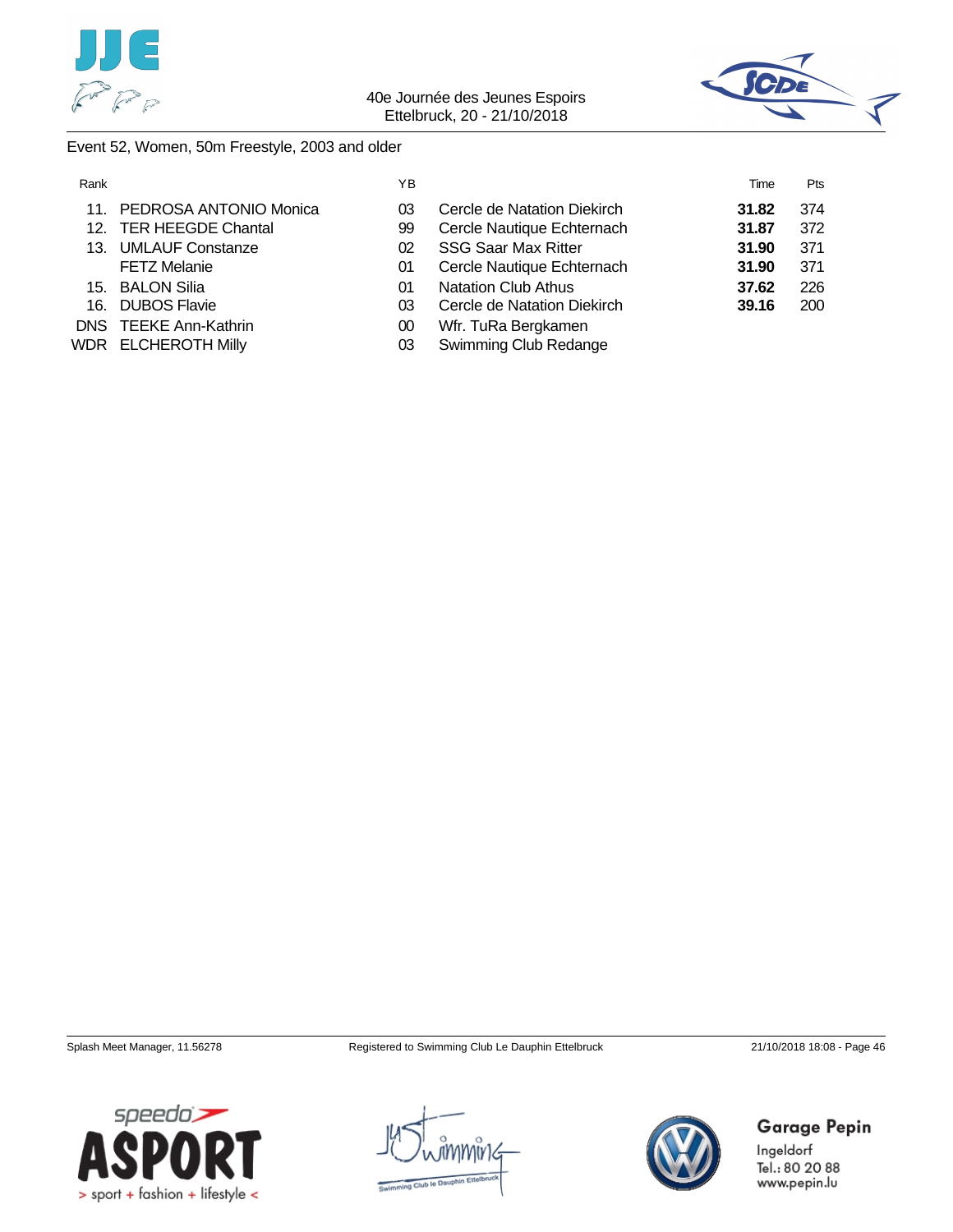Event 52, Women, 50m Freestyle, 2003 and older

| Rank | | YB | | Time | Pts |
|---|---|---|---|---|---|
| 11. | PEDROSA ANTONIO Monica | 03 | Cercle de Natation Diekirch | **31.82** | 374 |
| 12. | TER HEEGDE Chantal | 99 | Cercle Nautique Echternach | **31.87** | 372 |
| 13. | UMLAUF Constanze | 02 | SSG Saar Max Ritter | **31.90** | 371 |
| | FETZ Melanie | 01 | Cercle Nautique Echternach | **31.90** | 371 |
| 15. | BALON Silia | 01 | Natation Club Athus | **37.62** | 226 |
| 16. | DUBOS Flavie | 03 | Cercle de Natation Diekirch | **39.16** | 200 |
| DNS | TEEKE Ann-Kathrin | 00 | Wfr. TuRa Bergkamen | | |
| WDR | ELCHEROTH Milly | 03 | Swimming Club Redange | | |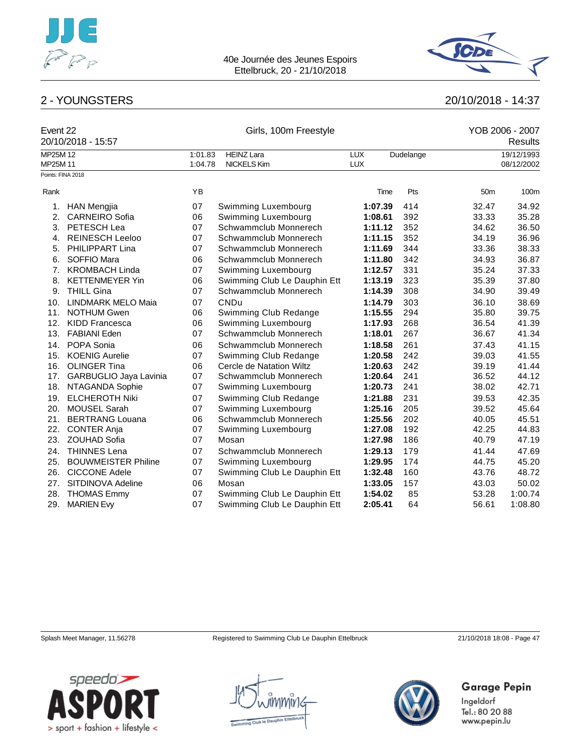40e Journée des Jeunes Espoirs
Ettelbruck, 20 - 21/10/2018

## 2 - YOUNGSTERS

20/10/2018 - 14:37

Event 22 — Girls, 100m Freestyle — YOB 2006 - 2007
20/10/2018 - 15:57 — Results

| | | | | | |
|---|---|---|---|---|---|
| MP25M 12 | 1:01.83 | HEINZ Lara | LUX | Dudelange | 19/12/1993 |
| MP25M 11 | 1:04.78 | NICKELS Kim | LUX | | 08/12/2002 |

Points: FINA 2018

| Rank | | YB | | Time | Pts | 50m | 100m |
|---|---|---|---|---|---|---|---|
| 1. | HAN Mengjia | 07 | Swimming Luxembourg | **1:07.39** | 414 | 32.47 | 34.92 |
| 2. | CARNEIRO Sofia | 06 | Swimming Luxembourg | **1:08.61** | 392 | 33.33 | 35.28 |
| 3. | PETESCH Lea | 07 | Schwammclub Monnerech | **1:11.12** | 352 | 34.62 | 36.50 |
| 4. | REINESCH Leeloo | 07 | Schwammclub Monnerech | **1:11.15** | 352 | 34.19 | 36.96 |
| 5. | PHILIPPART Lina | 07 | Schwammclub Monnerech | **1:11.69** | 344 | 33.36 | 38.33 |
| 6. | SOFFIO Mara | 06 | Schwammclub Monnerech | **1:11.80** | 342 | 34.93 | 36.87 |
| 7. | KROMBACH Linda | 07 | Swimming Luxembourg | **1:12.57** | 331 | 35.24 | 37.33 |
| 8. | KETTENMEYER Yin | 06 | Swimming Club Le Dauphin Ett | **1:13.19** | 323 | 35.39 | 37.80 |
| 9. | THILL Gina | 07 | Schwammclub Monnerech | **1:14.39** | 308 | 34.90 | 39.49 |
| 10. | LINDMARK MELO Maia | 07 | CNDu | **1:14.79** | 303 | 36.10 | 38.69 |
| 11. | NOTHUM Gwen | 06 | Swimming Club Redange | **1:15.55** | 294 | 35.80 | 39.75 |
| 12. | KIDD Francesca | 06 | Swimming Luxembourg | **1:17.93** | 268 | 36.54 | 41.39 |
| 13. | FABIANI Eden | 07 | Schwammclub Monnerech | **1:18.01** | 267 | 36.67 | 41.34 |
| 14. | POPA Sonia | 06 | Schwammclub Monnerech | **1:18.58** | 261 | 37.43 | 41.15 |
| 15. | KOENIG Aurelie | 07 | Swimming Club Redange | **1:20.58** | 242 | 39.03 | 41.55 |
| 16. | OLINGER Tina | 06 | Cercle de Natation Wiltz | **1:20.63** | 242 | 39.19 | 41.44 |
| 17. | GARBUGLIO Jaya Lavinia | 07 | Schwammclub Monnerech | **1:20.64** | 241 | 36.52 | 44.12 |
| 18. | NTAGANDA Sophie | 07 | Swimming Luxembourg | **1:20.73** | 241 | 38.02 | 42.71 |
| 19. | ELCHEROTH Niki | 07 | Swimming Club Redange | **1:21.88** | 231 | 39.53 | 42.35 |
| 20. | MOUSEL Sarah | 07 | Swimming Luxembourg | **1:25.16** | 205 | 39.52 | 45.64 |
| 21. | BERTRANG Louana | 06 | Schwammclub Monnerech | **1:25.56** | 202 | 40.05 | 45.51 |
| 22. | CONTER Anja | 07 | Swimming Luxembourg | **1:27.08** | 192 | 42.25 | 44.83 |
| 23. | ZOUHAD Sofia | 07 | Mosan | **1:27.98** | 186 | 40.79 | 47.19 |
| 24. | THINNES Lena | 07 | Schwammclub Monnerech | **1:29.13** | 179 | 41.44 | 47.69 |
| 25. | BOUWMEISTER Philine | 07 | Swimming Luxembourg | **1:29.95** | 174 | 44.75 | 45.20 |
| 26. | CICCONE Adele | 07 | Swimming Club Le Dauphin Ett | **1:32.48** | 160 | 43.76 | 48.72 |
| 27. | SITDINOVA Adeline | 06 | Mosan | **1:33.05** | 157 | 43.03 | 50.02 |
| 28. | THOMAS Emmy | 07 | Swimming Club Le Dauphin Ett | **1:54.02** | 85 | 53.28 | 1:00.74 |
| 29. | MARIEN Evy | 07 | Swimming Club Le Dauphin Ett | **2:05.41** | 64 | 56.61 | 1:08.80 |

Splash Meet Manager, 11.56278 — Registered to Swimming Club Le Dauphin Ettelbruck — 21/10/2018 18:08 - Page 47

Garage Pepin
Ingeldorf
Tel.: 80 20 88
www.pepin.lu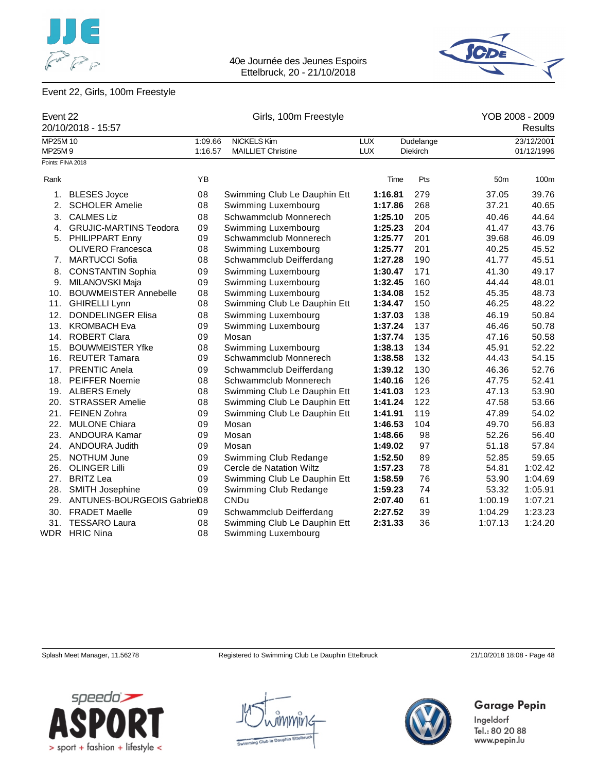40e Journée des Jeunes Espoirs
Ettelbruck, 20 - 21/10/2018

## Event 22, Girls, 100m Freestyle

Event 22 — Girls, 100m Freestyle — YOB 2008 - 2009
20/10/2018 - 15:57 — Results

| | | | | | | |
|---|---|---|---|---|---|---|
| MP25M 10 | 1:09.66 | NICKELS Kim | LUX | Dudelange | | 23/12/2001 |
| MP25M 9 | 1:16.57 | MAILLIET Christine | LUX | Diekirch | | 01/12/1996 |

Points: FINA 2018

| Rank | | YB | | Time | Pts | 50m | 100m |
|---|---|---|---|---|---|---|---|
| 1. | BLESES Joyce | 08 | Swimming Club Le Dauphin Ett | **1:16.81** | 279 | 37.05 | 39.76 |
| 2. | SCHOLER Amelie | 08 | Swimming Luxembourg | **1:17.86** | 268 | 37.21 | 40.65 |
| 3. | CALMES Liz | 08 | Schwammclub Monnerech | **1:25.10** | 205 | 40.46 | 44.64 |
| 4. | GRUJIC-MARTINS Teodora | 09 | Swimming Luxembourg | **1:25.23** | 204 | 41.47 | 43.76 |
| 5. | PHILIPPART Enny | 09 | Schwammclub Monnerech | **1:25.77** | 201 | 39.68 | 46.09 |
| | OLIVERO Francesca | 08 | Swimming Luxembourg | **1:25.77** | 201 | 40.25 | 45.52 |
| 7. | MARTUCCI Sofia | 08 | Schwammclub Deifferdang | **1:27.28** | 190 | 41.77 | 45.51 |
| 8. | CONSTANTIN Sophia | 09 | Swimming Luxembourg | **1:30.47** | 171 | 41.30 | 49.17 |
| 9. | MILANOVSKI Maja | 09 | Swimming Luxembourg | **1:32.45** | 160 | 44.44 | 48.01 |
| 10. | BOUWMEISTER Annebelle | 08 | Swimming Luxembourg | **1:34.08** | 152 | 45.35 | 48.73 |
| 11. | GHIRELLI Lynn | 08 | Swimming Club Le Dauphin Ett | **1:34.47** | 150 | 46.25 | 48.22 |
| 12. | DONDELINGER Elisa | 08 | Swimming Luxembourg | **1:37.03** | 138 | 46.19 | 50.84 |
| 13. | KROMBACH Eva | 09 | Swimming Luxembourg | **1:37.24** | 137 | 46.46 | 50.78 |
| 14. | ROBERT Clara | 09 | Mosan | **1:37.74** | 135 | 47.16 | 50.58 |
| 15. | BOUWMEISTER Yfke | 08 | Swimming Luxembourg | **1:38.13** | 134 | 45.91 | 52.22 |
| 16. | REUTER Tamara | 09 | Schwammclub Monnerech | **1:38.58** | 132 | 44.43 | 54.15 |
| 17. | PRENTIC Anela | 09 | Schwammclub Deifferdang | **1:39.12** | 130 | 46.36 | 52.76 |
| 18. | PEIFFER Noemie | 08 | Schwammclub Monnerech | **1:40.16** | 126 | 47.75 | 52.41 |
| 19. | ALBERS Emely | 08 | Swimming Club Le Dauphin Ett | **1:41.03** | 123 | 47.13 | 53.90 |
| 20. | STRASSER Amelie | 08 | Swimming Club Le Dauphin Ett | **1:41.24** | 122 | 47.58 | 53.66 |
| 21. | FEINEN Zohra | 09 | Swimming Club Le Dauphin Ett | **1:41.91** | 119 | 47.89 | 54.02 |
| 22. | MULONE Chiara | 09 | Mosan | **1:46.53** | 104 | 49.70 | 56.83 |
| 23. | ANDOURA Kamar | 09 | Mosan | **1:48.66** | 98 | 52.26 | 56.40 |
| 24. | ANDOURA Judith | 09 | Mosan | **1:49.02** | 97 | 51.18 | 57.84 |
| 25. | NOTHUM June | 09 | Swimming Club Redange | **1:52.50** | 89 | 52.85 | 59.65 |
| 26. | OLINGER Lilli | 09 | Cercle de Natation Wiltz | **1:57.23** | 78 | 54.81 | 1:02.42 |
| 27. | BRITZ Lea | 09 | Swimming Club Le Dauphin Ett | **1:58.59** | 76 | 53.90 | 1:04.69 |
| 28. | SMITH Josephine | 09 | Swimming Club Redange | **1:59.23** | 74 | 53.32 | 1:05.91 |
| 29. | ANTUNES-BOURGEOIS Gabriel | 08 | CNDu | **2:07.40** | 61 | 1:00.19 | 1:07.21 |
| 30. | FRADET Maelle | 09 | Schwammclub Deifferdang | **2:27.52** | 39 | 1:04.29 | 1:23.23 |
| 31. | TESSARO Laura | 08 | Swimming Club Le Dauphin Ett | **2:31.33** | 36 | 1:07.13 | 1:24.20 |
| WDR | HRIC Nina | 08 | Swimming Luxembourg | | | | |

Splash Meet Manager, 11.56278 — Registered to Swimming Club Le Dauphin Ettelbruck — 21/10/2018 18:08 - Page 48

Garage Pepin
Ingeldorf
Tel.: 80 20 88
www.pepin.lu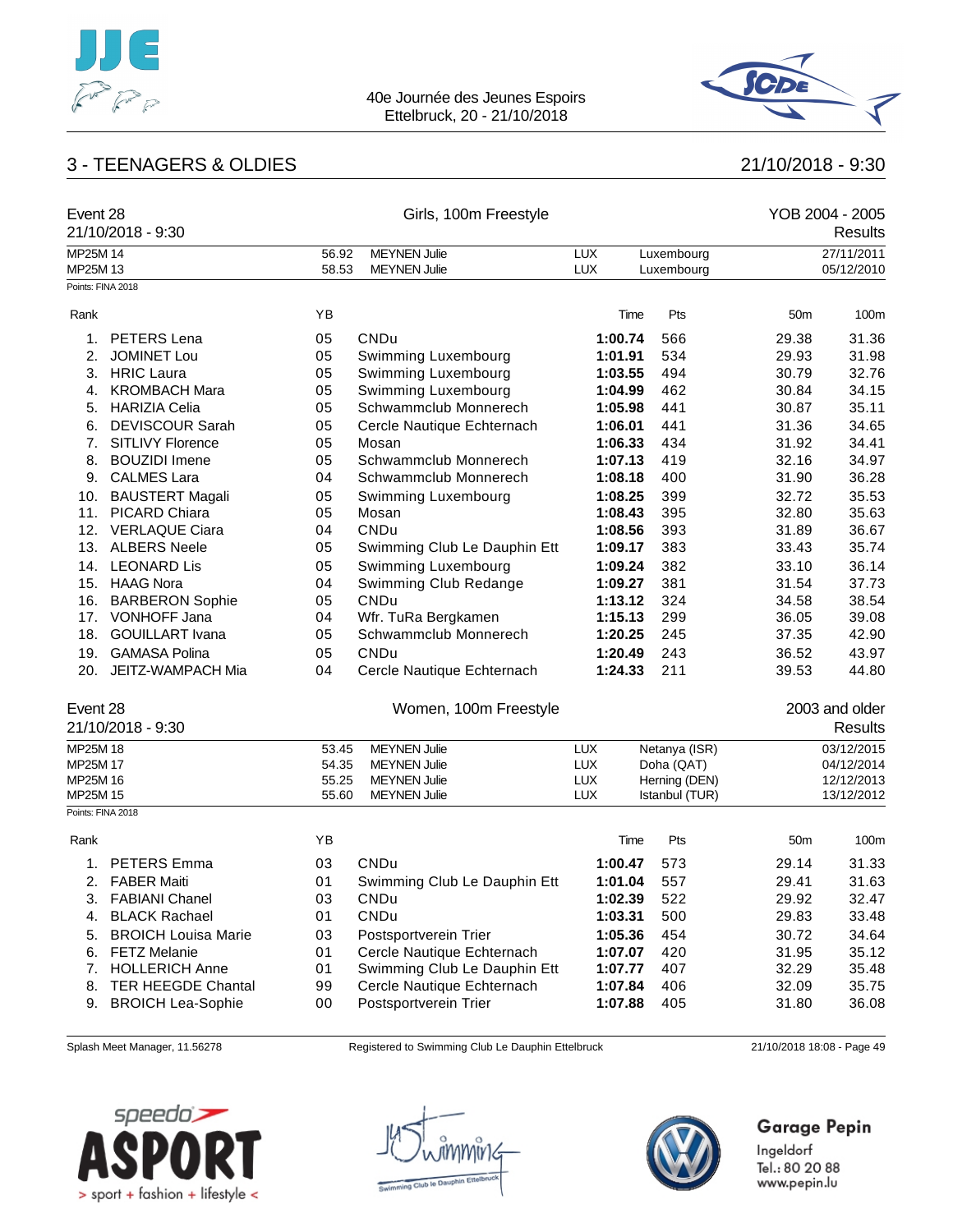## 3 - TEENAGERS & OLDIES

21/10/2018 - 9:30

### Event 28 — Girls, 100m Freestyle — YOB 2004 - 2005

21/10/2018 - 9:30

Results

| | | | | | | |
|---|---|---|---|---|---|---|
| MP25M 14 | 56.92 | MEYNEN Julie | LUX | Luxembourg | 27/11/2011 |
| MP25M 13 | 58.53 | MEYNEN Julie | LUX | Luxembourg | 05/12/2010 |

Points: FINA 2018

| Rank | | YB | | Time | Pts | 50m | 100m |
|---|---|---|---|---|---|---|---|
| 1. | PETERS Lena | 05 | CNDu | **1:00.74** | 566 | 29.38 | 31.36 |
| 2. | JOMINET Lou | 05 | Swimming Luxembourg | **1:01.91** | 534 | 29.93 | 31.98 |
| 3. | HRIC Laura | 05 | Swimming Luxembourg | **1:03.55** | 494 | 30.79 | 32.76 |
| 4. | KROMBACH Mara | 05 | Swimming Luxembourg | **1:04.99** | 462 | 30.84 | 34.15 |
| 5. | HARIZIA Celia | 05 | Schwammclub Monnerech | **1:05.98** | 441 | 30.87 | 35.11 |
| 6. | DEVISCOUR Sarah | 05 | Cercle Nautique Echternach | **1:06.01** | 441 | 31.36 | 34.65 |
| 7. | SITLIVY Florence | 05 | Mosan | **1:06.33** | 434 | 31.92 | 34.41 |
| 8. | BOUZIDI Imene | 05 | Schwammclub Monnerech | **1:07.13** | 419 | 32.16 | 34.97 |
| 9. | CALMES Lara | 04 | Schwammclub Monnerech | **1:08.18** | 400 | 31.90 | 36.28 |
| 10. | BAUSTERT Magali | 05 | Swimming Luxembourg | **1:08.25** | 399 | 32.72 | 35.53 |
| 11. | PICARD Chiara | 05 | Mosan | **1:08.43** | 395 | 32.80 | 35.63 |
| 12. | VERLAQUE Ciara | 04 | CNDu | **1:08.56** | 393 | 31.89 | 36.67 |
| 13. | ALBERS Neele | 05 | Swimming Club Le Dauphin Ett | **1:09.17** | 383 | 33.43 | 35.74 |
| 14. | LEONARD Lis | 05 | Swimming Luxembourg | **1:09.24** | 382 | 33.10 | 36.14 |
| 15. | HAAG Nora | 04 | Swimming Club Redange | **1:09.27** | 381 | 31.54 | 37.73 |
| 16. | BARBERON Sophie | 05 | CNDu | **1:13.12** | 324 | 34.58 | 38.54 |
| 17. | VONHOFF Jana | 04 | Wfr. TuRa Bergkamen | **1:15.13** | 299 | 36.05 | 39.08 |
| 18. | GOUILLART Ivana | 05 | Schwammclub Monnerech | **1:20.25** | 245 | 37.35 | 42.90 |
| 19. | GAMASA Polina | 05 | CNDu | **1:20.49** | 243 | 36.52 | 43.97 |
| 20. | JEITZ-WAMPACH Mia | 04 | Cercle Nautique Echternach | **1:24.33** | 211 | 39.53 | 44.80 |

### Event 28 — Women, 100m Freestyle — 2003 and older

21/10/2018 - 9:30

Results

| | | | | | |
|---|---|---|---|---|---|
| MP25M 18 | 53.45 | MEYNEN Julie | LUX | Netanya (ISR) | 03/12/2015 |
| MP25M 17 | 54.35 | MEYNEN Julie | LUX | Doha (QAT) | 04/12/2014 |
| MP25M 16 | 55.25 | MEYNEN Julie | LUX | Herning (DEN) | 12/12/2013 |
| MP25M 15 | 55.60 | MEYNEN Julie | LUX | Istanbul (TUR) | 13/12/2012 |

Points: FINA 2018

| Rank | | YB | | Time | Pts | 50m | 100m |
|---|---|---|---|---|---|---|---|
| 1. | PETERS Emma | 03 | CNDu | **1:00.47** | 573 | 29.14 | 31.33 |
| 2. | FABER Maiti | 01 | Swimming Club Le Dauphin Ett | **1:01.04** | 557 | 29.41 | 31.63 |
| 3. | FABIANI Chanel | 03 | CNDu | **1:02.39** | 522 | 29.92 | 32.47 |
| 4. | BLACK Rachael | 01 | CNDu | **1:03.31** | 500 | 29.83 | 33.48 |
| 5. | BROICH Louisa Marie | 03 | Postsportverein Trier | **1:05.36** | 454 | 30.72 | 34.64 |
| 6. | FETZ Melanie | 01 | Cercle Nautique Echternach | **1:07.07** | 420 | 31.95 | 35.12 |
| 7. | HOLLERICH Anne | 01 | Swimming Club Le Dauphin Ett | **1:07.77** | 407 | 32.29 | 35.48 |
| 8. | TER HEEGDE Chantal | 99 | Cercle Nautique Echternach | **1:07.84** | 406 | 32.09 | 35.75 |
| 9. | BROICH Lea-Sophie | 00 | Postsportverein Trier | **1:07.88** | 405 | 31.80 | 36.08 |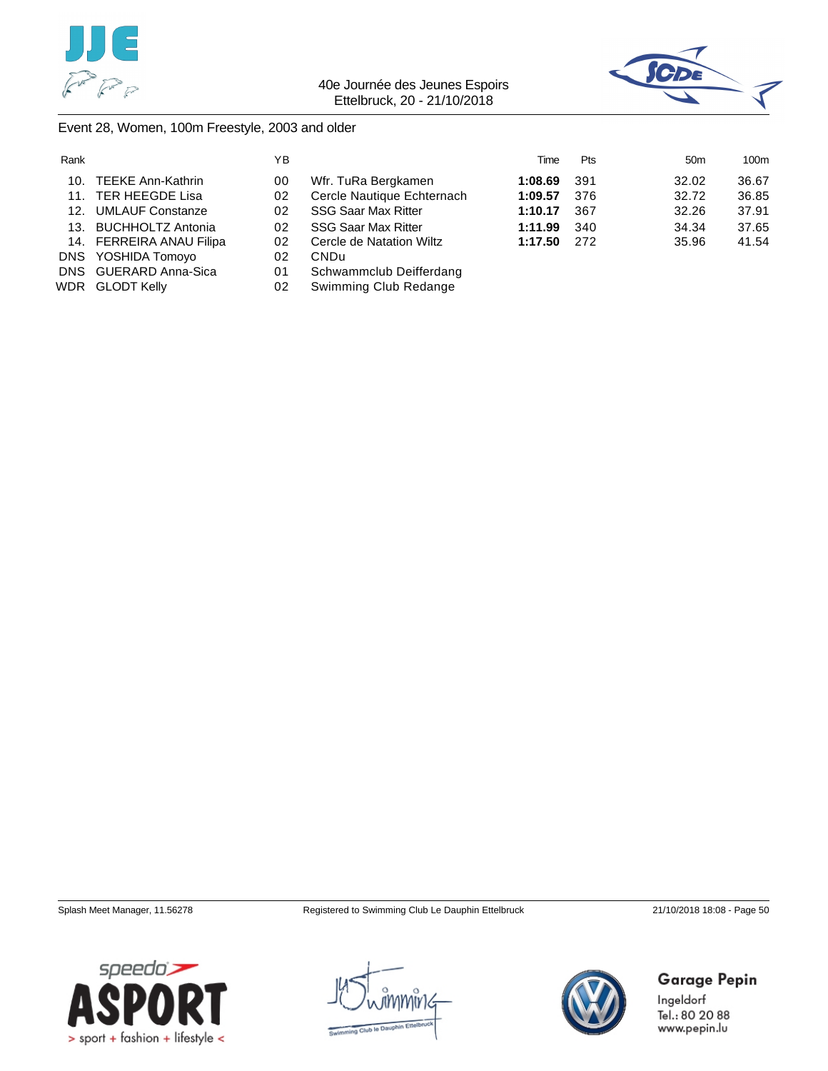Event 28, Women, 100m Freestyle, 2003 and older

| Rank | | YB | | Time | Pts | 50m | 100m |
|---|---|---|---|---|---|---|---|
| 10. | TEEKE Ann-Kathrin | 00 | Wfr. TuRa Bergkamen | **1:08.69** | 391 | 32.02 | 36.67 |
| 11. | TER HEEGDE Lisa | 02 | Cercle Nautique Echternach | **1:09.57** | 376 | 32.72 | 36.85 |
| 12. | UMLAUF Constanze | 02 | SSG Saar Max Ritter | **1:10.17** | 367 | 32.26 | 37.91 |
| 13. | BUCHHOLTZ Antonia | 02 | SSG Saar Max Ritter | **1:11.99** | 340 | 34.34 | 37.65 |
| 14. | FERREIRA ANAU Filipa | 02 | Cercle de Natation Wiltz | **1:17.50** | 272 | 35.96 | 41.54 |
| DNS | YOSHIDA Tomoyo | 02 | CNDu | | | | |
| DNS | GUERARD Anna-Sica | 01 | Schwammclub Deifferdang | | | | |
| WDR | GLODT Kelly | 02 | Swimming Club Redange | | | | |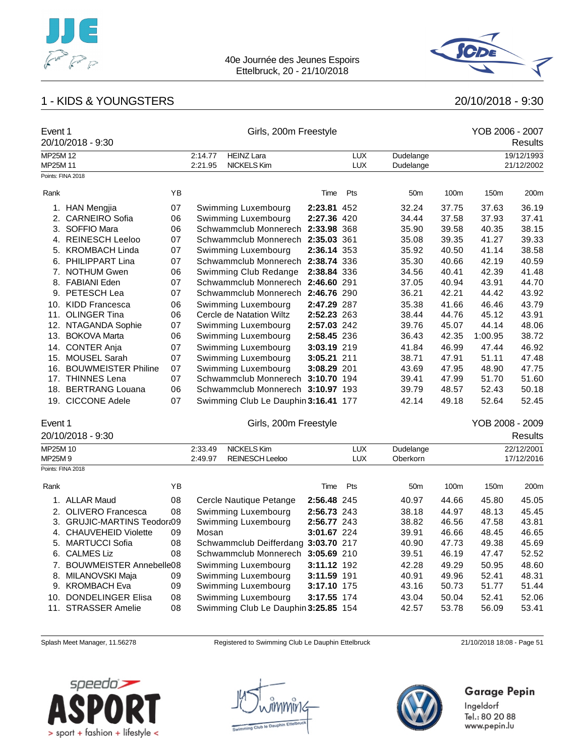40e Journée des Jeunes Espoirs
Ettelbruck, 20 - 21/10/2018

## 1 - KIDS & YOUNGSTERS

20/10/2018 - 9:30

### Event 1 — Girls, 200m Freestyle — YOB 2006 - 2007

20/10/2018 - 9:30 — Results

| | | | | | |
|---|---|---|---|---|---|
| MP25M 12 | 2:14.77 | HEINZ Lara | LUX | Dudelange | 19/12/1993 |
| MP25M 11 | 2:21.95 | NICKELS Kim | LUX | Dudelange | 21/12/2002 |

Points: FINA 2018

| Rank | | YB | | Time | Pts | 50m | 100m | 150m | 200m |
|---|---|---|---|---|---|---|---|---|---|
| 1. | HAN Mengjia | 07 | Swimming Luxembourg | **2:23.81** | 452 | 32.24 | 37.75 | 37.63 | 36.19 |
| 2. | CARNEIRO Sofia | 06 | Swimming Luxembourg | **2:27.36** | 420 | 34.44 | 37.58 | 37.93 | 37.41 |
| 3. | SOFFIO Mara | 06 | Schwammclub Monnerech | **2:33.98** | 368 | 35.90 | 39.58 | 40.35 | 38.15 |
| 4. | REINESCH Leeloo | 07 | Schwammclub Monnerech | **2:35.03** | 361 | 35.08 | 39.35 | 41.27 | 39.33 |
| 5. | KROMBACH Linda | 07 | Swimming Luxembourg | **2:36.14** | 353 | 35.92 | 40.50 | 41.14 | 38.58 |
| 6. | PHILIPPART Lina | 07 | Schwammclub Monnerech | **2:38.74** | 336 | 35.30 | 40.66 | 42.19 | 40.59 |
| 7. | NOTHUM Gwen | 06 | Swimming Club Redange | **2:38.84** | 336 | 34.56 | 40.41 | 42.39 | 41.48 |
| 8. | FABIANI Eden | 07 | Schwammclub Monnerech | **2:46.60** | 291 | 37.05 | 40.94 | 43.91 | 44.70 |
| 9. | PETESCH Lea | 07 | Schwammclub Monnerech | **2:46.76** | 290 | 36.21 | 42.21 | 44.42 | 43.92 |
| 10. | KIDD Francesca | 06 | Swimming Luxembourg | **2:47.29** | 287 | 35.38 | 41.66 | 46.46 | 43.79 |
| 11. | OLINGER Tina | 06 | Cercle de Natation Wiltz | **2:52.23** | 263 | 38.44 | 44.76 | 45.12 | 43.91 |
| 12. | NTAGANDA Sophie | 07 | Swimming Luxembourg | **2:57.03** | 242 | 39.76 | 45.07 | 44.14 | 48.06 |
| 13. | BOKOVA Marta | 06 | Swimming Luxembourg | **2:58.45** | 236 | 36.43 | 42.35 | 1:00.95 | 38.72 |
| 14. | CONTER Anja | 07 | Swimming Luxembourg | **3:03.19** | 219 | 41.84 | 46.99 | 47.44 | 46.92 |
| 15. | MOUSEL Sarah | 07 | Swimming Luxembourg | **3:05.21** | 211 | 38.71 | 47.91 | 51.11 | 47.48 |
| 16. | BOUWMEISTER Philine | 07 | Swimming Luxembourg | **3:08.29** | 201 | 43.69 | 47.95 | 48.90 | 47.75 |
| 17. | THINNES Lena | 07 | Schwammclub Monnerech | **3:10.70** | 194 | 39.41 | 47.99 | 51.70 | 51.60 |
| 18. | BERTRANG Louana | 06 | Schwammclub Monnerech | **3:10.97** | 193 | 39.79 | 48.57 | 52.43 | 50.18 |
| 19. | CICCONE Adele | 07 | Swimming Club Le Dauphin | **3:16.41** | 177 | 42.14 | 49.18 | 52.64 | 52.45 |

### Event 1 — Girls, 200m Freestyle — YOB 2008 - 2009

20/10/2018 - 9:30 — Results

| | | | | | |
|---|---|---|---|---|---|
| MP25M 10 | 2:33.49 | NICKELS Kim | LUX | Dudelange | 22/12/2001 |
| MP25M 9 | 2:49.97 | REINESCH Leeloo | LUX | Oberkorn | 17/12/2016 |

Points: FINA 2018

| Rank | | YB | | Time | Pts | 50m | 100m | 150m | 200m |
|---|---|---|---|---|---|---|---|---|---|
| 1. | ALLAR Maud | 08 | Cercle Nautique Petange | **2:56.48** | 245 | 40.97 | 44.66 | 45.80 | 45.05 |
| 2. | OLIVERO Francesca | 08 | Swimming Luxembourg | **2:56.73** | 243 | 38.18 | 44.97 | 48.13 | 45.45 |
| 3. | GRUJIC-MARTINS Teodora | 09 | Swimming Luxembourg | **2:56.77** | 243 | 38.82 | 46.56 | 47.58 | 43.81 |
| 4. | CHAUVEHEID Violette | 09 | Mosan | **3:01.67** | 224 | 39.91 | 46.66 | 48.45 | 46.65 |
| 5. | MARTUCCI Sofia | 08 | Schwammclub Deifferdang | **3:03.70** | 217 | 40.90 | 47.73 | 49.38 | 45.69 |
| 6. | CALMES Liz | 08 | Schwammclub Monnerech | **3:05.69** | 210 | 39.51 | 46.19 | 47.47 | 52.52 |
| 7. | BOUWMEISTER Annebelle | 08 | Swimming Luxembourg | **3:11.12** | 192 | 42.28 | 49.29 | 50.95 | 48.60 |
| 8. | MILANOVSKI Maja | 09 | Swimming Luxembourg | **3:11.59** | 191 | 40.91 | 49.96 | 52.41 | 48.31 |
| 9. | KROMBACH Eva | 09 | Swimming Luxembourg | **3:17.10** | 175 | 43.16 | 50.73 | 51.77 | 51.44 |
| 10. | DONDELINGER Elisa | 08 | Swimming Luxembourg | **3:17.55** | 174 | 43.04 | 50.04 | 52.41 | 52.06 |
| 11. | STRASSER Amelie | 08 | Swimming Club Le Dauphin | **3:25.85** | 154 | 42.57 | 53.78 | 56.09 | 53.41 |

Splash Meet Manager, 11.56278 — Registered to Swimming Club Le Dauphin Ettelbruck — 21/10/2018 18:08

Garage Pepin
Ingeldorf
Tel.: 80 20 88
www.pepin.lu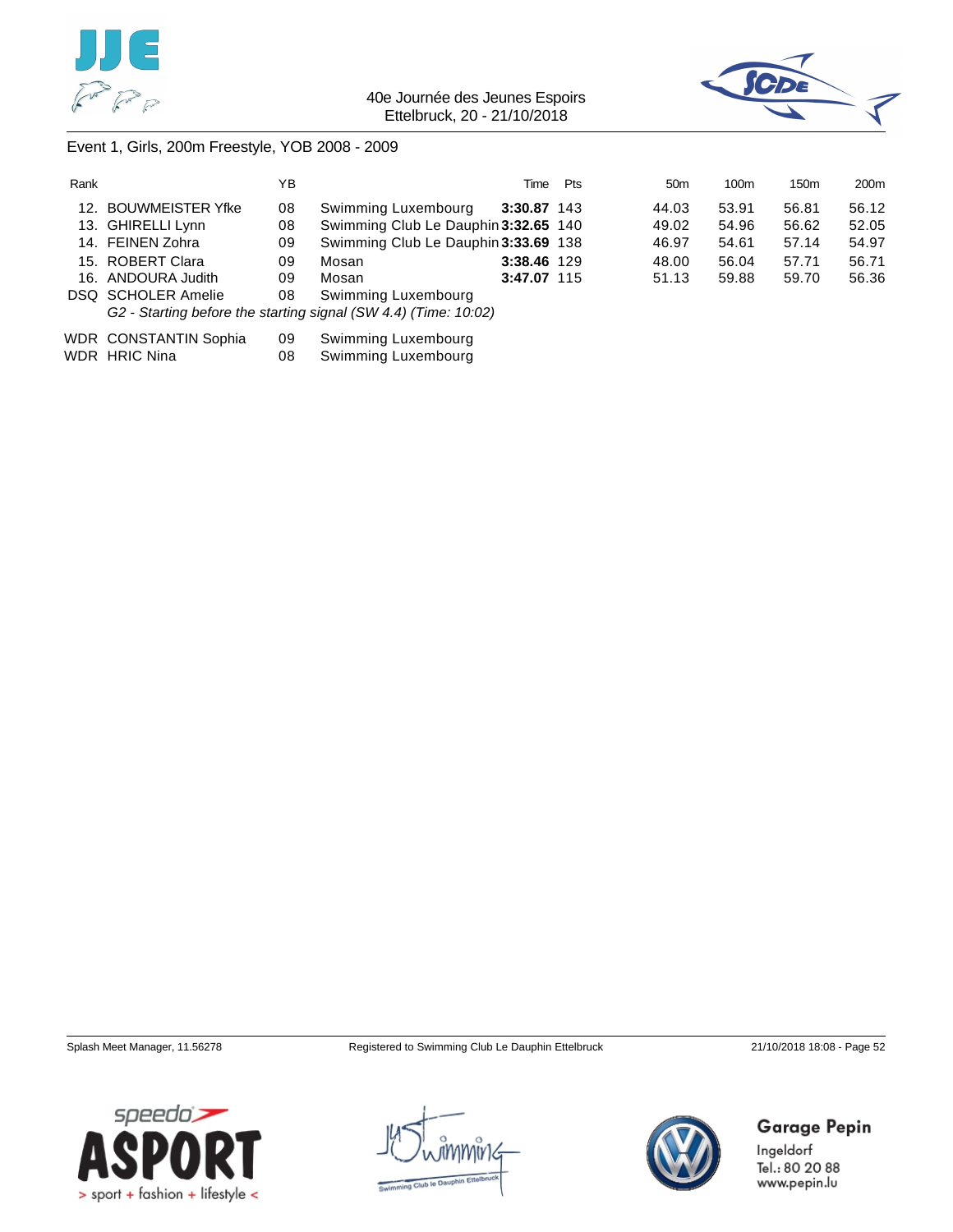40e Journée des Jeunes Espoirs
Ettelbruck, 20 - 21/10/2018

## Event 1, Girls, 200m Freestyle, YOB 2008 - 2009

| Rank | | YB | | Time | Pts | 50m | 100m | 150m | 200m |
|---|---|---|---|---|---|---|---|---|---|
| 12. | BOUWMEISTER Yfke | 08 | Swimming Luxembourg | **3:30.87** | 143 | 44.03 | 53.91 | 56.81 | 56.12 |
| 13. | GHIRELLI Lynn | 08 | Swimming Club Le Dauphin | **3:32.65** | 140 | 49.02 | 54.96 | 56.62 | 52.05 |
| 14. | FEINEN Zohra | 09 | Swimming Club Le Dauphin | **3:33.69** | 138 | 46.97 | 54.61 | 57.14 | 54.97 |
| 15. | ROBERT Clara | 09 | Mosan | **3:38.46** | 129 | 48.00 | 56.04 | 57.71 | 56.71 |
| 16. | ANDOURA Judith | 09 | Mosan | **3:47.07** | 115 | 51.13 | 59.88 | 59.70 | 56.36 |
| DSQ | SCHOLER Amelie | 08 | Swimming Luxembourg | | | | | | |
| | *G2 - Starting before the starting signal (SW 4.4) (Time: 10:02)* | | | | | | | | |
| WDR | CONSTANTIN Sophia | 09 | Swimming Luxembourg | | | | | | |
| WDR | HRIC Nina | 08 | Swimming Luxembourg | | | | | | |

Splash Meet Manager, 11.56278 — Registered to Swimming Club Le Dauphin Ettelbruck — 21/10/2018 18:08

Garage Pepin
Ingeldorf
Tel.: 80 20 88
www.pepin.lu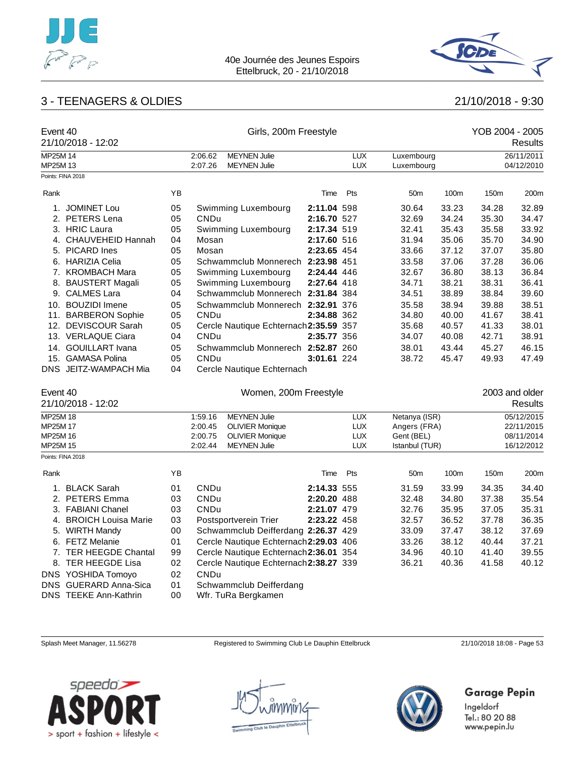40e Journée des Jeunes Espoirs
Ettelbruck, 20 - 21/10/2018

## 3 - TEENAGERS & OLDIES

21/10/2018 - 9:30

### Event 40 — Girls, 200m Freestyle — YOB 2004 - 2005

21/10/2018 - 12:02 — Results

| | | | | | |
|---|---|---|---|---|---|
| MP25M 14 | 2:06.62 | MEYNEN Julie | LUX | Luxembourg | 26/11/2011 |
| MP25M 13 | 2:07.26 | MEYNEN Julie | LUX | Luxembourg | 04/12/2010 |

Points: FINA 2018

| Rank | | YB | | Time | Pts | 50m | 100m | 150m | 200m |
|---|---|---|---|---|---|---|---|---|---|
| 1. | JOMINET Lou | 05 | Swimming Luxembourg | **2:11.04** | 598 | 30.64 | 33.23 | 34.28 | 32.89 |
| 2. | PETERS Lena | 05 | CNDu | **2:16.70** | 527 | 32.69 | 34.24 | 35.30 | 34.47 |
| 3. | HRIC Laura | 05 | Swimming Luxembourg | **2:17.34** | 519 | 32.41 | 35.43 | 35.58 | 33.92 |
| 4. | CHAUVEHEID Hannah | 04 | Mosan | **2:17.60** | 516 | 31.94 | 35.06 | 35.70 | 34.90 |
| 5. | PICARD Ines | 05 | Mosan | **2:23.65** | 454 | 33.66 | 37.12 | 37.07 | 35.80 |
| 6. | HARIZIA Celia | 05 | Schwammclub Monnerech | **2:23.98** | 451 | 33.58 | 37.06 | 37.28 | 36.06 |
| 7. | KROMBACH Mara | 05 | Swimming Luxembourg | **2:24.44** | 446 | 32.67 | 36.80 | 38.13 | 36.84 |
| 8. | BAUSTERT Magali | 05 | Swimming Luxembourg | **2:27.64** | 418 | 34.71 | 38.21 | 38.31 | 36.41 |
| 9. | CALMES Lara | 04 | Schwammclub Monnerech | **2:31.84** | 384 | 34.51 | 38.89 | 38.84 | 39.60 |
| 10. | BOUZIDI Imene | 05 | Schwammclub Monnerech | **2:32.91** | 376 | 35.58 | 38.94 | 39.88 | 38.51 |
| 11. | BARBERON Sophie | 05 | CNDu | **2:34.88** | 362 | 34.80 | 40.00 | 41.67 | 38.41 |
| 12. | DEVISCOUR Sarah | 05 | Cercle Nautique Echternach | **2:35.59** | 357 | 35.68 | 40.57 | 41.33 | 38.01 |
| 13. | VERLAQUE Ciara | 04 | CNDu | **2:35.77** | 356 | 34.07 | 40.08 | 42.71 | 38.91 |
| 14. | GOUILLART Ivana | 05 | Schwammclub Monnerech | **2:52.87** | 260 | 38.01 | 43.44 | 45.27 | 46.15 |
| 15. | GAMASA Polina | 05 | CNDu | **3:01.61** | 224 | 38.72 | 45.47 | 49.93 | 47.49 |
| DNS | JEITZ-WAMPACH Mia | 04 | Cercle Nautique Echternach | | | | | | |

### Event 40 — Women, 200m Freestyle — 2003 and older

21/10/2018 - 12:02 — Results

| | | | | | |
|---|---|---|---|---|---|
| MP25M 18 | 1:59.16 | MEYNEN Julie | LUX | Netanya (ISR) | 05/12/2015 |
| MP25M 17 | 2:00.45 | OLIVIER Monique | LUX | Angers (FRA) | 22/11/2015 |
| MP25M 16 | 2:00.75 | OLIVIER Monique | LUX | Gent (BEL) | 08/11/2014 |
| MP25M 15 | 2:02.44 | MEYNEN Julie | LUX | Istanbul (TUR) | 16/12/2012 |

Points: FINA 2018

| Rank | | YB | | Time | Pts | 50m | 100m | 150m | 200m |
|---|---|---|---|---|---|---|---|---|---|
| 1. | BLACK Sarah | 01 | CNDu | **2:14.33** | 555 | 31.59 | 33.99 | 34.35 | 34.40 |
| 2. | PETERS Emma | 03 | CNDu | **2:20.20** | 488 | 32.48 | 34.80 | 37.38 | 35.54 |
| 3. | FABIANI Chanel | 03 | CNDu | **2:21.07** | 479 | 32.76 | 35.95 | 37.05 | 35.31 |
| 4. | BROICH Louisa Marie | 03 | Postsportverein Trier | **2:23.22** | 458 | 32.57 | 36.52 | 37.78 | 36.35 |
| 5. | WIRTH Mandy | 00 | Schwammclub Deifferdang | **2:26.37** | 429 | 33.09 | 37.47 | 38.12 | 37.69 |
| 6. | FETZ Melanie | 01 | Cercle Nautique Echternach | **2:29.03** | 406 | 33.26 | 38.12 | 40.44 | 37.21 |
| 7. | TER HEEGDE Chantal | 99 | Cercle Nautique Echternach | **2:36.01** | 354 | 34.96 | 40.10 | 41.40 | 39.55 |
| 8. | TER HEEGDE Lisa | 02 | Cercle Nautique Echternach | **2:38.27** | 339 | 36.21 | 40.36 | 41.58 | 40.12 |
| DNS | YOSHIDA Tomoyo | 02 | CNDu | | | | | | |
| DNS | GUERARD Anna-Sica | 01 | Schwammclub Deifferdang | | | | | | |
| DNS | TEEKE Ann-Kathrin | 00 | Wfr. TuRa Bergkamen | | | | | | |

Splash Meet Manager, 11.56278 — Registered to Swimming Club Le Dauphin Ettelbruck — 21/10/2018 18:08

Garage Pepin
Ingeldorf
Tel.: 80 20 88
www.pepin.lu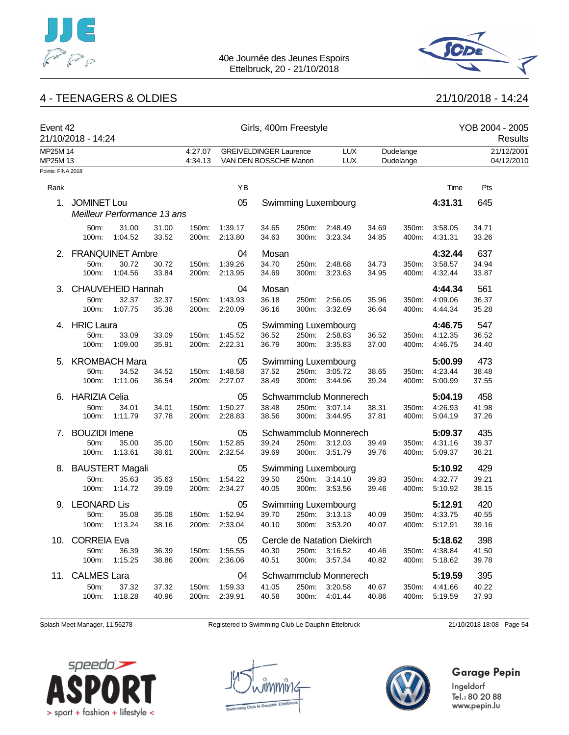40e Journée des Jeunes Espoirs
Ettelbruck, 20 - 21/10/2018

## 4 - TEENAGERS & OLDIES

21/10/2018 - 14:24

### Event 42 — Girls, 400m Freestyle — YOB 2004 - 2005

21/10/2018 - 14:24

Results

| | | | | | | |
|---|---|---|---|---|---|---|
| MP25M 14 | 4:27.07 | GREIVELDINGER Laurence | LUX | Dudelange | | 21/12/2001 |
| MP25M 13 | 4:34.13 | VAN DEN BOSSCHE Manon | LUX | Dudelange | | 04/12/2010 |

Points: FINA 2018

| Rank | Name | YB | Club | Time | Pts |
|---|---|---|---|---|---|
| 1. | JOMINET Lou *Meilleur Performance 13 ans* | 05 | Swimming Luxembourg | **4:31.31** | 645 |
| 2. | FRANQUINET Ambre | 04 | Mosan | **4:32.44** | 637 |
| 3. | CHAUVEHEID Hannah | 04 | Mosan | **4:44.34** | 561 |
| 4. | HRIC Laura | 05 | Swimming Luxembourg | **4:46.75** | 547 |
| 5. | KROMBACH Mara | 05 | Swimming Luxembourg | **5:00.99** | 473 |
| 6. | HARIZIA Celia | 05 | Schwammclub Monnerech | **5:04.19** | 458 |
| 7. | BOUZIDI Imene | 05 | Schwammclub Monnerech | **5:09.37** | 435 |
| 8. | BAUSTERT Magali | 05 | Swimming Luxembourg | **5:10.92** | 429 |
| 9. | LEONARD Lis | 05 | Swimming Luxembourg | **5:12.91** | 420 |
| 10. | CORREIA Eva | 05 | Cercle de Natation Diekirch | **5:18.62** | 398 |
| 11. | CALMES Lara | 04 | Schwammclub Monnerech | **5:19.59** | 395 |

Splits:

| Rank | Name | 50m | 100m | 150m | 200m | 250m | 300m | 350m | 400m |
|---|---|---|---|---|---|---|---|---|---|
| 1. | JOMINET Lou | 31.00 (31.00) | 1:04.52 (33.52) | 1:39.17 (34.65) | 2:13.80 (34.63) | 2:48.49 (34.69) | 3:23.34 (34.85) | 3:58.05 (34.71) | 4:31.31 (33.26) |
| 2. | FRANQUINET Ambre | 30.72 (30.72) | 1:04.56 (33.84) | 1:39.26 (34.70) | 2:13.95 (34.69) | 2:48.68 (34.73) | 3:23.63 (34.95) | 3:58.57 (34.94) | 4:32.44 (33.87) |
| 3. | CHAUVEHEID Hannah | 32.37 (32.37) | 1:07.75 (35.38) | 1:43.93 (36.18) | 2:20.09 (36.16) | 2:56.05 (35.96) | 3:32.69 (36.64) | 4:09.06 (36.37) | 4:44.34 (35.28) |
| 4. | HRIC Laura | 33.09 (33.09) | 1:09.00 (35.91) | 1:45.52 (36.52) | 2:22.31 (36.79) | 2:58.83 (36.52) | 3:35.83 (37.00) | 4:12.35 (36.52) | 4:46.75 (34.40) |
| 5. | KROMBACH Mara | 34.52 (34.52) | 1:11.06 (36.54) | 1:48.58 (37.52) | 2:27.07 (38.49) | 3:05.72 (38.65) | 3:44.96 (39.24) | 4:23.44 (38.48) | 5:00.99 (37.55) |
| 6. | HARIZIA Celia | 34.01 (34.01) | 1:11.79 (37.78) | 1:50.27 (38.48) | 2:28.83 (38.56) | 3:07.14 (38.31) | 3:44.95 (37.81) | 4:26.93 (41.98) | 5:04.19 (37.26) |
| 7. | BOUZIDI Imene | 35.00 (35.00) | 1:13.61 (38.61) | 1:52.85 (39.24) | 2:32.54 (39.69) | 3:12.03 (39.49) | 3:51.79 (39.76) | 4:31.16 (39.37) | 5:09.37 (38.21) |
| 8. | BAUSTERT Magali | 35.63 (35.63) | 1:14.72 (39.09) | 1:54.22 (39.50) | 2:34.27 (40.05) | 3:14.10 (39.83) | 3:53.56 (39.46) | 4:32.77 (39.21) | 5:10.92 (38.15) |
| 9. | LEONARD Lis | 35.08 (35.08) | 1:13.24 (38.16) | 1:52.94 (39.70) | 2:33.04 (40.10) | 3:13.13 (40.09) | 3:53.20 (40.07) | 4:33.75 (40.55) | 5:12.91 (39.16) |
| 10. | CORREIA Eva | 36.39 (36.39) | 1:15.25 (38.86) | 1:55.55 (40.30) | 2:36.06 (40.51) | 3:16.52 (40.46) | 3:57.34 (40.82) | 4:38.84 (41.50) | 5:18.62 (39.78) |
| 11. | CALMES Lara | 37.32 (37.32) | 1:18.28 (40.96) | 1:59.33 (41.05) | 2:39.91 (40.58) | 3:20.58 (40.67) | 4:01.44 (40.86) | 4:41.66 (40.22) | 5:19.59 (37.93) |

Splash Meet Manager, 11.56278 — Registered to Swimming Club Le Dauphin Ettelbruck — 21/10/2018 18:08

Garage Pepin
Ingeldorf
Tel.: 80 20 88
www.pepin.lu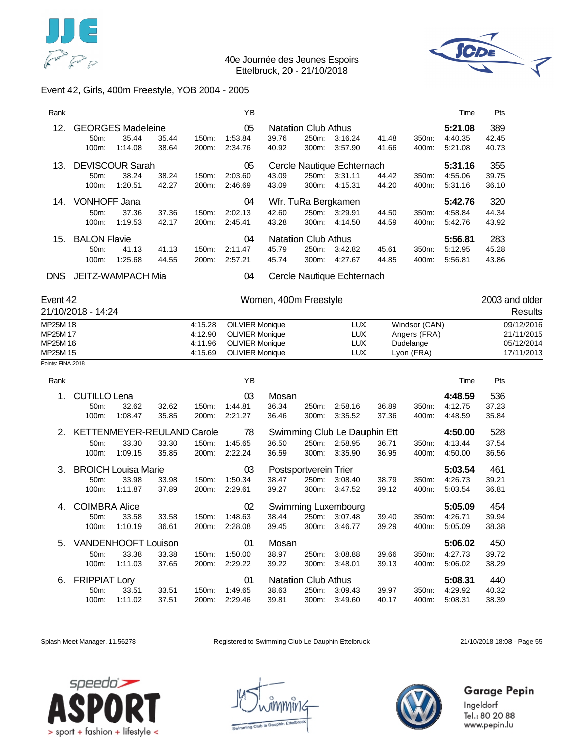## Event 42, Girls, 400m Freestyle, YOB 2004 - 2005

| Rank | Name | | | | YB | Club | | | | | Time | Pts |
|---|---|---|---|---|---|---|---|---|---|---|---|---|
| 12. | GEORGES Madeleine | | | | 05 | Natation Club Athus | | | | | **5:21.08** | 389 |
| | 50m: | 35.44 | 35.44 | 150m: | 1:53.84 | 39.76 | 250m: | 3:16.24 | 41.48 | 350m: | 4:40.35 | 42.45 |
| | 100m: | 1:14.08 | 38.64 | 200m: | 2:34.76 | 40.92 | 300m: | 3:57.90 | 41.66 | 400m: | 5:21.08 | 40.73 |
| 13. | DEVISCOUR Sarah | | | | 05 | Cercle Nautique Echternach | | | | | **5:31.16** | 355 |
| | 50m: | 38.24 | 38.24 | 150m: | 2:03.60 | 43.09 | 250m: | 3:31.11 | 44.42 | 350m: | 4:55.06 | 39.75 |
| | 100m: | 1:20.51 | 42.27 | 200m: | 2:46.69 | 43.09 | 300m: | 4:15.31 | 44.20 | 400m: | 5:31.16 | 36.10 |
| 14. | VONHOFF Jana | | | | 04 | Wfr. TuRa Bergkamen | | | | | **5:42.76** | 320 |
| | 50m: | 37.36 | 37.36 | 150m: | 2:02.13 | 42.60 | 250m: | 3:29.91 | 44.50 | 350m: | 4:58.84 | 44.34 |
| | 100m: | 1:19.53 | 42.17 | 200m: | 2:45.41 | 43.28 | 300m: | 4:14.50 | 44.59 | 400m: | 5:42.76 | 43.92 |
| 15. | BALON Flavie | | | | 04 | Natation Club Athus | | | | | **5:56.81** | 283 |
| | 50m: | 41.13 | 41.13 | 150m: | 2:11.47 | 45.79 | 250m: | 3:42.82 | 45.61 | 350m: | 5:12.95 | 45.28 |
| | 100m: | 1:25.68 | 44.55 | 200m: | 2:57.21 | 45.74 | 300m: | 4:27.67 | 44.85 | 400m: | 5:56.81 | 43.86 |
| DNS | JEITZ-WAMPACH Mia | | | | 04 | Cercle Nautique Echternach | | | | | | |

## Event 42 — Women, 400m Freestyle — 2003 and older

21/10/2018 - 14:24 — Results

| | | | | | |
|---|---|---|---|---|---|
| MP25M 18 | 4:15.28 | OILVIER Monique | LUX | Windsor (CAN) | 09/12/2016 |
| MP25M 17 | 4:12.90 | OLIVIER Monique | LUX | Angers (FRA) | 21/11/2015 |
| MP25M 16 | 4:11.96 | OLIVIER Monique | LUX | Dudelange | 05/12/2014 |
| MP25M 15 | 4:15.69 | OLIVIER Monique | LUX | Lyon (FRA) | 17/11/2013 |

Points: FINA 2018

| Rank | Name | | | | YB | Club | | | | | Time | Pts |
|---|---|---|---|---|---|---|---|---|---|---|---|---|
| 1. | CUTILLO Lena | | | | 03 | Mosan | | | | | **4:48.59** | 536 |
| | 50m: | 32.62 | 32.62 | 150m: | 1:44.81 | 36.34 | 250m: | 2:58.16 | 36.89 | 350m: | 4:12.75 | 37.23 |
| | 100m: | 1:08.47 | 35.85 | 200m: | 2:21.27 | 36.46 | 300m: | 3:35.52 | 37.36 | 400m: | 4:48.59 | 35.84 |
| 2. | KETTENMEYER-REULAND Carole | | | | 78 | Swimming Club Le Dauphin Ett | | | | | **4:50.00** | 528 |
| | 50m: | 33.30 | 33.30 | 150m: | 1:45.65 | 36.50 | 250m: | 2:58.95 | 36.71 | 350m: | 4:13.44 | 37.54 |
| | 100m: | 1:09.15 | 35.85 | 200m: | 2:22.24 | 36.59 | 300m: | 3:35.90 | 36.95 | 400m: | 4:50.00 | 36.56 |
| 3. | BROICH Louisa Marie | | | | 03 | Postsportverein Trier | | | | | **5:03.54** | 461 |
| | 50m: | 33.98 | 33.98 | 150m: | 1:50.34 | 38.47 | 250m: | 3:08.40 | 38.79 | 350m: | 4:26.73 | 39.21 |
| | 100m: | 1:11.87 | 37.89 | 200m: | 2:29.61 | 39.27 | 300m: | 3:47.52 | 39.12 | 400m: | 5:03.54 | 36.81 |
| 4. | COIMBRA Alice | | | | 02 | Swimming Luxembourg | | | | | **5:05.09** | 454 |
| | 50m: | 33.58 | 33.58 | 150m: | 1:48.63 | 38.44 | 250m: | 3:07.48 | 39.40 | 350m: | 4:26.71 | 39.94 |
| | 100m: | 1:10.19 | 36.61 | 200m: | 2:28.08 | 39.45 | 300m: | 3:46.77 | 39.29 | 400m: | 5:05.09 | 38.38 |
| 5. | VANDENHOOFT Louison | | | | 01 | Mosan | | | | | **5:06.02** | 450 |
| | 50m: | 33.38 | 33.38 | 150m: | 1:50.00 | 38.97 | 250m: | 3:08.88 | 39.66 | 350m: | 4:27.73 | 39.72 |
| | 100m: | 1:11.03 | 37.65 | 200m: | 2:29.22 | 39.22 | 300m: | 3:48.01 | 39.13 | 400m: | 5:06.02 | 38.29 |
| 6. | FRIPPIAT Lory | | | | 01 | Natation Club Athus | | | | | **5:08.31** | 440 |
| | 50m: | 33.51 | 33.51 | 150m: | 1:49.65 | 38.63 | 250m: | 3:09.43 | 39.97 | 350m: | 4:29.92 | 40.32 |
| | 100m: | 1:11.02 | 37.51 | 200m: | 2:29.46 | 39.81 | 300m: | 3:49.60 | 40.17 | 400m: | 5:08.31 | 38.39 |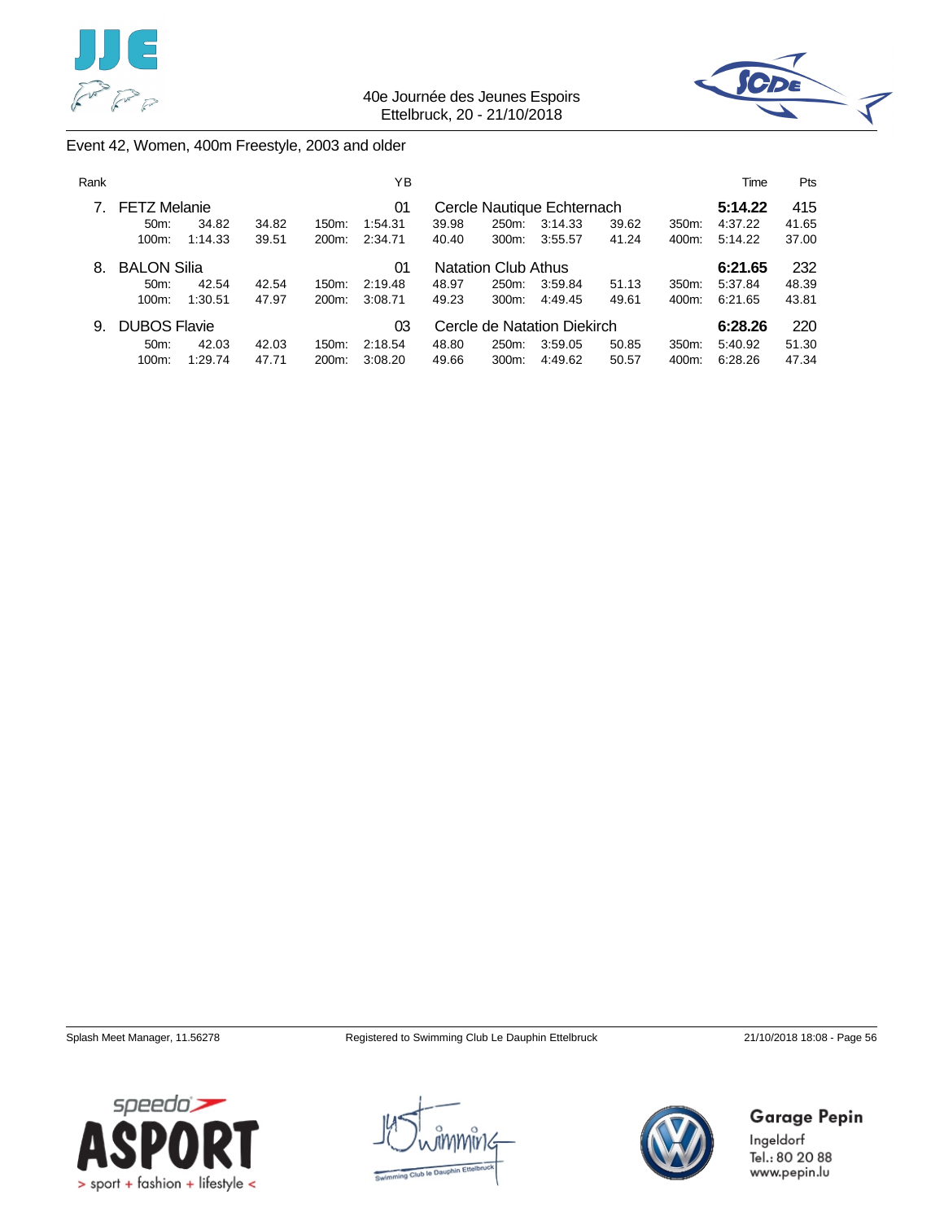## Event 42, Women, 400m Freestyle, 2003 and older

| Rank | Name | | | | YB | Club | | | | | Time | Pts |
|---|---|---|---|---|---|---|---|---|---|---|---|---|
| 7. | FETZ Melanie | | | | 01 | Cercle Nautique Echternach | | | | | **5:14.22** | 415 |
| | 50m: | 34.82 | 34.82 | 150m: | 1:54.31 | 39.98 | 250m: | 3:14.33 | 39.62 | 350m: | 4:37.22 | 41.65 |
| | 100m: | 1:14.33 | 39.51 | 200m: | 2:34.71 | 40.40 | 300m: | 3:55.57 | 41.24 | 400m: | 5:14.22 | 37.00 |
| 8. | BALON Silia | | | | 01 | Natation Club Athus | | | | | **6:21.65** | 232 |
| | 50m: | 42.54 | 42.54 | 150m: | 2:19.48 | 48.97 | 250m: | 3:59.84 | 51.13 | 350m: | 5:37.84 | 48.39 |
| | 100m: | 1:30.51 | 47.97 | 200m: | 3:08.71 | 49.23 | 300m: | 4:49.45 | 49.61 | 400m: | 6:21.65 | 43.81 |
| 9. | DUBOS Flavie | | | | 03 | Cercle de Natation Diekirch | | | | | **6:28.26** | 220 |
| | 50m: | 42.03 | 42.03 | 150m: | 2:18.54 | 48.80 | 250m: | 3:59.05 | 50.85 | 350m: | 5:40.92 | 51.30 |
| | 100m: | 1:29.74 | 47.71 | 200m: | 3:08.20 | 49.66 | 300m: | 4:49.62 | 50.57 | 400m: | 6:28.26 | 47.34 |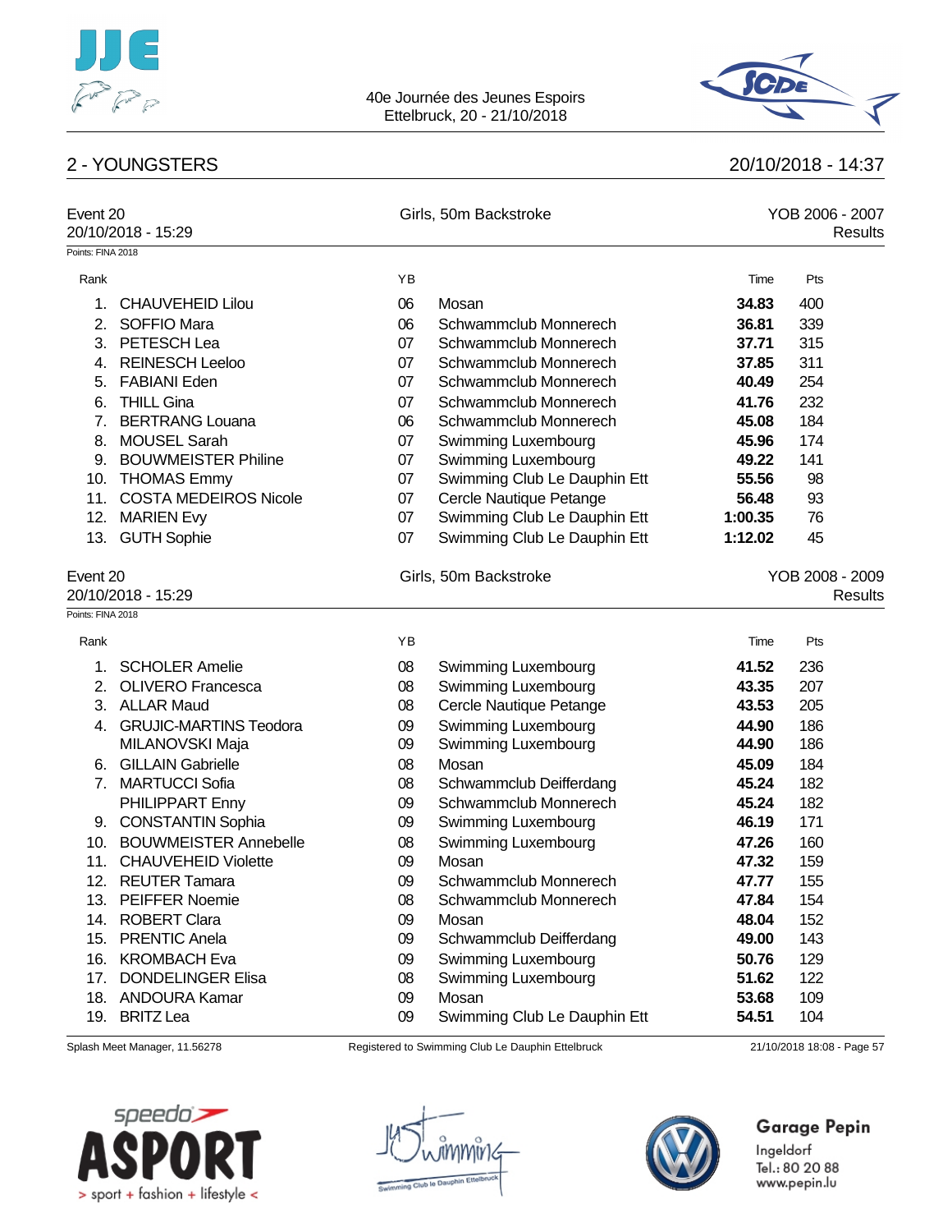## 2 - YOUNGSTERS

20/10/2018 - 14:37

### Event 20 — Girls, 50m Backstroke — YOB 2006 - 2007

20/10/2018 - 15:29 — Results

Points: FINA 2018

| Rank | | YB | | Time | Pts |
|---|---|---|---|---|---|
| 1. | CHAUVEHEID Lilou | 06 | Mosan | **34.83** | 400 |
| 2. | SOFFIO Mara | 06 | Schwammclub Monnerech | **36.81** | 339 |
| 3. | PETESCH Lea | 07 | Schwammclub Monnerech | **37.71** | 315 |
| 4. | REINESCH Leeloo | 07 | Schwammclub Monnerech | **37.85** | 311 |
| 5. | FABIANI Eden | 07 | Schwammclub Monnerech | **40.49** | 254 |
| 6. | THILL Gina | 07 | Schwammclub Monnerech | **41.76** | 232 |
| 7. | BERTRANG Louana | 06 | Schwammclub Monnerech | **45.08** | 184 |
| 8. | MOUSEL Sarah | 07 | Swimming Luxembourg | **45.96** | 174 |
| 9. | BOUWMEISTER Philine | 07 | Swimming Luxembourg | **49.22** | 141 |
| 10. | THOMAS Emmy | 07 | Swimming Club Le Dauphin Ett | **55.56** | 98 |
| 11. | COSTA MEDEIROS Nicole | 07 | Cercle Nautique Petange | **56.48** | 93 |
| 12. | MARIEN Evy | 07 | Swimming Club Le Dauphin Ett | **1:00.35** | 76 |
| 13. | GUTH Sophie | 07 | Swimming Club Le Dauphin Ett | **1:12.02** | 45 |

### Event 20 — Girls, 50m Backstroke — YOB 2008 - 2009

20/10/2018 - 15:29 — Results

Points: FINA 2018

| Rank | | YB | | Time | Pts |
|---|---|---|---|---|---|
| 1. | SCHOLER Amelie | 08 | Swimming Luxembourg | **41.52** | 236 |
| 2. | OLIVERO Francesca | 08 | Swimming Luxembourg | **43.35** | 207 |
| 3. | ALLAR Maud | 08 | Cercle Nautique Petange | **43.53** | 205 |
| 4. | GRUJIC-MARTINS Teodora | 09 | Swimming Luxembourg | **44.90** | 186 |
| | MILANOVSKI Maja | 09 | Swimming Luxembourg | **44.90** | 186 |
| 6. | GILLAIN Gabrielle | 08 | Mosan | **45.09** | 184 |
| 7. | MARTUCCI Sofia | 08 | Schwammclub Deifferdang | **45.24** | 182 |
| | PHILIPPART Enny | 09 | Schwammclub Monnerech | **45.24** | 182 |
| 9. | CONSTANTIN Sophia | 09 | Swimming Luxembourg | **46.19** | 171 |
| 10. | BOUWMEISTER Annebelle | 08 | Swimming Luxembourg | **47.26** | 160 |
| 11. | CHAUVEHEID Violette | 09 | Mosan | **47.32** | 159 |
| 12. | REUTER Tamara | 09 | Schwammclub Monnerech | **47.77** | 155 |
| 13. | PEIFFER Noemie | 08 | Schwammclub Monnerech | **47.84** | 154 |
| 14. | ROBERT Clara | 09 | Mosan | **48.04** | 152 |
| 15. | PRENTIC Anela | 09 | Schwammclub Deifferdang | **49.00** | 143 |
| 16. | KROMBACH Eva | 09 | Swimming Luxembourg | **50.76** | 129 |
| 17. | DONDELINGER Elisa | 08 | Swimming Luxembourg | **51.62** | 122 |
| 18. | ANDOURA Kamar | 09 | Mosan | **53.68** | 109 |
| 19. | BRITZ Lea | 09 | Swimming Club Le Dauphin Ett | **54.51** | 104 |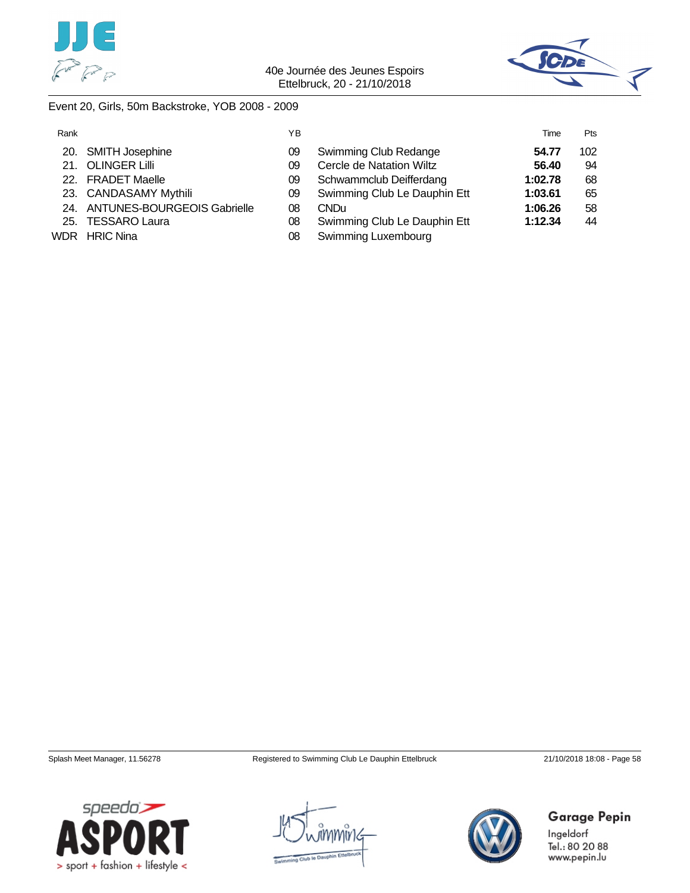Event 20, Girls, 50m Backstroke, YOB 2008 - 2009

| Rank | | YB | | Time | Pts |
|---|---|---|---|---|---|
| 20. | SMITH Josephine | 09 | Swimming Club Redange | **54.77** | 102 |
| 21. | OLINGER Lilli | 09 | Cercle de Natation Wiltz | **56.40** | 94 |
| 22. | FRADET Maelle | 09 | Schwammclub Deifferdang | **1:02.78** | 68 |
| 23. | CANDASAMY Mythili | 09 | Swimming Club Le Dauphin Ett | **1:03.61** | 65 |
| 24. | ANTUNES-BOURGEOIS Gabrielle | 08 | CNDu | **1:06.26** | 58 |
| 25. | TESSARO Laura | 08 | Swimming Club Le Dauphin Ett | **1:12.34** | 44 |
| WDR | HRIC Nina | 08 | Swimming Luxembourg | | |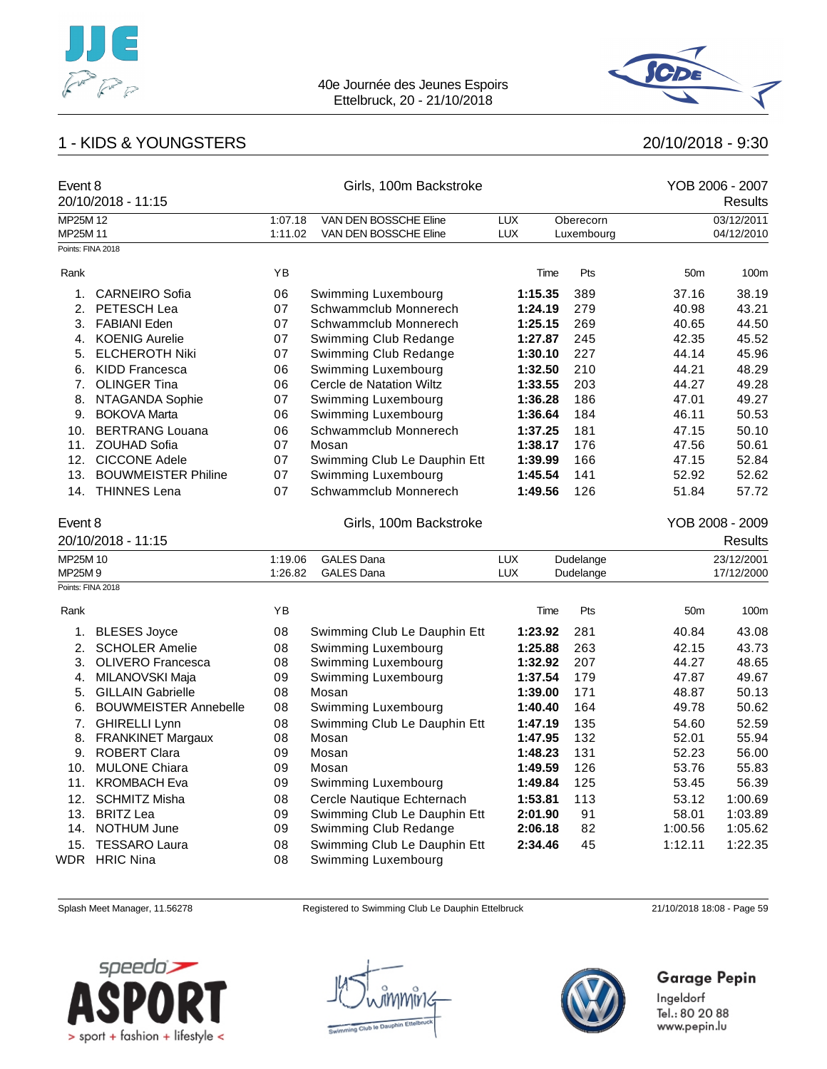## 1 - KIDS & YOUNGSTERS

20/10/2018 - 9:30

### Event 8 — Girls, 100m Backstroke — YOB 2006 - 2007

20/10/2018 - 11:15

Results

| | | | | | |
|---|---|---|---|---|---|
| MP25M 12 | 1:07.18 | VAN DEN BOSSCHE Eline | LUX | Oberecorn | 03/12/2011 |
| MP25M 11 | 1:11.02 | VAN DEN BOSSCHE Eline | LUX | Luxembourg | 04/12/2010 |

Points: FINA 2018

| Rank | | YB | | Time | Pts | 50m | 100m |
|---|---|---|---|---|---|---|---|
| 1. | CARNEIRO Sofia | 06 | Swimming Luxembourg | **1:15.35** | 389 | 37.16 | 38.19 |
| 2. | PETESCH Lea | 07 | Schwammclub Monnerech | **1:24.19** | 279 | 40.98 | 43.21 |
| 3. | FABIANI Eden | 07 | Schwammclub Monnerech | **1:25.15** | 269 | 40.65 | 44.50 |
| 4. | KOENIG Aurelie | 07 | Swimming Club Redange | **1:27.87** | 245 | 42.35 | 45.52 |
| 5. | ELCHEROTH Niki | 07 | Swimming Club Redange | **1:30.10** | 227 | 44.14 | 45.96 |
| 6. | KIDD Francesca | 06 | Swimming Luxembourg | **1:32.50** | 210 | 44.21 | 48.29 |
| 7. | OLINGER Tina | 06 | Cercle de Natation Wiltz | **1:33.55** | 203 | 44.27 | 49.28 |
| 8. | NTAGANDA Sophie | 07 | Swimming Luxembourg | **1:36.28** | 186 | 47.01 | 49.27 |
| 9. | BOKOVA Marta | 06 | Swimming Luxembourg | **1:36.64** | 184 | 46.11 | 50.53 |
| 10. | BERTRANG Louana | 06 | Schwammclub Monnerech | **1:37.25** | 181 | 47.15 | 50.10 |
| 11. | ZOUHAD Sofia | 07 | Mosan | **1:38.17** | 176 | 47.56 | 50.61 |
| 12. | CICCONE Adele | 07 | Swimming Club Le Dauphin Ett | **1:39.99** | 166 | 47.15 | 52.84 |
| 13. | BOUWMEISTER Philine | 07 | Swimming Luxembourg | **1:45.54** | 141 | 52.92 | 52.62 |
| 14. | THINNES Lena | 07 | Schwammclub Monnerech | **1:49.56** | 126 | 51.84 | 57.72 |

### Event 8 — Girls, 100m Backstroke — YOB 2008 - 2009

20/10/2018 - 11:15

Results

| | | | | | |
|---|---|---|---|---|---|
| MP25M 10 | 1:19.06 | GALES Dana | LUX | Dudelange | 23/12/2001 |
| MP25M 9 | 1:26.82 | GALES Dana | LUX | Dudelange | 17/12/2000 |

Points: FINA 2018

| Rank | | YB | | Time | Pts | 50m | 100m |
|---|---|---|---|---|---|---|---|
| 1. | BLESES Joyce | 08 | Swimming Club Le Dauphin Ett | **1:23.92** | 281 | 40.84 | 43.08 |
| 2. | SCHOLER Amelie | 08 | Swimming Luxembourg | **1:25.88** | 263 | 42.15 | 43.73 |
| 3. | OLIVERO Francesca | 08 | Swimming Luxembourg | **1:32.92** | 207 | 44.27 | 48.65 |
| 4. | MILANOVSKI Maja | 09 | Swimming Luxembourg | **1:37.54** | 179 | 47.87 | 49.67 |
| 5. | GILLAIN Gabrielle | 08 | Mosan | **1:39.00** | 171 | 48.87 | 50.13 |
| 6. | BOUWMEISTER Annebelle | 08 | Swimming Luxembourg | **1:40.40** | 164 | 49.78 | 50.62 |
| 7. | GHIRELLI Lynn | 08 | Swimming Club Le Dauphin Ett | **1:47.19** | 135 | 54.60 | 52.59 |
| 8. | FRANKINET Margaux | 08 | Mosan | **1:47.95** | 132 | 52.01 | 55.94 |
| 9. | ROBERT Clara | 09 | Mosan | **1:48.23** | 131 | 52.23 | 56.00 |
| 10. | MULONE Chiara | 09 | Mosan | **1:49.59** | 126 | 53.76 | 55.83 |
| 11. | KROMBACH Eva | 09 | Swimming Luxembourg | **1:49.84** | 125 | 53.45 | 56.39 |
| 12. | SCHMITZ Misha | 08 | Cercle Nautique Echternach | **1:53.81** | 113 | 53.12 | 1:00.69 |
| 13. | BRITZ Lea | 09 | Swimming Club Le Dauphin Ett | **2:01.90** | 91 | 58.01 | 1:03.89 |
| 14. | NOTHUM June | 09 | Swimming Club Redange | **2:06.18** | 82 | 1:00.56 | 1:05.62 |
| 15. | TESSARO Laura | 08 | Swimming Club Le Dauphin Ett | **2:34.46** | 45 | 1:12.11 | 1:22.35 |
| WDR | HRIC Nina | 08 | Swimming Luxembourg | | | | |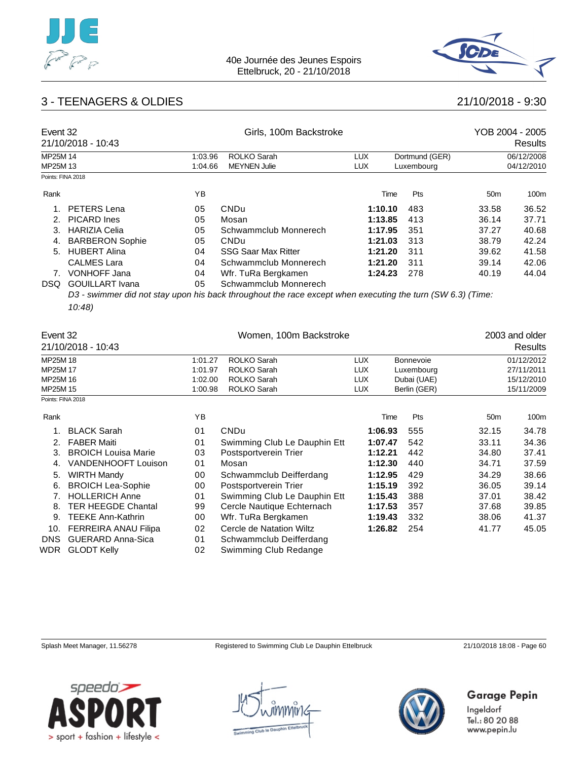40e Journée des Jeunes Espoirs
Ettelbruck, 20 - 21/10/2018

## 3 - TEENAGERS & OLDIES — 21/10/2018 - 9:30

### Event 32 — Girls, 100m Backstroke — YOB 2004 - 2005

21/10/2018 - 10:43 — Results

| | | | | | |
|---|---|---|---|---|---|
| MP25M 14 | 1:03.96 | ROLKO Sarah | LUX | Dortmund (GER) | 06/12/2008 |
| MP25M 13 | 1:04.66 | MEYNEN Julie | LUX | Luxembourg | 04/12/2010 |

Points: FINA 2018

| Rank | | YB | | Time | Pts | 50m | 100m |
|---|---|---|---|---|---|---|---|
| 1. | PETERS Lena | 05 | CNDu | **1:10.10** | 483 | 33.58 | 36.52 |
| 2. | PICARD Ines | 05 | Mosan | **1:13.85** | 413 | 36.14 | 37.71 |
| 3. | HARIZIA Celia | 05 | Schwammclub Monnerech | **1:17.95** | 351 | 37.27 | 40.68 |
| 4. | BARBERON Sophie | 05 | CNDu | **1:21.03** | 313 | 38.79 | 42.24 |
| 5. | HUBERT Alina | 04 | SSG Saar Max Ritter | **1:21.20** | 311 | 39.62 | 41.58 |
| | CALMES Lara | 04 | Schwammclub Monnerech | **1:21.20** | 311 | 39.14 | 42.06 |
| 7. | VONHOFF Jana | 04 | Wfr. TuRa Bergkamen | **1:24.23** | 278 | 40.19 | 44.04 |
| DSQ | GOUILLART Ivana | 05 | Schwammclub Monnerech | | | | |

*D3 - swimmer did not stay upon his back throughout the race except when executing the turn (SW 6.3) (Time: 10:48)*

### Event 32 — Women, 100m Backstroke — 2003 and older

21/10/2018 - 10:43 — Results

| | | | | | |
|---|---|---|---|---|---|
| MP25M 18 | 1:01.27 | ROLKO Sarah | LUX | Bonnevoie | 01/12/2012 |
| MP25M 17 | 1:01.97 | ROLKO Sarah | LUX | Luxembourg | 27/11/2011 |
| MP25M 16 | 1:02.00 | ROLKO Sarah | LUX | Dubai (UAE) | 15/12/2010 |
| MP25M 15 | 1:00.98 | ROLKO Sarah | LUX | Berlin (GER) | 15/11/2009 |

Points: FINA 2018

| Rank | | YB | | Time | Pts | 50m | 100m |
|---|---|---|---|---|---|---|---|
| 1. | BLACK Sarah | 01 | CNDu | **1:06.93** | 555 | 32.15 | 34.78 |
| 2. | FABER Maiti | 01 | Swimming Club Le Dauphin Ett | **1:07.47** | 542 | 33.11 | 34.36 |
| 3. | BROICH Louisa Marie | 03 | Postsportverein Trier | **1:12.21** | 442 | 34.80 | 37.41 |
| 4. | VANDENHOOFT Louison | 01 | Mosan | **1:12.30** | 440 | 34.71 | 37.59 |
| 5. | WIRTH Mandy | 00 | Schwammclub Deifferdang | **1:12.95** | 429 | 34.29 | 38.66 |
| 6. | BROICH Lea-Sophie | 00 | Postsportverein Trier | **1:15.19** | 392 | 36.05 | 39.14 |
| 7. | HOLLERICH Anne | 01 | Swimming Club Le Dauphin Ett | **1:15.43** | 388 | 37.01 | 38.42 |
| 8. | TER HEEGDE Chantal | 99 | Cercle Nautique Echternach | **1:17.53** | 357 | 37.68 | 39.85 |
| 9. | TEEKE Ann-Kathrin | 00 | Wfr. TuRa Bergkamen | **1:19.43** | 332 | 38.06 | 41.37 |
| 10. | FERREIRA ANAU Filipa | 02 | Cercle de Natation Wiltz | **1:26.82** | 254 | 41.77 | 45.05 |
| DNS | GUERARD Anna-Sica | 01 | Schwammclub Deifferdang | | | | |
| WDR | GLODT Kelly | 02 | Swimming Club Redange | | | | |

Splash Meet Manager, 11.56278 — Registered to Swimming Club Le Dauphin Ettelbruck — 21/10/2018 18:08

Garage Pepin
Ingeldorf
Tel.: 80 20 88
www.pepin.lu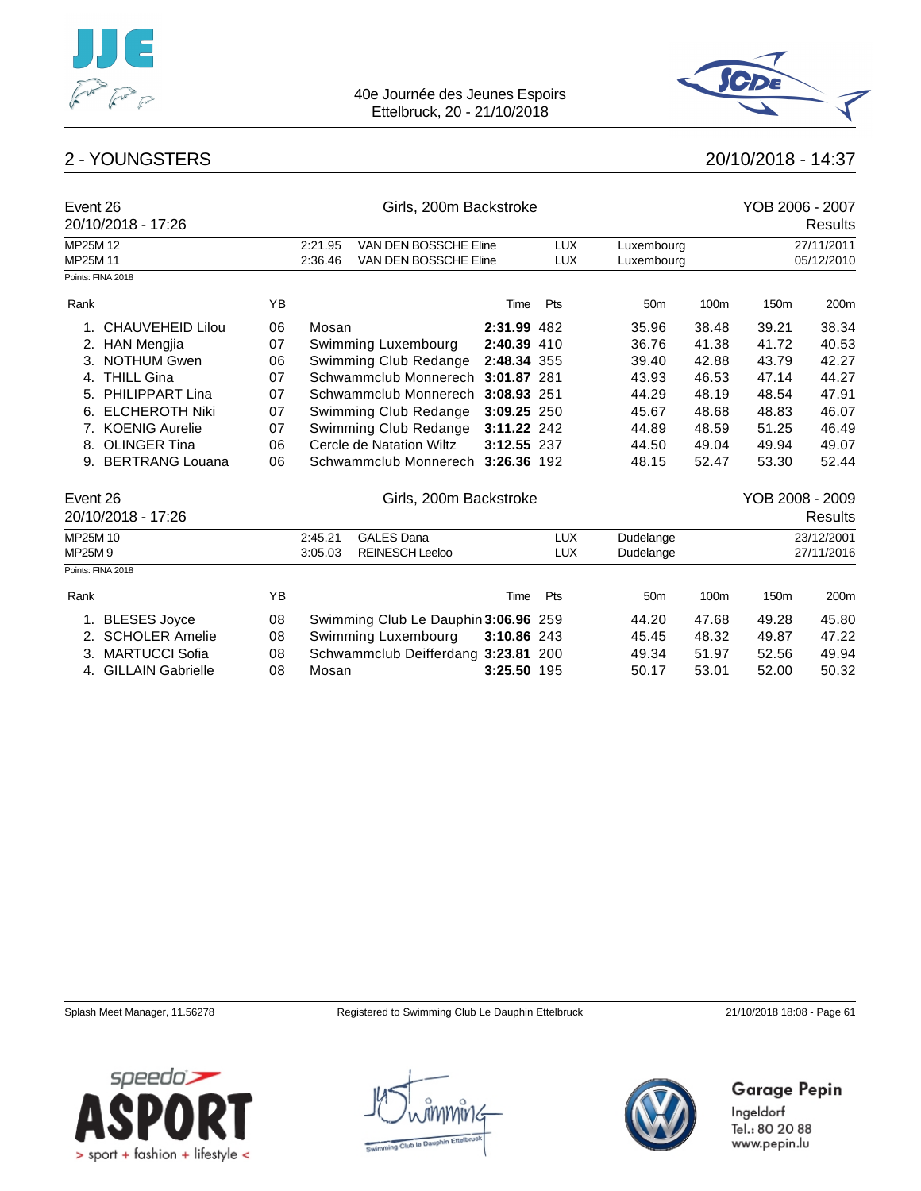## 2 - YOUNGSTERS

20/10/2018 - 14:37

### Event 26 — Girls, 200m Backstroke — YOB 2006 - 2007

20/10/2018 - 17:26

Results

| | | | | | |
|---|---|---|---|---|---|
| MP25M 12 | 2:21.95 | VAN DEN BOSSCHE Eline | LUX | Luxembourg | 27/11/2011 |
| MP25M 11 | 2:36.46 | VAN DEN BOSSCHE Eline | LUX | Luxembourg | 05/12/2010 |

Points: FINA 2018

| Rank | | YB | | Time | Pts | 50m | 100m | 150m | 200m |
|---|---|---|---|---|---|---|---|---|---|
| 1. | CHAUVEHEID Lilou | 06 | Mosan | **2:31.99** | 482 | 35.96 | 38.48 | 39.21 | 38.34 |
| 2. | HAN Mengjia | 07 | Swimming Luxembourg | **2:40.39** | 410 | 36.76 | 41.38 | 41.72 | 40.53 |
| 3. | NOTHUM Gwen | 06 | Swimming Club Redange | **2:48.34** | 355 | 39.40 | 42.88 | 43.79 | 42.27 |
| 4. | THILL Gina | 07 | Schwammclub Monnerech | **3:01.87** | 281 | 43.93 | 46.53 | 47.14 | 44.27 |
| 5. | PHILIPPART Lina | 07 | Schwammclub Monnerech | **3:08.93** | 251 | 44.29 | 48.19 | 48.54 | 47.91 |
| 6. | ELCHEROTH Niki | 07 | Swimming Club Redange | **3:09.25** | 250 | 45.67 | 48.68 | 48.83 | 46.07 |
| 7. | KOENIG Aurelie | 07 | Swimming Club Redange | **3:11.22** | 242 | 44.89 | 48.59 | 51.25 | 46.49 |
| 8. | OLINGER Tina | 06 | Cercle de Natation Wiltz | **3:12.55** | 237 | 44.50 | 49.04 | 49.94 | 49.07 |
| 9. | BERTRANG Louana | 06 | Schwammclub Monnerech | **3:26.36** | 192 | 48.15 | 52.47 | 53.30 | 52.44 |

### Event 26 — Girls, 200m Backstroke — YOB 2008 - 2009

20/10/2018 - 17:26

Results

| | | | | | |
|---|---|---|---|---|---|
| MP25M 10 | 2:45.21 | GALES Dana | LUX | Dudelange | 23/12/2001 |
| MP25M 9 | 3:05.03 | REINESCH Leeloo | LUX | Dudelange | 27/11/2016 |

Points: FINA 2018

| Rank | | YB | | Time | Pts | 50m | 100m | 150m | 200m |
|---|---|---|---|---|---|---|---|---|---|
| 1. | BLESES Joyce | 08 | Swimming Club Le Dauphin | **3:06.96** | 259 | 44.20 | 47.68 | 49.28 | 45.80 |
| 2. | SCHOLER Amelie | 08 | Swimming Luxembourg | **3:10.86** | 243 | 45.45 | 48.32 | 49.87 | 47.22 |
| 3. | MARTUCCI Sofia | 08 | Schwammclub Deifferdang | **3:23.81** | 200 | 49.34 | 51.97 | 52.56 | 49.94 |
| 4. | GILLAIN Gabrielle | 08 | Mosan | **3:25.50** | 195 | 50.17 | 53.01 | 52.00 | 50.32 |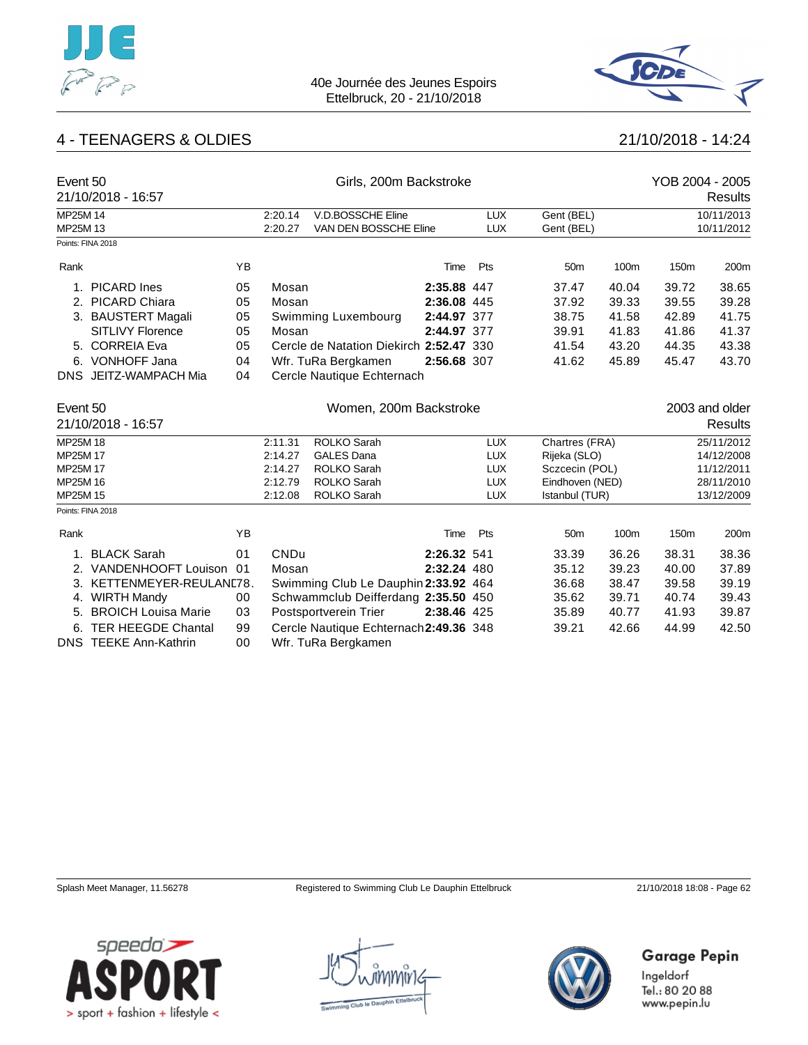40e Journée des Jeunes Espoirs
Ettelbruck, 20 - 21/10/2018

## 4 - TEENAGERS & OLDIES

21/10/2018 - 14:24

### Event 50 — Girls, 200m Backstroke — YOB 2004 - 2005

21/10/2018 - 16:57 — Results

| | | | | | |
|---|---|---|---|---|---|
| MP25M 14 | 2:20.14 | V.D.BOSSCHE Eline | LUX | Gent (BEL) | 10/11/2013 |
| MP25M 13 | 2:20.27 | VAN DEN BOSSCHE Eline | LUX | Gent (BEL) | 10/11/2012 |

Points: FINA 2018

| Rank | | YB | | Time | Pts | 50m | 100m | 150m | 200m |
|---|---|---|---|---|---|---|---|---|---|
| 1. | PICARD Ines | 05 | Mosan | **2:35.88** | 447 | 37.47 | 40.04 | 39.72 | 38.65 |
| 2. | PICARD Chiara | 05 | Mosan | **2:36.08** | 445 | 37.92 | 39.33 | 39.55 | 39.28 |
| 3. | BAUSTERT Magali | 05 | Swimming Luxembourg | **2:44.97** | 377 | 38.75 | 41.58 | 42.89 | 41.75 |
| | SITLIVY Florence | 05 | Mosan | **2:44.97** | 377 | 39.91 | 41.83 | 41.86 | 41.37 |
| 5. | CORREIA Eva | 05 | Cercle de Natation Diekirch | **2:52.47** | 330 | 41.54 | 43.20 | 44.35 | 43.38 |
| 6. | VONHOFF Jana | 04 | Wfr. TuRa Bergkamen | **2:56.68** | 307 | 41.62 | 45.89 | 45.47 | 43.70 |
| DNS | JEITZ-WAMPACH Mia | 04 | Cercle Nautique Echternach | | | | | | |

### Event 50 — Women, 200m Backstroke — 2003 and older

21/10/2018 - 16:57 — Results

| | | | | | |
|---|---|---|---|---|---|
| MP25M 18 | 2:11.31 | ROLKO Sarah | LUX | Chartres (FRA) | 25/11/2012 |
| MP25M 17 | 2:14.27 | GALES Dana | LUX | Rijeka (SLO) | 14/12/2008 |
| MP25M 17 | 2:14.27 | ROLKO Sarah | LUX | Sczcecin (POL) | 11/12/2011 |
| MP25M 16 | 2:12.79 | ROLKO Sarah | LUX | Eindhoven (NED) | 28/11/2010 |
| MP25M 15 | 2:12.08 | ROLKO Sarah | LUX | Istanbul (TUR) | 13/12/2009 |

Points: FINA 2018

| Rank | | YB | | Time | Pts | 50m | 100m | 150m | 200m |
|---|---|---|---|---|---|---|---|---|---|
| 1. | BLACK Sarah | 01 | CNDu | **2:26.32** | 541 | 33.39 | 36.26 | 38.31 | 38.36 |
| 2. | VANDENHOOFT Louison | 01 | Mosan | **2:32.24** | 480 | 35.12 | 39.23 | 40.00 | 37.89 |
| 3. | KETTENMEYER-REULAND | 78 | Swimming Club Le Dauphin | **2:33.92** | 464 | 36.68 | 38.47 | 39.58 | 39.19 |
| 4. | WIRTH Mandy | 00 | Schwammclub Deifferdang | **2:35.50** | 450 | 35.62 | 39.71 | 40.74 | 39.43 |
| 5. | BROICH Louisa Marie | 03 | Postsportverein Trier | **2:38.46** | 425 | 35.89 | 40.77 | 41.93 | 39.87 |
| 6. | TER HEEGDE Chantal | 99 | Cercle Nautique Echternach | **2:49.36** | 348 | 39.21 | 42.66 | 44.99 | 42.50 |
| DNS | TEEKE Ann-Kathrin | 00 | Wfr. TuRa Bergkamen | | | | | | |

Splash Meet Manager, 11.56278 — Registered to Swimming Club Le Dauphin Ettelbruck — 21/10/2018 18:08

Garage Pepin
Ingeldorf
Tel.: 80 20 88
www.pepin.lu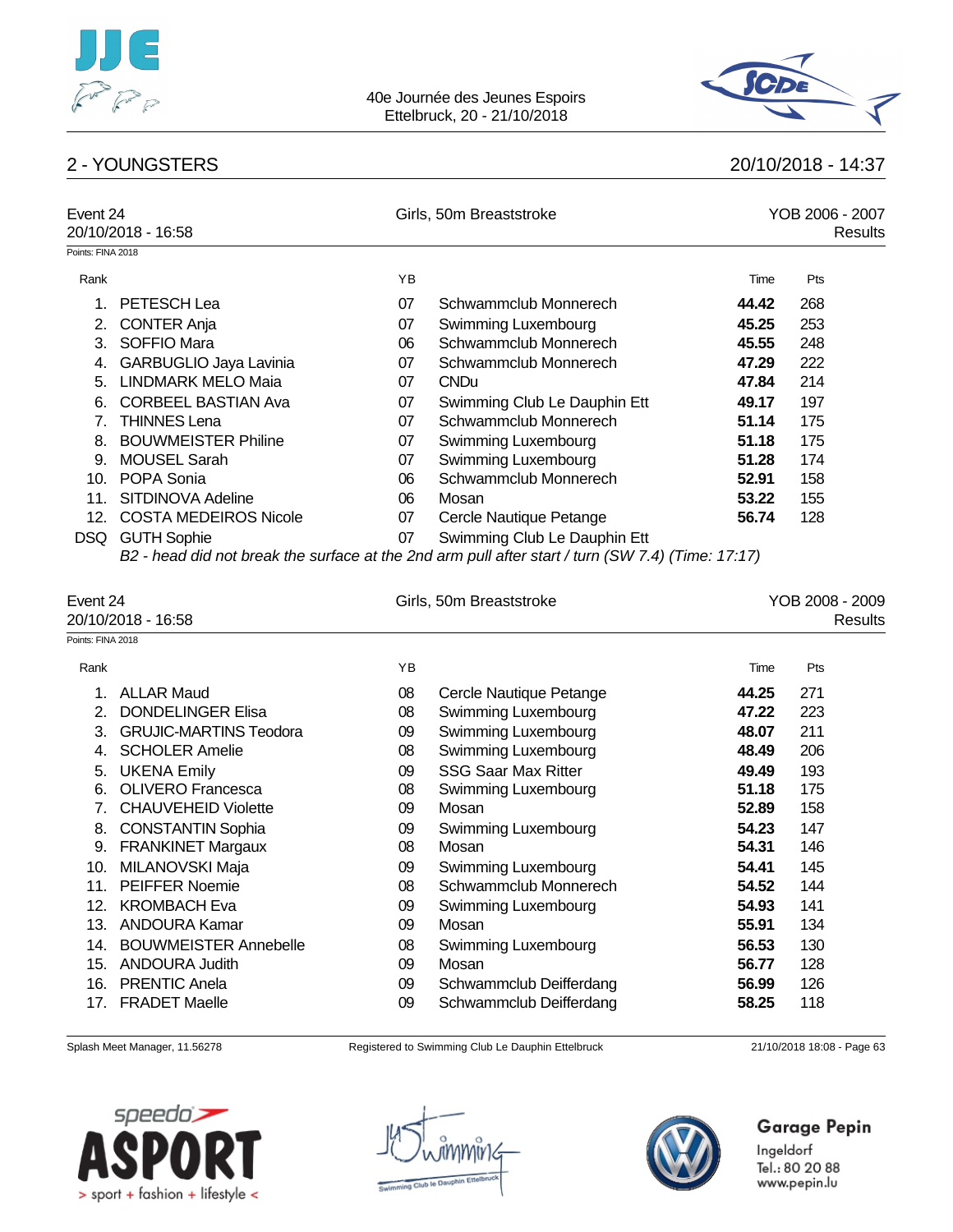## 2 - YOUNGSTERS

20/10/2018 - 14:37

Event 24 — Girls, 50m Breaststroke — YOB 2006 - 2007
20/10/2018 - 16:58 — Results

Points: FINA 2018

| Rank | | YB | | Time | Pts |
|---|---|---|---|---|---|
| 1. | PETESCH Lea | 07 | Schwammclub Monnerech | **44.42** | 268 |
| 2. | CONTER Anja | 07 | Swimming Luxembourg | **45.25** | 253 |
| 3. | SOFFIO Mara | 06 | Schwammclub Monnerech | **45.55** | 248 |
| 4. | GARBUGLIO Jaya Lavinia | 07 | Schwammclub Monnerech | **47.29** | 222 |
| 5. | LINDMARK MELO Maia | 07 | CNDu | **47.84** | 214 |
| 6. | CORBEEL BASTIAN Ava | 07 | Swimming Club Le Dauphin Ett | **49.17** | 197 |
| 7. | THINNES Lena | 07 | Schwammclub Monnerech | **51.14** | 175 |
| 8. | BOUWMEISTER Philine | 07 | Swimming Luxembourg | **51.18** | 175 |
| 9. | MOUSEL Sarah | 07 | Swimming Luxembourg | **51.28** | 174 |
| 10. | POPA Sonia | 06 | Schwammclub Monnerech | **52.91** | 158 |
| 11. | SITDINOVA Adeline | 06 | Mosan | **53.22** | 155 |
| 12. | COSTA MEDEIROS Nicole | 07 | Cercle Nautique Petange | **56.74** | 128 |
| DSQ | GUTH Sophie | 07 | Swimming Club Le Dauphin Ett | | |

*B2 - head did not break the surface at the 2nd arm pull after start / turn (SW 7.4) (Time: 17:17)*

Event 24 — Girls, 50m Breaststroke — YOB 2008 - 2009
20/10/2018 - 16:58 — Results

Points: FINA 2018

| Rank | | YB | | Time | Pts |
|---|---|---|---|---|---|
| 1. | ALLAR Maud | 08 | Cercle Nautique Petange | **44.25** | 271 |
| 2. | DONDELINGER Elisa | 08 | Swimming Luxembourg | **47.22** | 223 |
| 3. | GRUJIC-MARTINS Teodora | 09 | Swimming Luxembourg | **48.07** | 211 |
| 4. | SCHOLER Amelie | 08 | Swimming Luxembourg | **48.49** | 206 |
| 5. | UKENA Emily | 09 | SSG Saar Max Ritter | **49.49** | 193 |
| 6. | OLIVERO Francesca | 08 | Swimming Luxembourg | **51.18** | 175 |
| 7. | CHAUVEHEID Violette | 09 | Mosan | **52.89** | 158 |
| 8. | CONSTANTIN Sophia | 09 | Swimming Luxembourg | **54.23** | 147 |
| 9. | FRANKINET Margaux | 08 | Mosan | **54.31** | 146 |
| 10. | MILANOVSKI Maja | 09 | Swimming Luxembourg | **54.41** | 145 |
| 11. | PEIFFER Noemie | 08 | Schwammclub Monnerech | **54.52** | 144 |
| 12. | KROMBACH Eva | 09 | Swimming Luxembourg | **54.93** | 141 |
| 13. | ANDOURA Kamar | 09 | Mosan | **55.91** | 134 |
| 14. | BOUWMEISTER Annebelle | 08 | Swimming Luxembourg | **56.53** | 130 |
| 15. | ANDOURA Judith | 09 | Mosan | **56.77** | 128 |
| 16. | PRENTIC Anela | 09 | Schwammclub Deifferdang | **56.99** | 126 |
| 17. | FRADET Maelle | 09 | Schwammclub Deifferdang | **58.25** | 118 |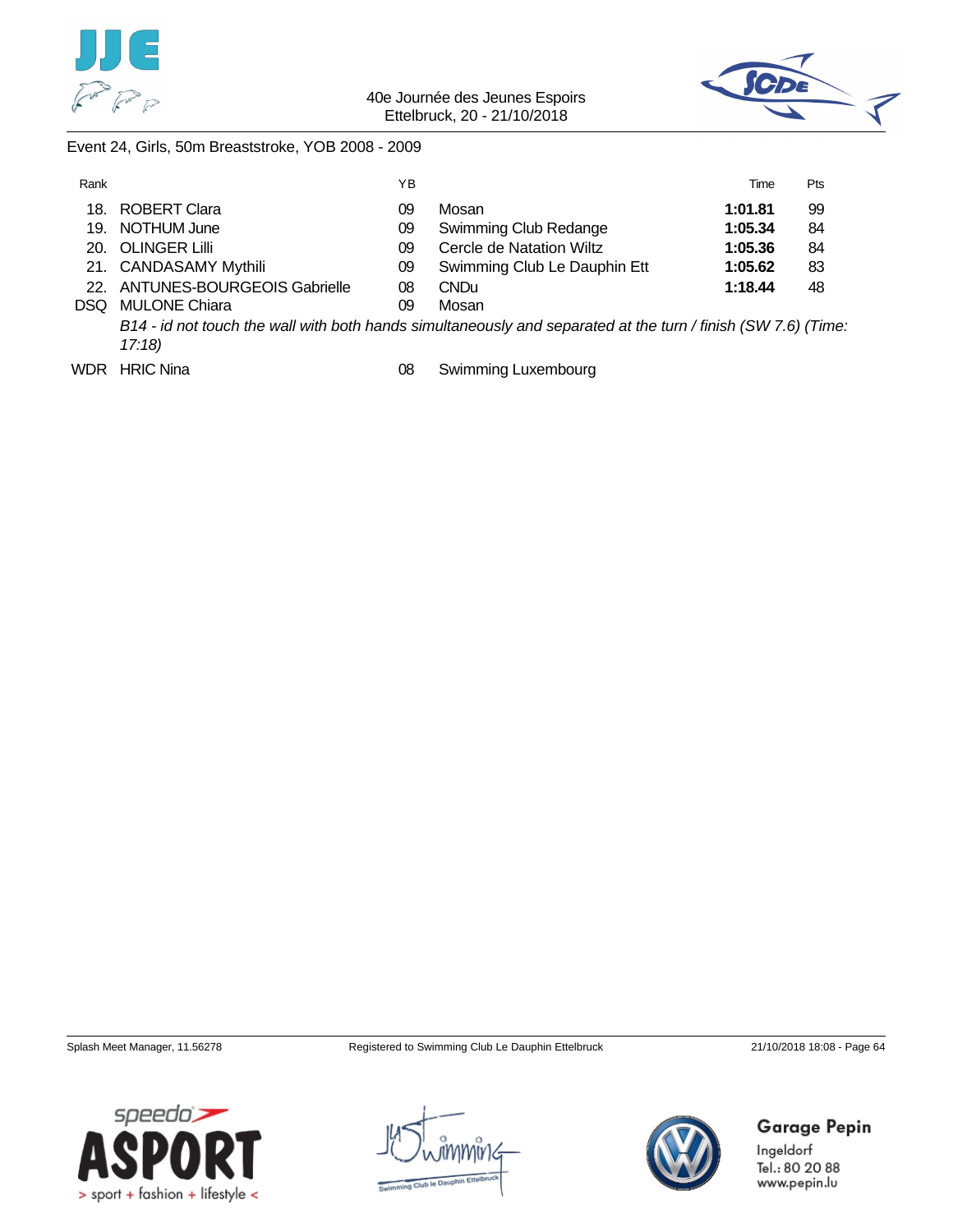Event 24, Girls, 50m Breaststroke, YOB 2008 - 2009

| Rank | | YB | | Time | Pts |
|---|---|---|---|---|---|
| 18. | ROBERT Clara | 09 | Mosan | **1:01.81** | 99 |
| 19. | NOTHUM June | 09 | Swimming Club Redange | **1:05.34** | 84 |
| 20. | OLINGER Lilli | 09 | Cercle de Natation Wiltz | **1:05.36** | 84 |
| 21. | CANDASAMY Mythili | 09 | Swimming Club Le Dauphin Ett | **1:05.62** | 83 |
| 22. | ANTUNES-BOURGEOIS Gabrielle | 08 | CNDu | **1:18.44** | 48 |
| DSQ | MULONE Chiara | 09 | Mosan | | |
| | *B14 - id not touch the wall with both hands simultaneously and separated at the turn / finish (SW 7.6) (Time: 17:18)* | | | | |
| WDR | HRIC Nina | 08 | Swimming Luxembourg | | |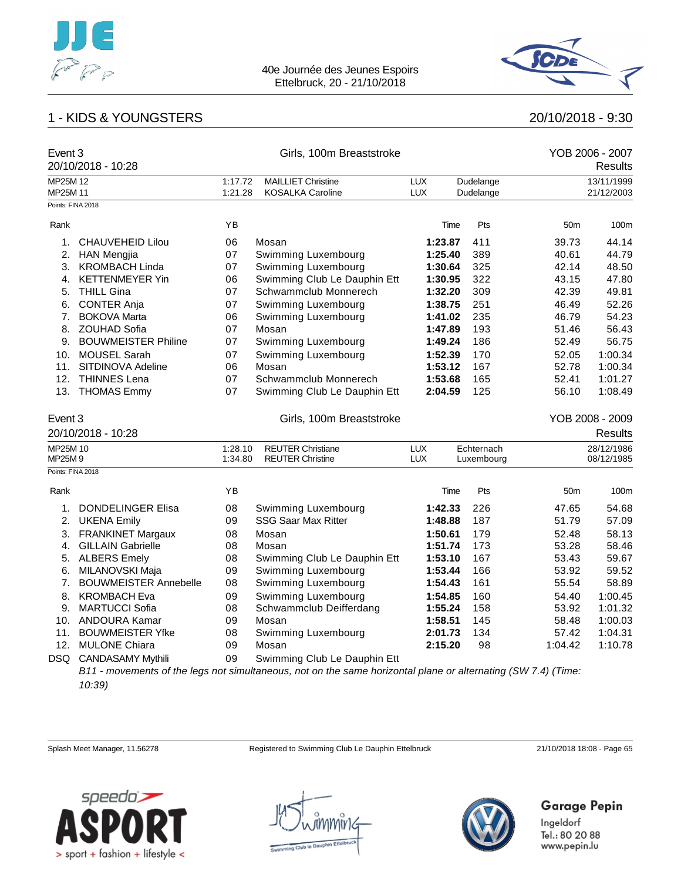40e Journée des Jeunes Espoirs
Ettelbruck, 20 - 21/10/2018

## 1 - KIDS & YOUNGSTERS

20/10/2018 - 9:30

### Event 3 — Girls, 100m Breaststroke — YOB 2006 - 2007

20/10/2018 - 10:28

Results

| | | | | | |
|---|---|---|---|---|---|
| MP25M 12 | 1:17.72 | MAILLIET Christine | LUX | Dudelange | 13/11/1999 |
| MP25M 11 | 1:21.28 | KOSALKA Caroline | LUX | Dudelange | 21/12/2003 |

Points: FINA 2018

| Rank | | YB | | Time | Pts | 50m | 100m |
|---|---|---|---|---|---|---|---|
| 1. | CHAUVEHEID Lilou | 06 | Mosan | **1:23.87** | 411 | 39.73 | 44.14 |
| 2. | HAN Mengjia | 07 | Swimming Luxembourg | **1:25.40** | 389 | 40.61 | 44.79 |
| 3. | KROMBACH Linda | 07 | Swimming Luxembourg | **1:30.64** | 325 | 42.14 | 48.50 |
| 4. | KETTENMEYER Yin | 06 | Swimming Club Le Dauphin Ett | **1:30.95** | 322 | 43.15 | 47.80 |
| 5. | THILL Gina | 07 | Schwammclub Monnerech | **1:32.20** | 309 | 42.39 | 49.81 |
| 6. | CONTER Anja | 07 | Swimming Luxembourg | **1:38.75** | 251 | 46.49 | 52.26 |
| 7. | BOKOVA Marta | 06 | Swimming Luxembourg | **1:41.02** | 235 | 46.79 | 54.23 |
| 8. | ZOUHAD Sofia | 07 | Mosan | **1:47.89** | 193 | 51.46 | 56.43 |
| 9. | BOUWMEISTER Philine | 07 | Swimming Luxembourg | **1:49.24** | 186 | 52.49 | 56.75 |
| 10. | MOUSEL Sarah | 07 | Swimming Luxembourg | **1:52.39** | 170 | 52.05 | 1:00.34 |
| 11. | SITDINOVA Adeline | 06 | Mosan | **1:53.12** | 167 | 52.78 | 1:00.34 |
| 12. | THINNES Lena | 07 | Schwammclub Monnerech | **1:53.68** | 165 | 52.41 | 1:01.27 |
| 13. | THOMAS Emmy | 07 | Swimming Club Le Dauphin Ett | **2:04.59** | 125 | 56.10 | 1:08.49 |

### Event 3 — Girls, 100m Breaststroke — YOB 2008 - 2009

20/10/2018 - 10:28

Results

| | | | | | |
|---|---|---|---|---|---|
| MP25M 10 | 1:28.10 | REUTER Christiane | LUX | Echternach | 28/12/1986 |
| MP25M 9 | 1:34.80 | REUTER Christine | LUX | Luxembourg | 08/12/1985 |

Points: FINA 2018

| Rank | | YB | | Time | Pts | 50m | 100m |
|---|---|---|---|---|---|---|---|
| 1. | DONDELINGER Elisa | 08 | Swimming Luxembourg | **1:42.33** | 226 | 47.65 | 54.68 |
| 2. | UKENA Emily | 09 | SSG Saar Max Ritter | **1:48.88** | 187 | 51.79 | 57.09 |
| 3. | FRANKINET Margaux | 08 | Mosan | **1:50.61** | 179 | 52.48 | 58.13 |
| 4. | GILLAIN Gabrielle | 08 | Mosan | **1:51.74** | 173 | 53.28 | 58.46 |
| 5. | ALBERS Emely | 08 | Swimming Club Le Dauphin Ett | **1:53.10** | 167 | 53.43 | 59.67 |
| 6. | MILANOVSKI Maja | 09 | Swimming Luxembourg | **1:53.44** | 166 | 53.92 | 59.52 |
| 7. | BOUWMEISTER Annebelle | 08 | Swimming Luxembourg | **1:54.43** | 161 | 55.54 | 58.89 |
| 8. | KROMBACH Eva | 09 | Swimming Luxembourg | **1:54.85** | 160 | 54.40 | 1:00.45 |
| 9. | MARTUCCI Sofia | 08 | Schwammclub Deifferdang | **1:55.24** | 158 | 53.92 | 1:01.32 |
| 10. | ANDOURA Kamar | 09 | Mosan | **1:58.51** | 145 | 58.48 | 1:00.03 |
| 11. | BOUWMEISTER Yfke | 08 | Swimming Luxembourg | **2:01.73** | 134 | 57.42 | 1:04.31 |
| 12. | MULONE Chiara | 09 | Mosan | **2:15.20** | 98 | 1:04.42 | 1:10.78 |
| DSQ | CANDASAMY Mythili | 09 | Swimming Club Le Dauphin Ett | | | | |

*B11 - movements of the legs not simultaneous, not on the same horizontal plane or alternating (SW 7.4) (Time: 10:39)*

Splash Meet Manager, 11.56278 — Registered to Swimming Club Le Dauphin Ettelbruck — 21/10/2018 18:08 - Page 65

Garage Pepin
Ingeldorf
Tel.: 80 20 88
www.pepin.lu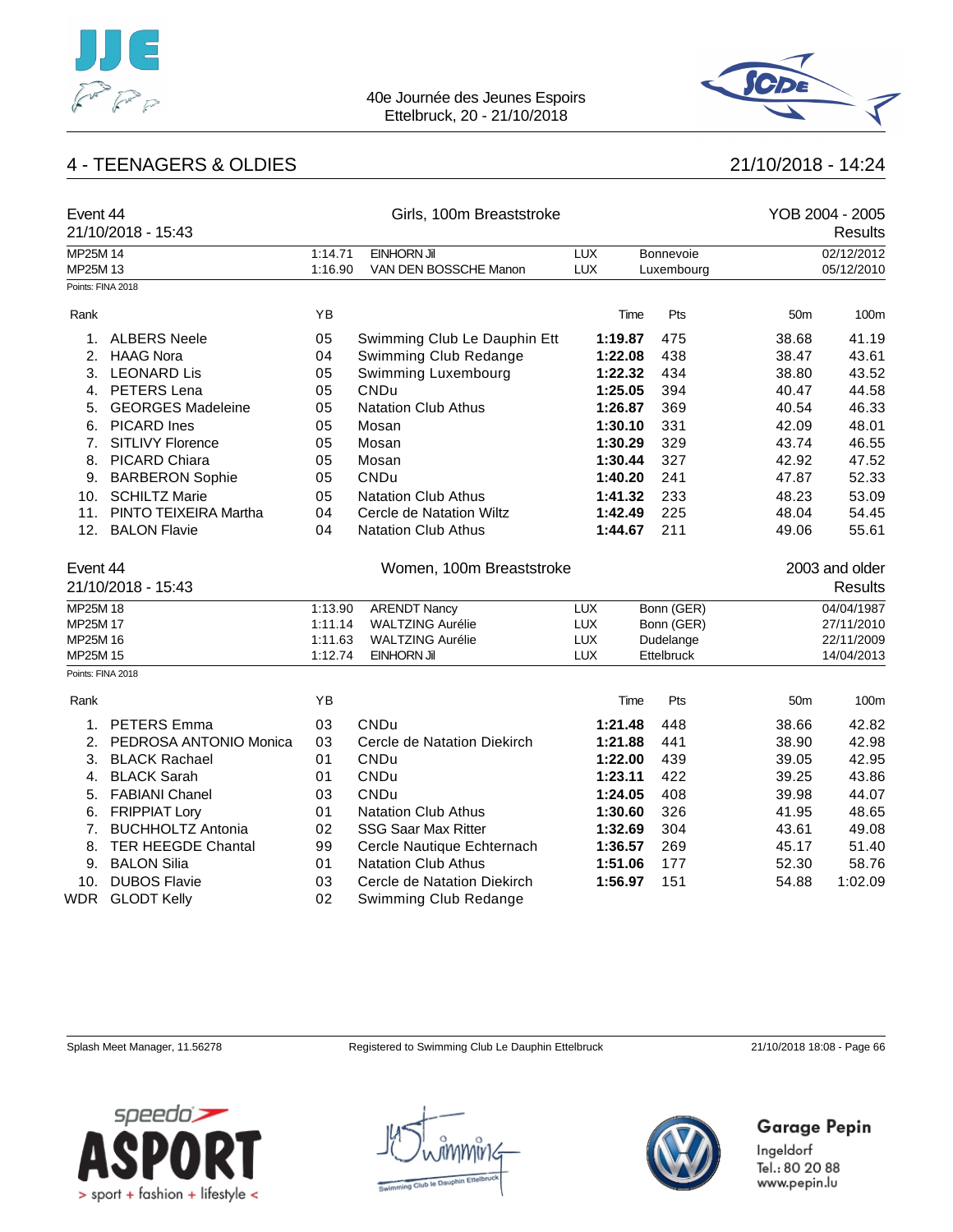40e Journée des Jeunes Espoirs
Ettelbruck, 20 - 21/10/2018

## 4 - TEENAGERS & OLDIES

21/10/2018 - 14:24

### Event 44 — Girls, 100m Breaststroke — YOB 2004 - 2005

21/10/2018 - 15:43

Results

| | | | | | |
|---|---|---|---|---|---|
| MP25M 14 | 1:14.71 | EINHORN Jil | LUX | Bonnevoie | 02/12/2012 |
| MP25M 13 | 1:16.90 | VAN DEN BOSSCHE Manon | LUX | Luxembourg | 05/12/2010 |

Points: FINA 2018

| Rank | | YB | | Time | Pts | 50m | 100m |
|---|---|---|---|---|---|---|---|
| 1. | ALBERS Neele | 05 | Swimming Club Le Dauphin Ett | **1:19.87** | 475 | 38.68 | 41.19 |
| 2. | HAAG Nora | 04 | Swimming Club Redange | **1:22.08** | 438 | 38.47 | 43.61 |
| 3. | LEONARD Lis | 05 | Swimming Luxembourg | **1:22.32** | 434 | 38.80 | 43.52 |
| 4. | PETERS Lena | 05 | CNDu | **1:25.05** | 394 | 40.47 | 44.58 |
| 5. | GEORGES Madeleine | 05 | Natation Club Athus | **1:26.87** | 369 | 40.54 | 46.33 |
| 6. | PICARD Ines | 05 | Mosan | **1:30.10** | 331 | 42.09 | 48.01 |
| 7. | SITLIVY Florence | 05 | Mosan | **1:30.29** | 329 | 43.74 | 46.55 |
| 8. | PICARD Chiara | 05 | Mosan | **1:30.44** | 327 | 42.92 | 47.52 |
| 9. | BARBERON Sophie | 05 | CNDu | **1:40.20** | 241 | 47.87 | 52.33 |
| 10. | SCHILTZ Marie | 05 | Natation Club Athus | **1:41.32** | 233 | 48.23 | 53.09 |
| 11. | PINTO TEIXEIRA Martha | 04 | Cercle de Natation Wiltz | **1:42.49** | 225 | 48.04 | 54.45 |
| 12. | BALON Flavie | 04 | Natation Club Athus | **1:44.67** | 211 | 49.06 | 55.61 |

### Event 44 — Women, 100m Breaststroke — 2003 and older

21/10/2018 - 15:43

Results

| | | | | | |
|---|---|---|---|---|---|
| MP25M 18 | 1:13.90 | ARENDT Nancy | LUX | Bonn (GER) | 04/04/1987 |
| MP25M 17 | 1:11.14 | WALTZING Aurélie | LUX | Bonn (GER) | 27/11/2010 |
| MP25M 16 | 1:11.63 | WALTZING Aurélie | LUX | Dudelange | 22/11/2009 |
| MP25M 15 | 1:12.74 | EINHORN Jil | LUX | Ettelbruck | 14/04/2013 |

Points: FINA 2018

| Rank | | YB | | Time | Pts | 50m | 100m |
|---|---|---|---|---|---|---|---|
| 1. | PETERS Emma | 03 | CNDu | **1:21.48** | 448 | 38.66 | 42.82 |
| 2. | PEDROSA ANTONIO Monica | 03 | Cercle de Natation Diekirch | **1:21.88** | 441 | 38.90 | 42.98 |
| 3. | BLACK Rachael | 01 | CNDu | **1:22.00** | 439 | 39.05 | 42.95 |
| 4. | BLACK Sarah | 01 | CNDu | **1:23.11** | 422 | 39.25 | 43.86 |
| 5. | FABIANI Chanel | 03 | CNDu | **1:24.05** | 408 | 39.98 | 44.07 |
| 6. | FRIPPIAT Lory | 01 | Natation Club Athus | **1:30.60** | 326 | 41.95 | 48.65 |
| 7. | BUCHHOLTZ Antonia | 02 | SSG Saar Max Ritter | **1:32.69** | 304 | 43.61 | 49.08 |
| 8. | TER HEEGDE Chantal | 99 | Cercle Nautique Echternach | **1:36.57** | 269 | 45.17 | 51.40 |
| 9. | BALON Silia | 01 | Natation Club Athus | **1:51.06** | 177 | 52.30 | 58.76 |
| 10. | DUBOS Flavie | 03 | Cercle de Natation Diekirch | **1:56.97** | 151 | 54.88 | 1:02.09 |
| WDR | GLODT Kelly | 02 | Swimming Club Redange | | | | |

Splash Meet Manager, 11.56278 — Registered to Swimming Club Le Dauphin Ettelbruck — 21/10/2018 18:08

Garage Pepin
Ingeldorf
Tel.: 80 20 88
www.pepin.lu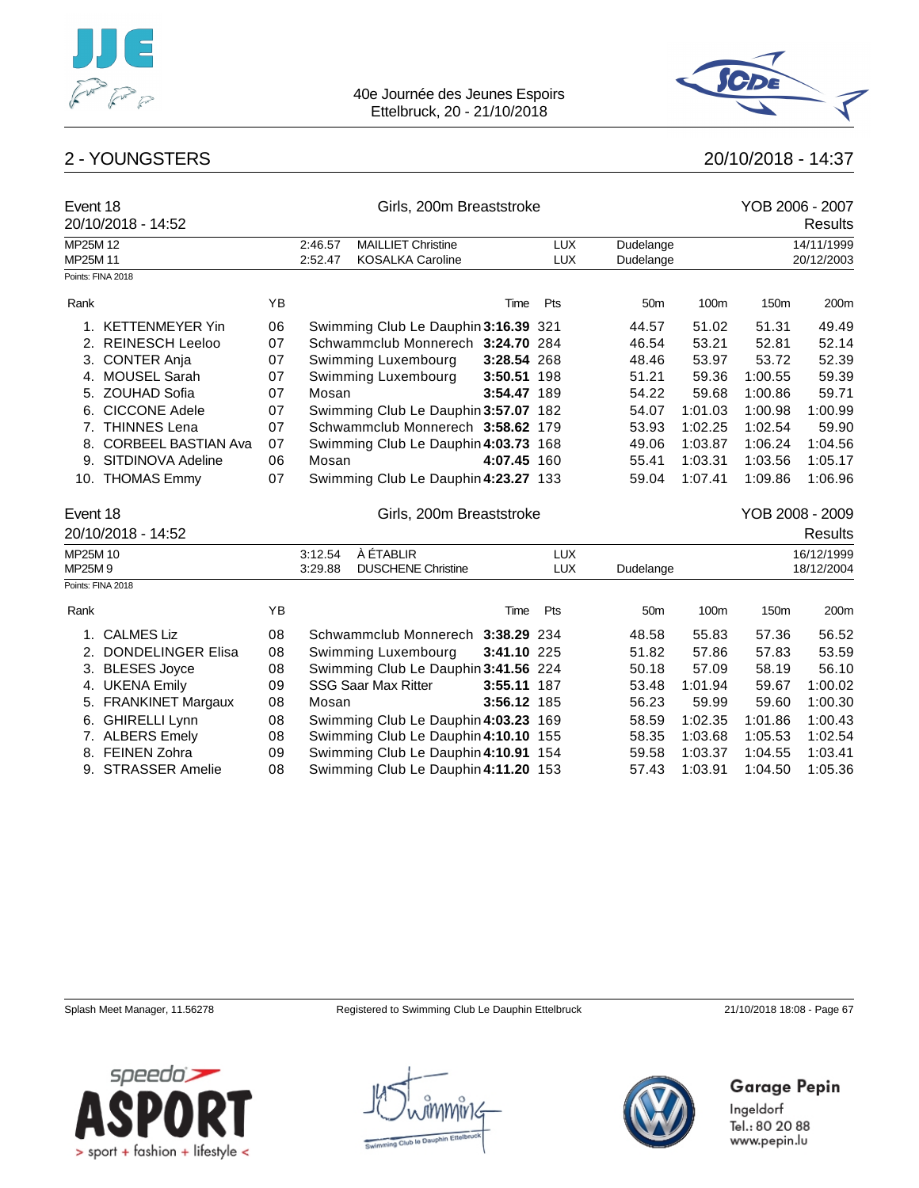## 2 - YOUNGSTERS

20/10/2018 - 14:37

### Event 18 — Girls, 200m Breaststroke — YOB 2006 - 2007

20/10/2018 - 14:52

Results

| | | | | | |
|---|---|---|---|---|---|
| MP25M 12 | 2:46.57 | MAILLIET Christine | LUX | Dudelange | 14/11/1999 |
| MP25M 11 | 2:52.47 | KOSALKA Caroline | LUX | Dudelange | 20/12/2003 |

Points: FINA 2018

| Rank | | YB | | Time | Pts | 50m | 100m | 150m | 200m |
|---|---|---|---|---|---|---|---|---|---|
| 1. | KETTENMEYER Yin | 06 | Swimming Club Le Dauphin | **3:16.39** | 321 | 44.57 | 51.02 | 51.31 | 49.49 |
| 2. | REINESCH Leeloo | 07 | Schwammclub Monnerech | **3:24.70** | 284 | 46.54 | 53.21 | 52.81 | 52.14 |
| 3. | CONTER Anja | 07 | Swimming Luxembourg | **3:28.54** | 268 | 48.46 | 53.97 | 53.72 | 52.39 |
| 4. | MOUSEL Sarah | 07 | Swimming Luxembourg | **3:50.51** | 198 | 51.21 | 59.36 | 1:00.55 | 59.39 |
| 5. | ZOUHAD Sofia | 07 | Mosan | **3:54.47** | 189 | 54.22 | 59.68 | 1:00.86 | 59.71 |
| 6. | CICCONE Adele | 07 | Swimming Club Le Dauphin | **3:57.07** | 182 | 54.07 | 1:01.03 | 1:00.98 | 1:00.99 |
| 7. | THINNES Lena | 07 | Schwammclub Monnerech | **3:58.62** | 179 | 53.93 | 1:02.25 | 1:02.54 | 59.90 |
| 8. | CORBEEL BASTIAN Ava | 07 | Swimming Club Le Dauphin | **4:03.73** | 168 | 49.06 | 1:03.87 | 1:06.24 | 1:04.56 |
| 9. | SITDINOVA Adeline | 06 | Mosan | **4:07.45** | 160 | 55.41 | 1:03.31 | 1:03.56 | 1:05.17 |
| 10. | THOMAS Emmy | 07 | Swimming Club Le Dauphin | **4:23.27** | 133 | 59.04 | 1:07.41 | 1:09.86 | 1:06.96 |

### Event 18 — Girls, 200m Breaststroke — YOB 2008 - 2009

20/10/2018 - 14:52

Results

| | | | | | |
|---|---|---|---|---|---|
| MP25M 10 | 3:12.54 | À ÉTABLIR | LUX | | 16/12/1999 |
| MP25M 9 | 3:29.88 | DUSCHENE Christine | LUX | Dudelange | 18/12/2004 |

Points: FINA 2018

| Rank | | YB | | Time | Pts | 50m | 100m | 150m | 200m |
|---|---|---|---|---|---|---|---|---|---|
| 1. | CALMES Liz | 08 | Schwammclub Monnerech | **3:38.29** | 234 | 48.58 | 55.83 | 57.36 | 56.52 |
| 2. | DONDELINGER Elisa | 08 | Swimming Luxembourg | **3:41.10** | 225 | 51.82 | 57.86 | 57.83 | 53.59 |
| 3. | BLESES Joyce | 08 | Swimming Club Le Dauphin | **3:41.56** | 224 | 50.18 | 57.09 | 58.19 | 56.10 |
| 4. | UKENA Emily | 09 | SSG Saar Max Ritter | **3:55.11** | 187 | 53.48 | 1:01.94 | 59.67 | 1:00.02 |
| 5. | FRANKINET Margaux | 08 | Mosan | **3:56.12** | 185 | 56.23 | 59.99 | 59.60 | 1:00.30 |
| 6. | GHIRELLI Lynn | 08 | Swimming Club Le Dauphin | **4:03.23** | 169 | 58.59 | 1:02.35 | 1:01.86 | 1:00.43 |
| 7. | ALBERS Emely | 08 | Swimming Club Le Dauphin | **4:10.10** | 155 | 58.35 | 1:03.68 | 1:05.53 | 1:02.54 |
| 8. | FEINEN Zohra | 09 | Swimming Club Le Dauphin | **4:10.91** | 154 | 59.58 | 1:03.37 | 1:04.55 | 1:03.41 |
| 9. | STRASSER Amelie | 08 | Swimming Club Le Dauphin | **4:11.20** | 153 | 57.43 | 1:03.91 | 1:04.50 | 1:05.36 |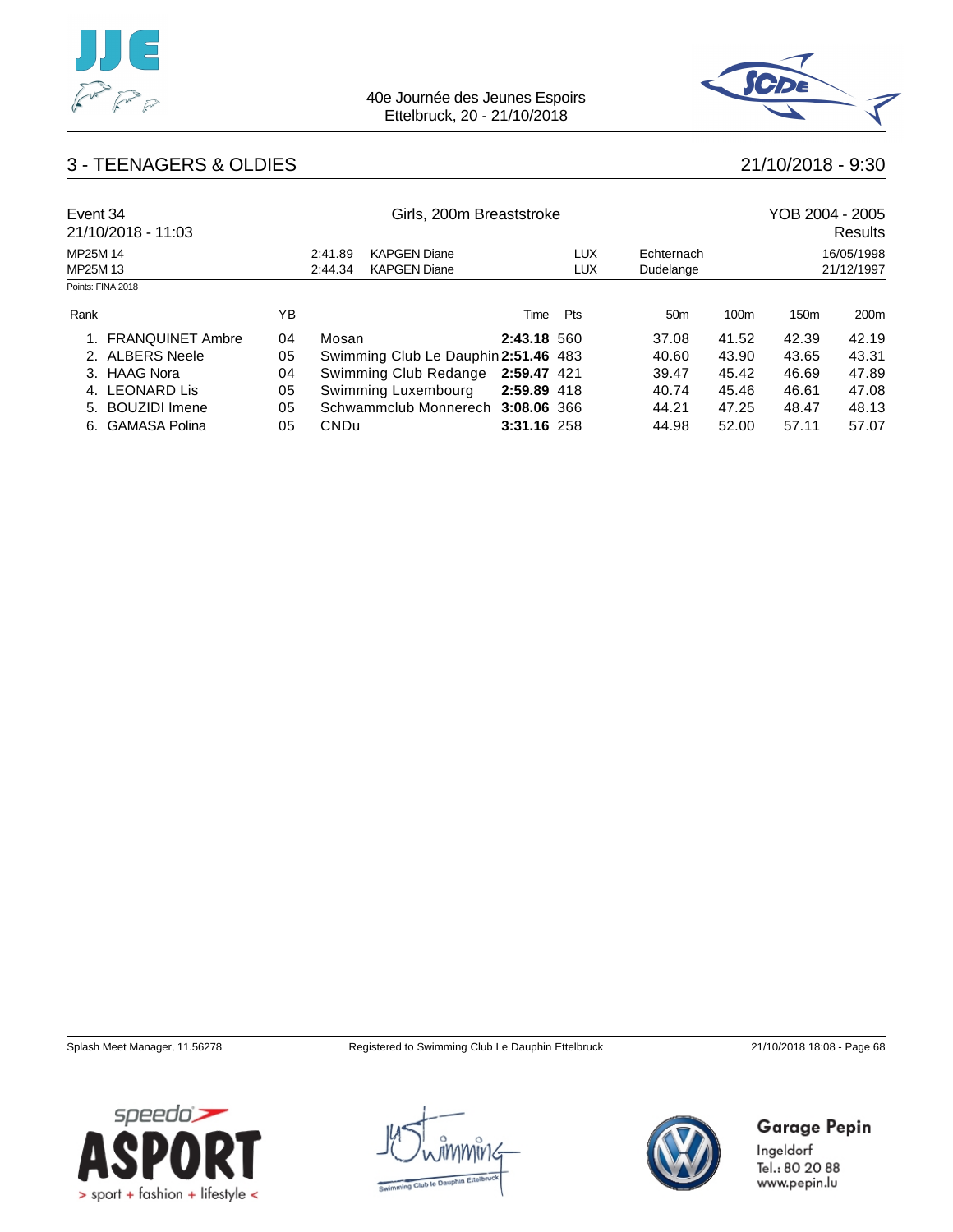40e Journée des Jeunes Espoirs
Ettelbruck, 20 - 21/10/2018

## 3 - TEENAGERS & OLDIES

21/10/2018 - 9:30

### Event 34 — Girls, 200m Breaststroke — YOB 2004 - 2005

21/10/2018 - 11:03

Results

| | | | | | |
|---|---|---|---|---|---|
| MP25M 14 | 2:41.89 | KAPGEN Diane | LUX | Echternach | 16/05/1998 |
| MP25M 13 | 2:44.34 | KAPGEN Diane | LUX | Dudelange | 21/12/1997 |

Points: FINA 2018

| Rank | | YB | | Time | Pts | 50m | 100m | 150m | 200m |
|---|---|---|---|---|---|---|---|---|---|
| 1. | FRANQUINET Ambre | 04 | Mosan | **2:43.18** | 560 | 37.08 | 41.52 | 42.39 | 42.19 |
| 2. | ALBERS Neele | 05 | Swimming Club Le Dauphin | **2:51.46** | 483 | 40.60 | 43.90 | 43.65 | 43.31 |
| 3. | HAAG Nora | 04 | Swimming Club Redange | **2:59.47** | 421 | 39.47 | 45.42 | 46.69 | 47.89 |
| 4. | LEONARD Lis | 05 | Swimming Luxembourg | **2:59.89** | 418 | 40.74 | 45.46 | 46.61 | 47.08 |
| 5. | BOUZIDI Imene | 05 | Schwammclub Monnerech | **3:08.06** | 366 | 44.21 | 47.25 | 48.47 | 48.13 |
| 6. | GAMASA Polina | 05 | CNDu | **3:31.16** | 258 | 44.98 | 52.00 | 57.11 | 57.07 |

Splash Meet Manager, 11.56278 — Registered to Swimming Club Le Dauphin Ettelbruck — 21/10/2018 18:08

Garage Pepin
Ingeldorf
Tel.: 80 20 88
www.pepin.lu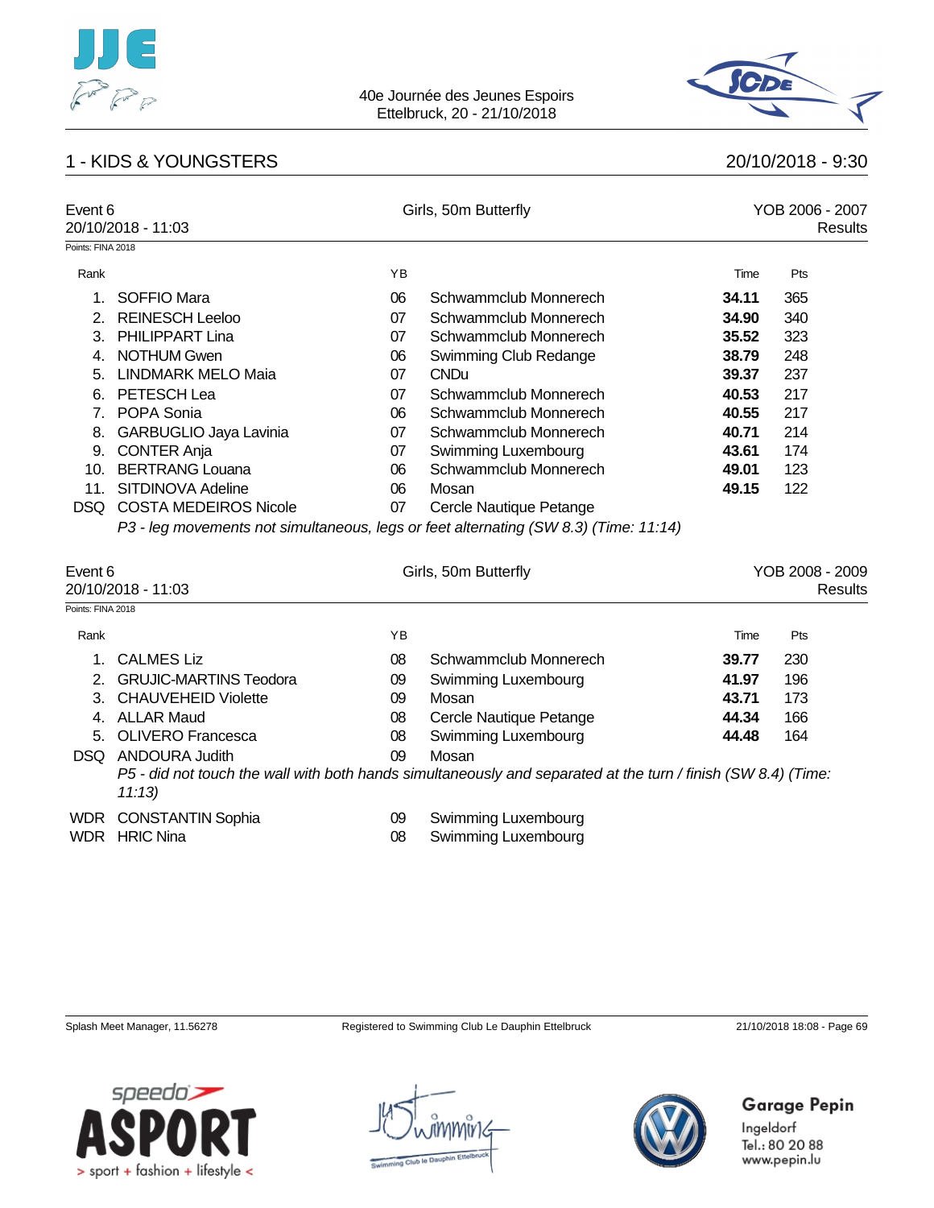## 1 - KIDS & YOUNGSTERS

20/10/2018 - 9:30

### Event 6 — Girls, 50m Butterfly — YOB 2006 - 2007

20/10/2018 - 11:03 — Results

Points: FINA 2018

| Rank | | YB | | Time | Pts |
|---|---|---|---|---|---|
| 1. | SOFFIO Mara | 06 | Schwammclub Monnerech | **34.11** | 365 |
| 2. | REINESCH Leeloo | 07 | Schwammclub Monnerech | **34.90** | 340 |
| 3. | PHILIPPART Lina | 07 | Schwammclub Monnerech | **35.52** | 323 |
| 4. | NOTHUM Gwen | 06 | Swimming Club Redange | **38.79** | 248 |
| 5. | LINDMARK MELO Maia | 07 | CNDu | **39.37** | 237 |
| 6. | PETESCH Lea | 07 | Schwammclub Monnerech | **40.53** | 217 |
| 7. | POPA Sonia | 06 | Schwammclub Monnerech | **40.55** | 217 |
| 8. | GARBUGLIO Jaya Lavinia | 07 | Schwammclub Monnerech | **40.71** | 214 |
| 9. | CONTER Anja | 07 | Swimming Luxembourg | **43.61** | 174 |
| 10. | BERTRANG Louana | 06 | Schwammclub Monnerech | **49.01** | 123 |
| 11. | SITDINOVA Adeline | 06 | Mosan | **49.15** | 122 |
| DSQ | COSTA MEDEIROS Nicole | 07 | Cercle Nautique Petange | | |

*P3 - leg movements not simultaneous, legs or feet alternating (SW 8.3) (Time: 11:14)*

### Event 6 — Girls, 50m Butterfly — YOB 2008 - 2009

20/10/2018 - 11:03 — Results

Points: FINA 2018

| Rank | | YB | | Time | Pts |
|---|---|---|---|---|---|
| 1. | CALMES Liz | 08 | Schwammclub Monnerech | **39.77** | 230 |
| 2. | GRUJIC-MARTINS Teodora | 09 | Swimming Luxembourg | **41.97** | 196 |
| 3. | CHAUVEHEID Violette | 09 | Mosan | **43.71** | 173 |
| 4. | ALLAR Maud | 08 | Cercle Nautique Petange | **44.34** | 166 |
| 5. | OLIVERO Francesca | 08 | Swimming Luxembourg | **44.48** | 164 |
| DSQ | ANDOURA Judith | 09 | Mosan | | |
| WDR | CONSTANTIN Sophia | 09 | Swimming Luxembourg | | |
| WDR | HRIC Nina | 08 | Swimming Luxembourg | | |

*ANDOURA Judith: P5 - did not touch the wall with both hands simultaneously and separated at the turn / finish (SW 8.4) (Time: 11:13)*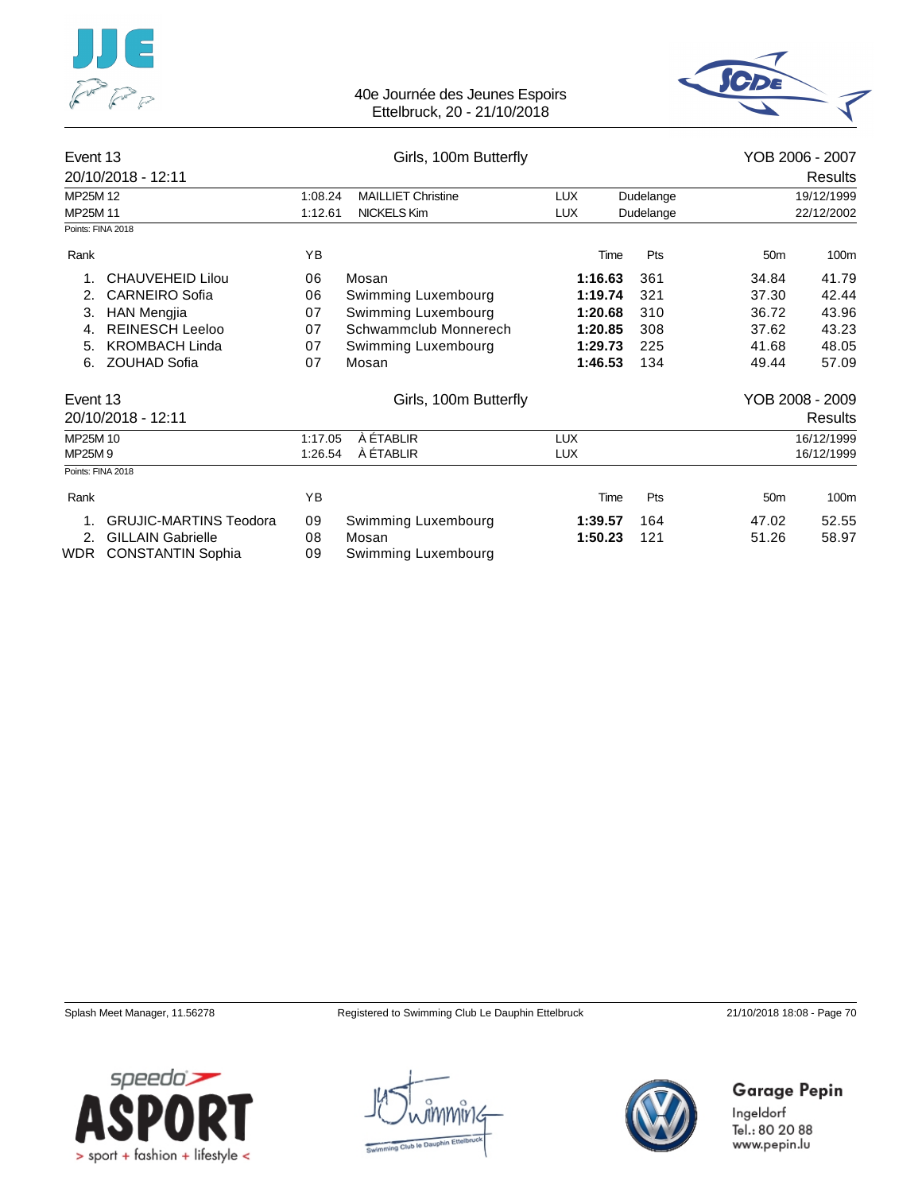40e Journée des Jeunes Espoirs
Ettelbruck, 20 - 21/10/2018

## Event 13 — Girls, 100m Butterfly — YOB 2006 - 2007

20/10/2018 - 12:11 — Results

| | | | | | |
|---|---|---|---|---|---|
| MP25M 12 | 1:08.24 | MAILLIET Christine | LUX | Dudelange | 19/12/1999 |
| MP25M 11 | 1:12.61 | NICKELS Kim | LUX | Dudelange | 22/12/2002 |

Points: FINA 2018

| Rank | Name | YB | Club | Time | Pts | 50m | 100m |
|---|---|---|---|---|---|---|---|
| 1. | CHAUVEHEID Lilou | 06 | Mosan | **1:16.63** | 361 | 34.84 | 41.79 |
| 2. | CARNEIRO Sofia | 06 | Swimming Luxembourg | **1:19.74** | 321 | 37.30 | 42.44 |
| 3. | HAN Mengjia | 07 | Swimming Luxembourg | **1:20.68** | 310 | 36.72 | 43.96 |
| 4. | REINESCH Leeloo | 07 | Schwammclub Monnerech | **1:20.85** | 308 | 37.62 | 43.23 |
| 5. | KROMBACH Linda | 07 | Swimming Luxembourg | **1:29.73** | 225 | 41.68 | 48.05 |
| 6. | ZOUHAD Sofia | 07 | Mosan | **1:46.53** | 134 | 49.44 | 57.09 |

## Event 13 — Girls, 100m Butterfly — YOB 2008 - 2009

20/10/2018 - 12:11 — Results

| | | | | |
|---|---|---|---|---|
| MP25M 10 | 1:17.05 | À ÉTABLIR | LUX | 16/12/1999 |
| MP25M 9 | 1:26.54 | À ÉTABLIR | LUX | 16/12/1999 |

Points: FINA 2018

| Rank | Name | YB | Club | Time | Pts | 50m | 100m |
|---|---|---|---|---|---|---|---|
| 1. | GRUJIC-MARTINS Teodora | 09 | Swimming Luxembourg | **1:39.57** | 164 | 47.02 | 52.55 |
| 2. | GILLAIN Gabrielle | 08 | Mosan | **1:50.23** | 121 | 51.26 | 58.97 |
| WDR | CONSTANTIN Sophia | 09 | Swimming Luxembourg | | | | |

Splash Meet Manager, 11.56278 — Registered to Swimming Club Le Dauphin Ettelbruck — 21/10/2018 18:08

Garage Pepin
Ingeldorf
Tel.: 80 20 88
www.pepin.lu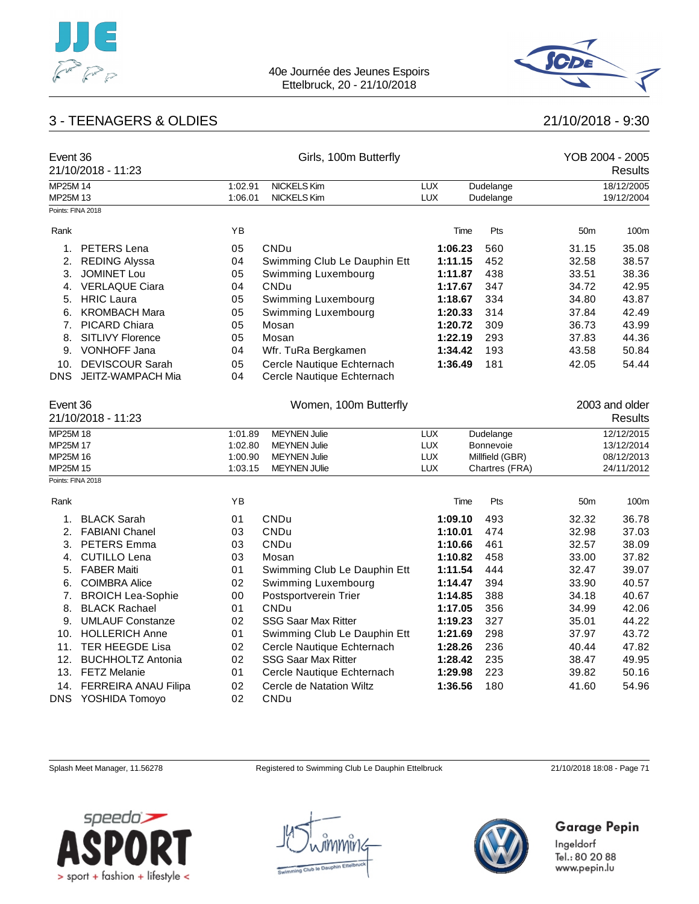40e Journée des Jeunes Espoirs
Ettelbruck, 20 - 21/10/2018

## 3 - TEENAGERS & OLDIES

21/10/2018 - 9:30

### Event 36 — Girls, 100m Butterfly — YOB 2004 - 2005

21/10/2018 - 11:23

Results

| | | | | | |
|---|---|---|---|---|---|
| MP25M 14 | 1:02.91 | NICKELS Kim | LUX | Dudelange | 18/12/2005 |
| MP25M 13 | 1:06.01 | NICKELS Kim | LUX | Dudelange | 19/12/2004 |

Points: FINA 2018

| Rank | | YB | | Time | Pts | 50m | 100m |
|---|---|---|---|---|---|---|---|
| 1. | PETERS Lena | 05 | CNDu | **1:06.23** | 560 | 31.15 | 35.08 |
| 2. | REDING Alyssa | 04 | Swimming Club Le Dauphin Ett | **1:11.15** | 452 | 32.58 | 38.57 |
| 3. | JOMINET Lou | 05 | Swimming Luxembourg | **1:11.87** | 438 | 33.51 | 38.36 |
| 4. | VERLAQUE Ciara | 04 | CNDu | **1:17.67** | 347 | 34.72 | 42.95 |
| 5. | HRIC Laura | 05 | Swimming Luxembourg | **1:18.67** | 334 | 34.80 | 43.87 |
| 6. | KROMBACH Mara | 05 | Swimming Luxembourg | **1:20.33** | 314 | 37.84 | 42.49 |
| 7. | PICARD Chiara | 05 | Mosan | **1:20.72** | 309 | 36.73 | 43.99 |
| 8. | SITLIVY Florence | 05 | Mosan | **1:22.19** | 293 | 37.83 | 44.36 |
| 9. | VONHOFF Jana | 04 | Wfr. TuRa Bergkamen | **1:34.42** | 193 | 43.58 | 50.84 |
| 10. | DEVISCOUR Sarah | 05 | Cercle Nautique Echternach | **1:36.49** | 181 | 42.05 | 54.44 |
| DNS | JEITZ-WAMPACH Mia | 04 | Cercle Nautique Echternach | | | | |

### Event 36 — Women, 100m Butterfly — 2003 and older

21/10/2018 - 11:23

Results

| | | | | | |
|---|---|---|---|---|---|
| MP25M 18 | 1:01.89 | MEYNEN Julie | LUX | Dudelange | 12/12/2015 |
| MP25M 17 | 1:02.80 | MEYNEN Julie | LUX | Bonnevoie | 13/12/2014 |
| MP25M 16 | 1:00.90 | MEYNEN Julie | LUX | Millfield (GBR) | 08/12/2013 |
| MP25M 15 | 1:03.15 | MEYNEN JUlie | LUX | Chartres (FRA) | 24/11/2012 |

Points: FINA 2018

| Rank | | YB | | Time | Pts | 50m | 100m |
|---|---|---|---|---|---|---|---|
| 1. | BLACK Sarah | 01 | CNDu | **1:09.10** | 493 | 32.32 | 36.78 |
| 2. | FABIANI Chanel | 03 | CNDu | **1:10.01** | 474 | 32.98 | 37.03 |
| 3. | PETERS Emma | 03 | CNDu | **1:10.66** | 461 | 32.57 | 38.09 |
| 4. | CUTILLO Lena | 03 | Mosan | **1:10.82** | 458 | 33.00 | 37.82 |
| 5. | FABER Maiti | 01 | Swimming Club Le Dauphin Ett | **1:11.54** | 444 | 32.47 | 39.07 |
| 6. | COIMBRA Alice | 02 | Swimming Luxembourg | **1:14.47** | 394 | 33.90 | 40.57 |
| 7. | BROICH Lea-Sophie | 00 | Postsportverein Trier | **1:14.85** | 388 | 34.18 | 40.67 |
| 8. | BLACK Rachael | 01 | CNDu | **1:17.05** | 356 | 34.99 | 42.06 |
| 9. | UMLAUF Constanze | 02 | SSG Saar Max Ritter | **1:19.23** | 327 | 35.01 | 44.22 |
| 10. | HOLLERICH Anne | 01 | Swimming Club Le Dauphin Ett | **1:21.69** | 298 | 37.97 | 43.72 |
| 11. | TER HEEGDE Lisa | 02 | Cercle Nautique Echternach | **1:28.26** | 236 | 40.44 | 47.82 |
| 12. | BUCHHOLTZ Antonia | 02 | SSG Saar Max Ritter | **1:28.42** | 235 | 38.47 | 49.95 |
| 13. | FETZ Melanie | 01 | Cercle Nautique Echternach | **1:29.98** | 223 | 39.82 | 50.16 |
| 14. | FERREIRA ANAU Filipa | 02 | Cercle de Natation Wiltz | **1:36.56** | 180 | 41.60 | 54.96 |
| DNS | YOSHIDA Tomoyo | 02 | CNDu | | | | |

Splash Meet Manager, 11.56278 — Registered to Swimming Club Le Dauphin Ettelbruck — 21/10/2018 18:08

speedo ASPORT > sport + fashion + lifestyle <

Garage Pepin
Ingeldorf
Tel.: 80 20 88
www.pepin.lu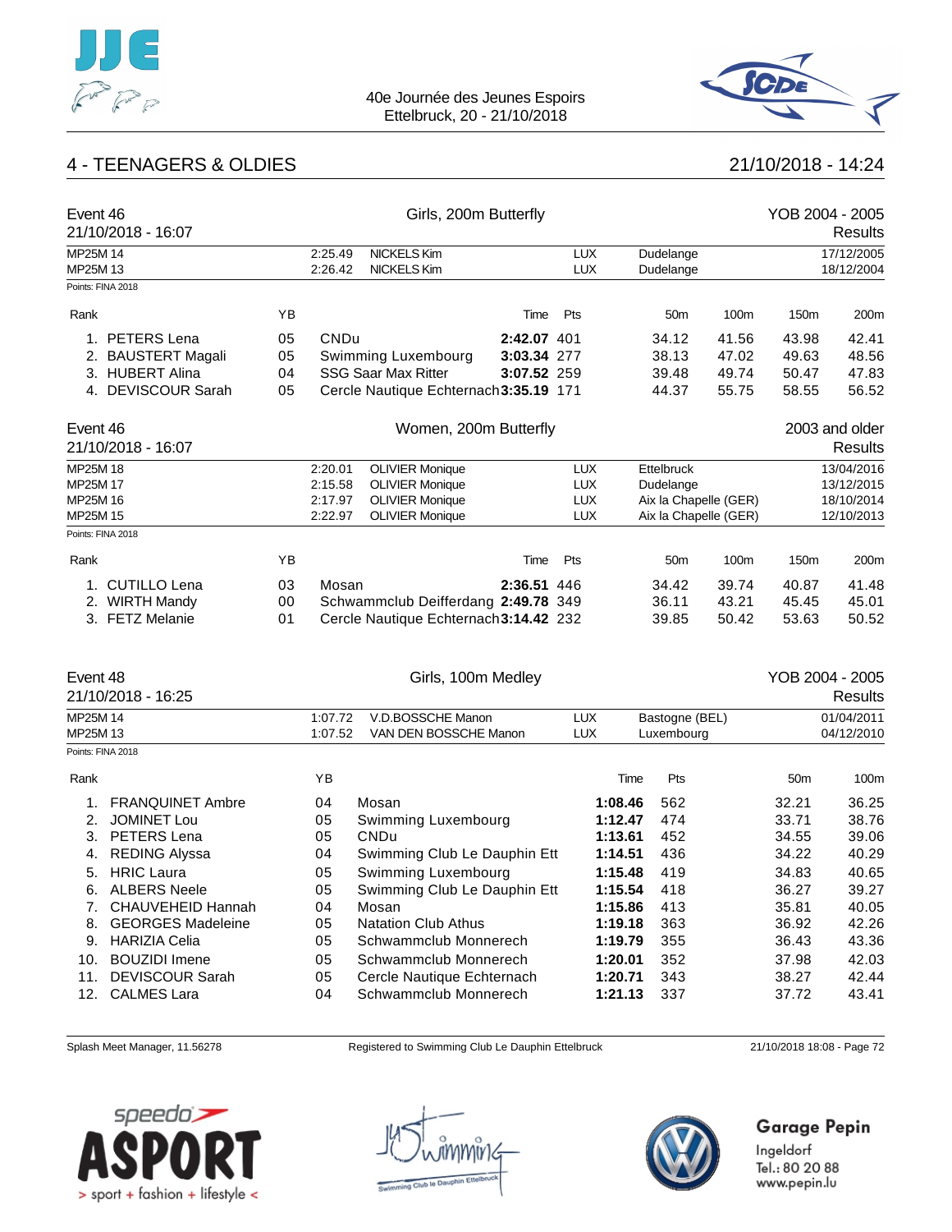## 4 - TEENAGERS & OLDIES

21/10/2018 - 14:24

### Event 46 — Girls, 200m Butterfly — YOB 2004 - 2005

21/10/2018 - 16:07 — Results

| | | | | | |
|---|---|---|---|---|---|
| MP25M 14 | 2:25.49 | NICKELS Kim | LUX | Dudelange | 17/12/2005 |
| MP25M 13 | 2:26.42 | NICKELS Kim | LUX | Dudelange | 18/12/2004 |

Points: FINA 2018

| Rank | | YB | | Time | Pts | 50m | 100m | 150m | 200m |
|---|---|---|---|---|---|---|---|---|---|
| 1. | PETERS Lena | 05 | CNDu | **2:42.07** | 401 | 34.12 | 41.56 | 43.98 | 42.41 |
| 2. | BAUSTERT Magali | 05 | Swimming Luxembourg | **3:03.34** | 277 | 38.13 | 47.02 | 49.63 | 48.56 |
| 3. | HUBERT Alina | 04 | SSG Saar Max Ritter | **3:07.52** | 259 | 39.48 | 49.74 | 50.47 | 47.83 |
| 4. | DEVISCOUR Sarah | 05 | Cercle Nautique Echternach | **3:35.19** | 171 | 44.37 | 55.75 | 58.55 | 56.52 |

### Event 46 — Women, 200m Butterfly — 2003 and older

21/10/2018 - 16:07 — Results

| | | | | | |
|---|---|---|---|---|---|
| MP25M 18 | 2:20.01 | OLIVIER Monique | LUX | Ettelbruck | 13/04/2016 |
| MP25M 17 | 2:15.58 | OLIVIER Monique | LUX | Dudelange | 13/12/2015 |
| MP25M 16 | 2:17.97 | OLIVIER Monique | LUX | Aix la Chapelle (GER) | 18/10/2014 |
| MP25M 15 | 2:22.97 | OLIVIER Monique | LUX | Aix la Chapelle (GER) | 12/10/2013 |

Points: FINA 2018

| Rank | | YB | | Time | Pts | 50m | 100m | 150m | 200m |
|---|---|---|---|---|---|---|---|---|---|
| 1. | CUTILLO Lena | 03 | Mosan | **2:36.51** | 446 | 34.42 | 39.74 | 40.87 | 41.48 |
| 2. | WIRTH Mandy | 00 | Schwammclub Deifferdang | **2:49.78** | 349 | 36.11 | 43.21 | 45.45 | 45.01 |
| 3. | FETZ Melanie | 01 | Cercle Nautique Echternach | **3:14.42** | 232 | 39.85 | 50.42 | 53.63 | 50.52 |

### Event 48 — Girls, 100m Medley — YOB 2004 - 2005

21/10/2018 - 16:25 — Results

| | | | | | |
|---|---|---|---|---|---|
| MP25M 14 | 1:07.72 | V.D.BOSSCHE Manon | LUX | Bastogne (BEL) | 01/04/2011 |
| MP25M 13 | 1:07.52 | VAN DEN BOSSCHE Manon | LUX | Luxembourg | 04/12/2010 |

Points: FINA 2018

| Rank | | YB | | Time | Pts | 50m | 100m |
|---|---|---|---|---|---|---|---|
| 1. | FRANQUINET Ambre | 04 | Mosan | **1:08.46** | 562 | 32.21 | 36.25 |
| 2. | JOMINET Lou | 05 | Swimming Luxembourg | **1:12.47** | 474 | 33.71 | 38.76 |
| 3. | PETERS Lena | 05 | CNDu | **1:13.61** | 452 | 34.55 | 39.06 |
| 4. | REDING Alyssa | 04 | Swimming Club Le Dauphin Ett | **1:14.51** | 436 | 34.22 | 40.29 |
| 5. | HRIC Laura | 05 | Swimming Luxembourg | **1:15.48** | 419 | 34.83 | 40.65 |
| 6. | ALBERS Neele | 05 | Swimming Club Le Dauphin Ett | **1:15.54** | 418 | 36.27 | 39.27 |
| 7. | CHAUVEHEID Hannah | 04 | Mosan | **1:15.86** | 413 | 35.81 | 40.05 |
| 8. | GEORGES Madeleine | 05 | Natation Club Athus | **1:19.18** | 363 | 36.92 | 42.26 |
| 9. | HARIZIA Celia | 05 | Schwammclub Monnerech | **1:19.79** | 355 | 36.43 | 43.36 |
| 10. | BOUZIDI Imene | 05 | Schwammclub Monnerech | **1:20.01** | 352 | 37.98 | 42.03 |
| 11. | DEVISCOUR Sarah | 05 | Cercle Nautique Echternach | **1:20.71** | 343 | 38.27 | 42.44 |
| 12. | CALMES Lara | 04 | Schwammclub Monnerech | **1:21.13** | 337 | 37.72 | 43.41 |

Splash Meet Manager, 11.56278 — Registered to Swimming Club Le Dauphin Ettelbruck — 21/10/2018 18:08

**Garage Pepin**
Ingeldorf
Tel.: 80 20 88
www.pepin.lu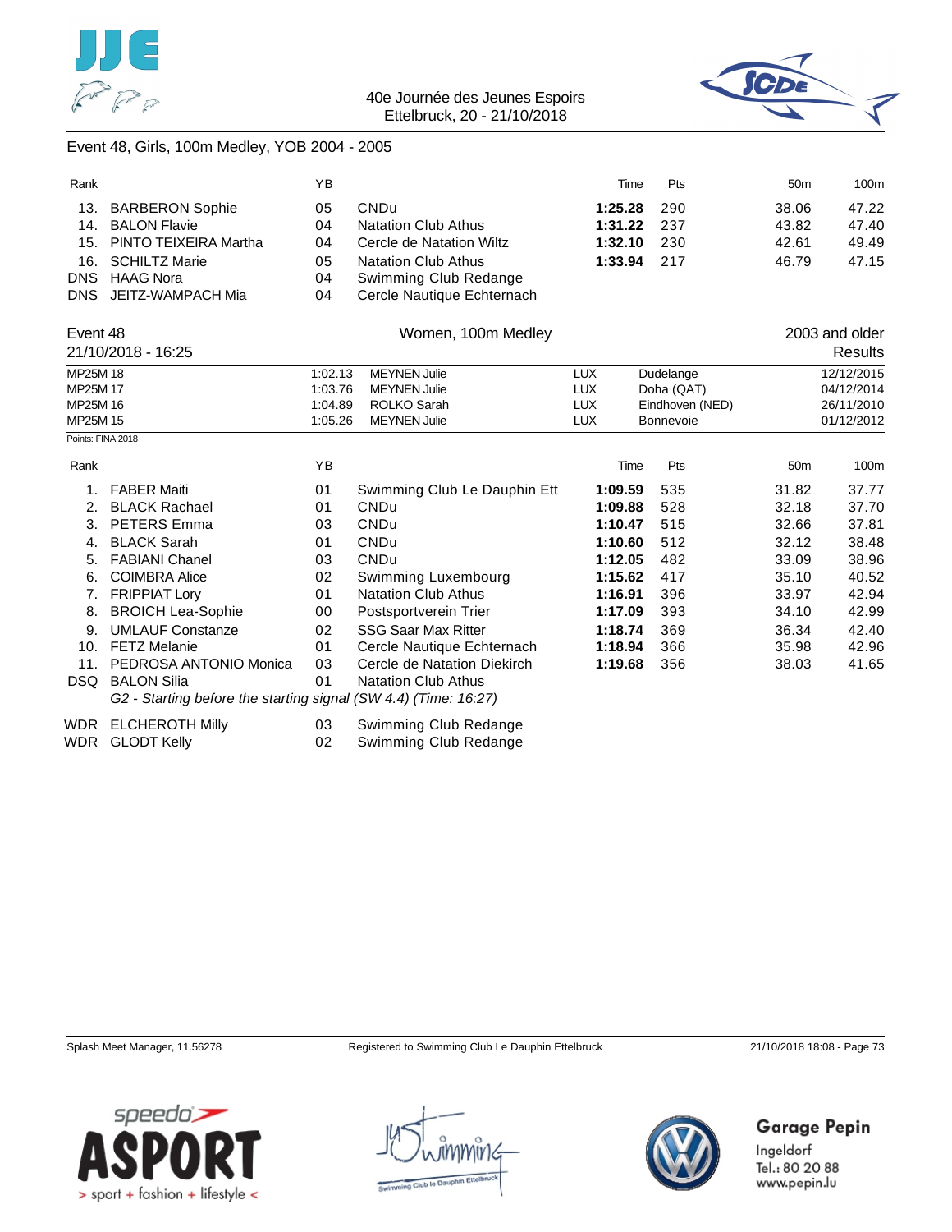### Event 48, Girls, 100m Medley, YOB 2004 - 2005

| Rank | | YB | | Time | Pts | 50m | 100m |
|---|---|---|---|---|---|---|---|
| 13. | BARBERON Sophie | 05 | CNDu | **1:25.28** | 290 | 38.06 | 47.22 |
| 14. | BALON Flavie | 04 | Natation Club Athus | **1:31.22** | 237 | 43.82 | 47.40 |
| 15. | PINTO TEIXEIRA Martha | 04 | Cercle de Natation Wiltz | **1:32.10** | 230 | 42.61 | 49.49 |
| 16. | SCHILTZ Marie | 05 | Natation Club Athus | **1:33.94** | 217 | 46.79 | 47.15 |
| DNS | HAAG Nora | 04 | Swimming Club Redange | | | | |
| DNS | JEITZ-WAMPACH Mia | 04 | Cercle Nautique Echternach | | | | |

### Event 48 — Women, 100m Medley — 2003 and older

21/10/2018 - 16:25 — Results

| | | | | | |
|---|---|---|---|---|---|
| MP25M 18 | 1:02.13 | MEYNEN Julie | LUX | Dudelange | 12/12/2015 |
| MP25M 17 | 1:03.76 | MEYNEN Julie | LUX | Doha (QAT) | 04/12/2014 |
| MP25M 16 | 1:04.89 | ROLKO Sarah | LUX | Eindhoven (NED) | 26/11/2010 |
| MP25M 15 | 1:05.26 | MEYNEN Julie | LUX | Bonnevoie | 01/12/2012 |

Points: FINA 2018

| Rank | | YB | | Time | Pts | 50m | 100m |
|---|---|---|---|---|---|---|---|
| 1. | FABER Maiti | 01 | Swimming Club Le Dauphin Ett | **1:09.59** | 535 | 31.82 | 37.77 |
| 2. | BLACK Rachael | 01 | CNDu | **1:09.88** | 528 | 32.18 | 37.70 |
| 3. | PETERS Emma | 03 | CNDu | **1:10.47** | 515 | 32.66 | 37.81 |
| 4. | BLACK Sarah | 01 | CNDu | **1:10.60** | 512 | 32.12 | 38.48 |
| 5. | FABIANI Chanel | 03 | CNDu | **1:12.05** | 482 | 33.09 | 38.96 |
| 6. | COIMBRA Alice | 02 | Swimming Luxembourg | **1:15.62** | 417 | 35.10 | 40.52 |
| 7. | FRIPPIAT Lory | 01 | Natation Club Athus | **1:16.91** | 396 | 33.97 | 42.94 |
| 8. | BROICH Lea-Sophie | 00 | Postsportverein Trier | **1:17.09** | 393 | 34.10 | 42.99 |
| 9. | UMLAUF Constanze | 02 | SSG Saar Max Ritter | **1:18.74** | 369 | 36.34 | 42.40 |
| 10. | FETZ Melanie | 01 | Cercle Nautique Echternach | **1:18.94** | 366 | 35.98 | 42.96 |
| 11. | PEDROSA ANTONIO Monica | 03 | Cercle de Natation Diekirch | **1:19.68** | 356 | 38.03 | 41.65 |
| DSQ | BALON Silia | 01 | Natation Club Athus | | | | |
| | *G2 - Starting before the starting signal (SW 4.4) (Time: 16:27)* | | | | | | |
| WDR | ELCHEROTH Milly | 03 | Swimming Club Redange | | | | |
| WDR | GLODT Kelly | 02 | Swimming Club Redange | | | | |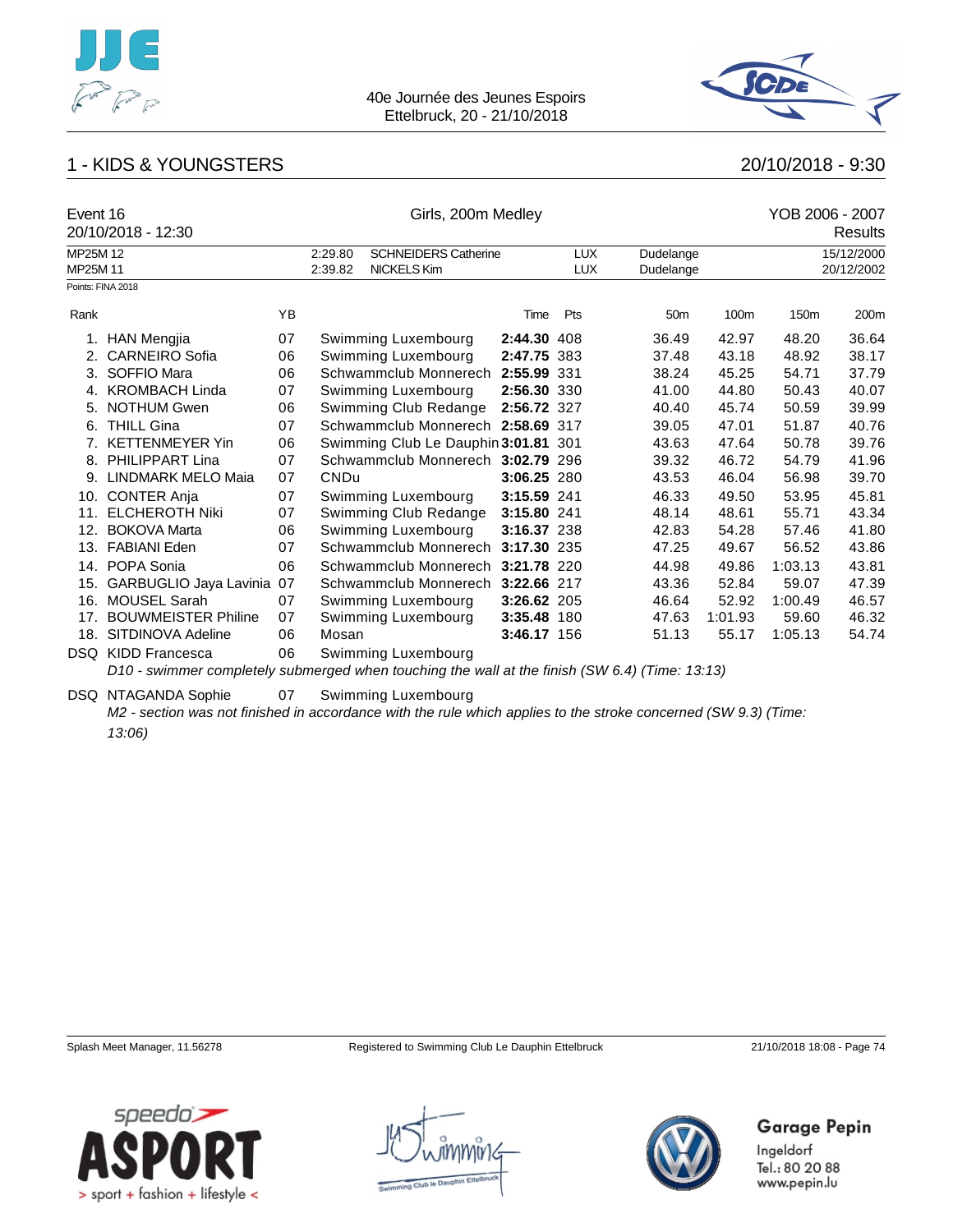40e Journée des Jeunes Espoirs
Ettelbruck, 20 - 21/10/2018

## 1 - KIDS & YOUNGSTERS

20/10/2018 - 9:30

**Event 16** — Girls, 200m Medley — YOB 2006 - 2007
20/10/2018 - 12:30 — Results

| | | | | | |
|---|---|---|---|---|---|
| MP25M 12 | 2:29.80 | SCHNEIDERS Catherine | LUX | Dudelange | 15/12/2000 |
| MP25M 11 | 2:39.82 | NICKELS Kim | LUX | Dudelange | 20/12/2002 |

Points: FINA 2018

| Rank | | YB | | Time | Pts | 50m | 100m | 150m | 200m |
|---|---|---|---|---|---|---|---|---|---|
| 1. | HAN Mengjia | 07 | Swimming Luxembourg | **2:44.30** | 408 | 36.49 | 42.97 | 48.20 | 36.64 |
| 2. | CARNEIRO Sofia | 06 | Swimming Luxembourg | **2:47.75** | 383 | 37.48 | 43.18 | 48.92 | 38.17 |
| 3. | SOFFIO Mara | 06 | Schwammclub Monnerech | **2:55.99** | 331 | 38.24 | 45.25 | 54.71 | 37.79 |
| 4. | KROMBACH Linda | 07 | Swimming Luxembourg | **2:56.30** | 330 | 41.00 | 44.80 | 50.43 | 40.07 |
| 5. | NOTHUM Gwen | 06 | Swimming Club Redange | **2:56.72** | 327 | 40.40 | 45.74 | 50.59 | 39.99 |
| 6. | THILL Gina | 07 | Schwammclub Monnerech | **2:58.69** | 317 | 39.05 | 47.01 | 51.87 | 40.76 |
| 7. | KETTENMEYER Yin | 06 | Swimming Club Le Dauphin | **3:01.81** | 301 | 43.63 | 47.64 | 50.78 | 39.76 |
| 8. | PHILIPPART Lina | 07 | Schwammclub Monnerech | **3:02.79** | 296 | 39.32 | 46.72 | 54.79 | 41.96 |
| 9. | LINDMARK MELO Maia | 07 | CNDu | **3:06.25** | 280 | 43.53 | 46.04 | 56.98 | 39.70 |
| 10. | CONTER Anja | 07 | Swimming Luxembourg | **3:15.59** | 241 | 46.33 | 49.50 | 53.95 | 45.81 |
| 11. | ELCHEROTH Niki | 07 | Swimming Club Redange | **3:15.80** | 241 | 48.14 | 48.61 | 55.71 | 43.34 |
| 12. | BOKOVA Marta | 06 | Swimming Luxembourg | **3:16.37** | 238 | 42.83 | 54.28 | 57.46 | 41.80 |
| 13. | FABIANI Eden | 07 | Schwammclub Monnerech | **3:17.30** | 235 | 47.25 | 49.67 | 56.52 | 43.86 |
| 14. | POPA Sonia | 06 | Schwammclub Monnerech | **3:21.78** | 220 | 44.98 | 49.86 | 1:03.13 | 43.81 |
| 15. | GARBUGLIO Jaya Lavinia | 07 | Schwammclub Monnerech | **3:22.66** | 217 | 43.36 | 52.84 | 59.07 | 47.39 |
| 16. | MOUSEL Sarah | 07 | Swimming Luxembourg | **3:26.62** | 205 | 46.64 | 52.92 | 1:00.49 | 46.57 |
| 17. | BOUWMEISTER Philine | 07 | Swimming Luxembourg | **3:35.48** | 180 | 47.63 | 1:01.93 | 59.60 | 46.32 |
| 18. | SITDINOVA Adeline | 06 | Mosan | **3:46.17** | 156 | 51.13 | 55.17 | 1:05.13 | 54.74 |
| DSQ | KIDD Francesca | 06 | Swimming Luxembourg | | | | | | |
| DSQ | NTAGANDA Sophie | 07 | Swimming Luxembourg | | | | | | |

KIDD Francesca: *D10 - swimmer completely submerged when touching the wall at the finish (SW 6.4) (Time: 13:13)*

NTAGANDA Sophie: *M2 - section was not finished in accordance with the rule which applies to the stroke concerned (SW 9.3) (Time: 13:06)*

Splash Meet Manager, 11.56278 — Registered to Swimming Club Le Dauphin Ettelbruck — 21/10/2018 18:08 - Page 74

Garage Pepin
Ingeldorf
Tel.: 80 20 88
www.pepin.lu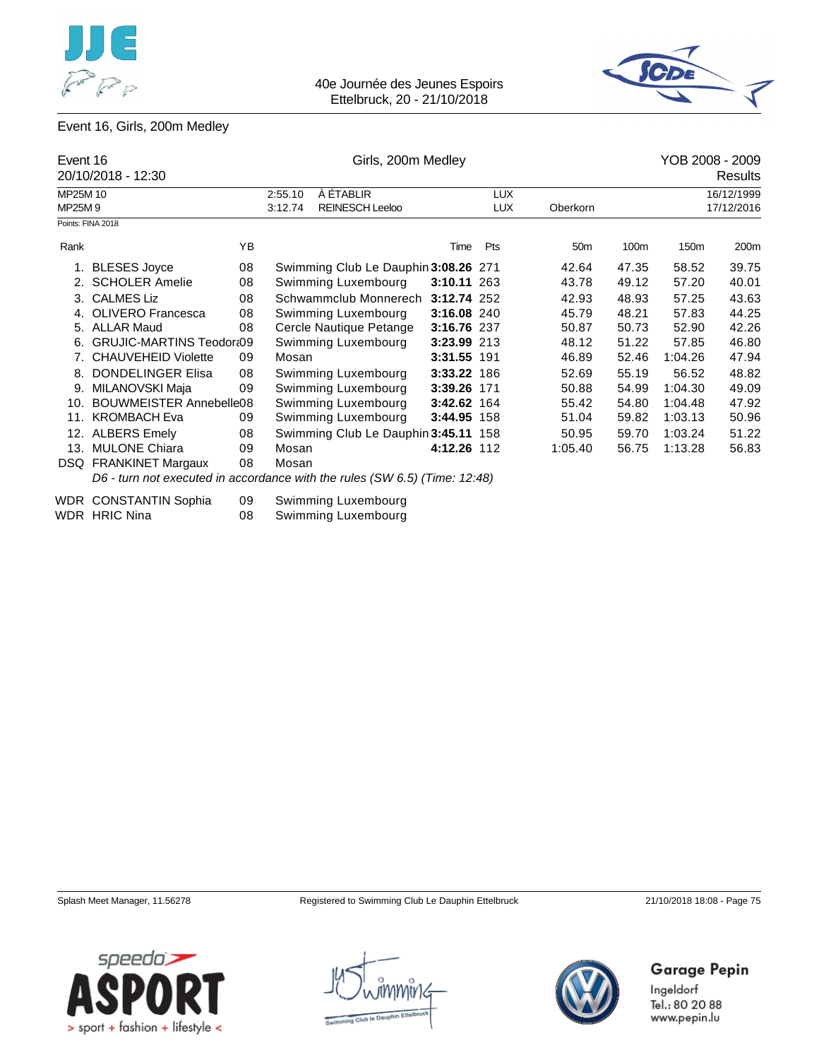## Event 16, Girls, 200m Medley

| Event 16 | Girls, 200m Medley | YOB 2008 - 2009 |
|---|---|---|
| 20/10/2018 - 12:30 | | Results |

| | | | | | |
|---|---|---|---|---|---|
| MP25M 10 | 2:55.10 | À ÉTABLIR | LUX | | 16/12/1999 |
| MP25M 9 | 3:12.74 | REINESCH Leeloo | LUX | Oberkorn | 17/12/2016 |

Points: FINA 2018

| Rank | | YB | | Time | Pts | 50m | 100m | 150m | 200m |
|---|---|---|---|---|---|---|---|---|---|
| 1. | BLESES Joyce | 08 | Swimming Club Le Dauphin | **3:08.26** | 271 | 42.64 | 47.35 | 58.52 | 39.75 |
| 2. | SCHOLER Amelie | 08 | Swimming Luxembourg | **3:10.11** | 263 | 43.78 | 49.12 | 57.20 | 40.01 |
| 3. | CALMES Liz | 08 | Schwammclub Monnerech | **3:12.74** | 252 | 42.93 | 48.93 | 57.25 | 43.63 |
| 4. | OLIVERO Francesca | 08 | Swimming Luxembourg | **3:16.08** | 240 | 45.79 | 48.21 | 57.83 | 44.25 |
| 5. | ALLAR Maud | 08 | Cercle Nautique Petange | **3:16.76** | 237 | 50.87 | 50.73 | 52.90 | 42.26 |
| 6. | GRUJIC-MARTINS Teodora | 09 | Swimming Luxembourg | **3:23.99** | 213 | 48.12 | 51.22 | 57.85 | 46.80 |
| 7. | CHAUVEHEID Violette | 09 | Mosan | **3:31.55** | 191 | 46.89 | 52.46 | 1:04.26 | 47.94 |
| 8. | DONDELINGER Elisa | 08 | Swimming Luxembourg | **3:33.22** | 186 | 52.69 | 55.19 | 56.52 | 48.82 |
| 9. | MILANOVSKI Maja | 09 | Swimming Luxembourg | **3:39.26** | 171 | 50.88 | 54.99 | 1:04.30 | 49.09 |
| 10. | BOUWMEISTER Annebelle | 08 | Swimming Luxembourg | **3:42.62** | 164 | 55.42 | 54.80 | 1:04.48 | 47.92 |
| 11. | KROMBACH Eva | 09 | Swimming Luxembourg | **3:44.95** | 158 | 51.04 | 59.82 | 1:03.13 | 50.96 |
| 12. | ALBERS Emely | 08 | Swimming Club Le Dauphin | **3:45.11** | 158 | 50.95 | 59.70 | 1:03.24 | 51.22 |
| 13. | MULONE Chiara | 09 | Mosan | **4:12.26** | 112 | 1:05.40 | 56.75 | 1:13.28 | 56.83 |
| DSQ | FRANKINET Margaux | 08 | Mosan | | | | | | |
| | *D6 - turn not executed in accordance with the rules (SW 6.5) (Time: 12:48)* | | | | | | | | |
| WDR | CONSTANTIN Sophia | 09 | Swimming Luxembourg | | | | | | |
| WDR | HRIC Nina | 08 | Swimming Luxembourg | | | | | | |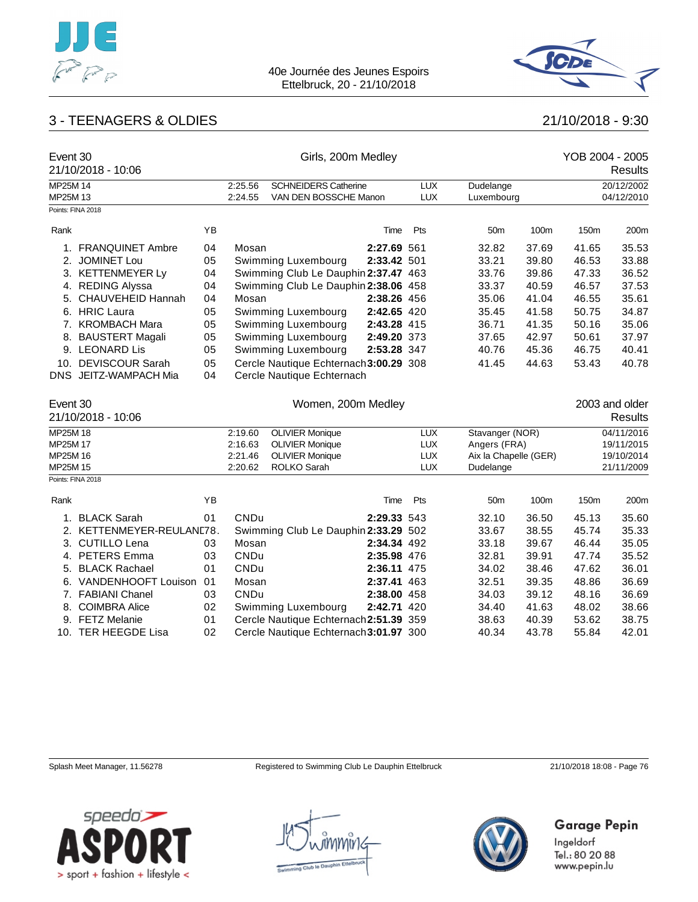40e Journée des Jeunes Espoirs
Ettelbruck, 20 - 21/10/2018

## 3 - TEENAGERS & OLDIES

21/10/2018 - 9:30

### Event 30 — Girls, 200m Medley — YOB 2004 - 2005

21/10/2018 - 10:06 — Results

| | | | | | |
|---|---|---|---|---|---|
| MP25M 14 | 2:25.56 | SCHNEIDERS Catherine | LUX | Dudelange | 20/12/2002 |
| MP25M 13 | 2:24.55 | VAN DEN BOSSCHE Manon | LUX | Luxembourg | 04/12/2010 |

Points: FINA 2018

| Rank | | YB | | Time | Pts | 50m | 100m | 150m | 200m |
|---|---|---|---|---|---|---|---|---|---|
| 1. | FRANQUINET Ambre | 04 | Mosan | **2:27.69** | 561 | 32.82 | 37.69 | 41.65 | 35.53 |
| 2. | JOMINET Lou | 05 | Swimming Luxembourg | **2:33.42** | 501 | 33.21 | 39.80 | 46.53 | 33.88 |
| 3. | KETTENMEYER Ly | 04 | Swimming Club Le Dauphin | **2:37.47** | 463 | 33.76 | 39.86 | 47.33 | 36.52 |
| 4. | REDING Alyssa | 04 | Swimming Club Le Dauphin | **2:38.06** | 458 | 33.37 | 40.59 | 46.57 | 37.53 |
| 5. | CHAUVEHEID Hannah | 04 | Mosan | **2:38.26** | 456 | 35.06 | 41.04 | 46.55 | 35.61 |
| 6. | HRIC Laura | 05 | Swimming Luxembourg | **2:42.65** | 420 | 35.45 | 41.58 | 50.75 | 34.87 |
| 7. | KROMBACH Mara | 05 | Swimming Luxembourg | **2:43.28** | 415 | 36.71 | 41.35 | 50.16 | 35.06 |
| 8. | BAUSTERT Magali | 05 | Swimming Luxembourg | **2:49.20** | 373 | 37.65 | 42.97 | 50.61 | 37.97 |
| 9. | LEONARD Lis | 05 | Swimming Luxembourg | **2:53.28** | 347 | 40.76 | 45.36 | 46.75 | 40.41 |
| 10. | DEVISCOUR Sarah | 05 | Cercle Nautique Echternach | **3:00.29** | 308 | 41.45 | 44.63 | 53.43 | 40.78 |
| DNS | JEITZ-WAMPACH Mia | 04 | Cercle Nautique Echternach | | | | | | |

### Event 30 — Women, 200m Medley — 2003 and older

21/10/2018 - 10:06 — Results

| | | | | | |
|---|---|---|---|---|---|
| MP25M 18 | 2:19.60 | OLIVIER Monique | LUX | Stavanger (NOR) | 04/11/2016 |
| MP25M 17 | 2:16.63 | OLIVIER Monique | LUX | Angers (FRA) | 19/11/2015 |
| MP25M 16 | 2:21.46 | OLIVIER Monique | LUX | Aix la Chapelle (GER) | 19/10/2014 |
| MP25M 15 | 2:20.62 | ROLKO Sarah | LUX | Dudelange | 21/11/2009 |

Points: FINA 2018

| Rank | | YB | | Time | Pts | 50m | 100m | 150m | 200m |
|---|---|---|---|---|---|---|---|---|---|
| 1. | BLACK Sarah | 01 | CNDu | **2:29.33** | 543 | 32.10 | 36.50 | 45.13 | 35.60 |
| 2. | KETTENMEYER-REULAND | 78. | Swimming Club Le Dauphin | **2:33.29** | 502 | 33.67 | 38.55 | 45.74 | 35.33 |
| 3. | CUTILLO Lena | 03 | Mosan | **2:34.34** | 492 | 33.18 | 39.67 | 46.44 | 35.05 |
| 4. | PETERS Emma | 03 | CNDu | **2:35.98** | 476 | 32.81 | 39.91 | 47.74 | 35.52 |
| 5. | BLACK Rachael | 01 | CNDu | **2:36.11** | 475 | 34.02 | 38.46 | 47.62 | 36.01 |
| 6. | VANDENHOOFT Louison | 01 | Mosan | **2:37.41** | 463 | 32.51 | 39.35 | 48.86 | 36.69 |
| 7. | FABIANI Chanel | 03 | CNDu | **2:38.00** | 458 | 34.03 | 39.12 | 48.16 | 36.69 |
| 8. | COIMBRA Alice | 02 | Swimming Luxembourg | **2:42.71** | 420 | 34.40 | 41.63 | 48.02 | 38.66 |
| 9. | FETZ Melanie | 01 | Cercle Nautique Echternach | **2:51.39** | 359 | 38.63 | 40.39 | 53.62 | 38.75 |
| 10. | TER HEEGDE Lisa | 02 | Cercle Nautique Echternach | **3:01.97** | 300 | 40.34 | 43.78 | 55.84 | 42.01 |

Splash Meet Manager, 11.56278 — Registered to Swimming Club Le Dauphin Ettelbruck — 21/10/2018 18:08

Garage Pepin
Ingeldorf
Tel.: 80 20 88
www.pepin.lu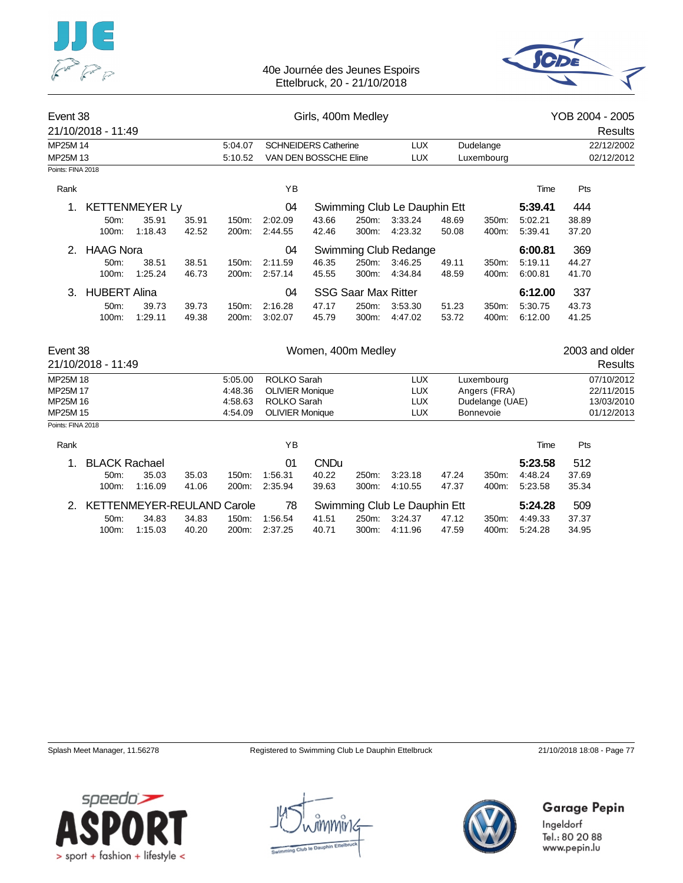# 40e Journée des Jeunes Espoirs
Ettelbruck, 20 - 21/10/2018

## Event 38 — Girls, 400m Medley — YOB 2004 - 2005

21/10/2018 - 11:49 — Results

| | | | | | |
|---|---|---|---|---|---|
| MP25M 14 | 5:04.07 | SCHNEIDERS Catherine | LUX | Dudelange | 22/12/2002 |
| MP25M 13 | 5:10.52 | VAN DEN BOSSCHE Eline | LUX | Luxembourg | 02/12/2012 |

Points: FINA 2018

| Rank | Name | | | | YB | Club | | | | | Time | Pts |
|---|---|---|---|---|---|---|---|---|---|---|---|---|
| 1. | KETTENMEYER Ly | | | | 04 | Swimming Club Le Dauphin Ett | | | | | **5:39.41** | 444 |
| | 50m: | 35.91 | 35.91 | 150m: | 2:02.09 | 43.66 | 250m: | 3:33.24 | 48.69 | 350m: | 5:02.21 | 38.89 |
| | 100m: | 1:18.43 | 42.52 | 200m: | 2:44.55 | 42.46 | 300m: | 4:23.32 | 50.08 | 400m: | 5:39.41 | 37.20 |
| 2. | HAAG Nora | | | | 04 | Swimming Club Redange | | | | | **6:00.81** | 369 |
| | 50m: | 38.51 | 38.51 | 150m: | 2:11.59 | 46.35 | 250m: | 3:46.25 | 49.11 | 350m: | 5:19.11 | 44.27 |
| | 100m: | 1:25.24 | 46.73 | 200m: | 2:57.14 | 45.55 | 300m: | 4:34.84 | 48.59 | 400m: | 6:00.81 | 41.70 |
| 3. | HUBERT Alina | | | | 04 | SSG Saar Max Ritter | | | | | **6:12.00** | 337 |
| | 50m: | 39.73 | 39.73 | 150m: | 2:16.28 | 47.17 | 250m: | 3:53.30 | 51.23 | 350m: | 5:30.75 | 43.73 |
| | 100m: | 1:29.11 | 49.38 | 200m: | 3:02.07 | 45.79 | 300m: | 4:47.02 | 53.72 | 400m: | 6:12.00 | 41.25 |

## Event 38 — Women, 400m Medley — 2003 and older

21/10/2018 - 11:49 — Results

| | | | | | |
|---|---|---|---|---|---|
| MP25M 18 | 5:05.00 | ROLKO Sarah | LUX | Luxembourg | 07/10/2012 |
| MP25M 17 | 4:48.36 | OLIVIER Monique | LUX | Angers (FRA) | 22/11/2015 |
| MP25M 16 | 4:58.63 | ROLKO Sarah | LUX | Dudelange (UAE) | 13/03/2010 |
| MP25M 15 | 4:54.09 | OLIVIER Monique | LUX | Bonnevoie | 01/12/2013 |

Points: FINA 2018

| Rank | Name | | | | YB | Club | | | | | Time | Pts |
|---|---|---|---|---|---|---|---|---|---|---|---|---|
| 1. | BLACK Rachael | | | | 01 | CNDu | | | | | **5:23.58** | 512 |
| | 50m: | 35.03 | 35.03 | 150m: | 1:56.31 | 40.22 | 250m: | 3:23.18 | 47.24 | 350m: | 4:48.24 | 37.69 |
| | 100m: | 1:16.09 | 41.06 | 200m: | 2:35.94 | 39.63 | 300m: | 4:10.55 | 47.37 | 400m: | 5:23.58 | 35.34 |
| 2. | KETTENMEYER-REULAND Carole | | | | 78 | Swimming Club Le Dauphin Ett | | | | | **5:24.28** | 509 |
| | 50m: | 34.83 | 34.83 | 150m: | 1:56.54 | 41.51 | 250m: | 3:24.37 | 47.12 | 350m: | 4:49.33 | 37.37 |
| | 100m: | 1:15.03 | 40.20 | 200m: | 2:37.25 | 40.71 | 300m: | 4:11.96 | 47.59 | 400m: | 5:24.28 | 34.95 |

Splash Meet Manager, 11.56278 — Registered to Swimming Club Le Dauphin Ettelbruck — 21/10/2018 18:08 - Page 77

Garage Pepin
Ingeldorf
Tel.: 80 20 88
www.pepin.lu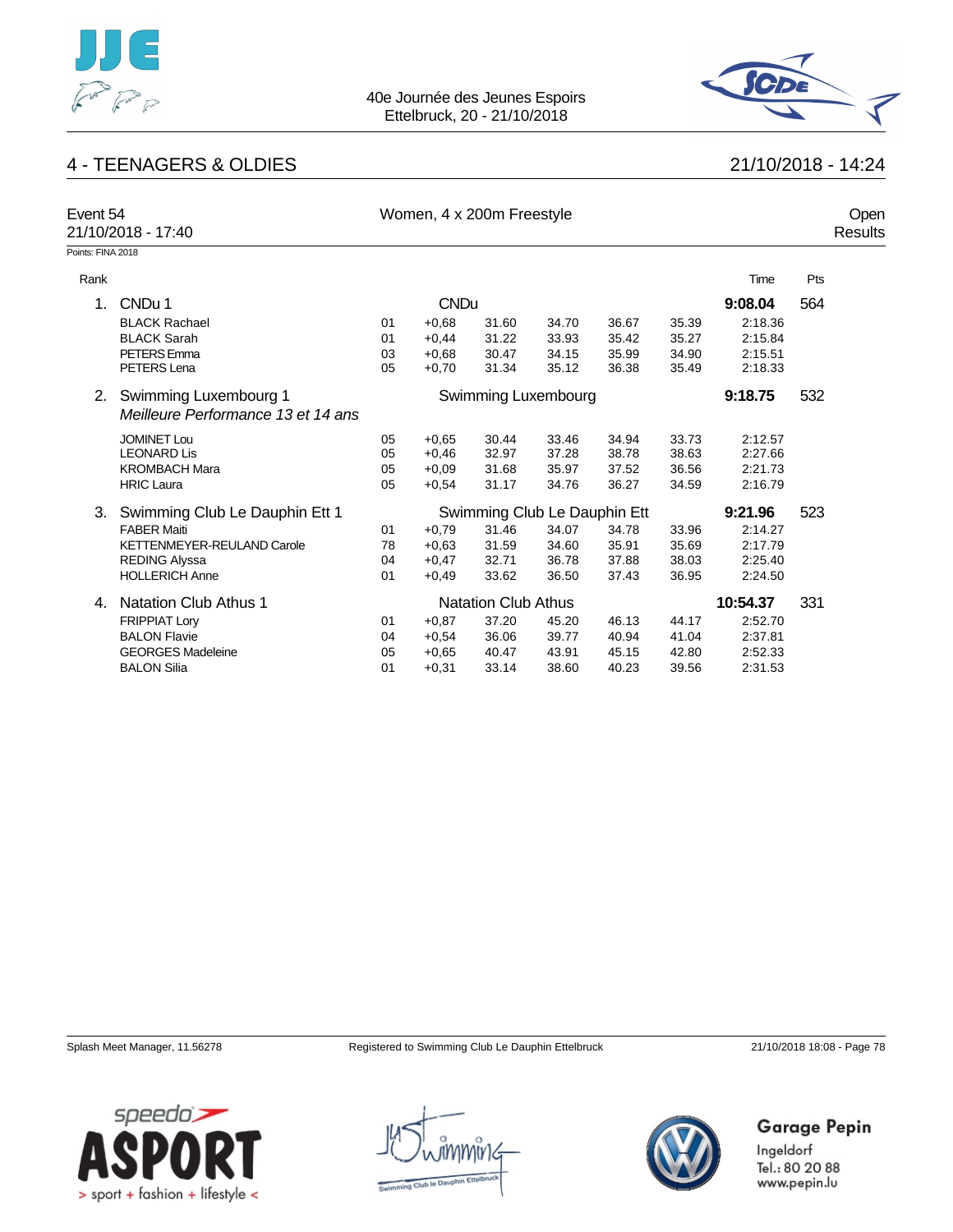40e Journée des Jeunes Espoirs
Ettelbruck, 20 - 21/10/2018

## 4 - TEENAGERS & OLDIES

21/10/2018 - 14:24

**Event 54** — Women, 4 x 200m Freestyle — Open
21/10/2018 - 17:40 — Results

Points: FINA 2018

| Rank | Team / Swimmer | YoB | RT | 50m | 100m | 150m | 200m | Time | Pts |
|---|---|---|---|---|---|---|---|---|---|
| 1. | CNDu 1 | | | CNDu | | | | **9:08.04** | 564 |
| | BLACK Rachael | 01 | +0,68 | 31.60 | 34.70 | 36.67 | 35.39 | 2:18.36 | |
| | BLACK Sarah | 01 | +0,44 | 31.22 | 33.93 | 35.42 | 35.27 | 2:15.84 | |
| | PETERS Emma | 03 | +0,68 | 30.47 | 34.15 | 35.99 | 34.90 | 2:15.51 | |
| | PETERS Lena | 05 | +0,70 | 31.34 | 35.12 | 36.38 | 35.49 | 2:18.33 | |
| 2. | Swimming Luxembourg 1 | | | Swimming Luxembourg | | | | **9:18.75** | 532 |
| | *Meilleure Performance 13 et 14 ans* | | | | | | | | |
| | JOMINET Lou | 05 | +0,65 | 30.44 | 33.46 | 34.94 | 33.73 | 2:12.57 | |
| | LEONARD Lis | 05 | +0,46 | 32.97 | 37.28 | 38.78 | 38.63 | 2:27.66 | |
| | KROMBACH Mara | 05 | +0,09 | 31.68 | 35.97 | 37.52 | 36.56 | 2:21.73 | |
| | HRIC Laura | 05 | +0,54 | 31.17 | 34.76 | 36.27 | 34.59 | 2:16.79 | |
| 3. | Swimming Club Le Dauphin Ett 1 | | | Swimming Club Le Dauphin Ett | | | | **9:21.96** | 523 |
| | FABER Maiti | 01 | +0,79 | 31.46 | 34.07 | 34.78 | 33.96 | 2:14.27 | |
| | KETTENMEYER-REULAND Carole | 78 | +0,63 | 31.59 | 34.60 | 35.91 | 35.69 | 2:17.79 | |
| | REDING Alyssa | 04 | +0,47 | 32.71 | 36.78 | 37.88 | 38.03 | 2:25.40 | |
| | HOLLERICH Anne | 01 | +0,49 | 33.62 | 36.50 | 37.43 | 36.95 | 2:24.50 | |
| 4. | Natation Club Athus 1 | | | Natation Club Athus | | | | **10:54.37** | 331 |
| | FRIPPIAT Lory | 01 | +0,87 | 37.20 | 45.20 | 46.13 | 44.17 | 2:52.70 | |
| | BALON Flavie | 04 | +0,54 | 36.06 | 39.77 | 40.94 | 41.04 | 2:37.81 | |
| | GEORGES Madeleine | 05 | +0,65 | 40.47 | 43.91 | 45.15 | 42.80 | 2:52.33 | |
| | BALON Silia | 01 | +0,31 | 33.14 | 38.60 | 40.23 | 39.56 | 2:31.53 | |

Splash Meet Manager, 11.56278 — Registered to Swimming Club Le Dauphin Ettelbruck — 21/10/2018 18:08 - Page 78

Garage Pepin
Ingeldorf
Tel.: 80 20 88
www.pepin.lu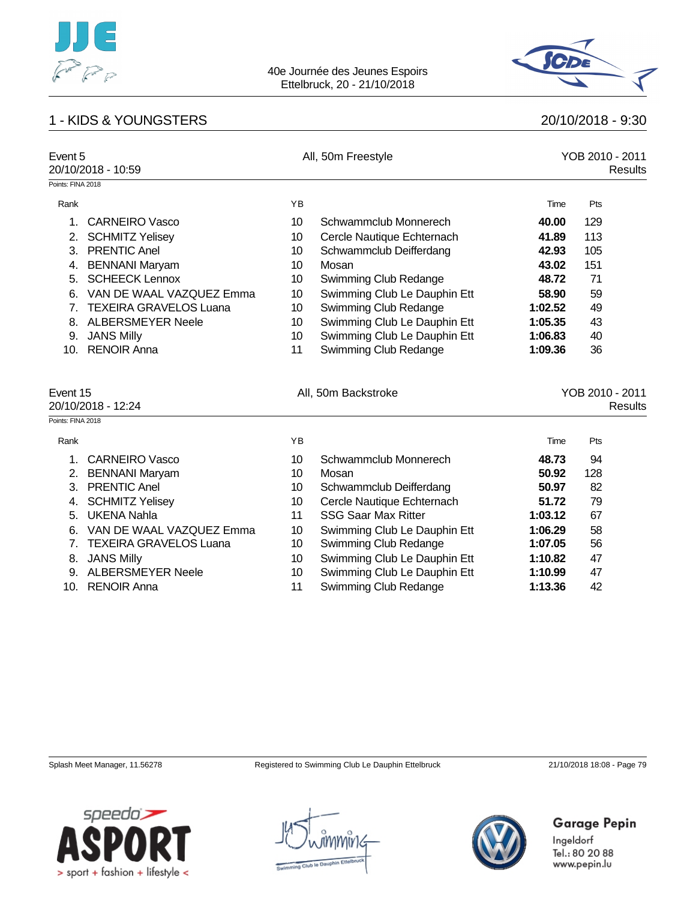40e Journée des Jeunes Espoirs
Ettelbruck, 20 - 21/10/2018

## 1 - KIDS & YOUNGSTERS

20/10/2018 - 9:30

### Event 5 — All, 50m Freestyle — YOB 2010 - 2011

20/10/2018 - 10:59 — Results

Points: FINA 2018

| Rank | | YB | | Time | Pts |
|---|---|---|---|---|---|
| 1. | CARNEIRO Vasco | 10 | Schwammclub Monnerech | **40.00** | 129 |
| 2. | SCHMITZ Yelisey | 10 | Cercle Nautique Echternach | **41.89** | 113 |
| 3. | PRENTIC Anel | 10 | Schwammclub Deifferdang | **42.93** | 105 |
| 4. | BENNANI Maryam | 10 | Mosan | **43.02** | 151 |
| 5. | SCHEECK Lennox | 10 | Swimming Club Redange | **48.72** | 71 |
| 6. | VAN DE WAAL VAZQUEZ Emma | 10 | Swimming Club Le Dauphin Ett | **58.90** | 59 |
| 7. | TEXEIRA GRAVELOS Luana | 10 | Swimming Club Redange | **1:02.52** | 49 |
| 8. | ALBERSMEYER Neele | 10 | Swimming Club Le Dauphin Ett | **1:05.35** | 43 |
| 9. | JANS Milly | 10 | Swimming Club Le Dauphin Ett | **1:06.83** | 40 |
| 10. | RENOIR Anna | 11 | Swimming Club Redange | **1:09.36** | 36 |

### Event 15 — All, 50m Backstroke — YOB 2010 - 2011

20/10/2018 - 12:24 — Results

Points: FINA 2018

| Rank | | YB | | Time | Pts |
|---|---|---|---|---|---|
| 1. | CARNEIRO Vasco | 10 | Schwammclub Monnerech | **48.73** | 94 |
| 2. | BENNANI Maryam | 10 | Mosan | **50.92** | 128 |
| 3. | PRENTIC Anel | 10 | Schwammclub Deifferdang | **50.97** | 82 |
| 4. | SCHMITZ Yelisey | 10 | Cercle Nautique Echternach | **51.72** | 79 |
| 5. | UKENA Nahla | 11 | SSG Saar Max Ritter | **1:03.12** | 67 |
| 6. | VAN DE WAAL VAZQUEZ Emma | 10 | Swimming Club Le Dauphin Ett | **1:06.29** | 58 |
| 7. | TEXEIRA GRAVELOS Luana | 10 | Swimming Club Redange | **1:07.05** | 56 |
| 8. | JANS Milly | 10 | Swimming Club Le Dauphin Ett | **1:10.82** | 47 |
| 9. | ALBERSMEYER Neele | 10 | Swimming Club Le Dauphin Ett | **1:10.99** | 47 |
| 10. | RENOIR Anna | 11 | Swimming Club Redange | **1:13.36** | 42 |

Splash Meet Manager, 11.56278 — Registered to Swimming Club Le Dauphin Ettelbruck — 21/10/2018 18:08

speedo ASPORT > sport + fashion + lifestyle <

Garage Pepin
Ingeldorf
Tel.: 80 20 88
www.pepin.lu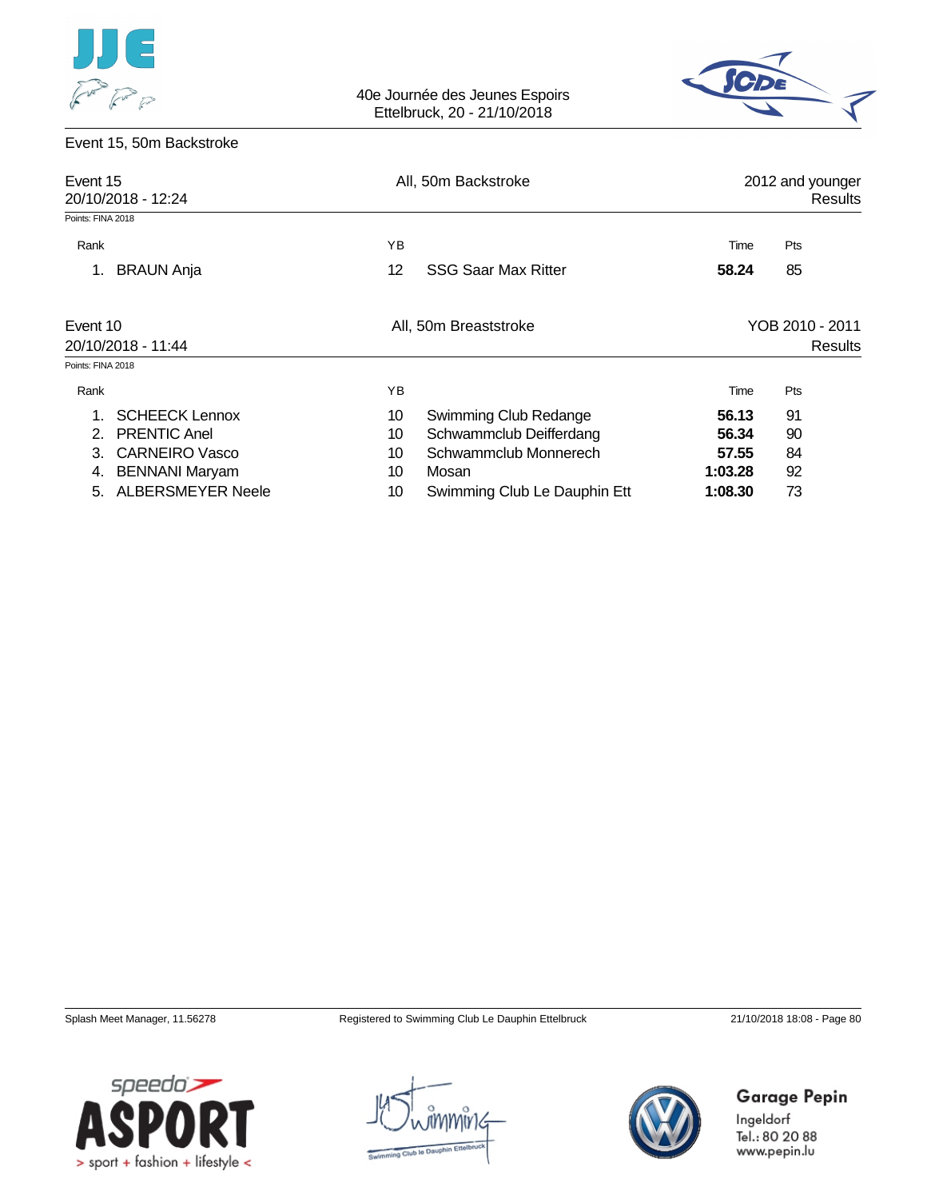Event 15, 50m Backstroke

## Event 15 — All, 50m Backstroke — 2012 and younger

20/10/2018 - 12:24 — Results

Points: FINA 2018

| Rank | | YB | | Time | Pts |
|---|---|---|---|---|---|
| 1. | BRAUN Anja | 12 | SSG Saar Max Ritter | **58.24** | 85 |

## Event 10 — All, 50m Breaststroke — YOB 2010 - 2011

20/10/2018 - 11:44 — Results

Points: FINA 2018

| Rank | | YB | | Time | Pts |
|---|---|---|---|---|---|
| 1. | SCHEECK Lennox | 10 | Swimming Club Redange | **56.13** | 91 |
| 2. | PRENTIC Anel | 10 | Schwammclub Deifferdang | **56.34** | 90 |
| 3. | CARNEIRO Vasco | 10 | Schwammclub Monnerech | **57.55** | 84 |
| 4. | BENNANI Maryam | 10 | Mosan | **1:03.28** | 92 |
| 5. | ALBERSMEYER Neele | 10 | Swimming Club Le Dauphin Ett | **1:08.30** | 73 |